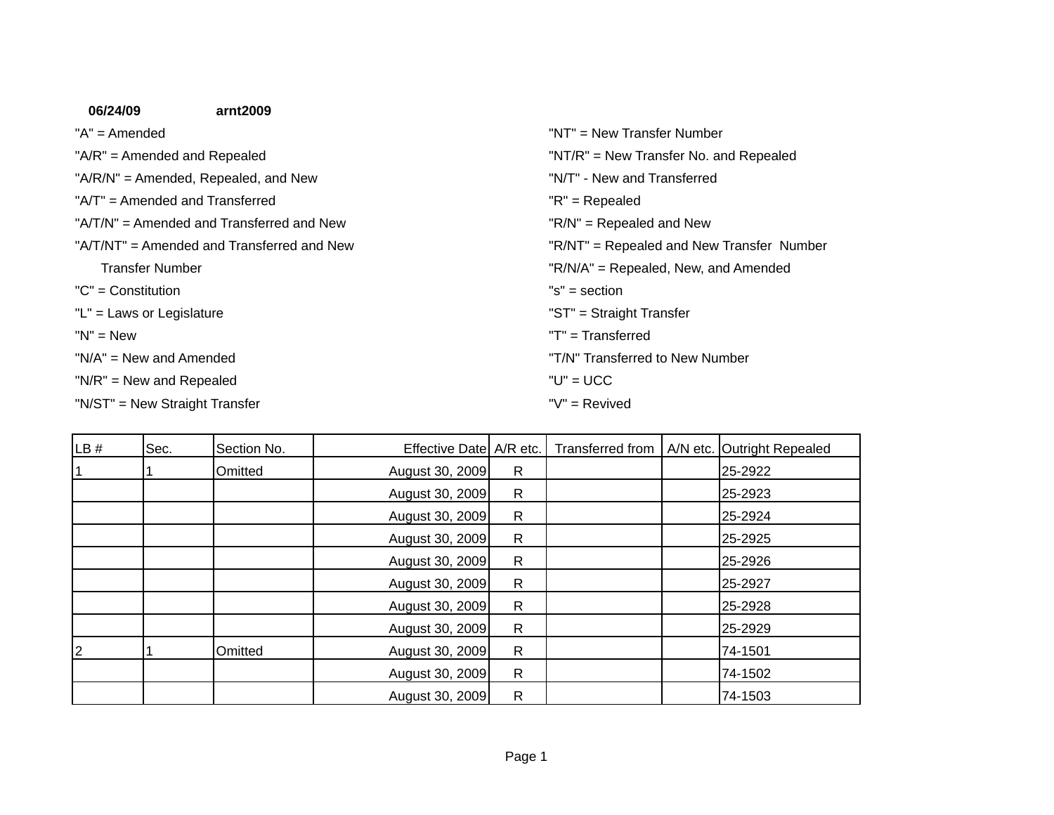**06/24/09** **arnt2009**

"A" = Amended

"A/R" = Amended and Repealed

"A/R/N" = Amended, Repealed, and New

"A/T" = Amended and Transferred

"A/T/N" = Amended and Transferred and New

"A/T/NT" = Amended and Transferred and New Transfer Number

"C" = Constitution

"L" = Laws or Legislature

"N" = New

"N/A" = New and Amended

"N/R" = New and Repealed

"N/ST" = New Straight Transfer

"NT" = New Transfer Number

"NT/R" = New Transfer No. and Repealed

"N/T" - New and Transferred

"R" = Repealed

"R/N" = Repealed and New

"R/NT" = Repealed and New Transfer Number

"R/N/A" = Repealed, New, and Amended

"s" = section

"ST" = Straight Transfer

"T" = Transferred

"T/N" Transferred to New Number

"U" = UCC

"V" = Revived

| LB # | Sec. | Section No. | Effective Date | A/R etc. | Transferred from | A/N etc. | Outright Repealed |
|---|---|---|---|---|---|---|---|
| 1 | 1 | Omitted | August 30, 2009 | R | | | 25-2922 |
| | | | August 30, 2009 | R | | | 25-2923 |
| | | | August 30, 2009 | R | | | 25-2924 |
| | | | August 30, 2009 | R | | | 25-2925 |
| | | | August 30, 2009 | R | | | 25-2926 |
| | | | August 30, 2009 | R | | | 25-2927 |
| | | | August 30, 2009 | R | | | 25-2928 |
| | | | August 30, 2009 | R | | | 25-2929 |
| 2 | 1 | Omitted | August 30, 2009 | R | | | 74-1501 |
| | | | August 30, 2009 | R | | | 74-1502 |
| | | | August 30, 2009 | R | | | 74-1503 |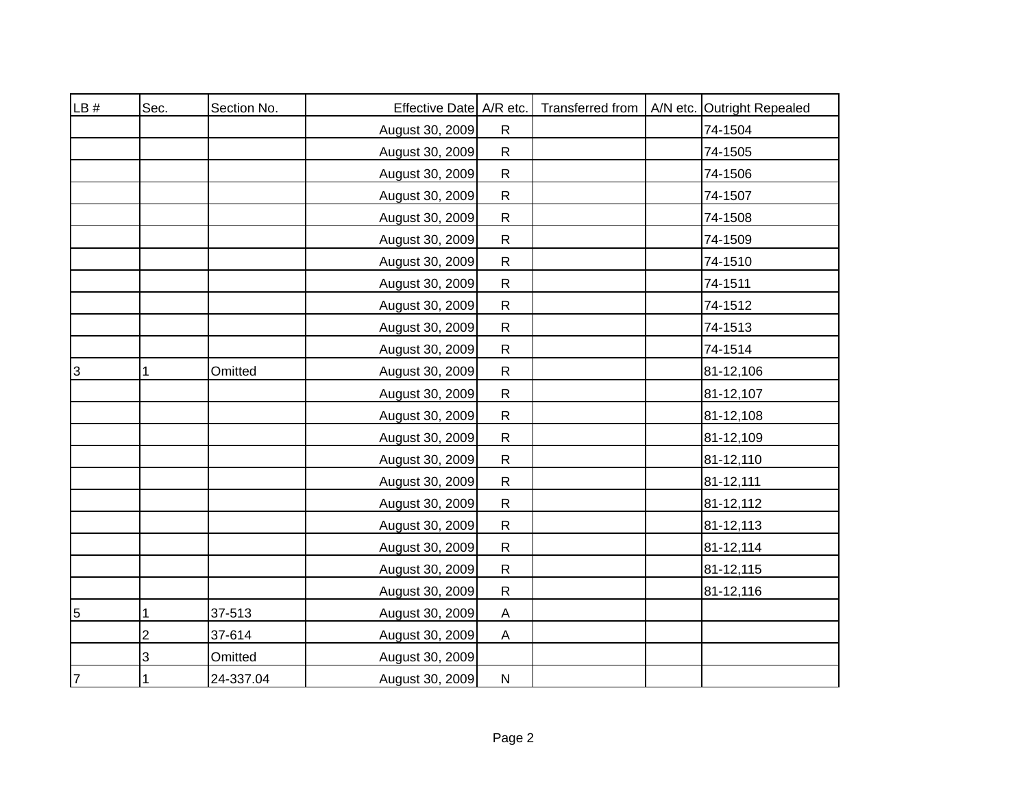| LB # | Sec. | Section No. | Effective Date | A/R etc. | Transferred from | A/N etc. | Outright Repealed |
|---|---|---|---|---|---|---|---|
| | | | August 30, 2009 | R | | | 74-1504 |
| | | | August 30, 2009 | R | | | 74-1505 |
| | | | August 30, 2009 | R | | | 74-1506 |
| | | | August 30, 2009 | R | | | 74-1507 |
| | | | August 30, 2009 | R | | | 74-1508 |
| | | | August 30, 2009 | R | | | 74-1509 |
| | | | August 30, 2009 | R | | | 74-1510 |
| | | | August 30, 2009 | R | | | 74-1511 |
| | | | August 30, 2009 | R | | | 74-1512 |
| | | | August 30, 2009 | R | | | 74-1513 |
| | | | August 30, 2009 | R | | | 74-1514 |
| 3 | 1 | Omitted | August 30, 2009 | R | | | 81-12,106 |
| | | | August 30, 2009 | R | | | 81-12,107 |
| | | | August 30, 2009 | R | | | 81-12,108 |
| | | | August 30, 2009 | R | | | 81-12,109 |
| | | | August 30, 2009 | R | | | 81-12,110 |
| | | | August 30, 2009 | R | | | 81-12,111 |
| | | | August 30, 2009 | R | | | 81-12,112 |
| | | | August 30, 2009 | R | | | 81-12,113 |
| | | | August 30, 2009 | R | | | 81-12,114 |
| | | | August 30, 2009 | R | | | 81-12,115 |
| | | | August 30, 2009 | R | | | 81-12,116 |
| 5 | 1 | 37-513 | August 30, 2009 | A | | | |
| | 2 | 37-614 | August 30, 2009 | A | | | |
| | 3 | Omitted | August 30, 2009 | | | | |
| 7 | 1 | 24-337.04 | August 30, 2009 | N | | | |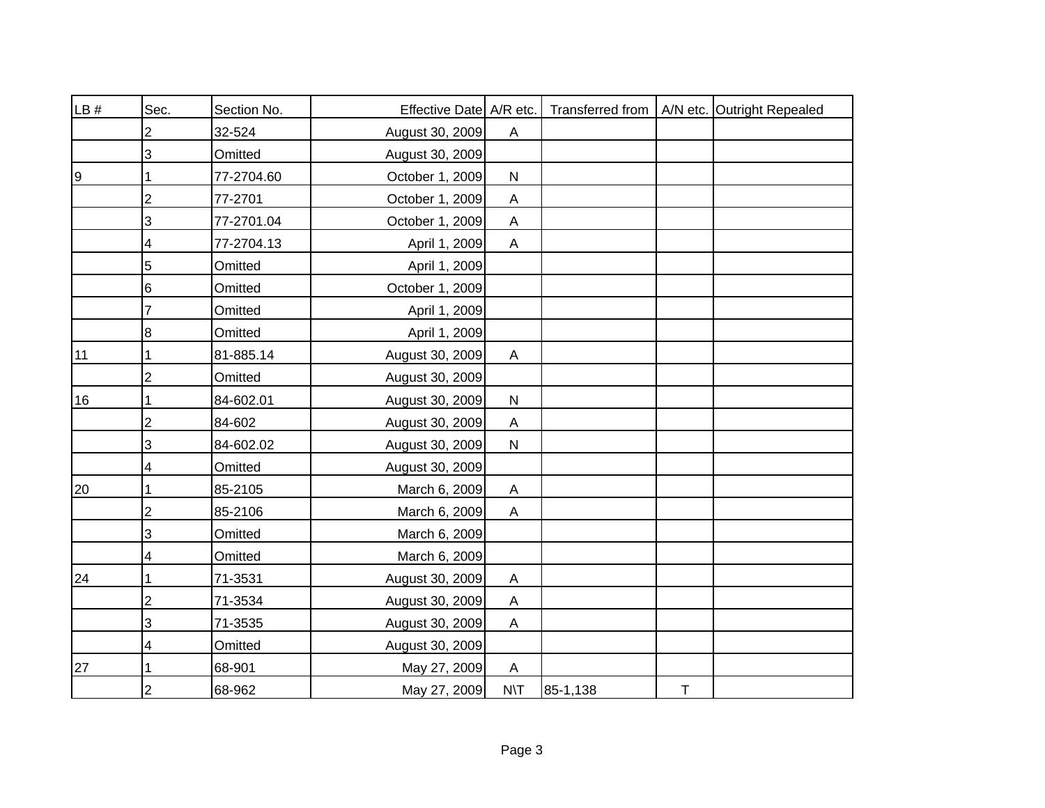| LB # | Sec. | Section No. | Effective Date | A/R etc. | Transferred from | A/N etc. | Outright Repealed |
|---|---|---|---|---|---|---|---|
| | 2 | 32-524 | August 30, 2009 | A | | | |
| | 3 | Omitted | August 30, 2009 | | | | |
| 9 | 1 | 77-2704.60 | October 1, 2009 | N | | | |
| | 2 | 77-2701 | October 1, 2009 | A | | | |
| | 3 | 77-2701.04 | October 1, 2009 | A | | | |
| | 4 | 77-2704.13 | April 1, 2009 | A | | | |
| | 5 | Omitted | April 1, 2009 | | | | |
| | 6 | Omitted | October 1, 2009 | | | | |
| | 7 | Omitted | April 1, 2009 | | | | |
| | 8 | Omitted | April 1, 2009 | | | | |
| 11 | 1 | 81-885.14 | August 30, 2009 | A | | | |
| | 2 | Omitted | August 30, 2009 | | | | |
| 16 | 1 | 84-602.01 | August 30, 2009 | N | | | |
| | 2 | 84-602 | August 30, 2009 | A | | | |
| | 3 | 84-602.02 | August 30, 2009 | N | | | |
| | 4 | Omitted | August 30, 2009 | | | | |
| 20 | 1 | 85-2105 | March 6, 2009 | A | | | |
| | 2 | 85-2106 | March 6, 2009 | A | | | |
| | 3 | Omitted | March 6, 2009 | | | | |
| | 4 | Omitted | March 6, 2009 | | | | |
| 24 | 1 | 71-3531 | August 30, 2009 | A | | | |
| | 2 | 71-3534 | August 30, 2009 | A | | | |
| | 3 | 71-3535 | August 30, 2009 | A | | | |
| | 4 | Omitted | August 30, 2009 | | | | |
| 27 | 1 | 68-901 | May 27, 2009 | A | | | |
| | 2 | 68-962 | May 27, 2009 | N\T | 85-1,138 | T | |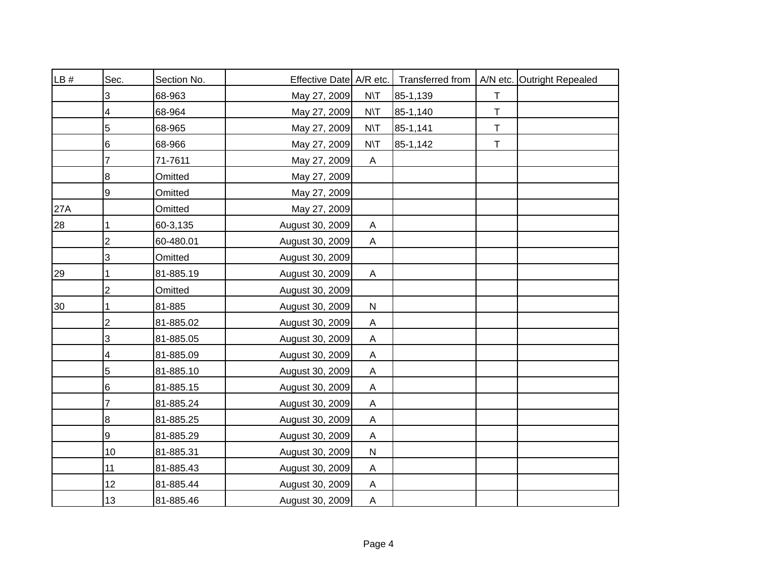| LB # | Sec. | Section No. | Effective Date | A/R etc. | Transferred from | A/N etc. | Outright Repealed |
|---|---|---|---|---|---|---|---|
| | 3 | 68-963 | May 27, 2009 | N\T | 85-1,139 | T | |
| | 4 | 68-964 | May 27, 2009 | N\T | 85-1,140 | T | |
| | 5 | 68-965 | May 27, 2009 | N\T | 85-1,141 | T | |
| | 6 | 68-966 | May 27, 2009 | N\T | 85-1,142 | T | |
| | 7 | 71-7611 | May 27, 2009 | A | | | |
| | 8 | Omitted | May 27, 2009 | | | | |
| | 9 | Omitted | May 27, 2009 | | | | |
| 27A | | Omitted | May 27, 2009 | | | | |
| 28 | 1 | 60-3,135 | August 30, 2009 | A | | | |
| | 2 | 60-480.01 | August 30, 2009 | A | | | |
| | 3 | Omitted | August 30, 2009 | | | | |
| 29 | 1 | 81-885.19 | August 30, 2009 | A | | | |
| | 2 | Omitted | August 30, 2009 | | | | |
| 30 | 1 | 81-885 | August 30, 2009 | N | | | |
| | 2 | 81-885.02 | August 30, 2009 | A | | | |
| | 3 | 81-885.05 | August 30, 2009 | A | | | |
| | 4 | 81-885.09 | August 30, 2009 | A | | | |
| | 5 | 81-885.10 | August 30, 2009 | A | | | |
| | 6 | 81-885.15 | August 30, 2009 | A | | | |
| | 7 | 81-885.24 | August 30, 2009 | A | | | |
| | 8 | 81-885.25 | August 30, 2009 | A | | | |
| | 9 | 81-885.29 | August 30, 2009 | A | | | |
| | 10 | 81-885.31 | August 30, 2009 | N | | | |
| | 11 | 81-885.43 | August 30, 2009 | A | | | |
| | 12 | 81-885.44 | August 30, 2009 | A | | | |
| | 13 | 81-885.46 | August 30, 2009 | A | | | |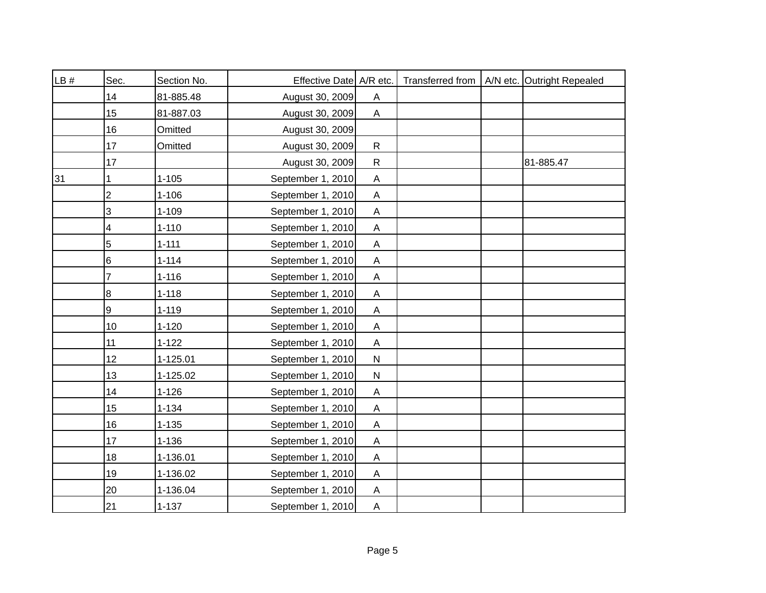| LB # | Sec. | Section No. | Effective Date | A/R etc. | Transferred from | A/N etc. | Outright Repealed |
|---|---|---|---|---|---|---|---|
| | 14 | 81-885.48 | August 30, 2009 | A | | | |
| | 15 | 81-887.03 | August 30, 2009 | A | | | |
| | 16 | Omitted | August 30, 2009 | | | | |
| | 17 | Omitted | August 30, 2009 | R | | | |
| | 17 | | August 30, 2009 | R | | | 81-885.47 |
| 31 | 1 | 1-105 | September 1, 2010 | A | | | |
| | 2 | 1-106 | September 1, 2010 | A | | | |
| | 3 | 1-109 | September 1, 2010 | A | | | |
| | 4 | 1-110 | September 1, 2010 | A | | | |
| | 5 | 1-111 | September 1, 2010 | A | | | |
| | 6 | 1-114 | September 1, 2010 | A | | | |
| | 7 | 1-116 | September 1, 2010 | A | | | |
| | 8 | 1-118 | September 1, 2010 | A | | | |
| | 9 | 1-119 | September 1, 2010 | A | | | |
| | 10 | 1-120 | September 1, 2010 | A | | | |
| | 11 | 1-122 | September 1, 2010 | A | | | |
| | 12 | 1-125.01 | September 1, 2010 | N | | | |
| | 13 | 1-125.02 | September 1, 2010 | N | | | |
| | 14 | 1-126 | September 1, 2010 | A | | | |
| | 15 | 1-134 | September 1, 2010 | A | | | |
| | 16 | 1-135 | September 1, 2010 | A | | | |
| | 17 | 1-136 | September 1, 2010 | A | | | |
| | 18 | 1-136.01 | September 1, 2010 | A | | | |
| | 19 | 1-136.02 | September 1, 2010 | A | | | |
| | 20 | 1-136.04 | September 1, 2010 | A | | | |
| | 21 | 1-137 | September 1, 2010 | A | | | |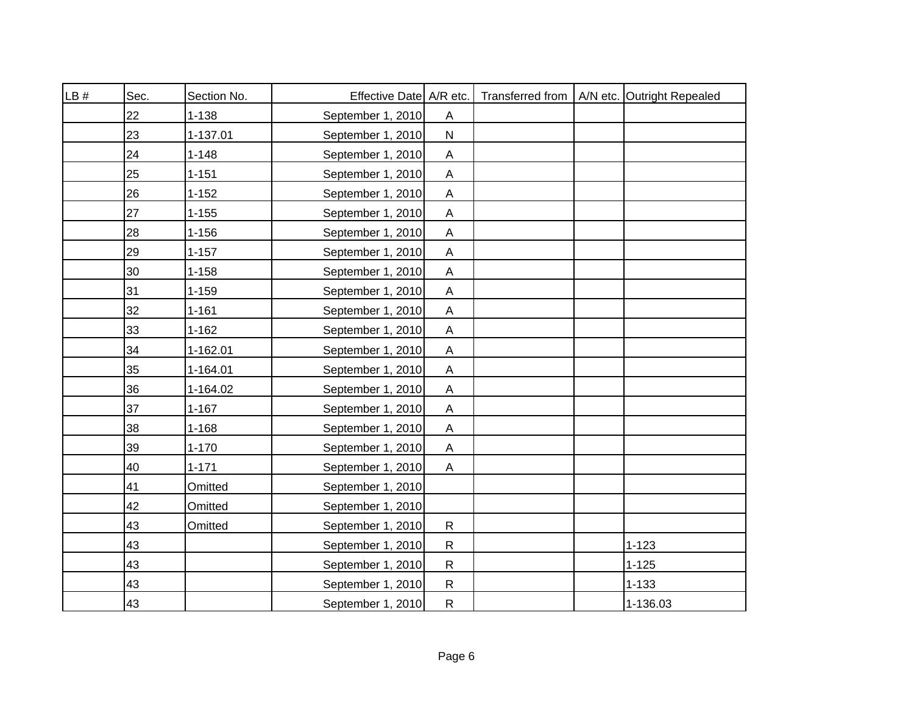| LB # | Sec. | Section No. | Effective Date | A/R etc. | Transferred from | A/N etc. | Outright Repealed |
|---|---|---|---|---|---|---|---|
| | 22 | 1-138 | September 1, 2010 | A | | | |
| | 23 | 1-137.01 | September 1, 2010 | N | | | |
| | 24 | 1-148 | September 1, 2010 | A | | | |
| | 25 | 1-151 | September 1, 2010 | A | | | |
| | 26 | 1-152 | September 1, 2010 | A | | | |
| | 27 | 1-155 | September 1, 2010 | A | | | |
| | 28 | 1-156 | September 1, 2010 | A | | | |
| | 29 | 1-157 | September 1, 2010 | A | | | |
| | 30 | 1-158 | September 1, 2010 | A | | | |
| | 31 | 1-159 | September 1, 2010 | A | | | |
| | 32 | 1-161 | September 1, 2010 | A | | | |
| | 33 | 1-162 | September 1, 2010 | A | | | |
| | 34 | 1-162.01 | September 1, 2010 | A | | | |
| | 35 | 1-164.01 | September 1, 2010 | A | | | |
| | 36 | 1-164.02 | September 1, 2010 | A | | | |
| | 37 | 1-167 | September 1, 2010 | A | | | |
| | 38 | 1-168 | September 1, 2010 | A | | | |
| | 39 | 1-170 | September 1, 2010 | A | | | |
| | 40 | 1-171 | September 1, 2010 | A | | | |
| | 41 | Omitted | September 1, 2010 | | | | |
| | 42 | Omitted | September 1, 2010 | | | | |
| | 43 | Omitted | September 1, 2010 | R | | | |
| | 43 | | September 1, 2010 | R | | | 1-123 |
| | 43 | | September 1, 2010 | R | | | 1-125 |
| | 43 | | September 1, 2010 | R | | | 1-133 |
| | 43 | | September 1, 2010 | R | | | 1-136.03 |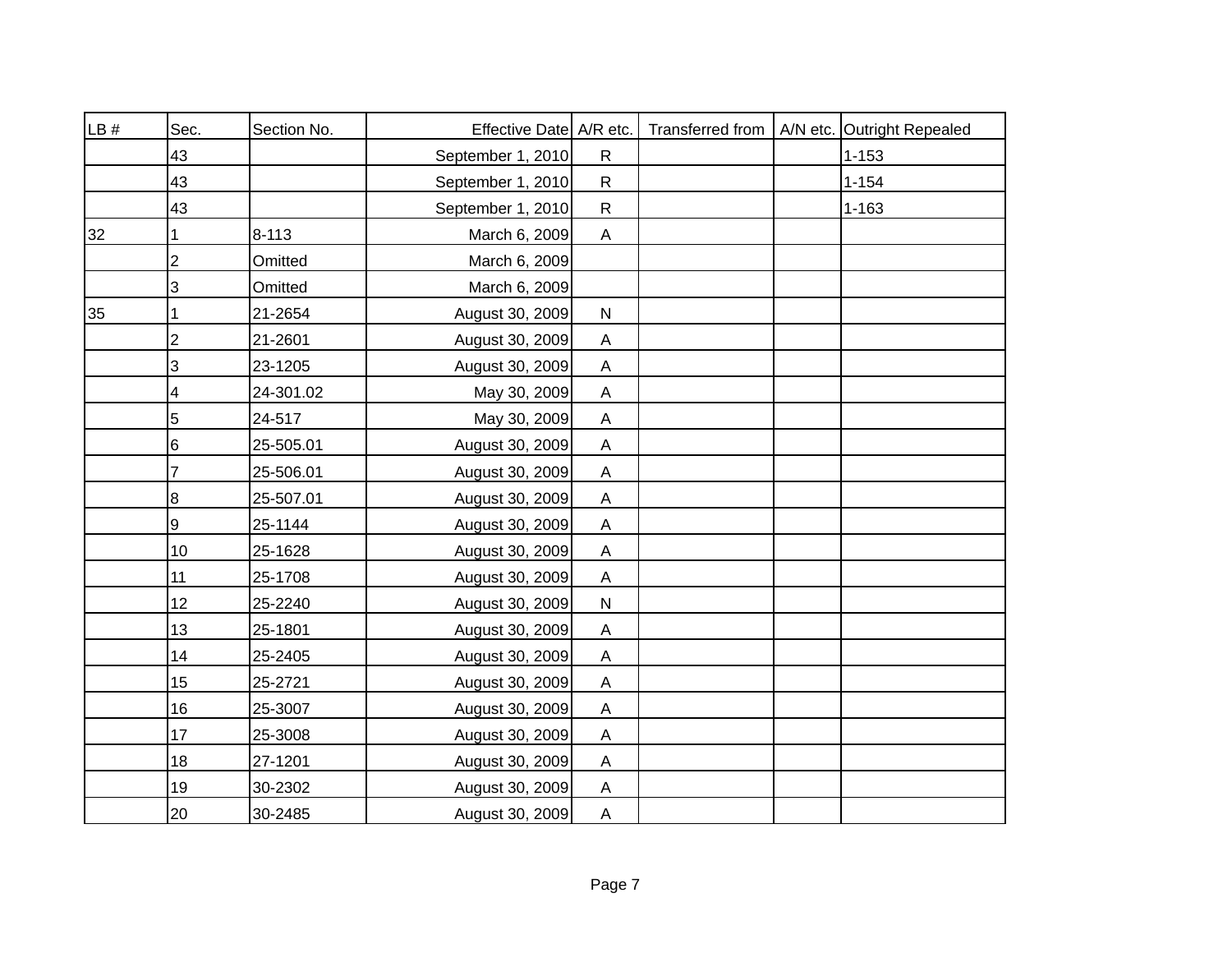| LB # | Sec. | Section No. | Effective Date | A/R etc. | Transferred from | A/N etc. | Outright Repealed |
|---|---|---|---|---|---|---|---|
| | 43 | | September 1, 2010 | R | | | 1-153 |
| | 43 | | September 1, 2010 | R | | | 1-154 |
| | 43 | | September 1, 2010 | R | | | 1-163 |
| 32 | 1 | 8-113 | March 6, 2009 | A | | | |
| | 2 | Omitted | March 6, 2009 | | | | |
| | 3 | Omitted | March 6, 2009 | | | | |
| 35 | 1 | 21-2654 | August 30, 2009 | N | | | |
| | 2 | 21-2601 | August 30, 2009 | A | | | |
| | 3 | 23-1205 | August 30, 2009 | A | | | |
| | 4 | 24-301.02 | May 30, 2009 | A | | | |
| | 5 | 24-517 | May 30, 2009 | A | | | |
| | 6 | 25-505.01 | August 30, 2009 | A | | | |
| | 7 | 25-506.01 | August 30, 2009 | A | | | |
| | 8 | 25-507.01 | August 30, 2009 | A | | | |
| | 9 | 25-1144 | August 30, 2009 | A | | | |
| | 10 | 25-1628 | August 30, 2009 | A | | | |
| | 11 | 25-1708 | August 30, 2009 | A | | | |
| | 12 | 25-2240 | August 30, 2009 | N | | | |
| | 13 | 25-1801 | August 30, 2009 | A | | | |
| | 14 | 25-2405 | August 30, 2009 | A | | | |
| | 15 | 25-2721 | August 30, 2009 | A | | | |
| | 16 | 25-3007 | August 30, 2009 | A | | | |
| | 17 | 25-3008 | August 30, 2009 | A | | | |
| | 18 | 27-1201 | August 30, 2009 | A | | | |
| | 19 | 30-2302 | August 30, 2009 | A | | | |
| | 20 | 30-2485 | August 30, 2009 | A | | | |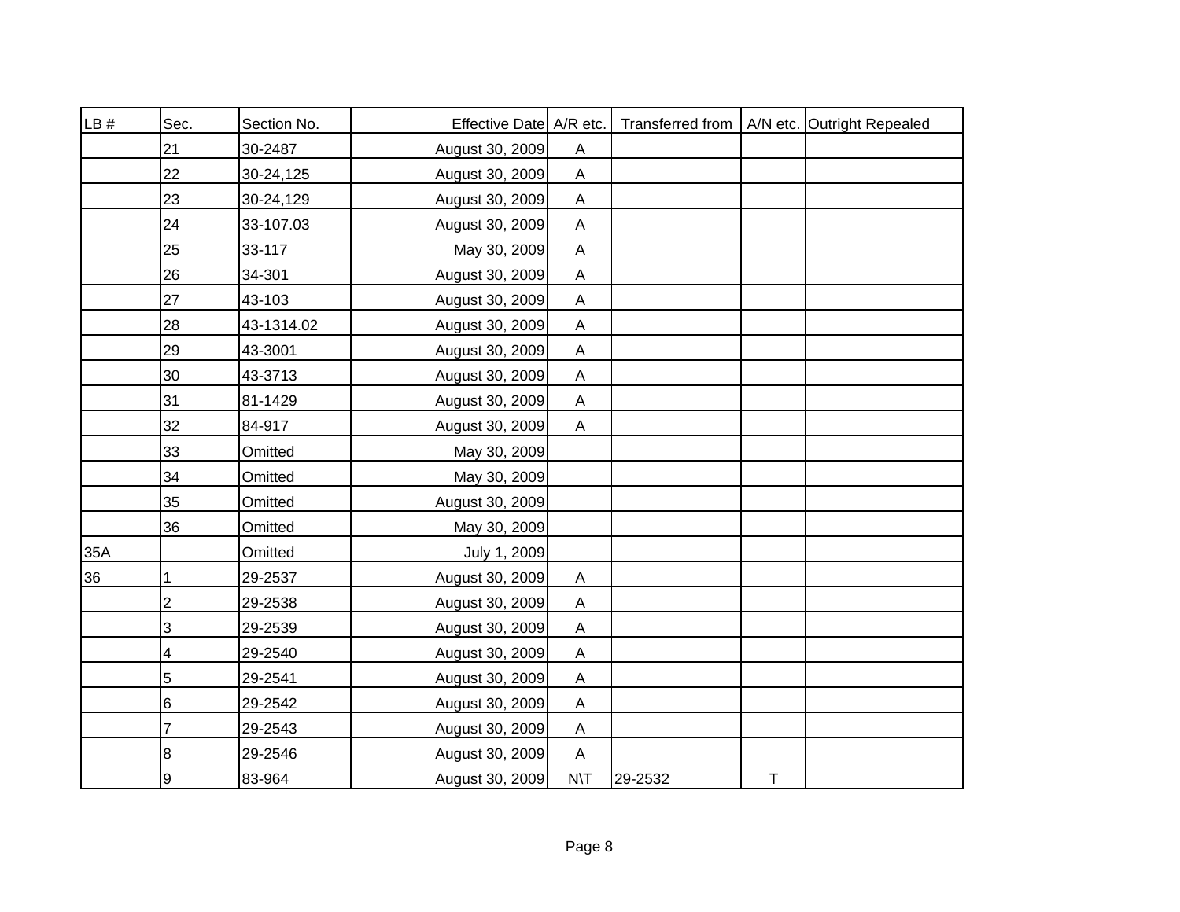| LB # | Sec. | Section No. | Effective Date | A/R etc. | Transferred from | A/N etc. | Outright Repealed |
|---|---|---|---|---|---|---|---|
| | 21 | 30-2487 | August 30, 2009 | A | | | |
| | 22 | 30-24,125 | August 30, 2009 | A | | | |
| | 23 | 30-24,129 | August 30, 2009 | A | | | |
| | 24 | 33-107.03 | August 30, 2009 | A | | | |
| | 25 | 33-117 | May 30, 2009 | A | | | |
| | 26 | 34-301 | August 30, 2009 | A | | | |
| | 27 | 43-103 | August 30, 2009 | A | | | |
| | 28 | 43-1314.02 | August 30, 2009 | A | | | |
| | 29 | 43-3001 | August 30, 2009 | A | | | |
| | 30 | 43-3713 | August 30, 2009 | A | | | |
| | 31 | 81-1429 | August 30, 2009 | A | | | |
| | 32 | 84-917 | August 30, 2009 | A | | | |
| | 33 | Omitted | May 30, 2009 | | | | |
| | 34 | Omitted | May 30, 2009 | | | | |
| | 35 | Omitted | August 30, 2009 | | | | |
| | 36 | Omitted | May 30, 2009 | | | | |
| 35A | | Omitted | July 1, 2009 | | | | |
| 36 | 1 | 29-2537 | August 30, 2009 | A | | | |
| | 2 | 29-2538 | August 30, 2009 | A | | | |
| | 3 | 29-2539 | August 30, 2009 | A | | | |
| | 4 | 29-2540 | August 30, 2009 | A | | | |
| | 5 | 29-2541 | August 30, 2009 | A | | | |
| | 6 | 29-2542 | August 30, 2009 | A | | | |
| | 7 | 29-2543 | August 30, 2009 | A | | | |
| | 8 | 29-2546 | August 30, 2009 | A | | | |
| | 9 | 83-964 | August 30, 2009 | N\T | 29-2532 | T | |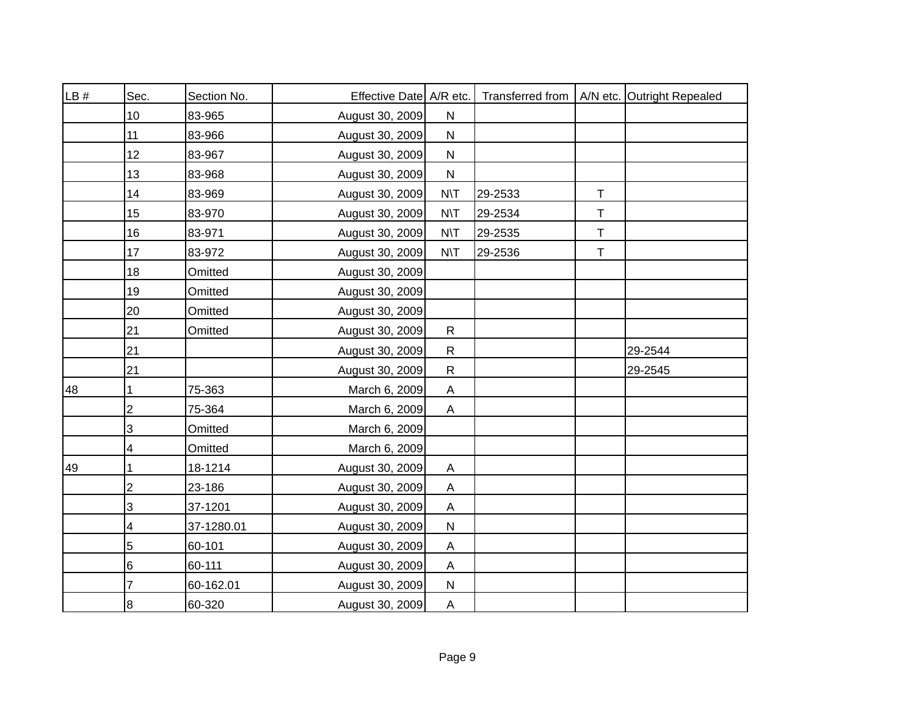| LB # | Sec. | Section No. | Effective Date | A/R etc. | Transferred from | A/N etc. | Outright Repealed |
|---|---|---|---|---|---|---|---|
| | 10 | 83-965 | August 30, 2009 | N | | | |
| | 11 | 83-966 | August 30, 2009 | N | | | |
| | 12 | 83-967 | August 30, 2009 | N | | | |
| | 13 | 83-968 | August 30, 2009 | N | | | |
| | 14 | 83-969 | August 30, 2009 | N\T | 29-2533 | T | |
| | 15 | 83-970 | August 30, 2009 | N\T | 29-2534 | T | |
| | 16 | 83-971 | August 30, 2009 | N\T | 29-2535 | T | |
| | 17 | 83-972 | August 30, 2009 | N\T | 29-2536 | T | |
| | 18 | Omitted | August 30, 2009 | | | | |
| | 19 | Omitted | August 30, 2009 | | | | |
| | 20 | Omitted | August 30, 2009 | | | | |
| | 21 | Omitted | August 30, 2009 | R | | | |
| | 21 | | August 30, 2009 | R | | | 29-2544 |
| | 21 | | August 30, 2009 | R | | | 29-2545 |
| 48 | 1 | 75-363 | March 6, 2009 | A | | | |
| | 2 | 75-364 | March 6, 2009 | A | | | |
| | 3 | Omitted | March 6, 2009 | | | | |
| | 4 | Omitted | March 6, 2009 | | | | |
| 49 | 1 | 18-1214 | August 30, 2009 | A | | | |
| | 2 | 23-186 | August 30, 2009 | A | | | |
| | 3 | 37-1201 | August 30, 2009 | A | | | |
| | 4 | 37-1280.01 | August 30, 2009 | N | | | |
| | 5 | 60-101 | August 30, 2009 | A | | | |
| | 6 | 60-111 | August 30, 2009 | A | | | |
| | 7 | 60-162.01 | August 30, 2009 | N | | | |
| | 8 | 60-320 | August 30, 2009 | A | | | |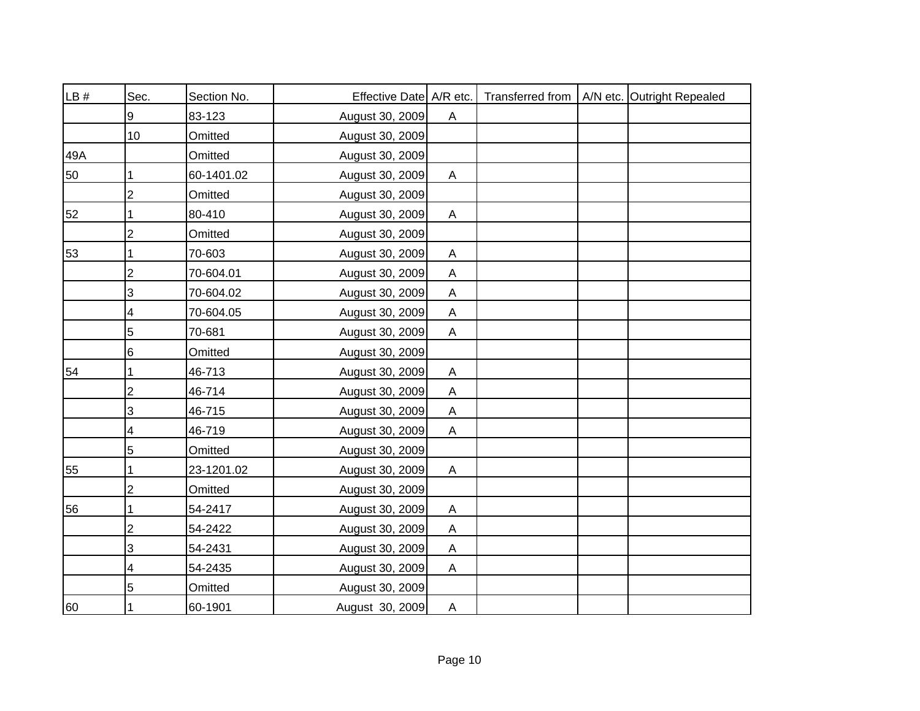| LB # | Sec. | Section No. | Effective Date | A/R etc. | Transferred from | A/N etc. | Outright Repealed |
|---|---|---|---|---|---|---|---|
| | 9 | 83-123 | August 30, 2009 | A | | | |
| | 10 | Omitted | August 30, 2009 | | | | |
| 49A | | Omitted | August 30, 2009 | | | | |
| 50 | 1 | 60-1401.02 | August 30, 2009 | A | | | |
| | 2 | Omitted | August 30, 2009 | | | | |
| 52 | 1 | 80-410 | August 30, 2009 | A | | | |
| | 2 | Omitted | August 30, 2009 | | | | |
| 53 | 1 | 70-603 | August 30, 2009 | A | | | |
| | 2 | 70-604.01 | August 30, 2009 | A | | | |
| | 3 | 70-604.02 | August 30, 2009 | A | | | |
| | 4 | 70-604.05 | August 30, 2009 | A | | | |
| | 5 | 70-681 | August 30, 2009 | A | | | |
| | 6 | Omitted | August 30, 2009 | | | | |
| 54 | 1 | 46-713 | August 30, 2009 | A | | | |
| | 2 | 46-714 | August 30, 2009 | A | | | |
| | 3 | 46-715 | August 30, 2009 | A | | | |
| | 4 | 46-719 | August 30, 2009 | A | | | |
| | 5 | Omitted | August 30, 2009 | | | | |
| 55 | 1 | 23-1201.02 | August 30, 2009 | A | | | |
| | 2 | Omitted | August 30, 2009 | | | | |
| 56 | 1 | 54-2417 | August 30, 2009 | A | | | |
| | 2 | 54-2422 | August 30, 2009 | A | | | |
| | 3 | 54-2431 | August 30, 2009 | A | | | |
| | 4 | 54-2435 | August 30, 2009 | A | | | |
| | 5 | Omitted | August 30, 2009 | | | | |
| 60 | 1 | 60-1901 | August 30, 2009 | A | | | |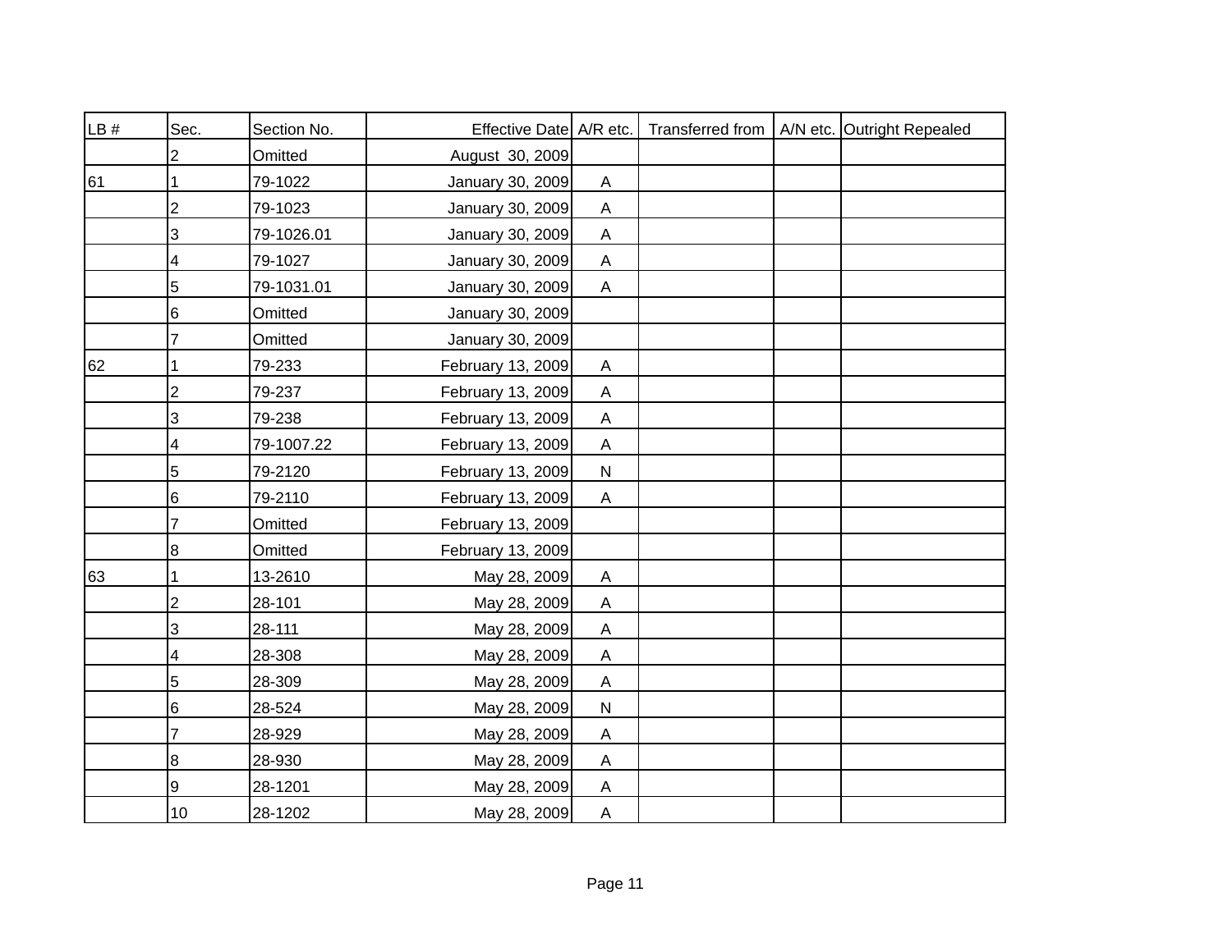| LB # | Sec. | Section No. | Effective Date | A/R etc. | Transferred from | A/N etc. | Outright Repealed |
|---|---|---|---|---|---|---|---|
| | 2 | Omitted | August 30, 2009 | | | | |
| 61 | 1 | 79-1022 | January 30, 2009 | A | | | |
| | 2 | 79-1023 | January 30, 2009 | A | | | |
| | 3 | 79-1026.01 | January 30, 2009 | A | | | |
| | 4 | 79-1027 | January 30, 2009 | A | | | |
| | 5 | 79-1031.01 | January 30, 2009 | A | | | |
| | 6 | Omitted | January 30, 2009 | | | | |
| | 7 | Omitted | January 30, 2009 | | | | |
| 62 | 1 | 79-233 | February 13, 2009 | A | | | |
| | 2 | 79-237 | February 13, 2009 | A | | | |
| | 3 | 79-238 | February 13, 2009 | A | | | |
| | 4 | 79-1007.22 | February 13, 2009 | A | | | |
| | 5 | 79-2120 | February 13, 2009 | N | | | |
| | 6 | 79-2110 | February 13, 2009 | A | | | |
| | 7 | Omitted | February 13, 2009 | | | | |
| | 8 | Omitted | February 13, 2009 | | | | |
| 63 | 1 | 13-2610 | May 28, 2009 | A | | | |
| | 2 | 28-101 | May 28, 2009 | A | | | |
| | 3 | 28-111 | May 28, 2009 | A | | | |
| | 4 | 28-308 | May 28, 2009 | A | | | |
| | 5 | 28-309 | May 28, 2009 | A | | | |
| | 6 | 28-524 | May 28, 2009 | N | | | |
| | 7 | 28-929 | May 28, 2009 | A | | | |
| | 8 | 28-930 | May 28, 2009 | A | | | |
| | 9 | 28-1201 | May 28, 2009 | A | | | |
| | 10 | 28-1202 | May 28, 2009 | A | | | |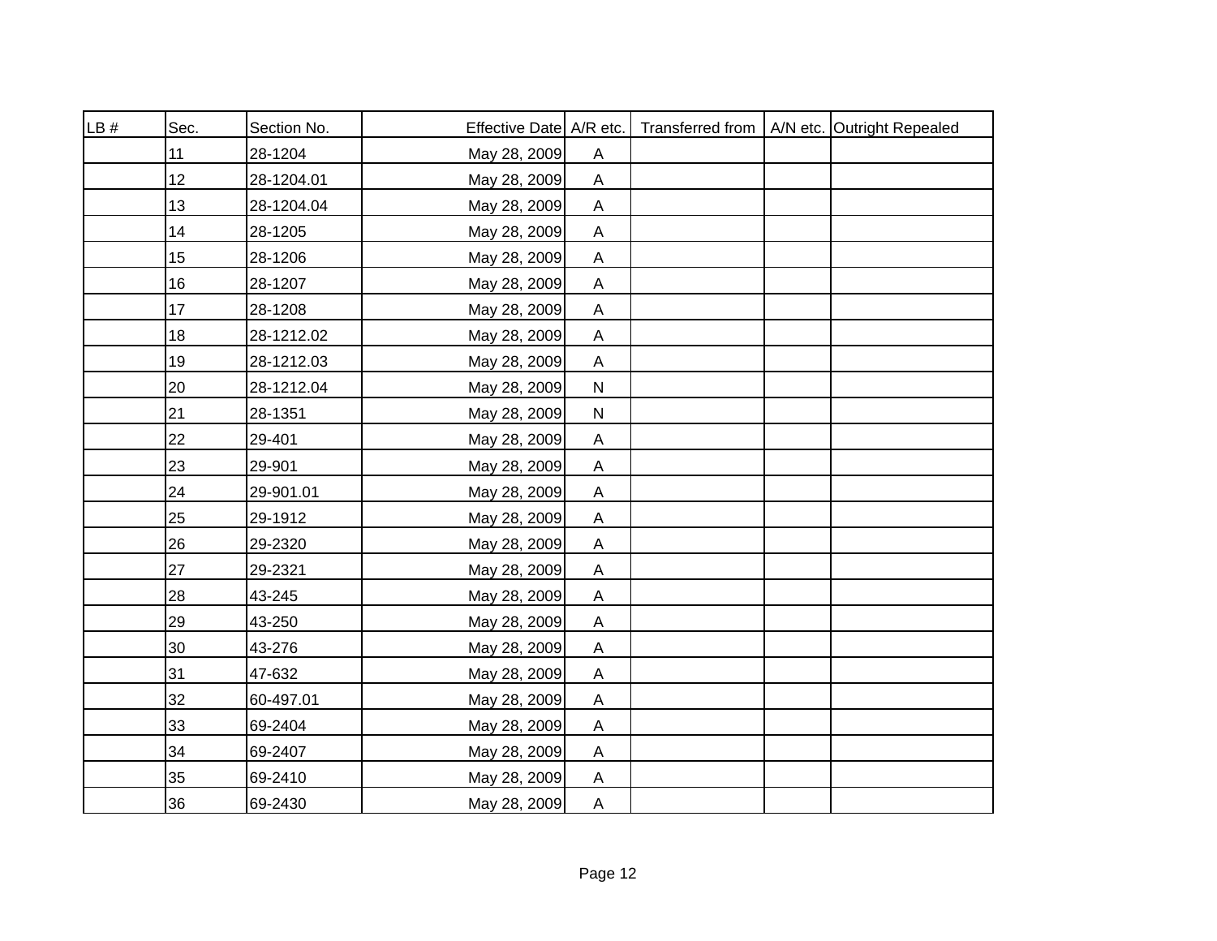| LB # | Sec. | Section No. | Effective Date | A/R etc. | Transferred from | A/N etc. | Outright Repealed |
|---|---|---|---|---|---|---|---|
| | 11 | 28-1204 | May 28, 2009 | A | | | |
| | 12 | 28-1204.01 | May 28, 2009 | A | | | |
| | 13 | 28-1204.04 | May 28, 2009 | A | | | |
| | 14 | 28-1205 | May 28, 2009 | A | | | |
| | 15 | 28-1206 | May 28, 2009 | A | | | |
| | 16 | 28-1207 | May 28, 2009 | A | | | |
| | 17 | 28-1208 | May 28, 2009 | A | | | |
| | 18 | 28-1212.02 | May 28, 2009 | A | | | |
| | 19 | 28-1212.03 | May 28, 2009 | A | | | |
| | 20 | 28-1212.04 | May 28, 2009 | N | | | |
| | 21 | 28-1351 | May 28, 2009 | N | | | |
| | 22 | 29-401 | May 28, 2009 | A | | | |
| | 23 | 29-901 | May 28, 2009 | A | | | |
| | 24 | 29-901.01 | May 28, 2009 | A | | | |
| | 25 | 29-1912 | May 28, 2009 | A | | | |
| | 26 | 29-2320 | May 28, 2009 | A | | | |
| | 27 | 29-2321 | May 28, 2009 | A | | | |
| | 28 | 43-245 | May 28, 2009 | A | | | |
| | 29 | 43-250 | May 28, 2009 | A | | | |
| | 30 | 43-276 | May 28, 2009 | A | | | |
| | 31 | 47-632 | May 28, 2009 | A | | | |
| | 32 | 60-497.01 | May 28, 2009 | A | | | |
| | 33 | 69-2404 | May 28, 2009 | A | | | |
| | 34 | 69-2407 | May 28, 2009 | A | | | |
| | 35 | 69-2410 | May 28, 2009 | A | | | |
| | 36 | 69-2430 | May 28, 2009 | A | | | |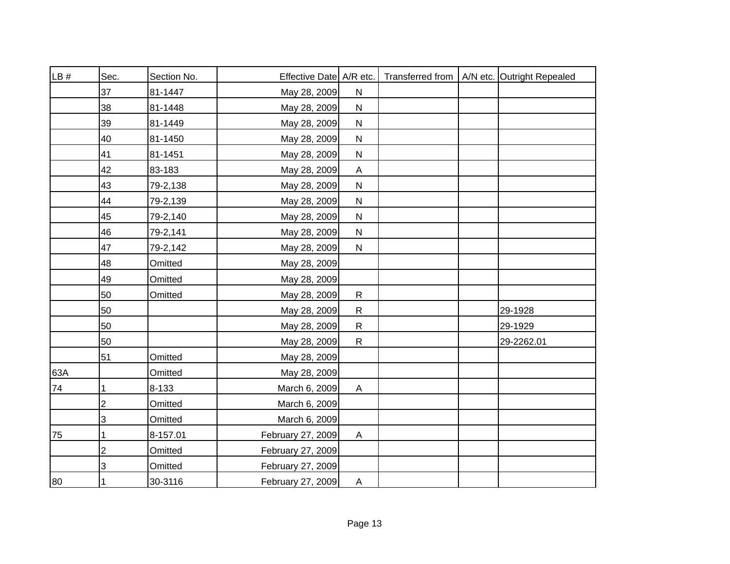| LB # | Sec. | Section No. | Effective Date | A/R etc. | Transferred from | A/N etc. | Outright Repealed |
|---|---|---|---|---|---|---|---|
| | 37 | 81-1447 | May 28, 2009 | N | | | |
| | 38 | 81-1448 | May 28, 2009 | N | | | |
| | 39 | 81-1449 | May 28, 2009 | N | | | |
| | 40 | 81-1450 | May 28, 2009 | N | | | |
| | 41 | 81-1451 | May 28, 2009 | N | | | |
| | 42 | 83-183 | May 28, 2009 | A | | | |
| | 43 | 79-2,138 | May 28, 2009 | N | | | |
| | 44 | 79-2,139 | May 28, 2009 | N | | | |
| | 45 | 79-2,140 | May 28, 2009 | N | | | |
| | 46 | 79-2,141 | May 28, 2009 | N | | | |
| | 47 | 79-2,142 | May 28, 2009 | N | | | |
| | 48 | Omitted | May 28, 2009 | | | | |
| | 49 | Omitted | May 28, 2009 | | | | |
| | 50 | Omitted | May 28, 2009 | R | | | |
| | 50 | | May 28, 2009 | R | | | 29-1928 |
| | 50 | | May 28, 2009 | R | | | 29-1929 |
| | 50 | | May 28, 2009 | R | | | 29-2262.01 |
| | 51 | Omitted | May 28, 2009 | | | | |
| 63A | | Omitted | May 28, 2009 | | | | |
| 74 | 1 | 8-133 | March 6, 2009 | A | | | |
| | 2 | Omitted | March 6, 2009 | | | | |
| | 3 | Omitted | March 6, 2009 | | | | |
| 75 | 1 | 8-157.01 | February 27, 2009 | A | | | |
| | 2 | Omitted | February 27, 2009 | | | | |
| | 3 | Omitted | February 27, 2009 | | | | |
| 80 | 1 | 30-3116 | February 27, 2009 | A | | | |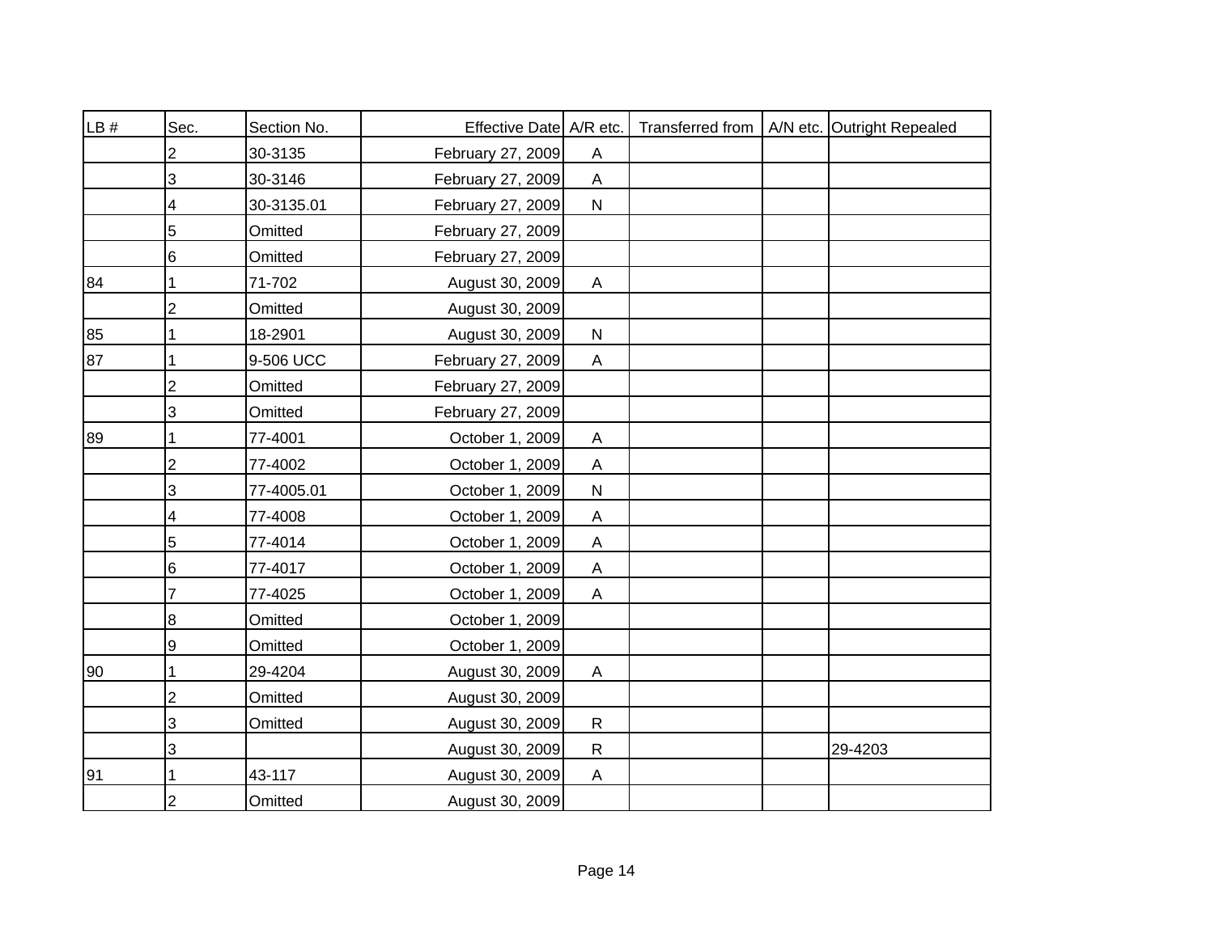| LB # | Sec. | Section No. | Effective Date | A/R etc. | Transferred from | A/N etc. | Outright Repealed |
|---|---|---|---|---|---|---|---|
| | 2 | 30-3135 | February 27, 2009 | A | | | |
| | 3 | 30-3146 | February 27, 2009 | A | | | |
| | 4 | 30-3135.01 | February 27, 2009 | N | | | |
| | 5 | Omitted | February 27, 2009 | | | | |
| | 6 | Omitted | February 27, 2009 | | | | |
| 84 | 1 | 71-702 | August 30, 2009 | A | | | |
| | 2 | Omitted | August 30, 2009 | | | | |
| 85 | 1 | 18-2901 | August 30, 2009 | N | | | |
| 87 | 1 | 9-506 UCC | February 27, 2009 | A | | | |
| | 2 | Omitted | February 27, 2009 | | | | |
| | 3 | Omitted | February 27, 2009 | | | | |
| 89 | 1 | 77-4001 | October 1, 2009 | A | | | |
| | 2 | 77-4002 | October 1, 2009 | A | | | |
| | 3 | 77-4005.01 | October 1, 2009 | N | | | |
| | 4 | 77-4008 | October 1, 2009 | A | | | |
| | 5 | 77-4014 | October 1, 2009 | A | | | |
| | 6 | 77-4017 | October 1, 2009 | A | | | |
| | 7 | 77-4025 | October 1, 2009 | A | | | |
| | 8 | Omitted | October 1, 2009 | | | | |
| | 9 | Omitted | October 1, 2009 | | | | |
| 90 | 1 | 29-4204 | August 30, 2009 | A | | | |
| | 2 | Omitted | August 30, 2009 | | | | |
| | 3 | Omitted | August 30, 2009 | R | | | |
| | 3 | | August 30, 2009 | R | | | 29-4203 |
| 91 | 1 | 43-117 | August 30, 2009 | A | | | |
| | 2 | Omitted | August 30, 2009 | | | | |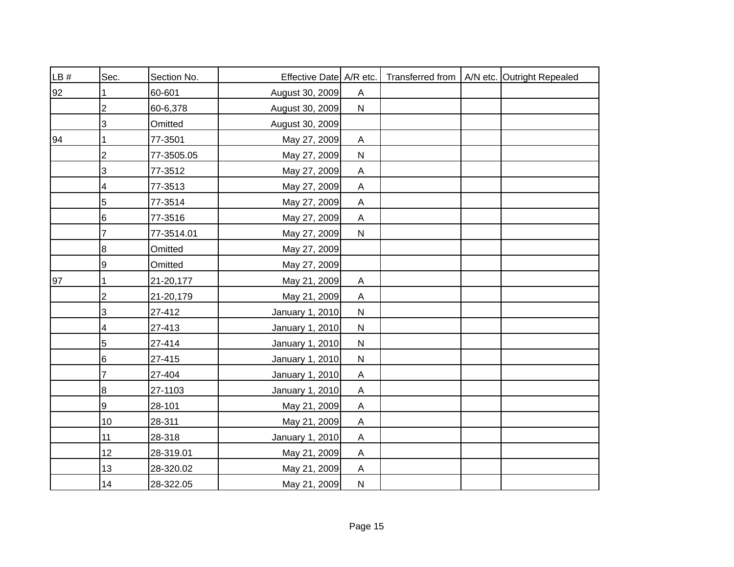| LB # | Sec. | Section No. | Effective Date | A/R etc. | Transferred from | A/N etc. | Outright Repealed |
|---|---|---|---|---|---|---|---|
| 92 | 1 | 60-601 | August 30, 2009 | A | | | |
| | 2 | 60-6,378 | August 30, 2009 | N | | | |
| | 3 | Omitted | August 30, 2009 | | | | |
| 94 | 1 | 77-3501 | May 27, 2009 | A | | | |
| | 2 | 77-3505.05 | May 27, 2009 | N | | | |
| | 3 | 77-3512 | May 27, 2009 | A | | | |
| | 4 | 77-3513 | May 27, 2009 | A | | | |
| | 5 | 77-3514 | May 27, 2009 | A | | | |
| | 6 | 77-3516 | May 27, 2009 | A | | | |
| | 7 | 77-3514.01 | May 27, 2009 | N | | | |
| | 8 | Omitted | May 27, 2009 | | | | |
| | 9 | Omitted | May 27, 2009 | | | | |
| 97 | 1 | 21-20,177 | May 21, 2009 | A | | | |
| | 2 | 21-20,179 | May 21, 2009 | A | | | |
| | 3 | 27-412 | January 1, 2010 | N | | | |
| | 4 | 27-413 | January 1, 2010 | N | | | |
| | 5 | 27-414 | January 1, 2010 | N | | | |
| | 6 | 27-415 | January 1, 2010 | N | | | |
| | 7 | 27-404 | January 1, 2010 | A | | | |
| | 8 | 27-1103 | January 1, 2010 | A | | | |
| | 9 | 28-101 | May 21, 2009 | A | | | |
| | 10 | 28-311 | May 21, 2009 | A | | | |
| | 11 | 28-318 | January 1, 2010 | A | | | |
| | 12 | 28-319.01 | May 21, 2009 | A | | | |
| | 13 | 28-320.02 | May 21, 2009 | A | | | |
| | 14 | 28-322.05 | May 21, 2009 | N | | | |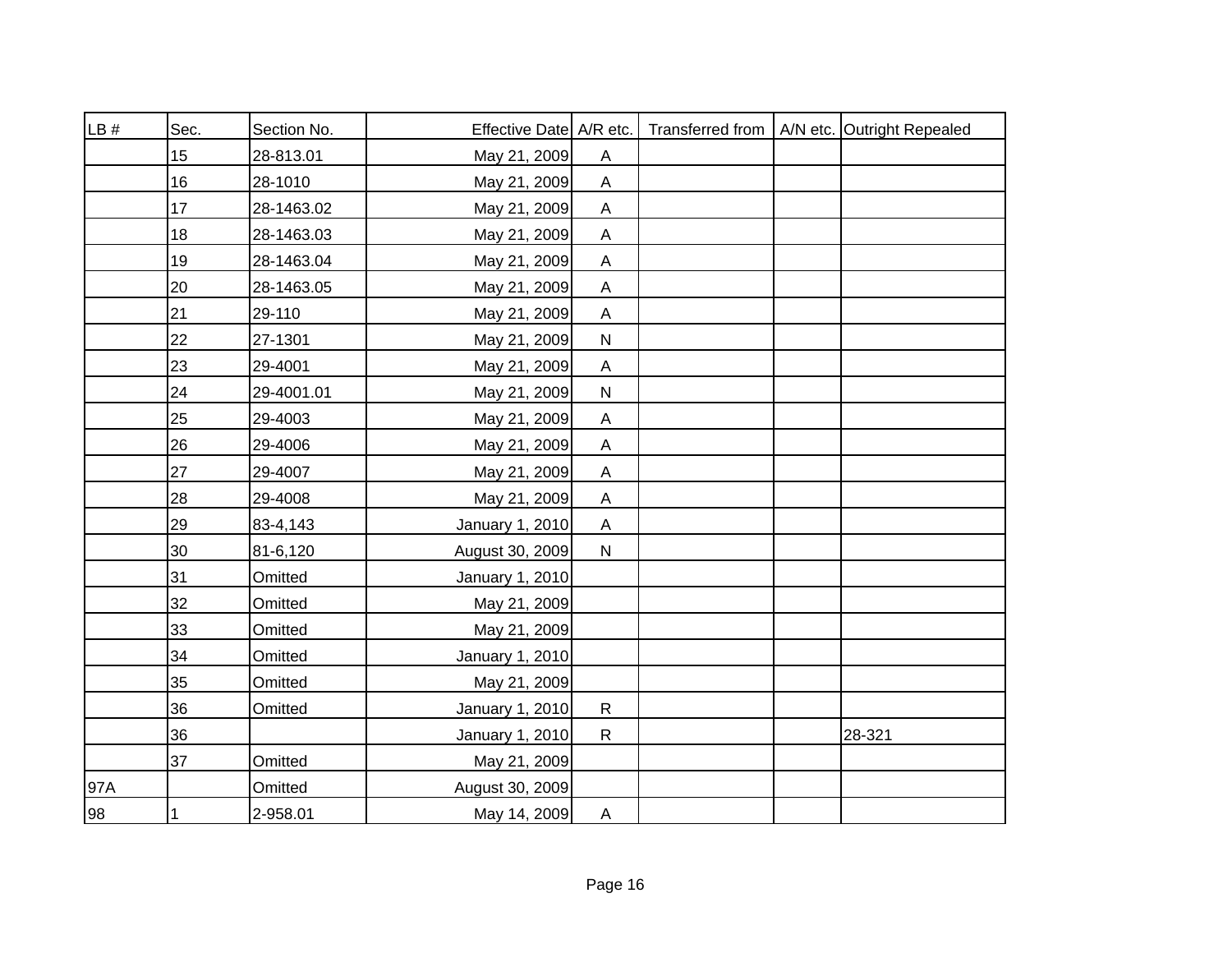| LB # | Sec. | Section No. | Effective Date | A/R etc. | Transferred from | A/N etc. | Outright Repealed |
|---|---|---|---|---|---|---|---|
| | 15 | 28-813.01 | May 21, 2009 | A | | | |
| | 16 | 28-1010 | May 21, 2009 | A | | | |
| | 17 | 28-1463.02 | May 21, 2009 | A | | | |
| | 18 | 28-1463.03 | May 21, 2009 | A | | | |
| | 19 | 28-1463.04 | May 21, 2009 | A | | | |
| | 20 | 28-1463.05 | May 21, 2009 | A | | | |
| | 21 | 29-110 | May 21, 2009 | A | | | |
| | 22 | 27-1301 | May 21, 2009 | N | | | |
| | 23 | 29-4001 | May 21, 2009 | A | | | |
| | 24 | 29-4001.01 | May 21, 2009 | N | | | |
| | 25 | 29-4003 | May 21, 2009 | A | | | |
| | 26 | 29-4006 | May 21, 2009 | A | | | |
| | 27 | 29-4007 | May 21, 2009 | A | | | |
| | 28 | 29-4008 | May 21, 2009 | A | | | |
| | 29 | 83-4,143 | January 1, 2010 | A | | | |
| | 30 | 81-6,120 | August 30, 2009 | N | | | |
| | 31 | Omitted | January 1, 2010 | | | | |
| | 32 | Omitted | May 21, 2009 | | | | |
| | 33 | Omitted | May 21, 2009 | | | | |
| | 34 | Omitted | January 1, 2010 | | | | |
| | 35 | Omitted | May 21, 2009 | | | | |
| | 36 | Omitted | January 1, 2010 | R | | | |
| | 36 | | January 1, 2010 | R | | | 28-321 |
| | 37 | Omitted | May 21, 2009 | | | | |
| 97A | | Omitted | August 30, 2009 | | | | |
| 98 | 1 | 2-958.01 | May 14, 2009 | A | | | |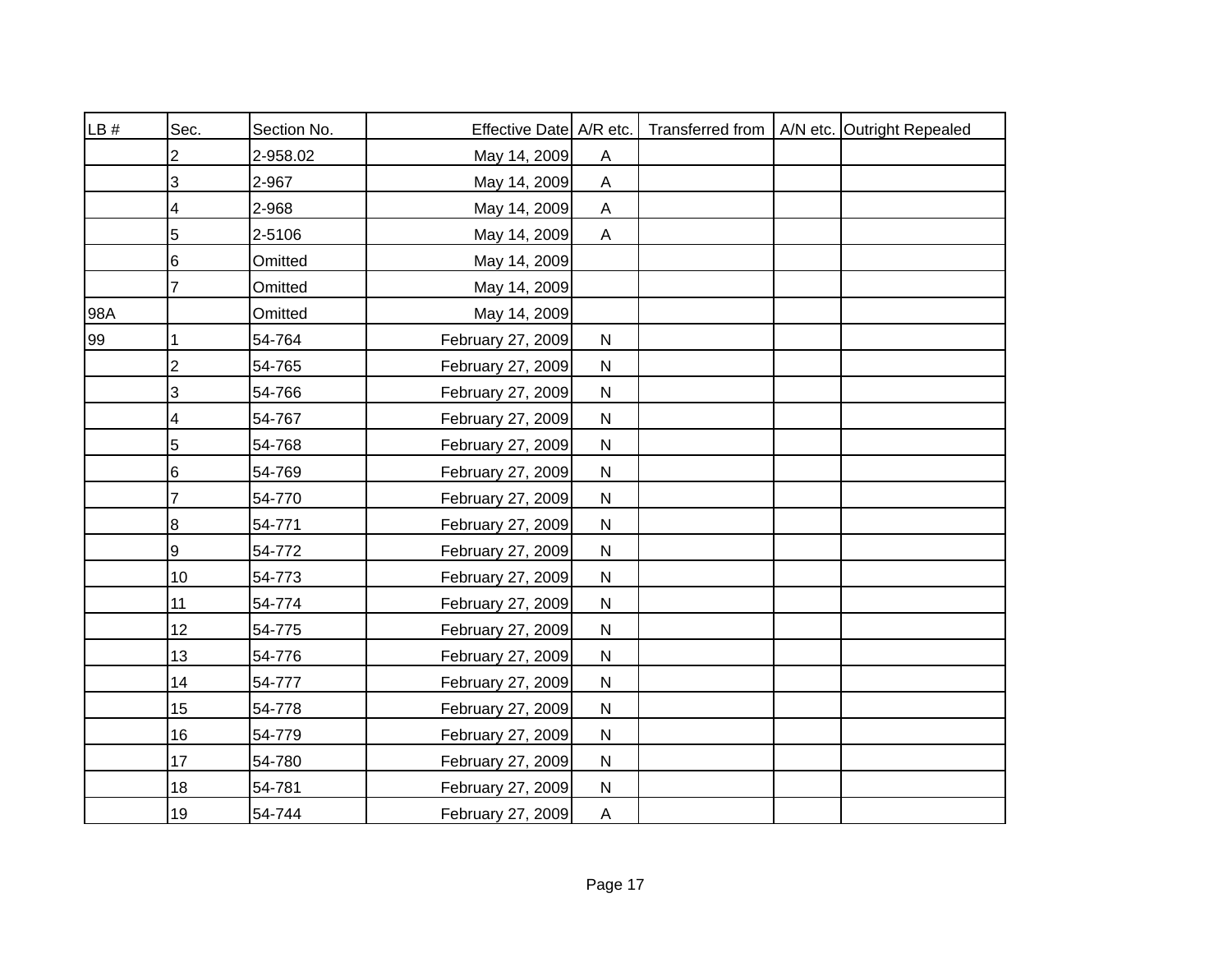| LB # | Sec. | Section No. | Effective Date | A/R etc. | Transferred from | A/N etc. | Outright Repealed |
|---|---|---|---|---|---|---|---|
| | 2 | 2-958.02 | May 14, 2009 | A | | | |
| | 3 | 2-967 | May 14, 2009 | A | | | |
| | 4 | 2-968 | May 14, 2009 | A | | | |
| | 5 | 2-5106 | May 14, 2009 | A | | | |
| | 6 | Omitted | May 14, 2009 | | | | |
| | 7 | Omitted | May 14, 2009 | | | | |
| 98A | | Omitted | May 14, 2009 | | | | |
| 99 | 1 | 54-764 | February 27, 2009 | N | | | |
| | 2 | 54-765 | February 27, 2009 | N | | | |
| | 3 | 54-766 | February 27, 2009 | N | | | |
| | 4 | 54-767 | February 27, 2009 | N | | | |
| | 5 | 54-768 | February 27, 2009 | N | | | |
| | 6 | 54-769 | February 27, 2009 | N | | | |
| | 7 | 54-770 | February 27, 2009 | N | | | |
| | 8 | 54-771 | February 27, 2009 | N | | | |
| | 9 | 54-772 | February 27, 2009 | N | | | |
| | 10 | 54-773 | February 27, 2009 | N | | | |
| | 11 | 54-774 | February 27, 2009 | N | | | |
| | 12 | 54-775 | February 27, 2009 | N | | | |
| | 13 | 54-776 | February 27, 2009 | N | | | |
| | 14 | 54-777 | February 27, 2009 | N | | | |
| | 15 | 54-778 | February 27, 2009 | N | | | |
| | 16 | 54-779 | February 27, 2009 | N | | | |
| | 17 | 54-780 | February 27, 2009 | N | | | |
| | 18 | 54-781 | February 27, 2009 | N | | | |
| | 19 | 54-744 | February 27, 2009 | A | | | |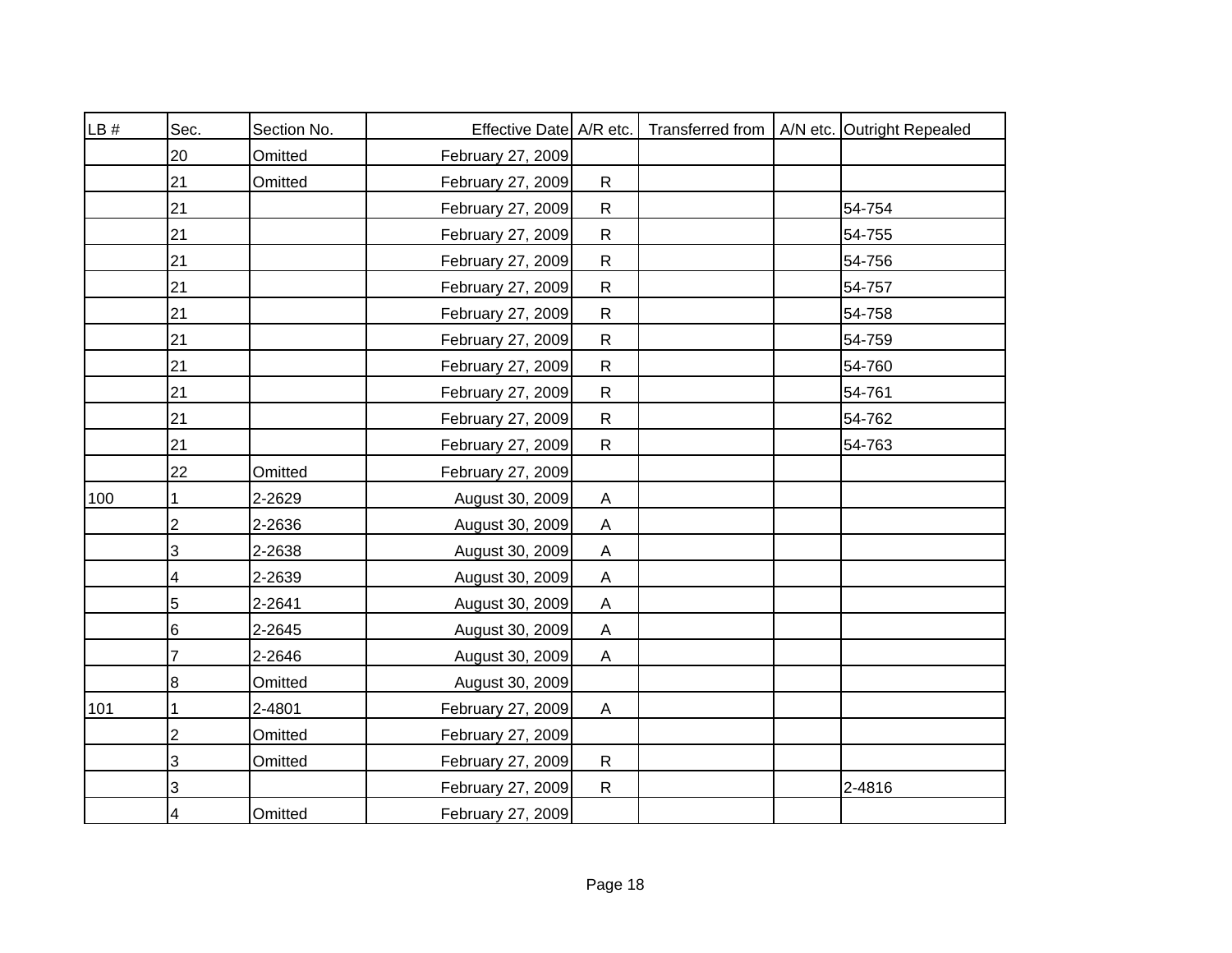| LB # | Sec. | Section No. | Effective Date | A/R etc. | Transferred from | A/N etc. | Outright Repealed |
|---|---|---|---|---|---|---|---|
| | 20 | Omitted | February 27, 2009 | | | | |
| | 21 | Omitted | February 27, 2009 | R | | | |
| | 21 | | February 27, 2009 | R | | | 54-754 |
| | 21 | | February 27, 2009 | R | | | 54-755 |
| | 21 | | February 27, 2009 | R | | | 54-756 |
| | 21 | | February 27, 2009 | R | | | 54-757 |
| | 21 | | February 27, 2009 | R | | | 54-758 |
| | 21 | | February 27, 2009 | R | | | 54-759 |
| | 21 | | February 27, 2009 | R | | | 54-760 |
| | 21 | | February 27, 2009 | R | | | 54-761 |
| | 21 | | February 27, 2009 | R | | | 54-762 |
| | 21 | | February 27, 2009 | R | | | 54-763 |
| | 22 | Omitted | February 27, 2009 | | | | |
| 100 | 1 | 2-2629 | August 30, 2009 | A | | | |
| | 2 | 2-2636 | August 30, 2009 | A | | | |
| | 3 | 2-2638 | August 30, 2009 | A | | | |
| | 4 | 2-2639 | August 30, 2009 | A | | | |
| | 5 | 2-2641 | August 30, 2009 | A | | | |
| | 6 | 2-2645 | August 30, 2009 | A | | | |
| | 7 | 2-2646 | August 30, 2009 | A | | | |
| | 8 | Omitted | August 30, 2009 | | | | |
| 101 | 1 | 2-4801 | February 27, 2009 | A | | | |
| | 2 | Omitted | February 27, 2009 | | | | |
| | 3 | Omitted | February 27, 2009 | R | | | |
| | 3 | | February 27, 2009 | R | | | 2-4816 |
| | 4 | Omitted | February 27, 2009 | | | | |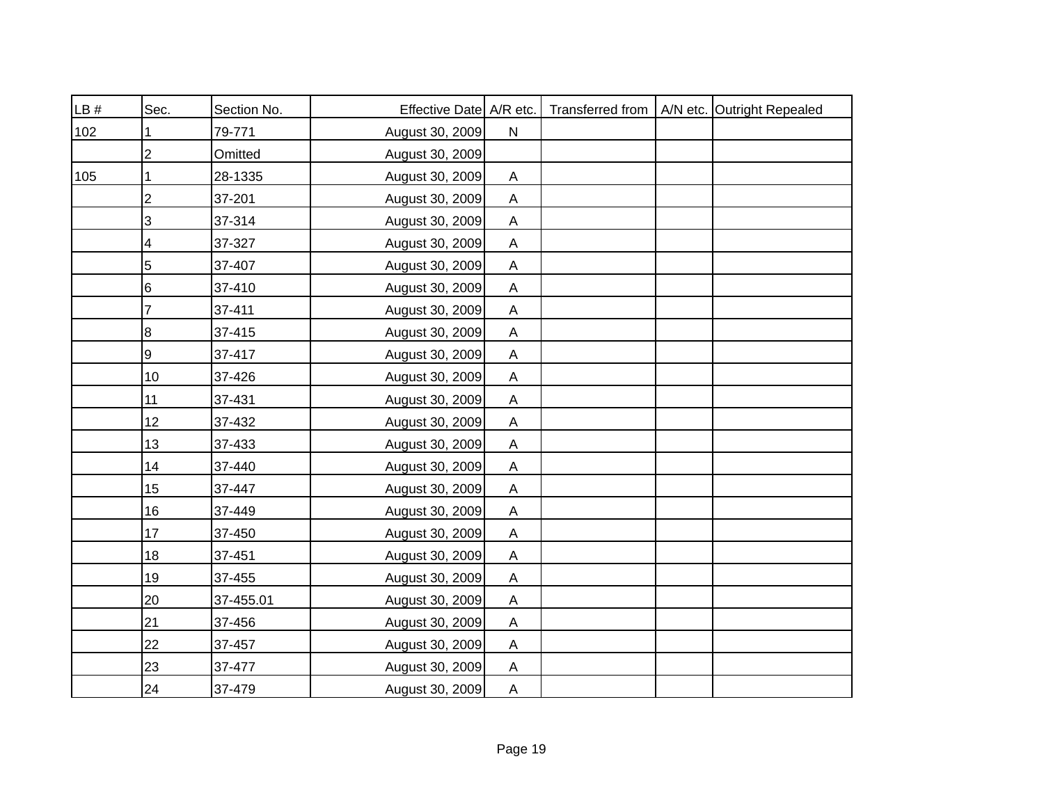| LB # | Sec. | Section No. | Effective Date | A/R etc. | Transferred from | A/N etc. | Outright Repealed |
|---|---|---|---|---|---|---|---|
| 102 | 1 | 79-771 | August 30, 2009 | N | | | |
| | 2 | Omitted | August 30, 2009 | | | | |
| 105 | 1 | 28-1335 | August 30, 2009 | A | | | |
| | 2 | 37-201 | August 30, 2009 | A | | | |
| | 3 | 37-314 | August 30, 2009 | A | | | |
| | 4 | 37-327 | August 30, 2009 | A | | | |
| | 5 | 37-407 | August 30, 2009 | A | | | |
| | 6 | 37-410 | August 30, 2009 | A | | | |
| | 7 | 37-411 | August 30, 2009 | A | | | |
| | 8 | 37-415 | August 30, 2009 | A | | | |
| | 9 | 37-417 | August 30, 2009 | A | | | |
| | 10 | 37-426 | August 30, 2009 | A | | | |
| | 11 | 37-431 | August 30, 2009 | A | | | |
| | 12 | 37-432 | August 30, 2009 | A | | | |
| | 13 | 37-433 | August 30, 2009 | A | | | |
| | 14 | 37-440 | August 30, 2009 | A | | | |
| | 15 | 37-447 | August 30, 2009 | A | | | |
| | 16 | 37-449 | August 30, 2009 | A | | | |
| | 17 | 37-450 | August 30, 2009 | A | | | |
| | 18 | 37-451 | August 30, 2009 | A | | | |
| | 19 | 37-455 | August 30, 2009 | A | | | |
| | 20 | 37-455.01 | August 30, 2009 | A | | | |
| | 21 | 37-456 | August 30, 2009 | A | | | |
| | 22 | 37-457 | August 30, 2009 | A | | | |
| | 23 | 37-477 | August 30, 2009 | A | | | |
| | 24 | 37-479 | August 30, 2009 | A | | | |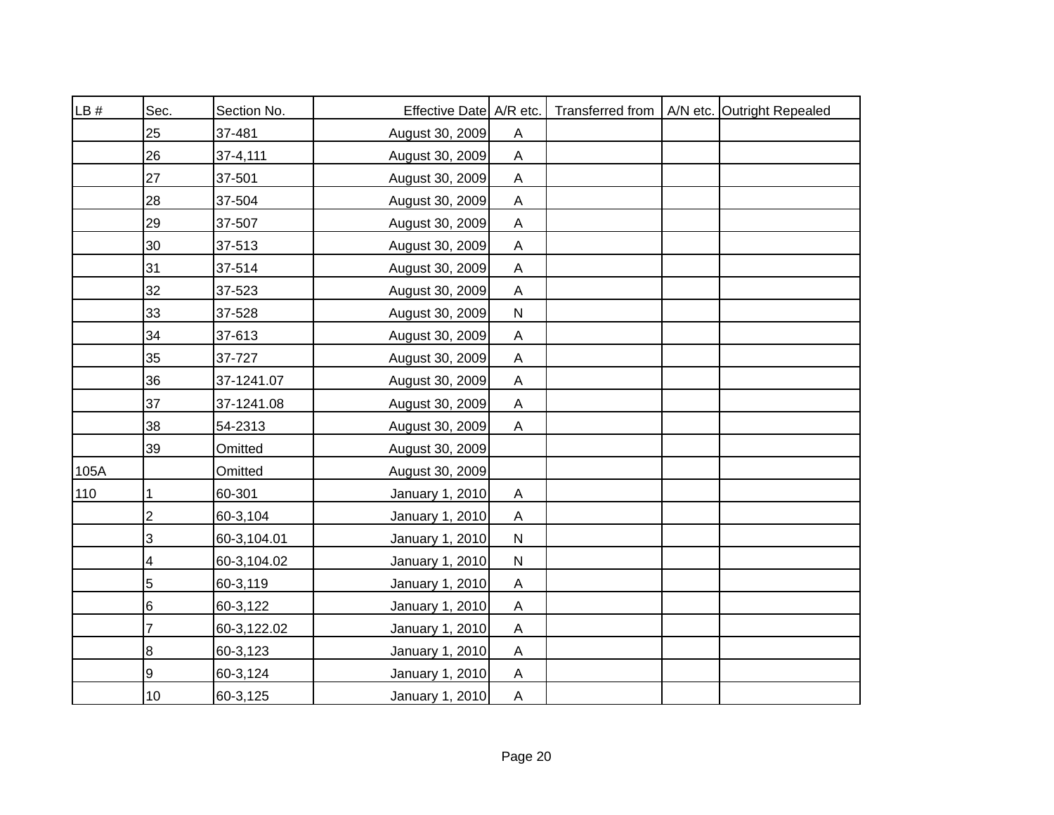| LB # | Sec. | Section No. | Effective Date | A/R etc. | Transferred from | A/N etc. | Outright Repealed |
|---|---|---|---|---|---|---|---|
| | 25 | 37-481 | August 30, 2009 | A | | | |
| | 26 | 37-4,111 | August 30, 2009 | A | | | |
| | 27 | 37-501 | August 30, 2009 | A | | | |
| | 28 | 37-504 | August 30, 2009 | A | | | |
| | 29 | 37-507 | August 30, 2009 | A | | | |
| | 30 | 37-513 | August 30, 2009 | A | | | |
| | 31 | 37-514 | August 30, 2009 | A | | | |
| | 32 | 37-523 | August 30, 2009 | A | | | |
| | 33 | 37-528 | August 30, 2009 | N | | | |
| | 34 | 37-613 | August 30, 2009 | A | | | |
| | 35 | 37-727 | August 30, 2009 | A | | | |
| | 36 | 37-1241.07 | August 30, 2009 | A | | | |
| | 37 | 37-1241.08 | August 30, 2009 | A | | | |
| | 38 | 54-2313 | August 30, 2009 | A | | | |
| | 39 | Omitted | August 30, 2009 | | | | |
| 105A | | Omitted | August 30, 2009 | | | | |
| 110 | 1 | 60-301 | January 1, 2010 | A | | | |
| | 2 | 60-3,104 | January 1, 2010 | A | | | |
| | 3 | 60-3,104.01 | January 1, 2010 | N | | | |
| | 4 | 60-3,104.02 | January 1, 2010 | N | | | |
| | 5 | 60-3,119 | January 1, 2010 | A | | | |
| | 6 | 60-3,122 | January 1, 2010 | A | | | |
| | 7 | 60-3,122.02 | January 1, 2010 | A | | | |
| | 8 | 60-3,123 | January 1, 2010 | A | | | |
| | 9 | 60-3,124 | January 1, 2010 | A | | | |
| | 10 | 60-3,125 | January 1, 2010 | A | | | |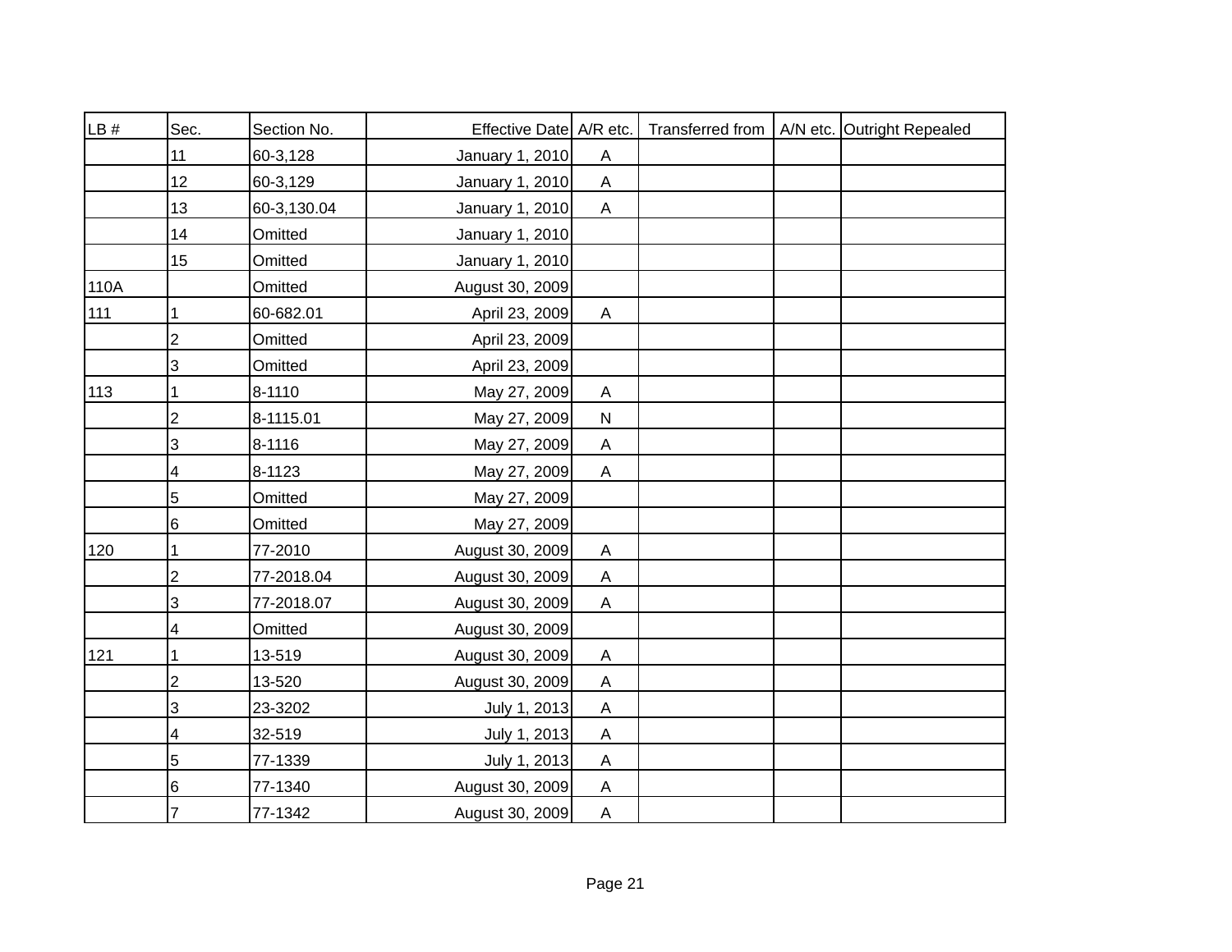| LB # | Sec. | Section No. | Effective Date | A/R etc. | Transferred from | A/N etc. | Outright Repealed |
|---|---|---|---|---|---|---|---|
| | 11 | 60-3,128 | January 1, 2010 | A | | | |
| | 12 | 60-3,129 | January 1, 2010 | A | | | |
| | 13 | 60-3,130.04 | January 1, 2010 | A | | | |
| | 14 | Omitted | January 1, 2010 | | | | |
| | 15 | Omitted | January 1, 2010 | | | | |
| 110A | | Omitted | August 30, 2009 | | | | |
| 111 | 1 | 60-682.01 | April 23, 2009 | A | | | |
| | 2 | Omitted | April 23, 2009 | | | | |
| | 3 | Omitted | April 23, 2009 | | | | |
| 113 | 1 | 8-1110 | May 27, 2009 | A | | | |
| | 2 | 8-1115.01 | May 27, 2009 | N | | | |
| | 3 | 8-1116 | May 27, 2009 | A | | | |
| | 4 | 8-1123 | May 27, 2009 | A | | | |
| | 5 | Omitted | May 27, 2009 | | | | |
| | 6 | Omitted | May 27, 2009 | | | | |
| 120 | 1 | 77-2010 | August 30, 2009 | A | | | |
| | 2 | 77-2018.04 | August 30, 2009 | A | | | |
| | 3 | 77-2018.07 | August 30, 2009 | A | | | |
| | 4 | Omitted | August 30, 2009 | | | | |
| 121 | 1 | 13-519 | August 30, 2009 | A | | | |
| | 2 | 13-520 | August 30, 2009 | A | | | |
| | 3 | 23-3202 | July 1, 2013 | A | | | |
| | 4 | 32-519 | July 1, 2013 | A | | | |
| | 5 | 77-1339 | July 1, 2013 | A | | | |
| | 6 | 77-1340 | August 30, 2009 | A | | | |
| | 7 | 77-1342 | August 30, 2009 | A | | | |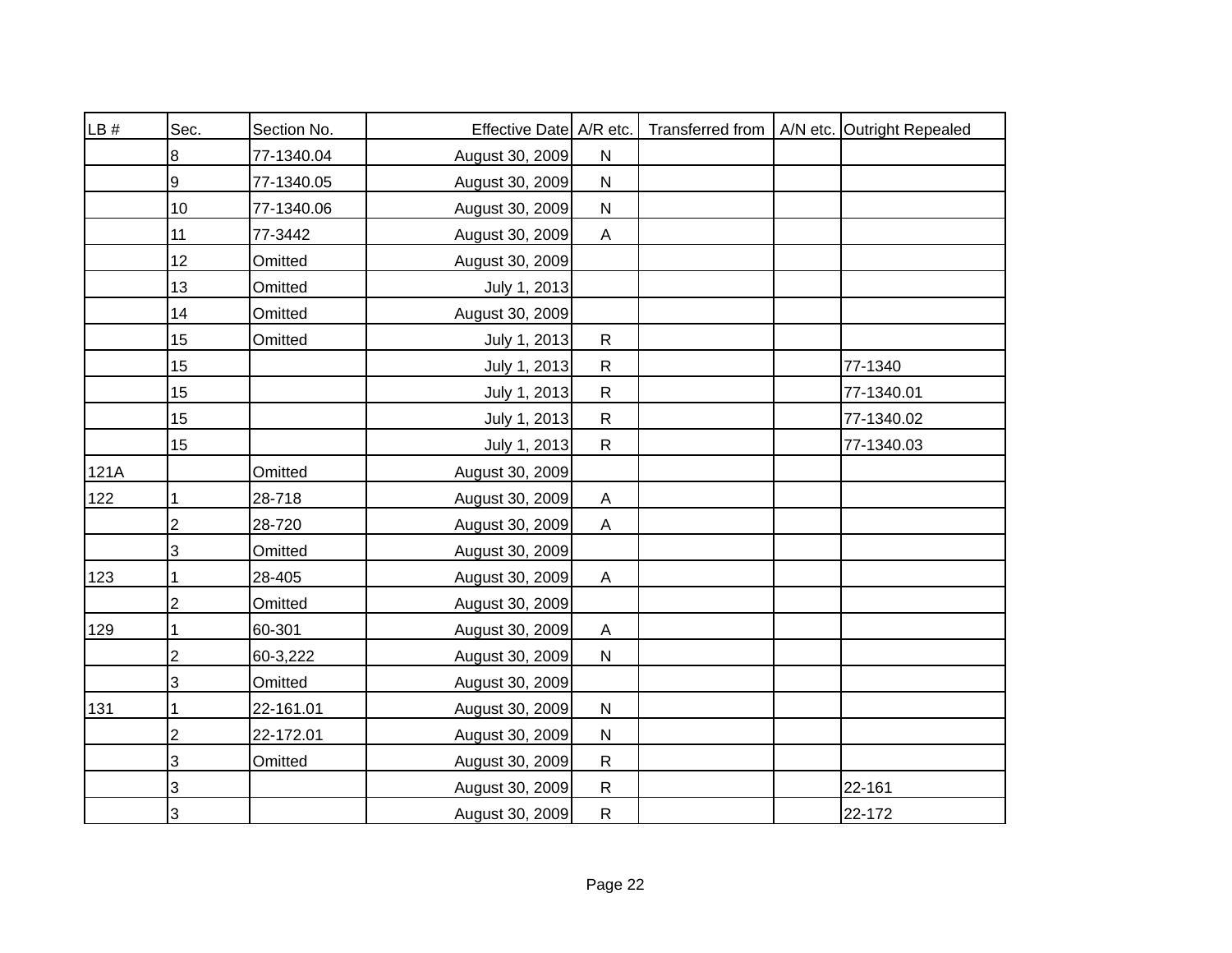| LB # | Sec. | Section No. | Effective Date | A/R etc. | Transferred from | A/N etc. | Outright Repealed |
|---|---|---|---|---|---|---|---|
| | 8 | 77-1340.04 | August 30, 2009 | N | | | |
| | 9 | 77-1340.05 | August 30, 2009 | N | | | |
| | 10 | 77-1340.06 | August 30, 2009 | N | | | |
| | 11 | 77-3442 | August 30, 2009 | A | | | |
| | 12 | Omitted | August 30, 2009 | | | | |
| | 13 | Omitted | July 1, 2013 | | | | |
| | 14 | Omitted | August 30, 2009 | | | | |
| | 15 | Omitted | July 1, 2013 | R | | | |
| | 15 | | July 1, 2013 | R | | | 77-1340 |
| | 15 | | July 1, 2013 | R | | | 77-1340.01 |
| | 15 | | July 1, 2013 | R | | | 77-1340.02 |
| | 15 | | July 1, 2013 | R | | | 77-1340.03 |
| 121A | | Omitted | August 30, 2009 | | | | |
| 122 | 1 | 28-718 | August 30, 2009 | A | | | |
| | 2 | 28-720 | August 30, 2009 | A | | | |
| | 3 | Omitted | August 30, 2009 | | | | |
| 123 | 1 | 28-405 | August 30, 2009 | A | | | |
| | 2 | Omitted | August 30, 2009 | | | | |
| 129 | 1 | 60-301 | August 30, 2009 | A | | | |
| | 2 | 60-3,222 | August 30, 2009 | N | | | |
| | 3 | Omitted | August 30, 2009 | | | | |
| 131 | 1 | 22-161.01 | August 30, 2009 | N | | | |
| | 2 | 22-172.01 | August 30, 2009 | N | | | |
| | 3 | Omitted | August 30, 2009 | R | | | |
| | 3 | | August 30, 2009 | R | | | 22-161 |
| | 3 | | August 30, 2009 | R | | | 22-172 |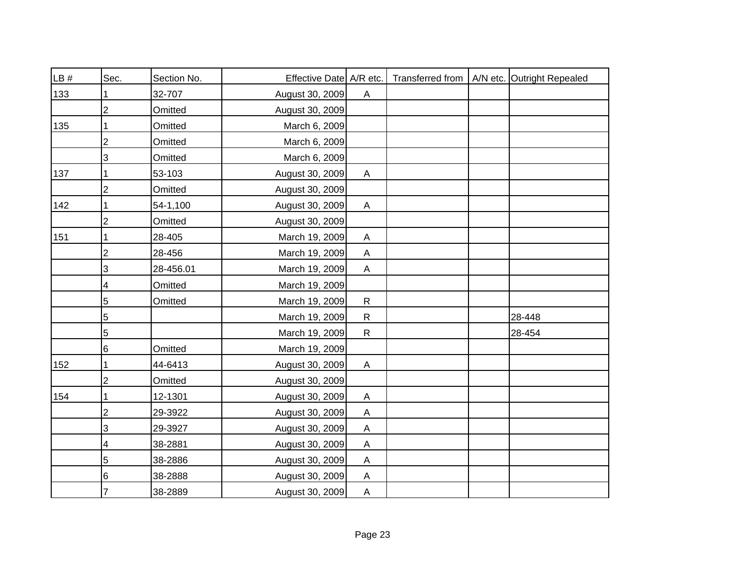| LB # | Sec. | Section No. | Effective Date | A/R etc. | Transferred from | A/N etc. | Outright Repealed |
|---|---|---|---|---|---|---|---|
| 133 | 1 | 32-707 | August 30, 2009 | A | | | |
| | 2 | Omitted | August 30, 2009 | | | | |
| 135 | 1 | Omitted | March 6, 2009 | | | | |
| | 2 | Omitted | March 6, 2009 | | | | |
| | 3 | Omitted | March 6, 2009 | | | | |
| 137 | 1 | 53-103 | August 30, 2009 | A | | | |
| | 2 | Omitted | August 30, 2009 | | | | |
| 142 | 1 | 54-1,100 | August 30, 2009 | A | | | |
| | 2 | Omitted | August 30, 2009 | | | | |
| 151 | 1 | 28-405 | March 19, 2009 | A | | | |
| | 2 | 28-456 | March 19, 2009 | A | | | |
| | 3 | 28-456.01 | March 19, 2009 | A | | | |
| | 4 | Omitted | March 19, 2009 | | | | |
| | 5 | Omitted | March 19, 2009 | R | | | |
| | 5 | | March 19, 2009 | R | | | 28-448 |
| | 5 | | March 19, 2009 | R | | | 28-454 |
| | 6 | Omitted | March 19, 2009 | | | | |
| 152 | 1 | 44-6413 | August 30, 2009 | A | | | |
| | 2 | Omitted | August 30, 2009 | | | | |
| 154 | 1 | 12-1301 | August 30, 2009 | A | | | |
| | 2 | 29-3922 | August 30, 2009 | A | | | |
| | 3 | 29-3927 | August 30, 2009 | A | | | |
| | 4 | 38-2881 | August 30, 2009 | A | | | |
| | 5 | 38-2886 | August 30, 2009 | A | | | |
| | 6 | 38-2888 | August 30, 2009 | A | | | |
| | 7 | 38-2889 | August 30, 2009 | A | | | |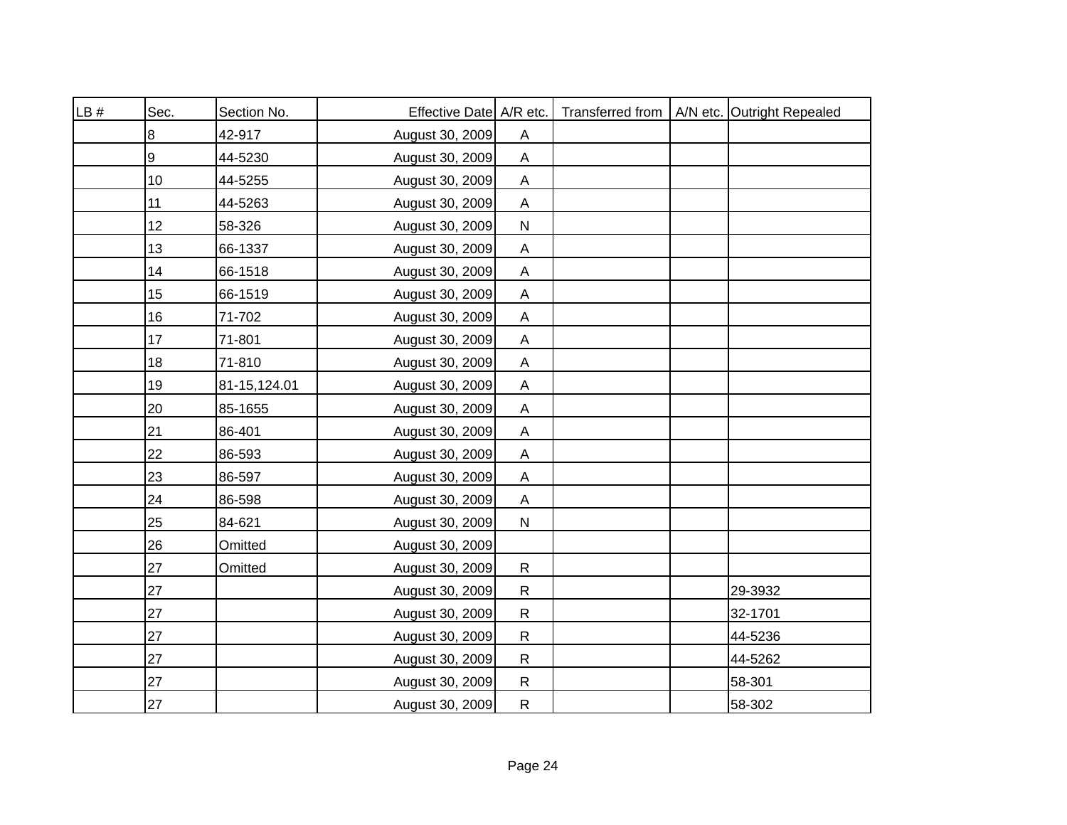| LB # | Sec. | Section No. | Effective Date | A/R etc. | Transferred from | A/N etc. | Outright Repealed |
|---|---|---|---|---|---|---|---|
| | 8 | 42-917 | August 30, 2009 | A | | | |
| | 9 | 44-5230 | August 30, 2009 | A | | | |
| | 10 | 44-5255 | August 30, 2009 | A | | | |
| | 11 | 44-5263 | August 30, 2009 | A | | | |
| | 12 | 58-326 | August 30, 2009 | N | | | |
| | 13 | 66-1337 | August 30, 2009 | A | | | |
| | 14 | 66-1518 | August 30, 2009 | A | | | |
| | 15 | 66-1519 | August 30, 2009 | A | | | |
| | 16 | 71-702 | August 30, 2009 | A | | | |
| | 17 | 71-801 | August 30, 2009 | A | | | |
| | 18 | 71-810 | August 30, 2009 | A | | | |
| | 19 | 81-15,124.01 | August 30, 2009 | A | | | |
| | 20 | 85-1655 | August 30, 2009 | A | | | |
| | 21 | 86-401 | August 30, 2009 | A | | | |
| | 22 | 86-593 | August 30, 2009 | A | | | |
| | 23 | 86-597 | August 30, 2009 | A | | | |
| | 24 | 86-598 | August 30, 2009 | A | | | |
| | 25 | 84-621 | August 30, 2009 | N | | | |
| | 26 | Omitted | August 30, 2009 | | | | |
| | 27 | Omitted | August 30, 2009 | R | | | |
| | 27 | | August 30, 2009 | R | | | 29-3932 |
| | 27 | | August 30, 2009 | R | | | 32-1701 |
| | 27 | | August 30, 2009 | R | | | 44-5236 |
| | 27 | | August 30, 2009 | R | | | 44-5262 |
| | 27 | | August 30, 2009 | R | | | 58-301 |
| | 27 | | August 30, 2009 | R | | | 58-302 |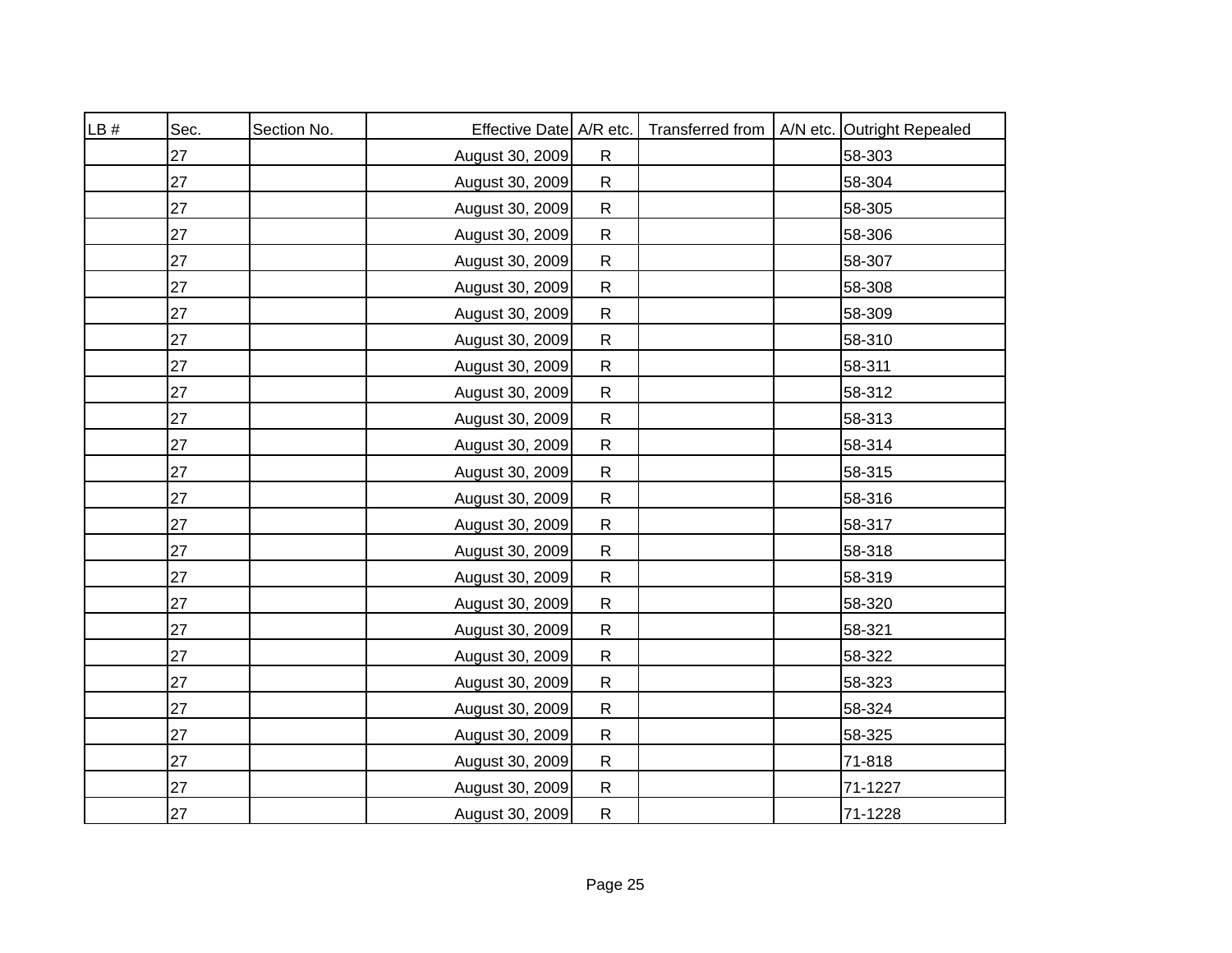| LB # | Sec. | Section No. | Effective Date | A/R etc. | Transferred from | A/N etc. | Outright Repealed |
|---|---|---|---|---|---|---|---|
| | 27 | | August 30, 2009 | R | | | 58-303 |
| | 27 | | August 30, 2009 | R | | | 58-304 |
| | 27 | | August 30, 2009 | R | | | 58-305 |
| | 27 | | August 30, 2009 | R | | | 58-306 |
| | 27 | | August 30, 2009 | R | | | 58-307 |
| | 27 | | August 30, 2009 | R | | | 58-308 |
| | 27 | | August 30, 2009 | R | | | 58-309 |
| | 27 | | August 30, 2009 | R | | | 58-310 |
| | 27 | | August 30, 2009 | R | | | 58-311 |
| | 27 | | August 30, 2009 | R | | | 58-312 |
| | 27 | | August 30, 2009 | R | | | 58-313 |
| | 27 | | August 30, 2009 | R | | | 58-314 |
| | 27 | | August 30, 2009 | R | | | 58-315 |
| | 27 | | August 30, 2009 | R | | | 58-316 |
| | 27 | | August 30, 2009 | R | | | 58-317 |
| | 27 | | August 30, 2009 | R | | | 58-318 |
| | 27 | | August 30, 2009 | R | | | 58-319 |
| | 27 | | August 30, 2009 | R | | | 58-320 |
| | 27 | | August 30, 2009 | R | | | 58-321 |
| | 27 | | August 30, 2009 | R | | | 58-322 |
| | 27 | | August 30, 2009 | R | | | 58-323 |
| | 27 | | August 30, 2009 | R | | | 58-324 |
| | 27 | | August 30, 2009 | R | | | 58-325 |
| | 27 | | August 30, 2009 | R | | | 71-818 |
| | 27 | | August 30, 2009 | R | | | 71-1227 |
| | 27 | | August 30, 2009 | R | | | 71-1228 |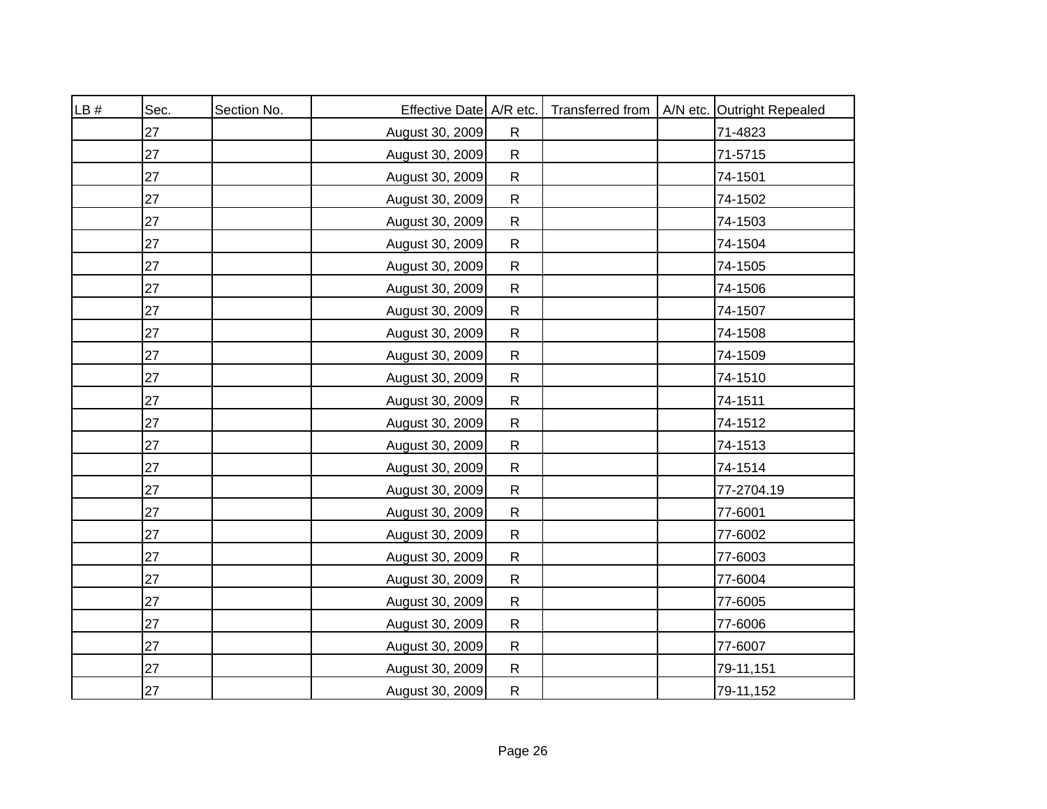| LB # | Sec. | Section No. | Effective Date | A/R etc. | Transferred from | A/N etc. | Outright Repealed |
|---|---|---|---|---|---|---|---|
| | 27 | | August 30, 2009 | R | | | 71-4823 |
| | 27 | | August 30, 2009 | R | | | 71-5715 |
| | 27 | | August 30, 2009 | R | | | 74-1501 |
| | 27 | | August 30, 2009 | R | | | 74-1502 |
| | 27 | | August 30, 2009 | R | | | 74-1503 |
| | 27 | | August 30, 2009 | R | | | 74-1504 |
| | 27 | | August 30, 2009 | R | | | 74-1505 |
| | 27 | | August 30, 2009 | R | | | 74-1506 |
| | 27 | | August 30, 2009 | R | | | 74-1507 |
| | 27 | | August 30, 2009 | R | | | 74-1508 |
| | 27 | | August 30, 2009 | R | | | 74-1509 |
| | 27 | | August 30, 2009 | R | | | 74-1510 |
| | 27 | | August 30, 2009 | R | | | 74-1511 |
| | 27 | | August 30, 2009 | R | | | 74-1512 |
| | 27 | | August 30, 2009 | R | | | 74-1513 |
| | 27 | | August 30, 2009 | R | | | 74-1514 |
| | 27 | | August 30, 2009 | R | | | 77-2704.19 |
| | 27 | | August 30, 2009 | R | | | 77-6001 |
| | 27 | | August 30, 2009 | R | | | 77-6002 |
| | 27 | | August 30, 2009 | R | | | 77-6003 |
| | 27 | | August 30, 2009 | R | | | 77-6004 |
| | 27 | | August 30, 2009 | R | | | 77-6005 |
| | 27 | | August 30, 2009 | R | | | 77-6006 |
| | 27 | | August 30, 2009 | R | | | 77-6007 |
| | 27 | | August 30, 2009 | R | | | 79-11,151 |
| | 27 | | August 30, 2009 | R | | | 79-11,152 |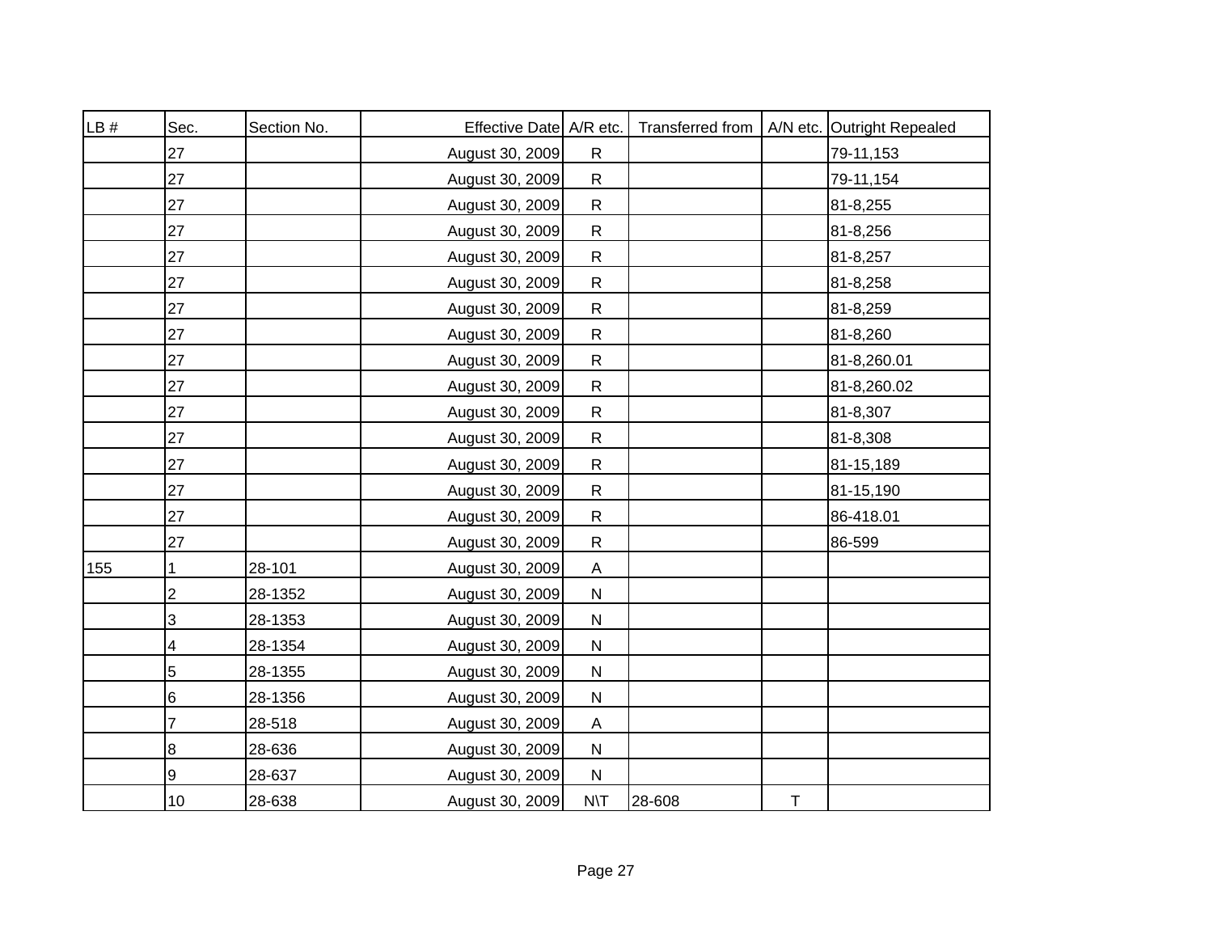| LB # | Sec. | Section No. | Effective Date | A/R etc. | Transferred from | A/N etc. | Outright Repealed |
|---|---|---|---|---|---|---|---|
| | 27 | | August 30, 2009 | R | | | 79-11,153 |
| | 27 | | August 30, 2009 | R | | | 79-11,154 |
| | 27 | | August 30, 2009 | R | | | 81-8,255 |
| | 27 | | August 30, 2009 | R | | | 81-8,256 |
| | 27 | | August 30, 2009 | R | | | 81-8,257 |
| | 27 | | August 30, 2009 | R | | | 81-8,258 |
| | 27 | | August 30, 2009 | R | | | 81-8,259 |
| | 27 | | August 30, 2009 | R | | | 81-8,260 |
| | 27 | | August 30, 2009 | R | | | 81-8,260.01 |
| | 27 | | August 30, 2009 | R | | | 81-8,260.02 |
| | 27 | | August 30, 2009 | R | | | 81-8,307 |
| | 27 | | August 30, 2009 | R | | | 81-8,308 |
| | 27 | | August 30, 2009 | R | | | 81-15,189 |
| | 27 | | August 30, 2009 | R | | | 81-15,190 |
| | 27 | | August 30, 2009 | R | | | 86-418.01 |
| | 27 | | August 30, 2009 | R | | | 86-599 |
| 155 | 1 | 28-101 | August 30, 2009 | A | | | |
| | 2 | 28-1352 | August 30, 2009 | N | | | |
| | 3 | 28-1353 | August 30, 2009 | N | | | |
| | 4 | 28-1354 | August 30, 2009 | N | | | |
| | 5 | 28-1355 | August 30, 2009 | N | | | |
| | 6 | 28-1356 | August 30, 2009 | N | | | |
| | 7 | 28-518 | August 30, 2009 | A | | | |
| | 8 | 28-636 | August 30, 2009 | N | | | |
| | 9 | 28-637 | August 30, 2009 | N | | | |
| | 10 | 28-638 | August 30, 2009 | N\T | 28-608 | T | |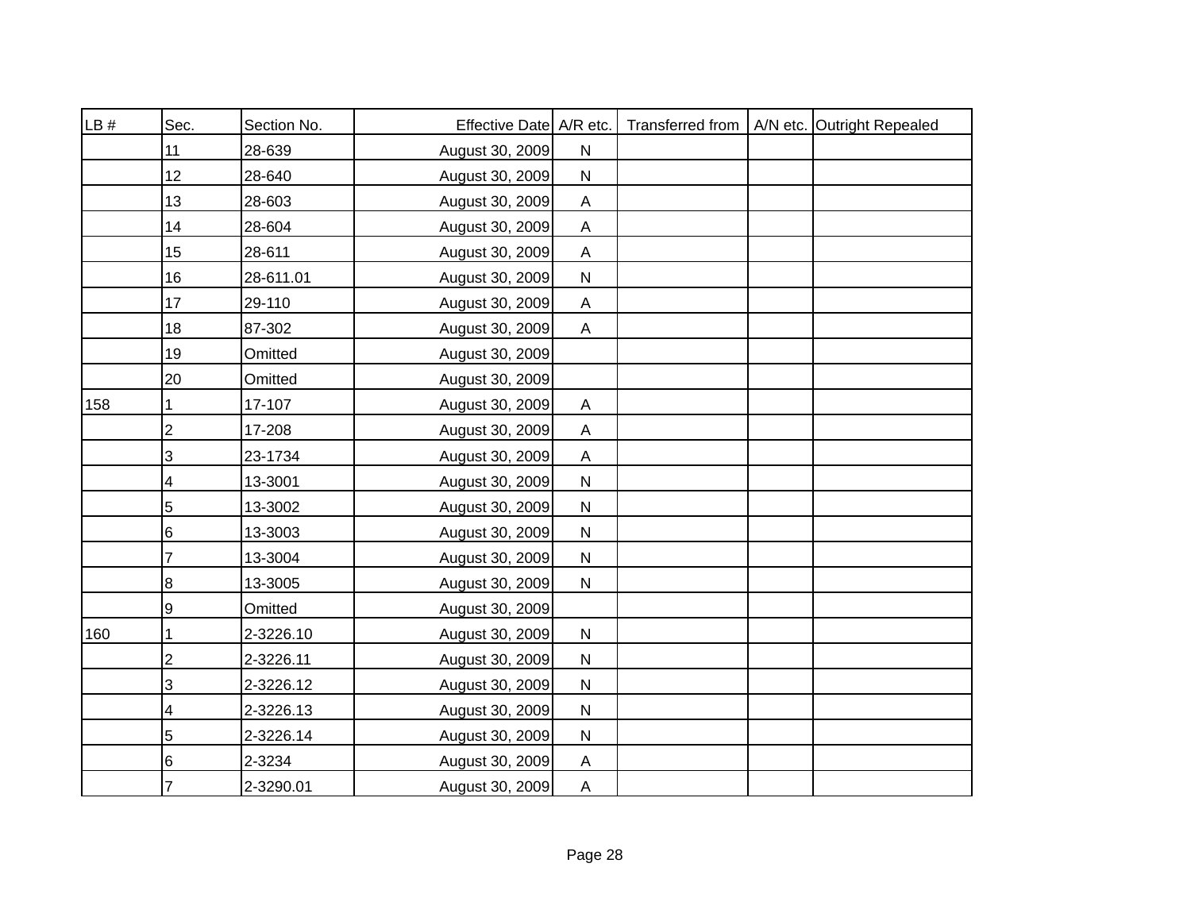| LB # | Sec. | Section No. | Effective Date | A/R etc. | Transferred from | A/N etc. | Outright Repealed |
|---|---|---|---|---|---|---|---|
| | 11 | 28-639 | August 30, 2009 | N | | | |
| | 12 | 28-640 | August 30, 2009 | N | | | |
| | 13 | 28-603 | August 30, 2009 | A | | | |
| | 14 | 28-604 | August 30, 2009 | A | | | |
| | 15 | 28-611 | August 30, 2009 | A | | | |
| | 16 | 28-611.01 | August 30, 2009 | N | | | |
| | 17 | 29-110 | August 30, 2009 | A | | | |
| | 18 | 87-302 | August 30, 2009 | A | | | |
| | 19 | Omitted | August 30, 2009 | | | | |
| | 20 | Omitted | August 30, 2009 | | | | |
| 158 | 1 | 17-107 | August 30, 2009 | A | | | |
| | 2 | 17-208 | August 30, 2009 | A | | | |
| | 3 | 23-1734 | August 30, 2009 | A | | | |
| | 4 | 13-3001 | August 30, 2009 | N | | | |
| | 5 | 13-3002 | August 30, 2009 | N | | | |
| | 6 | 13-3003 | August 30, 2009 | N | | | |
| | 7 | 13-3004 | August 30, 2009 | N | | | |
| | 8 | 13-3005 | August 30, 2009 | N | | | |
| | 9 | Omitted | August 30, 2009 | | | | |
| 160 | 1 | 2-3226.10 | August 30, 2009 | N | | | |
| | 2 | 2-3226.11 | August 30, 2009 | N | | | |
| | 3 | 2-3226.12 | August 30, 2009 | N | | | |
| | 4 | 2-3226.13 | August 30, 2009 | N | | | |
| | 5 | 2-3226.14 | August 30, 2009 | N | | | |
| | 6 | 2-3234 | August 30, 2009 | A | | | |
| | 7 | 2-3290.01 | August 30, 2009 | A | | | |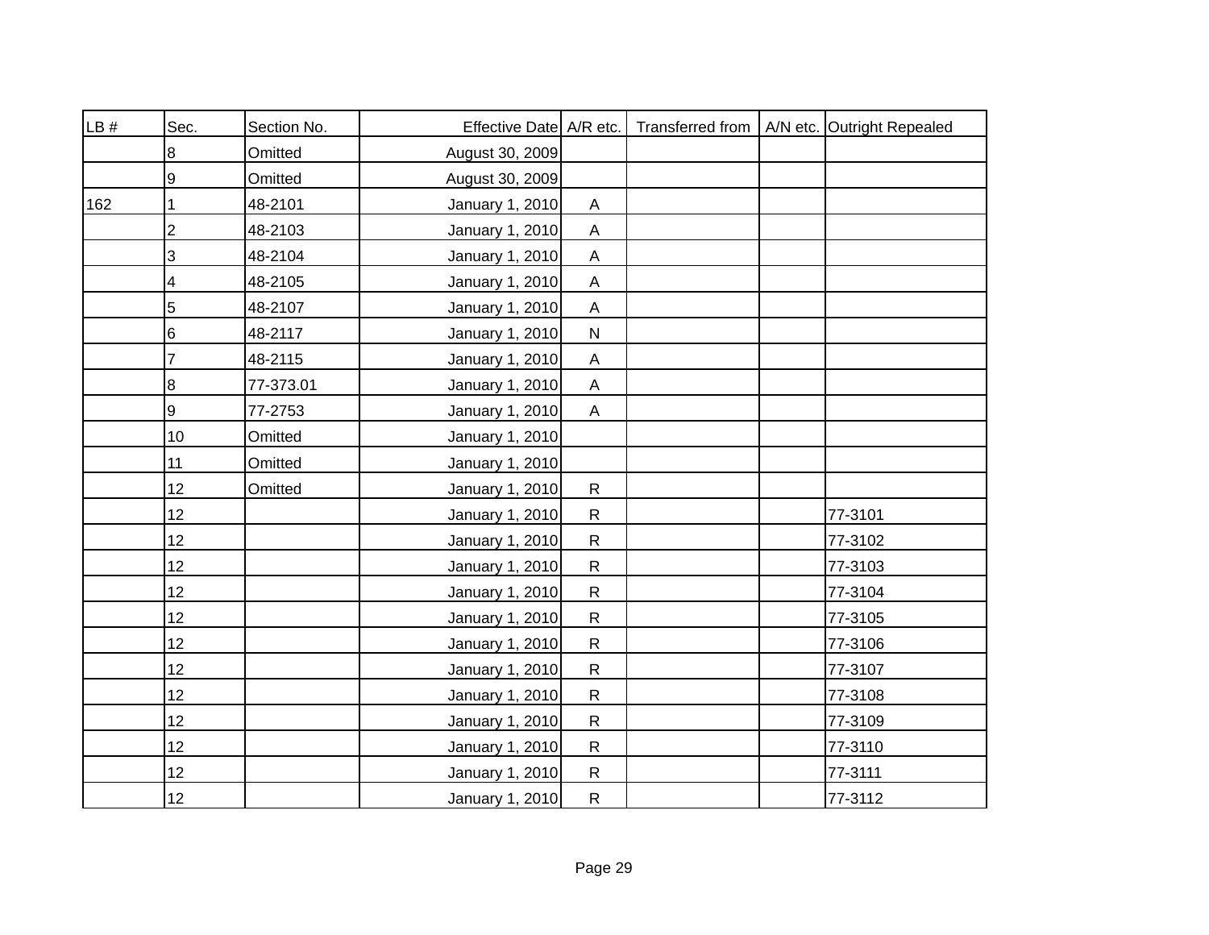| LB # | Sec. | Section No. | Effective Date | A/R etc. | Transferred from | A/N etc. | Outright Repealed |
|---|---|---|---|---|---|---|---|
| | 8 | Omitted | August 30, 2009 | | | | |
| | 9 | Omitted | August 30, 2009 | | | | |
| 162 | 1 | 48-2101 | January 1, 2010 | A | | | |
| | 2 | 48-2103 | January 1, 2010 | A | | | |
| | 3 | 48-2104 | January 1, 2010 | A | | | |
| | 4 | 48-2105 | January 1, 2010 | A | | | |
| | 5 | 48-2107 | January 1, 2010 | A | | | |
| | 6 | 48-2117 | January 1, 2010 | N | | | |
| | 7 | 48-2115 | January 1, 2010 | A | | | |
| | 8 | 77-373.01 | January 1, 2010 | A | | | |
| | 9 | 77-2753 | January 1, 2010 | A | | | |
| | 10 | Omitted | January 1, 2010 | | | | |
| | 11 | Omitted | January 1, 2010 | | | | |
| | 12 | Omitted | January 1, 2010 | R | | | |
| | 12 | | January 1, 2010 | R | | | 77-3101 |
| | 12 | | January 1, 2010 | R | | | 77-3102 |
| | 12 | | January 1, 2010 | R | | | 77-3103 |
| | 12 | | January 1, 2010 | R | | | 77-3104 |
| | 12 | | January 1, 2010 | R | | | 77-3105 |
| | 12 | | January 1, 2010 | R | | | 77-3106 |
| | 12 | | January 1, 2010 | R | | | 77-3107 |
| | 12 | | January 1, 2010 | R | | | 77-3108 |
| | 12 | | January 1, 2010 | R | | | 77-3109 |
| | 12 | | January 1, 2010 | R | | | 77-3110 |
| | 12 | | January 1, 2010 | R | | | 77-3111 |
| | 12 | | January 1, 2010 | R | | | 77-3112 |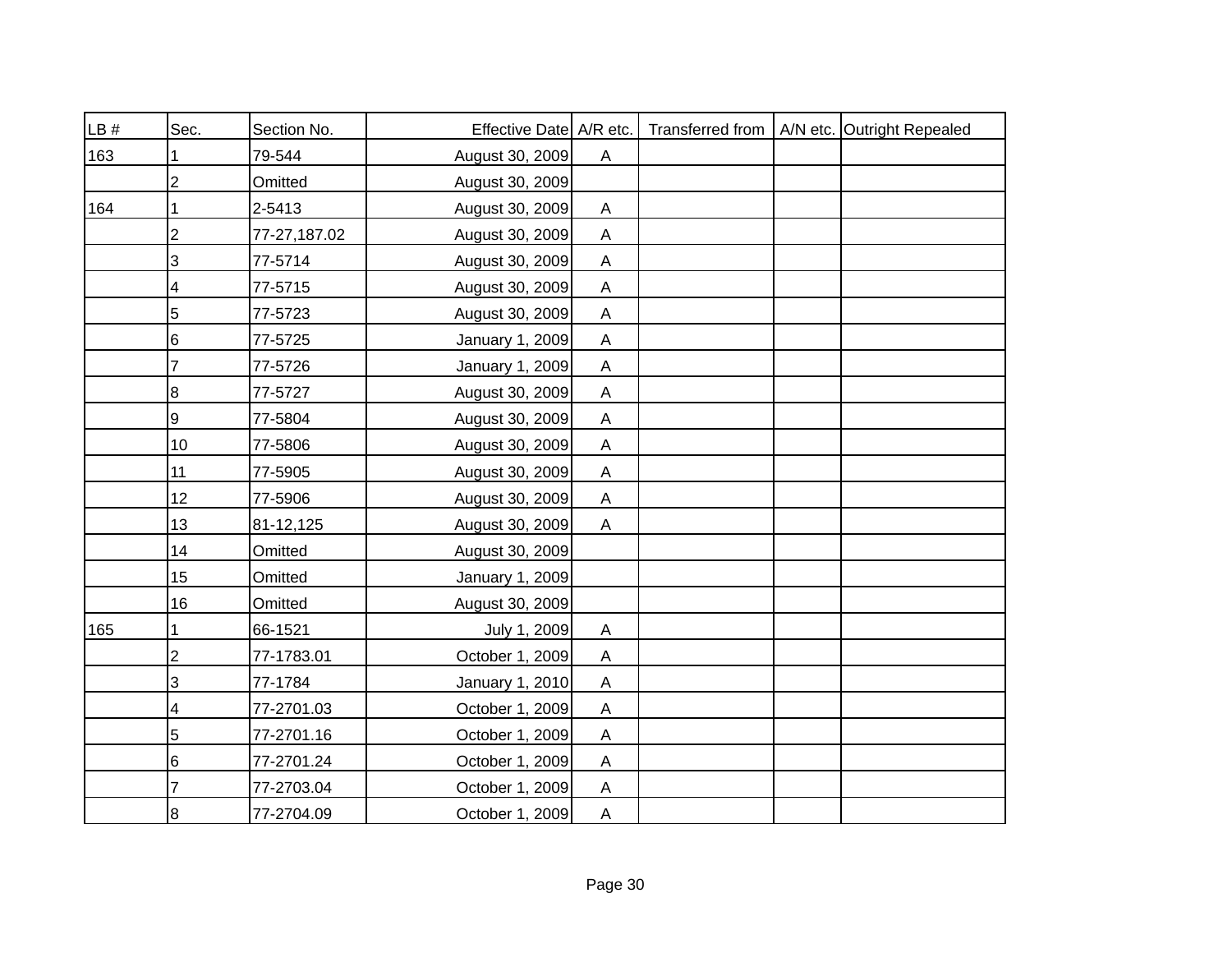| LB # | Sec. | Section No. | Effective Date | A/R etc. | Transferred from | A/N etc. | Outright Repealed |
|---|---|---|---|---|---|---|---|
| 163 | 1 | 79-544 | August 30, 2009 | A | | | |
| | 2 | Omitted | August 30, 2009 | | | | |
| 164 | 1 | 2-5413 | August 30, 2009 | A | | | |
| | 2 | 77-27,187.02 | August 30, 2009 | A | | | |
| | 3 | 77-5714 | August 30, 2009 | A | | | |
| | 4 | 77-5715 | August 30, 2009 | A | | | |
| | 5 | 77-5723 | August 30, 2009 | A | | | |
| | 6 | 77-5725 | January 1, 2009 | A | | | |
| | 7 | 77-5726 | January 1, 2009 | A | | | |
| | 8 | 77-5727 | August 30, 2009 | A | | | |
| | 9 | 77-5804 | August 30, 2009 | A | | | |
| | 10 | 77-5806 | August 30, 2009 | A | | | |
| | 11 | 77-5905 | August 30, 2009 | A | | | |
| | 12 | 77-5906 | August 30, 2009 | A | | | |
| | 13 | 81-12,125 | August 30, 2009 | A | | | |
| | 14 | Omitted | August 30, 2009 | | | | |
| | 15 | Omitted | January 1, 2009 | | | | |
| | 16 | Omitted | August 30, 2009 | | | | |
| 165 | 1 | 66-1521 | July 1, 2009 | A | | | |
| | 2 | 77-1783.01 | October 1, 2009 | A | | | |
| | 3 | 77-1784 | January 1, 2010 | A | | | |
| | 4 | 77-2701.03 | October 1, 2009 | A | | | |
| | 5 | 77-2701.16 | October 1, 2009 | A | | | |
| | 6 | 77-2701.24 | October 1, 2009 | A | | | |
| | 7 | 77-2703.04 | October 1, 2009 | A | | | |
| | 8 | 77-2704.09 | October 1, 2009 | A | | | |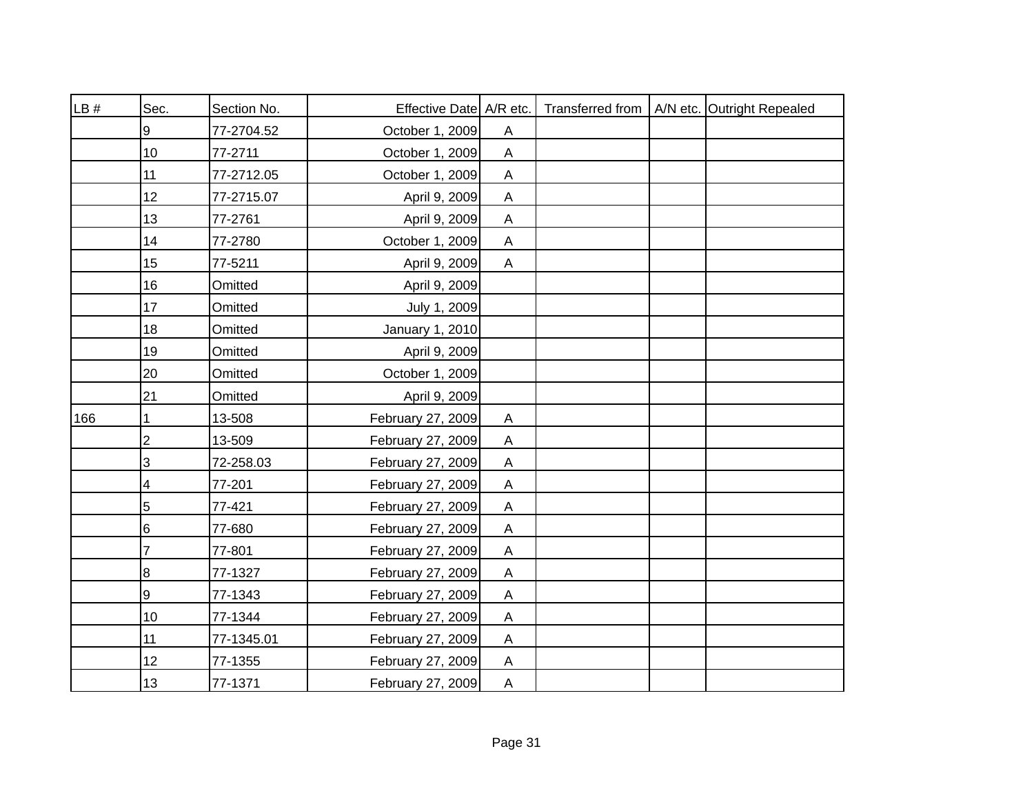| LB # | Sec. | Section No. | Effective Date | A/R etc. | Transferred from | A/N etc. | Outright Repealed |
|---|---|---|---|---|---|---|---|
| | 9 | 77-2704.52 | October 1, 2009 | A | | | |
| | 10 | 77-2711 | October 1, 2009 | A | | | |
| | 11 | 77-2712.05 | October 1, 2009 | A | | | |
| | 12 | 77-2715.07 | April 9, 2009 | A | | | |
| | 13 | 77-2761 | April 9, 2009 | A | | | |
| | 14 | 77-2780 | October 1, 2009 | A | | | |
| | 15 | 77-5211 | April 9, 2009 | A | | | |
| | 16 | Omitted | April 9, 2009 | | | | |
| | 17 | Omitted | July 1, 2009 | | | | |
| | 18 | Omitted | January 1, 2010 | | | | |
| | 19 | Omitted | April 9, 2009 | | | | |
| | 20 | Omitted | October 1, 2009 | | | | |
| | 21 | Omitted | April 9, 2009 | | | | |
| 166 | 1 | 13-508 | February 27, 2009 | A | | | |
| | 2 | 13-509 | February 27, 2009 | A | | | |
| | 3 | 72-258.03 | February 27, 2009 | A | | | |
| | 4 | 77-201 | February 27, 2009 | A | | | |
| | 5 | 77-421 | February 27, 2009 | A | | | |
| | 6 | 77-680 | February 27, 2009 | A | | | |
| | 7 | 77-801 | February 27, 2009 | A | | | |
| | 8 | 77-1327 | February 27, 2009 | A | | | |
| | 9 | 77-1343 | February 27, 2009 | A | | | |
| | 10 | 77-1344 | February 27, 2009 | A | | | |
| | 11 | 77-1345.01 | February 27, 2009 | A | | | |
| | 12 | 77-1355 | February 27, 2009 | A | | | |
| | 13 | 77-1371 | February 27, 2009 | A | | | |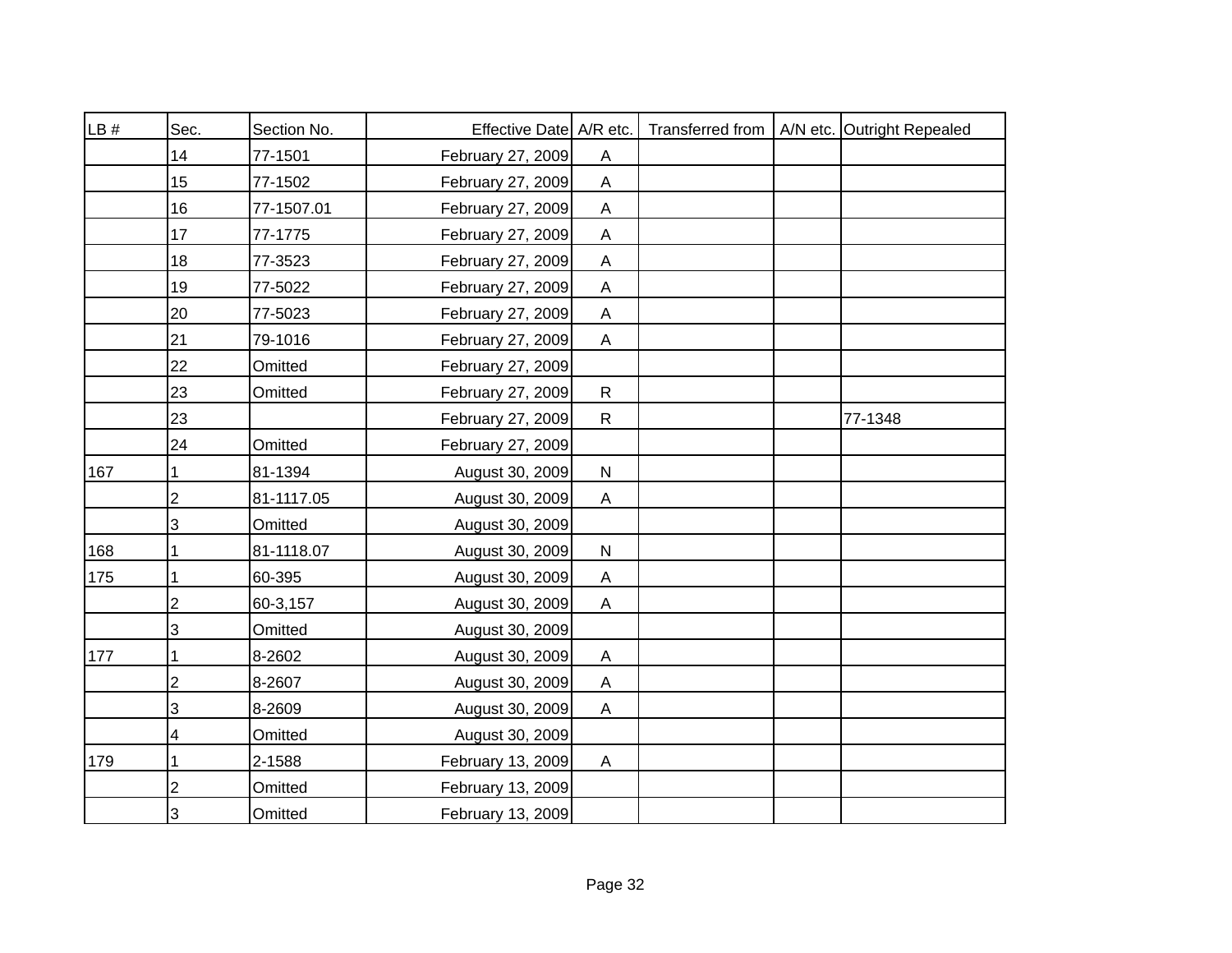| LB # | Sec. | Section No. | Effective Date | A/R etc. | Transferred from | A/N etc. | Outright Repealed |
|---|---|---|---|---|---|---|---|
| | 14 | 77-1501 | February 27, 2009 | A | | | |
| | 15 | 77-1502 | February 27, 2009 | A | | | |
| | 16 | 77-1507.01 | February 27, 2009 | A | | | |
| | 17 | 77-1775 | February 27, 2009 | A | | | |
| | 18 | 77-3523 | February 27, 2009 | A | | | |
| | 19 | 77-5022 | February 27, 2009 | A | | | |
| | 20 | 77-5023 | February 27, 2009 | A | | | |
| | 21 | 79-1016 | February 27, 2009 | A | | | |
| | 22 | Omitted | February 27, 2009 | | | | |
| | 23 | Omitted | February 27, 2009 | R | | | |
| | 23 | | February 27, 2009 | R | | | 77-1348 |
| | 24 | Omitted | February 27, 2009 | | | | |
| 167 | 1 | 81-1394 | August 30, 2009 | N | | | |
| | 2 | 81-1117.05 | August 30, 2009 | A | | | |
| | 3 | Omitted | August 30, 2009 | | | | |
| 168 | 1 | 81-1118.07 | August 30, 2009 | N | | | |
| 175 | 1 | 60-395 | August 30, 2009 | A | | | |
| | 2 | 60-3,157 | August 30, 2009 | A | | | |
| | 3 | Omitted | August 30, 2009 | | | | |
| 177 | 1 | 8-2602 | August 30, 2009 | A | | | |
| | 2 | 8-2607 | August 30, 2009 | A | | | |
| | 3 | 8-2609 | August 30, 2009 | A | | | |
| | 4 | Omitted | August 30, 2009 | | | | |
| 179 | 1 | 2-1588 | February 13, 2009 | A | | | |
| | 2 | Omitted | February 13, 2009 | | | | |
| | 3 | Omitted | February 13, 2009 | | | | |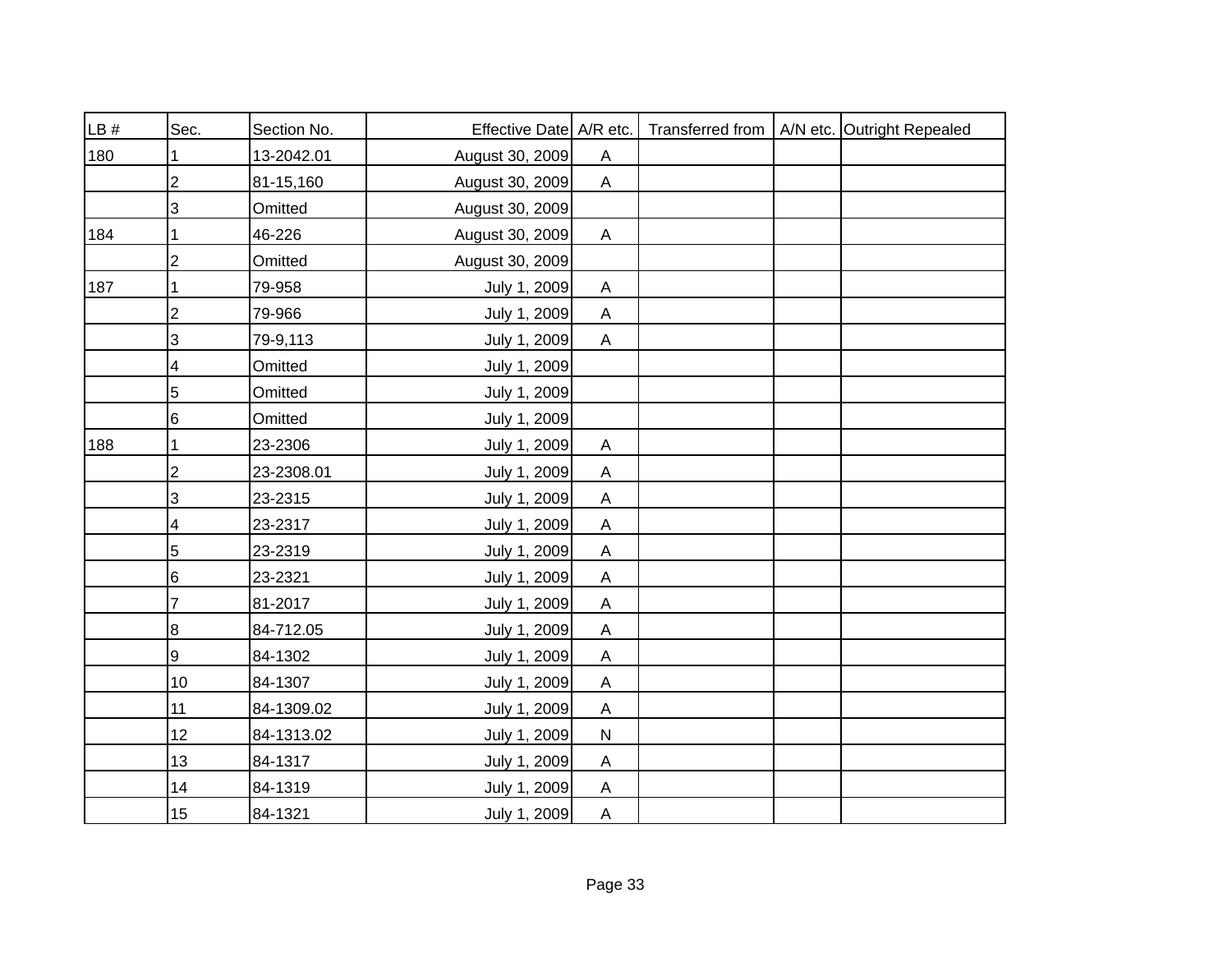| LB # | Sec. | Section No. | Effective Date | A/R etc. | Transferred from | A/N etc. | Outright Repealed |
|---|---|---|---|---|---|---|---|
| 180 | 1 | 13-2042.01 | August 30, 2009 | A | | | |
| | 2 | 81-15,160 | August 30, 2009 | A | | | |
| | 3 | Omitted | August 30, 2009 | | | | |
| 184 | 1 | 46-226 | August 30, 2009 | A | | | |
| | 2 | Omitted | August 30, 2009 | | | | |
| 187 | 1 | 79-958 | July 1, 2009 | A | | | |
| | 2 | 79-966 | July 1, 2009 | A | | | |
| | 3 | 79-9,113 | July 1, 2009 | A | | | |
| | 4 | Omitted | July 1, 2009 | | | | |
| | 5 | Omitted | July 1, 2009 | | | | |
| | 6 | Omitted | July 1, 2009 | | | | |
| 188 | 1 | 23-2306 | July 1, 2009 | A | | | |
| | 2 | 23-2308.01 | July 1, 2009 | A | | | |
| | 3 | 23-2315 | July 1, 2009 | A | | | |
| | 4 | 23-2317 | July 1, 2009 | A | | | |
| | 5 | 23-2319 | July 1, 2009 | A | | | |
| | 6 | 23-2321 | July 1, 2009 | A | | | |
| | 7 | 81-2017 | July 1, 2009 | A | | | |
| | 8 | 84-712.05 | July 1, 2009 | A | | | |
| | 9 | 84-1302 | July 1, 2009 | A | | | |
| | 10 | 84-1307 | July 1, 2009 | A | | | |
| | 11 | 84-1309.02 | July 1, 2009 | A | | | |
| | 12 | 84-1313.02 | July 1, 2009 | N | | | |
| | 13 | 84-1317 | July 1, 2009 | A | | | |
| | 14 | 84-1319 | July 1, 2009 | A | | | |
| | 15 | 84-1321 | July 1, 2009 | A | | | |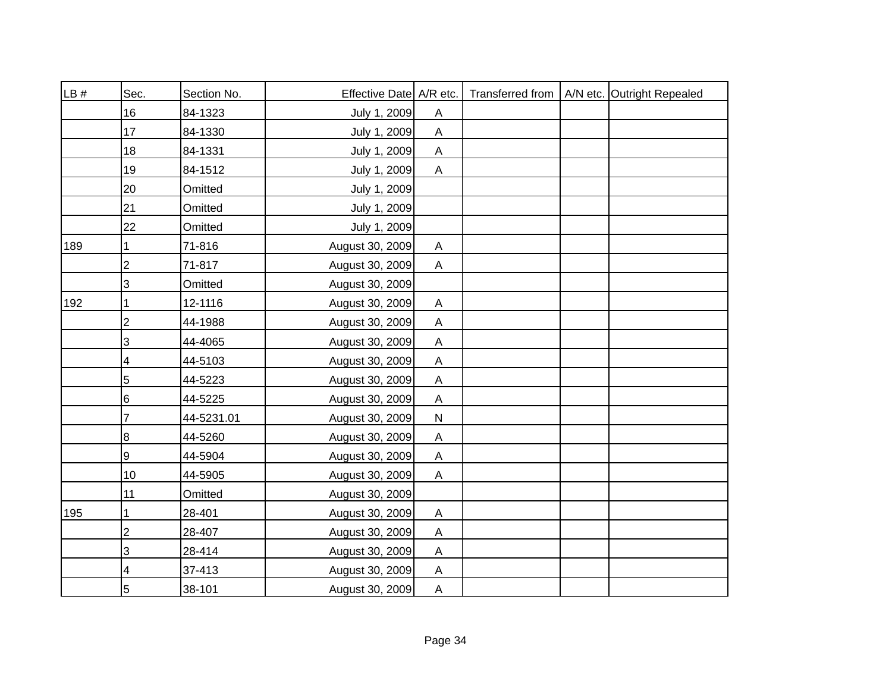| LB # | Sec. | Section No. | Effective Date | A/R etc. | Transferred from | A/N etc. | Outright Repealed |
|---|---|---|---|---|---|---|---|
| | 16 | 84-1323 | July 1, 2009 | A | | | |
| | 17 | 84-1330 | July 1, 2009 | A | | | |
| | 18 | 84-1331 | July 1, 2009 | A | | | |
| | 19 | 84-1512 | July 1, 2009 | A | | | |
| | 20 | Omitted | July 1, 2009 | | | | |
| | 21 | Omitted | July 1, 2009 | | | | |
| | 22 | Omitted | July 1, 2009 | | | | |
| 189 | 1 | 71-816 | August 30, 2009 | A | | | |
| | 2 | 71-817 | August 30, 2009 | A | | | |
| | 3 | Omitted | August 30, 2009 | | | | |
| 192 | 1 | 12-1116 | August 30, 2009 | A | | | |
| | 2 | 44-1988 | August 30, 2009 | A | | | |
| | 3 | 44-4065 | August 30, 2009 | A | | | |
| | 4 | 44-5103 | August 30, 2009 | A | | | |
| | 5 | 44-5223 | August 30, 2009 | A | | | |
| | 6 | 44-5225 | August 30, 2009 | A | | | |
| | 7 | 44-5231.01 | August 30, 2009 | N | | | |
| | 8 | 44-5260 | August 30, 2009 | A | | | |
| | 9 | 44-5904 | August 30, 2009 | A | | | |
| | 10 | 44-5905 | August 30, 2009 | A | | | |
| | 11 | Omitted | August 30, 2009 | | | | |
| 195 | 1 | 28-401 | August 30, 2009 | A | | | |
| | 2 | 28-407 | August 30, 2009 | A | | | |
| | 3 | 28-414 | August 30, 2009 | A | | | |
| | 4 | 37-413 | August 30, 2009 | A | | | |
| | 5 | 38-101 | August 30, 2009 | A | | | |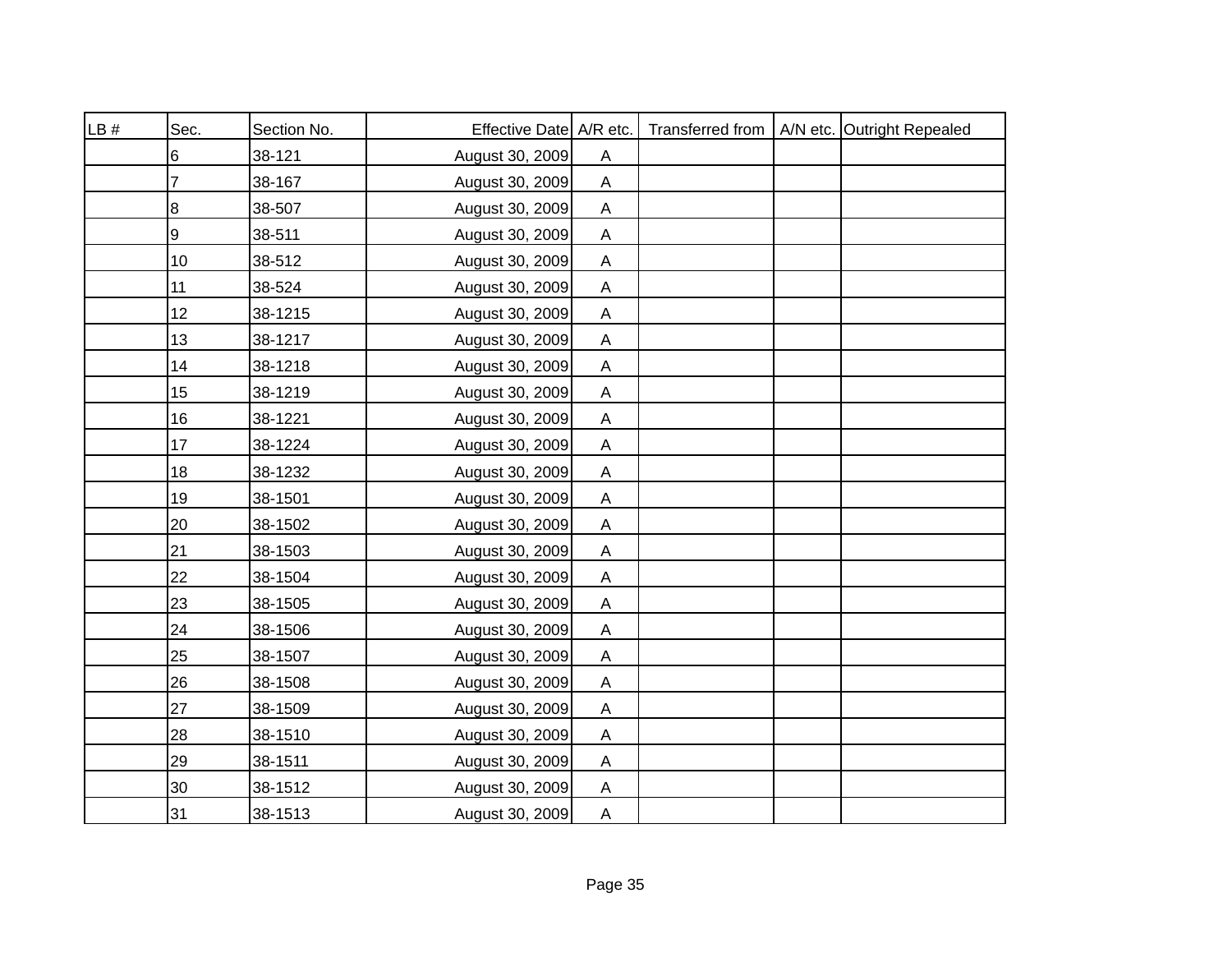| LB # | Sec. | Section No. | Effective Date | A/R etc. | Transferred from | A/N etc. | Outright Repealed |
|---|---|---|---|---|---|---|---|
| | 6 | 38-121 | August 30, 2009 | A | | | |
| | 7 | 38-167 | August 30, 2009 | A | | | |
| | 8 | 38-507 | August 30, 2009 | A | | | |
| | 9 | 38-511 | August 30, 2009 | A | | | |
| | 10 | 38-512 | August 30, 2009 | A | | | |
| | 11 | 38-524 | August 30, 2009 | A | | | |
| | 12 | 38-1215 | August 30, 2009 | A | | | |
| | 13 | 38-1217 | August 30, 2009 | A | | | |
| | 14 | 38-1218 | August 30, 2009 | A | | | |
| | 15 | 38-1219 | August 30, 2009 | A | | | |
| | 16 | 38-1221 | August 30, 2009 | A | | | |
| | 17 | 38-1224 | August 30, 2009 | A | | | |
| | 18 | 38-1232 | August 30, 2009 | A | | | |
| | 19 | 38-1501 | August 30, 2009 | A | | | |
| | 20 | 38-1502 | August 30, 2009 | A | | | |
| | 21 | 38-1503 | August 30, 2009 | A | | | |
| | 22 | 38-1504 | August 30, 2009 | A | | | |
| | 23 | 38-1505 | August 30, 2009 | A | | | |
| | 24 | 38-1506 | August 30, 2009 | A | | | |
| | 25 | 38-1507 | August 30, 2009 | A | | | |
| | 26 | 38-1508 | August 30, 2009 | A | | | |
| | 27 | 38-1509 | August 30, 2009 | A | | | |
| | 28 | 38-1510 | August 30, 2009 | A | | | |
| | 29 | 38-1511 | August 30, 2009 | A | | | |
| | 30 | 38-1512 | August 30, 2009 | A | | | |
| | 31 | 38-1513 | August 30, 2009 | A | | | |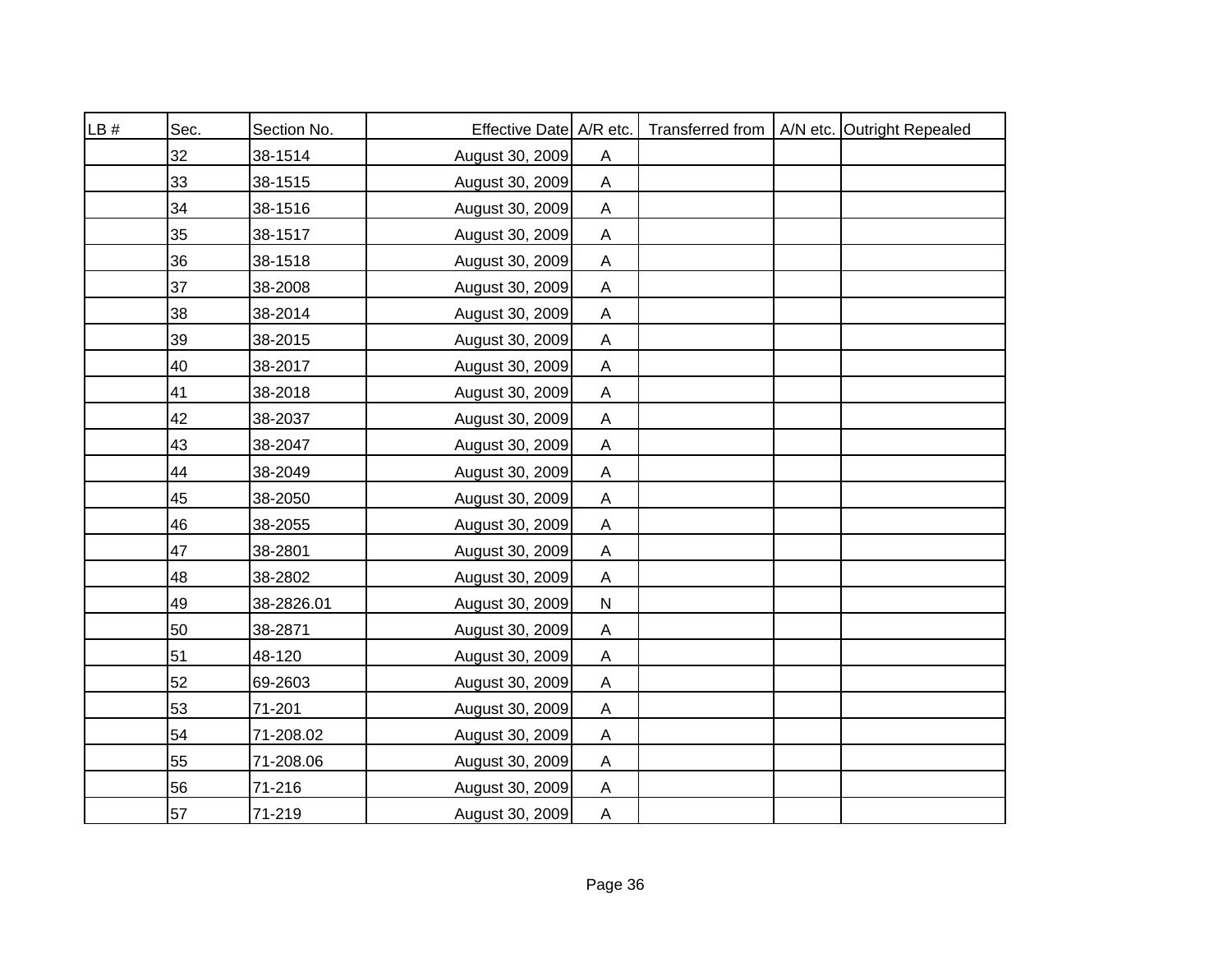| LB # | Sec. | Section No. | Effective Date | A/R etc. | Transferred from | A/N etc. | Outright Repealed |
|---|---|---|---|---|---|---|---|
| | 32 | 38-1514 | August 30, 2009 | A | | | |
| | 33 | 38-1515 | August 30, 2009 | A | | | |
| | 34 | 38-1516 | August 30, 2009 | A | | | |
| | 35 | 38-1517 | August 30, 2009 | A | | | |
| | 36 | 38-1518 | August 30, 2009 | A | | | |
| | 37 | 38-2008 | August 30, 2009 | A | | | |
| | 38 | 38-2014 | August 30, 2009 | A | | | |
| | 39 | 38-2015 | August 30, 2009 | A | | | |
| | 40 | 38-2017 | August 30, 2009 | A | | | |
| | 41 | 38-2018 | August 30, 2009 | A | | | |
| | 42 | 38-2037 | August 30, 2009 | A | | | |
| | 43 | 38-2047 | August 30, 2009 | A | | | |
| | 44 | 38-2049 | August 30, 2009 | A | | | |
| | 45 | 38-2050 | August 30, 2009 | A | | | |
| | 46 | 38-2055 | August 30, 2009 | A | | | |
| | 47 | 38-2801 | August 30, 2009 | A | | | |
| | 48 | 38-2802 | August 30, 2009 | A | | | |
| | 49 | 38-2826.01 | August 30, 2009 | N | | | |
| | 50 | 38-2871 | August 30, 2009 | A | | | |
| | 51 | 48-120 | August 30, 2009 | A | | | |
| | 52 | 69-2603 | August 30, 2009 | A | | | |
| | 53 | 71-201 | August 30, 2009 | A | | | |
| | 54 | 71-208.02 | August 30, 2009 | A | | | |
| | 55 | 71-208.06 | August 30, 2009 | A | | | |
| | 56 | 71-216 | August 30, 2009 | A | | | |
| | 57 | 71-219 | August 30, 2009 | A | | | |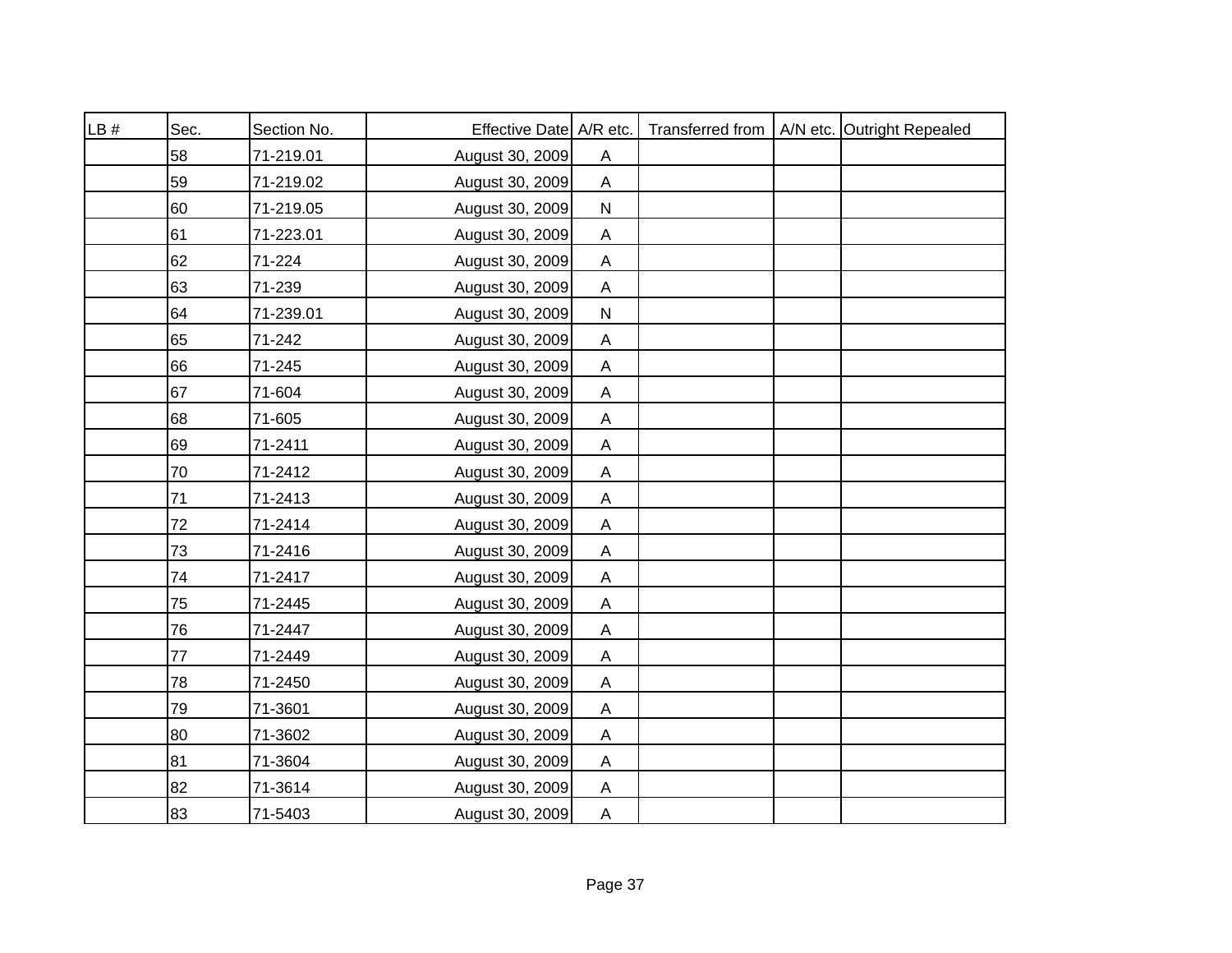| LB # | Sec. | Section No. | Effective Date | A/R etc. | Transferred from | A/N etc. | Outright Repealed |
|---|---|---|---|---|---|---|---|
| | 58 | 71-219.01 | August 30, 2009 | A | | | |
| | 59 | 71-219.02 | August 30, 2009 | A | | | |
| | 60 | 71-219.05 | August 30, 2009 | N | | | |
| | 61 | 71-223.01 | August 30, 2009 | A | | | |
| | 62 | 71-224 | August 30, 2009 | A | | | |
| | 63 | 71-239 | August 30, 2009 | A | | | |
| | 64 | 71-239.01 | August 30, 2009 | N | | | |
| | 65 | 71-242 | August 30, 2009 | A | | | |
| | 66 | 71-245 | August 30, 2009 | A | | | |
| | 67 | 71-604 | August 30, 2009 | A | | | |
| | 68 | 71-605 | August 30, 2009 | A | | | |
| | 69 | 71-2411 | August 30, 2009 | A | | | |
| | 70 | 71-2412 | August 30, 2009 | A | | | |
| | 71 | 71-2413 | August 30, 2009 | A | | | |
| | 72 | 71-2414 | August 30, 2009 | A | | | |
| | 73 | 71-2416 | August 30, 2009 | A | | | |
| | 74 | 71-2417 | August 30, 2009 | A | | | |
| | 75 | 71-2445 | August 30, 2009 | A | | | |
| | 76 | 71-2447 | August 30, 2009 | A | | | |
| | 77 | 71-2449 | August 30, 2009 | A | | | |
| | 78 | 71-2450 | August 30, 2009 | A | | | |
| | 79 | 71-3601 | August 30, 2009 | A | | | |
| | 80 | 71-3602 | August 30, 2009 | A | | | |
| | 81 | 71-3604 | August 30, 2009 | A | | | |
| | 82 | 71-3614 | August 30, 2009 | A | | | |
| | 83 | 71-5403 | August 30, 2009 | A | | | |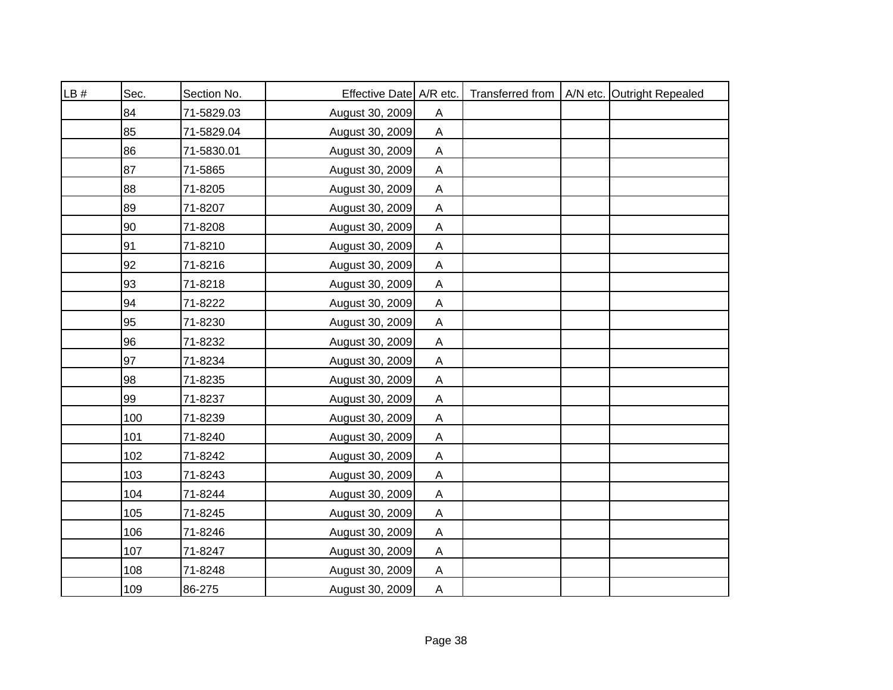| LB # | Sec. | Section No. | Effective Date | A/R etc. | Transferred from | A/N etc. | Outright Repealed |
|---|---|---|---|---|---|---|---|
| | 84 | 71-5829.03 | August 30, 2009 | A | | | |
| | 85 | 71-5829.04 | August 30, 2009 | A | | | |
| | 86 | 71-5830.01 | August 30, 2009 | A | | | |
| | 87 | 71-5865 | August 30, 2009 | A | | | |
| | 88 | 71-8205 | August 30, 2009 | A | | | |
| | 89 | 71-8207 | August 30, 2009 | A | | | |
| | 90 | 71-8208 | August 30, 2009 | A | | | |
| | 91 | 71-8210 | August 30, 2009 | A | | | |
| | 92 | 71-8216 | August 30, 2009 | A | | | |
| | 93 | 71-8218 | August 30, 2009 | A | | | |
| | 94 | 71-8222 | August 30, 2009 | A | | | |
| | 95 | 71-8230 | August 30, 2009 | A | | | |
| | 96 | 71-8232 | August 30, 2009 | A | | | |
| | 97 | 71-8234 | August 30, 2009 | A | | | |
| | 98 | 71-8235 | August 30, 2009 | A | | | |
| | 99 | 71-8237 | August 30, 2009 | A | | | |
| | 100 | 71-8239 | August 30, 2009 | A | | | |
| | 101 | 71-8240 | August 30, 2009 | A | | | |
| | 102 | 71-8242 | August 30, 2009 | A | | | |
| | 103 | 71-8243 | August 30, 2009 | A | | | |
| | 104 | 71-8244 | August 30, 2009 | A | | | |
| | 105 | 71-8245 | August 30, 2009 | A | | | |
| | 106 | 71-8246 | August 30, 2009 | A | | | |
| | 107 | 71-8247 | August 30, 2009 | A | | | |
| | 108 | 71-8248 | August 30, 2009 | A | | | |
| | 109 | 86-275 | August 30, 2009 | A | | | |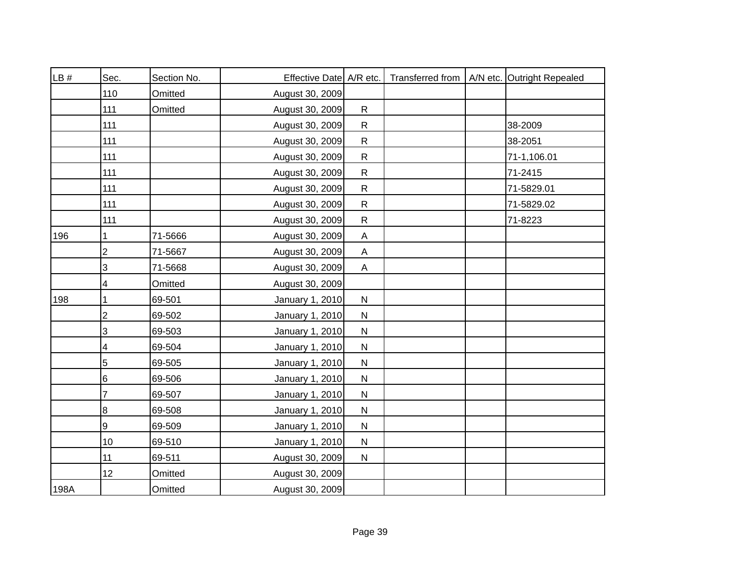| LB # | Sec. | Section No. | Effective Date | A/R etc. | Transferred from | A/N etc. | Outright Repealed |
|---|---|---|---|---|---|---|---|
| | 110 | Omitted | August 30, 2009 | | | | |
| | 111 | Omitted | August 30, 2009 | R | | | |
| | 111 | | August 30, 2009 | R | | | 38-2009 |
| | 111 | | August 30, 2009 | R | | | 38-2051 |
| | 111 | | August 30, 2009 | R | | | 71-1,106.01 |
| | 111 | | August 30, 2009 | R | | | 71-2415 |
| | 111 | | August 30, 2009 | R | | | 71-5829.01 |
| | 111 | | August 30, 2009 | R | | | 71-5829.02 |
| | 111 | | August 30, 2009 | R | | | 71-8223 |
| 196 | 1 | 71-5666 | August 30, 2009 | A | | | |
| | 2 | 71-5667 | August 30, 2009 | A | | | |
| | 3 | 71-5668 | August 30, 2009 | A | | | |
| | 4 | Omitted | August 30, 2009 | | | | |
| 198 | 1 | 69-501 | January 1, 2010 | N | | | |
| | 2 | 69-502 | January 1, 2010 | N | | | |
| | 3 | 69-503 | January 1, 2010 | N | | | |
| | 4 | 69-504 | January 1, 2010 | N | | | |
| | 5 | 69-505 | January 1, 2010 | N | | | |
| | 6 | 69-506 | January 1, 2010 | N | | | |
| | 7 | 69-507 | January 1, 2010 | N | | | |
| | 8 | 69-508 | January 1, 2010 | N | | | |
| | 9 | 69-509 | January 1, 2010 | N | | | |
| | 10 | 69-510 | January 1, 2010 | N | | | |
| | 11 | 69-511 | August 30, 2009 | N | | | |
| | 12 | Omitted | August 30, 2009 | | | | |
| 198A | | Omitted | August 30, 2009 | | | | |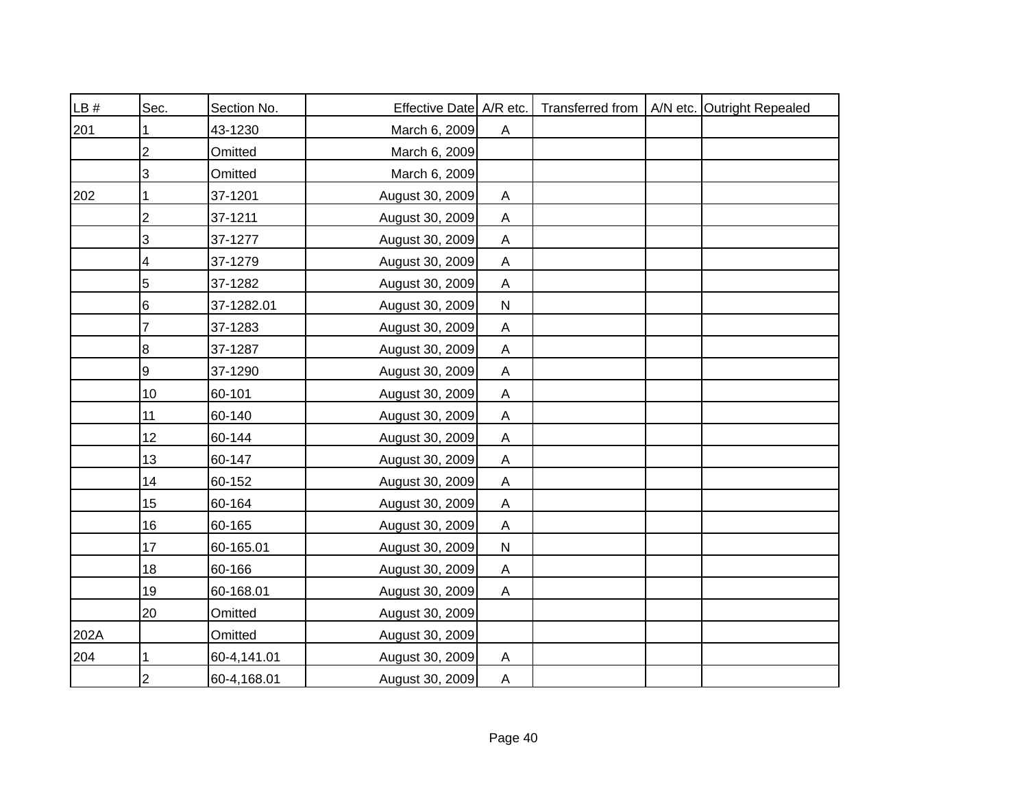| LB # | Sec. | Section No. | Effective Date | A/R etc. | Transferred from | A/N etc. | Outright Repealed |
|---|---|---|---|---|---|---|---|
| 201 | 1 | 43-1230 | March 6, 2009 | A | | | |
| | 2 | Omitted | March 6, 2009 | | | | |
| | 3 | Omitted | March 6, 2009 | | | | |
| 202 | 1 | 37-1201 | August 30, 2009 | A | | | |
| | 2 | 37-1211 | August 30, 2009 | A | | | |
| | 3 | 37-1277 | August 30, 2009 | A | | | |
| | 4 | 37-1279 | August 30, 2009 | A | | | |
| | 5 | 37-1282 | August 30, 2009 | A | | | |
| | 6 | 37-1282.01 | August 30, 2009 | N | | | |
| | 7 | 37-1283 | August 30, 2009 | A | | | |
| | 8 | 37-1287 | August 30, 2009 | A | | | |
| | 9 | 37-1290 | August 30, 2009 | A | | | |
| | 10 | 60-101 | August 30, 2009 | A | | | |
| | 11 | 60-140 | August 30, 2009 | A | | | |
| | 12 | 60-144 | August 30, 2009 | A | | | |
| | 13 | 60-147 | August 30, 2009 | A | | | |
| | 14 | 60-152 | August 30, 2009 | A | | | |
| | 15 | 60-164 | August 30, 2009 | A | | | |
| | 16 | 60-165 | August 30, 2009 | A | | | |
| | 17 | 60-165.01 | August 30, 2009 | N | | | |
| | 18 | 60-166 | August 30, 2009 | A | | | |
| | 19 | 60-168.01 | August 30, 2009 | A | | | |
| | 20 | Omitted | August 30, 2009 | | | | |
| 202A | | Omitted | August 30, 2009 | | | | |
| 204 | 1 | 60-4,141.01 | August 30, 2009 | A | | | |
| | 2 | 60-4,168.01 | August 30, 2009 | A | | | |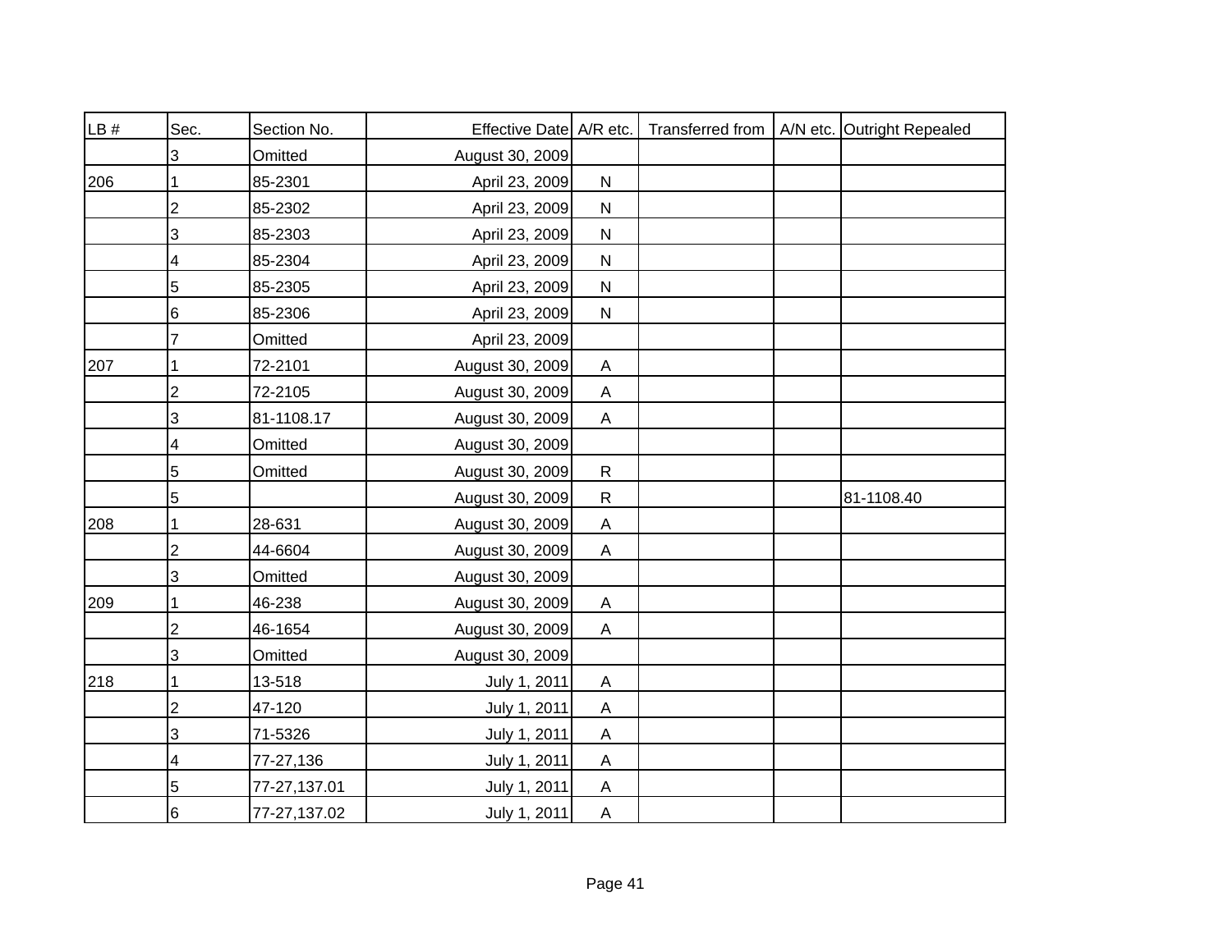| LB # | Sec. | Section No. | Effective Date | A/R etc. | Transferred from | A/N etc. | Outright Repealed |
|---|---|---|---|---|---|---|---|
| | 3 | Omitted | August 30, 2009 | | | | |
| 206 | 1 | 85-2301 | April 23, 2009 | N | | | |
| | 2 | 85-2302 | April 23, 2009 | N | | | |
| | 3 | 85-2303 | April 23, 2009 | N | | | |
| | 4 | 85-2304 | April 23, 2009 | N | | | |
| | 5 | 85-2305 | April 23, 2009 | N | | | |
| | 6 | 85-2306 | April 23, 2009 | N | | | |
| | 7 | Omitted | April 23, 2009 | | | | |
| 207 | 1 | 72-2101 | August 30, 2009 | A | | | |
| | 2 | 72-2105 | August 30, 2009 | A | | | |
| | 3 | 81-1108.17 | August 30, 2009 | A | | | |
| | 4 | Omitted | August 30, 2009 | | | | |
| | 5 | Omitted | August 30, 2009 | R | | | |
| | 5 | | August 30, 2009 | R | | | 81-1108.40 |
| 208 | 1 | 28-631 | August 30, 2009 | A | | | |
| | 2 | 44-6604 | August 30, 2009 | A | | | |
| | 3 | Omitted | August 30, 2009 | | | | |
| 209 | 1 | 46-238 | August 30, 2009 | A | | | |
| | 2 | 46-1654 | August 30, 2009 | A | | | |
| | 3 | Omitted | August 30, 2009 | | | | |
| 218 | 1 | 13-518 | July 1, 2011 | A | | | |
| | 2 | 47-120 | July 1, 2011 | A | | | |
| | 3 | 71-5326 | July 1, 2011 | A | | | |
| | 4 | 77-27,136 | July 1, 2011 | A | | | |
| | 5 | 77-27,137.01 | July 1, 2011 | A | | | |
| | 6 | 77-27,137.02 | July 1, 2011 | A | | | |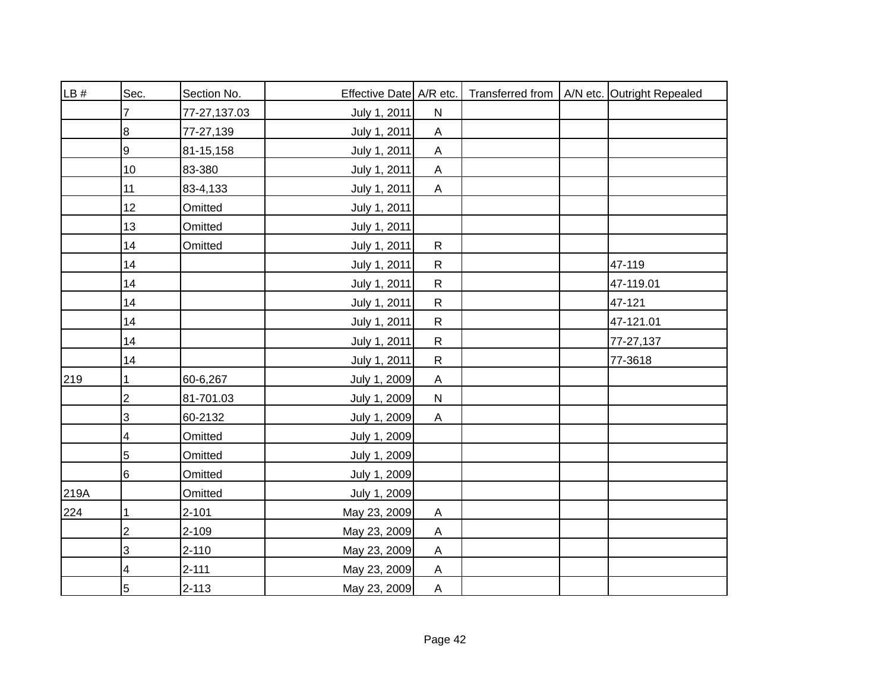| LB # | Sec. | Section No. | Effective Date | A/R etc. | Transferred from | A/N etc. | Outright Repealed |
|---|---|---|---|---|---|---|---|
| | 7 | 77-27,137.03 | July 1, 2011 | N | | | |
| | 8 | 77-27,139 | July 1, 2011 | A | | | |
| | 9 | 81-15,158 | July 1, 2011 | A | | | |
| | 10 | 83-380 | July 1, 2011 | A | | | |
| | 11 | 83-4,133 | July 1, 2011 | A | | | |
| | 12 | Omitted | July 1, 2011 | | | | |
| | 13 | Omitted | July 1, 2011 | | | | |
| | 14 | Omitted | July 1, 2011 | R | | | |
| | 14 | | July 1, 2011 | R | | | 47-119 |
| | 14 | | July 1, 2011 | R | | | 47-119.01 |
| | 14 | | July 1, 2011 | R | | | 47-121 |
| | 14 | | July 1, 2011 | R | | | 47-121.01 |
| | 14 | | July 1, 2011 | R | | | 77-27,137 |
| | 14 | | July 1, 2011 | R | | | 77-3618 |
| 219 | 1 | 60-6,267 | July 1, 2009 | A | | | |
| | 2 | 81-701.03 | July 1, 2009 | N | | | |
| | 3 | 60-2132 | July 1, 2009 | A | | | |
| | 4 | Omitted | July 1, 2009 | | | | |
| | 5 | Omitted | July 1, 2009 | | | | |
| | 6 | Omitted | July 1, 2009 | | | | |
| 219A | | Omitted | July 1, 2009 | | | | |
| 224 | 1 | 2-101 | May 23, 2009 | A | | | |
| | 2 | 2-109 | May 23, 2009 | A | | | |
| | 3 | 2-110 | May 23, 2009 | A | | | |
| | 4 | 2-111 | May 23, 2009 | A | | | |
| | 5 | 2-113 | May 23, 2009 | A | | | |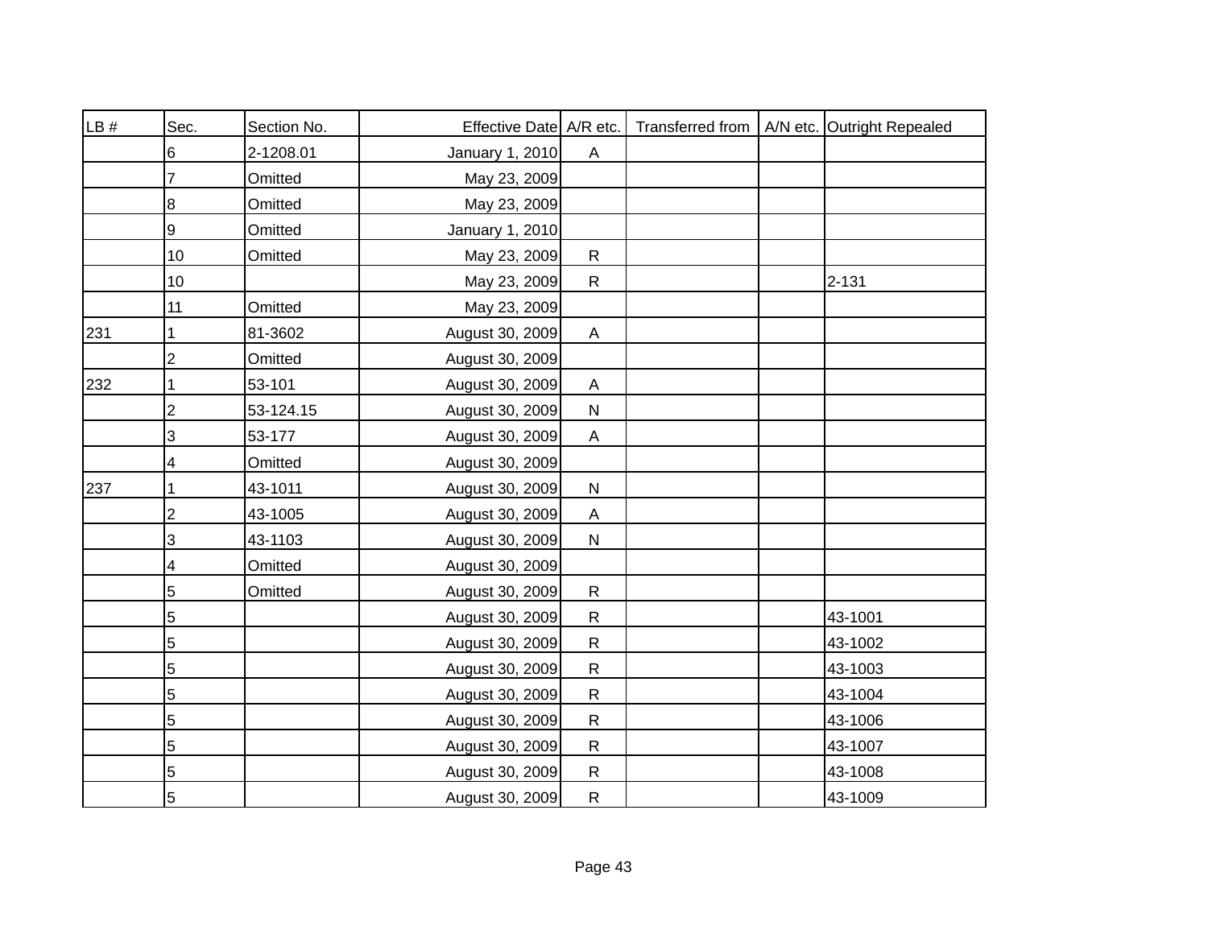| LB # | Sec. | Section No. | Effective Date | A/R etc. | Transferred from | A/N etc. | Outright Repealed |
|---|---|---|---|---|---|---|---|
| | 6 | 2-1208.01 | January 1, 2010 | A | | | |
| | 7 | Omitted | May 23, 2009 | | | | |
| | 8 | Omitted | May 23, 2009 | | | | |
| | 9 | Omitted | January 1, 2010 | | | | |
| | 10 | Omitted | May 23, 2009 | R | | | |
| | 10 | | May 23, 2009 | R | | | 2-131 |
| | 11 | Omitted | May 23, 2009 | | | | |
| 231 | 1 | 81-3602 | August 30, 2009 | A | | | |
| | 2 | Omitted | August 30, 2009 | | | | |
| 232 | 1 | 53-101 | August 30, 2009 | A | | | |
| | 2 | 53-124.15 | August 30, 2009 | N | | | |
| | 3 | 53-177 | August 30, 2009 | A | | | |
| | 4 | Omitted | August 30, 2009 | | | | |
| 237 | 1 | 43-1011 | August 30, 2009 | N | | | |
| | 2 | 43-1005 | August 30, 2009 | A | | | |
| | 3 | 43-1103 | August 30, 2009 | N | | | |
| | 4 | Omitted | August 30, 2009 | | | | |
| | 5 | Omitted | August 30, 2009 | R | | | |
| | 5 | | August 30, 2009 | R | | | 43-1001 |
| | 5 | | August 30, 2009 | R | | | 43-1002 |
| | 5 | | August 30, 2009 | R | | | 43-1003 |
| | 5 | | August 30, 2009 | R | | | 43-1004 |
| | 5 | | August 30, 2009 | R | | | 43-1006 |
| | 5 | | August 30, 2009 | R | | | 43-1007 |
| | 5 | | August 30, 2009 | R | | | 43-1008 |
| | 5 | | August 30, 2009 | R | | | 43-1009 |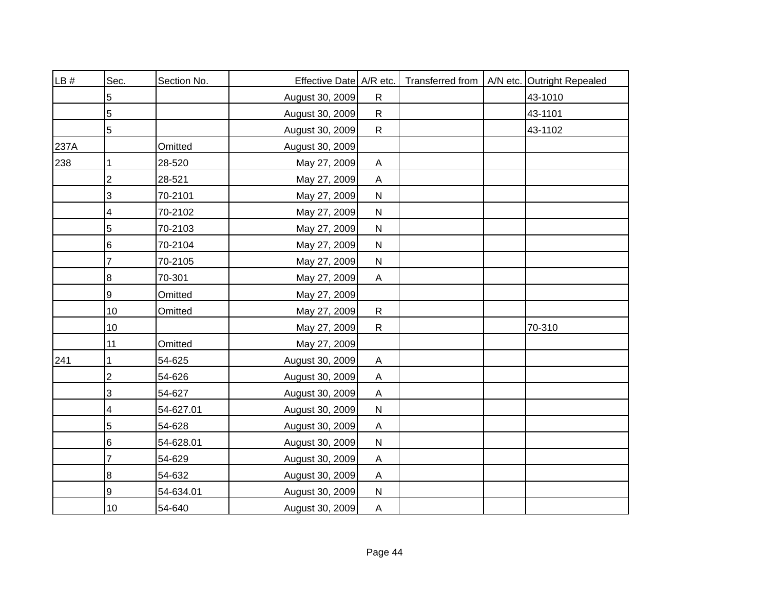| LB # | Sec. | Section No. | Effective Date | A/R etc. | Transferred from | A/N etc. | Outright Repealed |
|---|---|---|---|---|---|---|---|
| | 5 | | August 30, 2009 | R | | | 43-1010 |
| | 5 | | August 30, 2009 | R | | | 43-1101 |
| | 5 | | August 30, 2009 | R | | | 43-1102 |
| 237A | | Omitted | August 30, 2009 | | | | |
| 238 | 1 | 28-520 | May 27, 2009 | A | | | |
| | 2 | 28-521 | May 27, 2009 | A | | | |
| | 3 | 70-2101 | May 27, 2009 | N | | | |
| | 4 | 70-2102 | May 27, 2009 | N | | | |
| | 5 | 70-2103 | May 27, 2009 | N | | | |
| | 6 | 70-2104 | May 27, 2009 | N | | | |
| | 7 | 70-2105 | May 27, 2009 | N | | | |
| | 8 | 70-301 | May 27, 2009 | A | | | |
| | 9 | Omitted | May 27, 2009 | | | | |
| | 10 | Omitted | May 27, 2009 | R | | | |
| | 10 | | May 27, 2009 | R | | | 70-310 |
| | 11 | Omitted | May 27, 2009 | | | | |
| 241 | 1 | 54-625 | August 30, 2009 | A | | | |
| | 2 | 54-626 | August 30, 2009 | A | | | |
| | 3 | 54-627 | August 30, 2009 | A | | | |
| | 4 | 54-627.01 | August 30, 2009 | N | | | |
| | 5 | 54-628 | August 30, 2009 | A | | | |
| | 6 | 54-628.01 | August 30, 2009 | N | | | |
| | 7 | 54-629 | August 30, 2009 | A | | | |
| | 8 | 54-632 | August 30, 2009 | A | | | |
| | 9 | 54-634.01 | August 30, 2009 | N | | | |
| | 10 | 54-640 | August 30, 2009 | A | | | |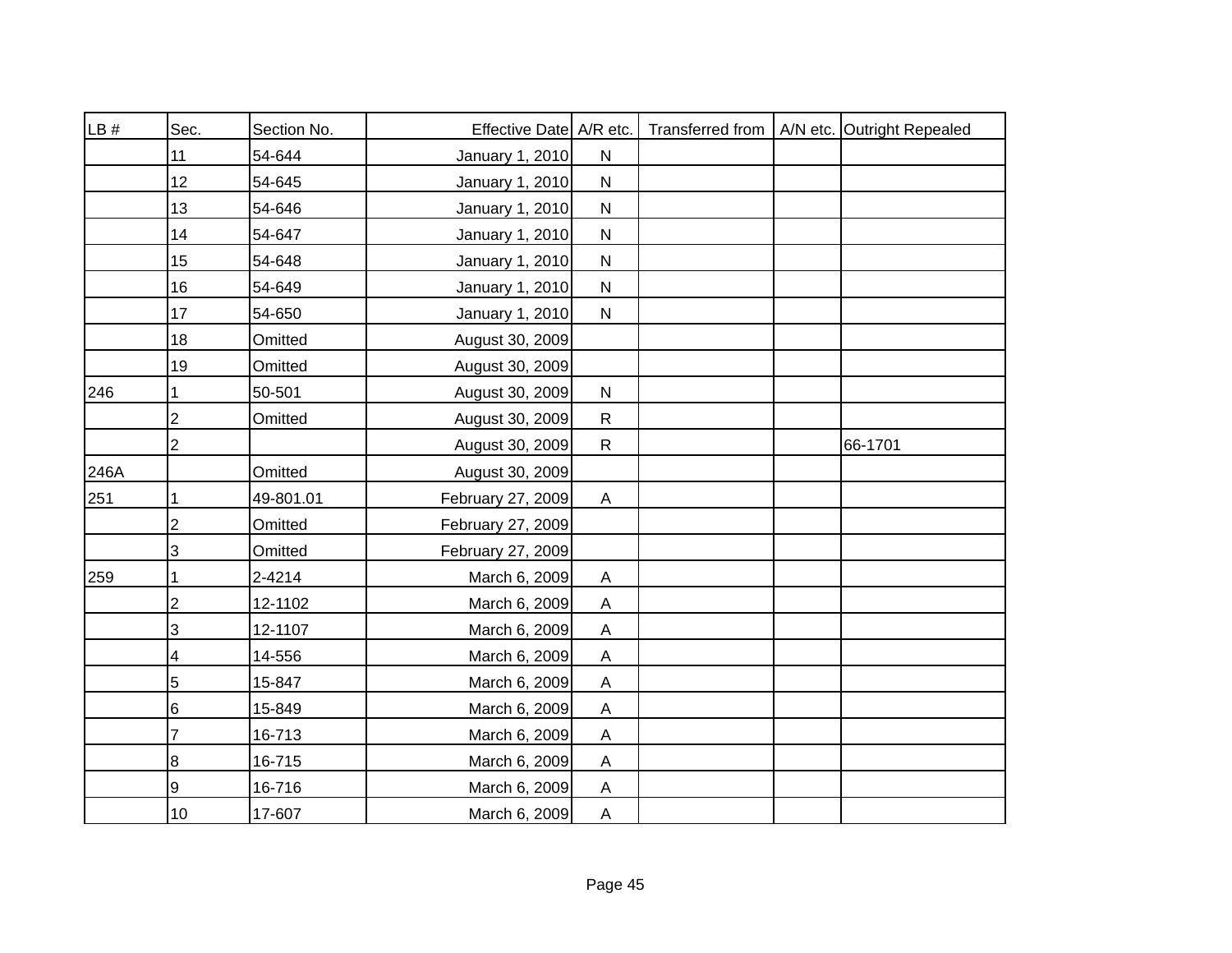| LB # | Sec. | Section No. | Effective Date | A/R etc. | Transferred from | A/N etc. | Outright Repealed |
|---|---|---|---|---|---|---|---|
| | 11 | 54-644 | January 1, 2010 | N | | | |
| | 12 | 54-645 | January 1, 2010 | N | | | |
| | 13 | 54-646 | January 1, 2010 | N | | | |
| | 14 | 54-647 | January 1, 2010 | N | | | |
| | 15 | 54-648 | January 1, 2010 | N | | | |
| | 16 | 54-649 | January 1, 2010 | N | | | |
| | 17 | 54-650 | January 1, 2010 | N | | | |
| | 18 | Omitted | August 30, 2009 | | | | |
| | 19 | Omitted | August 30, 2009 | | | | |
| 246 | 1 | 50-501 | August 30, 2009 | N | | | |
| | 2 | Omitted | August 30, 2009 | R | | | |
| | 2 | | August 30, 2009 | R | | | 66-1701 |
| 246A | | Omitted | August 30, 2009 | | | | |
| 251 | 1 | 49-801.01 | February 27, 2009 | A | | | |
| | 2 | Omitted | February 27, 2009 | | | | |
| | 3 | Omitted | February 27, 2009 | | | | |
| 259 | 1 | 2-4214 | March 6, 2009 | A | | | |
| | 2 | 12-1102 | March 6, 2009 | A | | | |
| | 3 | 12-1107 | March 6, 2009 | A | | | |
| | 4 | 14-556 | March 6, 2009 | A | | | |
| | 5 | 15-847 | March 6, 2009 | A | | | |
| | 6 | 15-849 | March 6, 2009 | A | | | |
| | 7 | 16-713 | March 6, 2009 | A | | | |
| | 8 | 16-715 | March 6, 2009 | A | | | |
| | 9 | 16-716 | March 6, 2009 | A | | | |
| | 10 | 17-607 | March 6, 2009 | A | | | |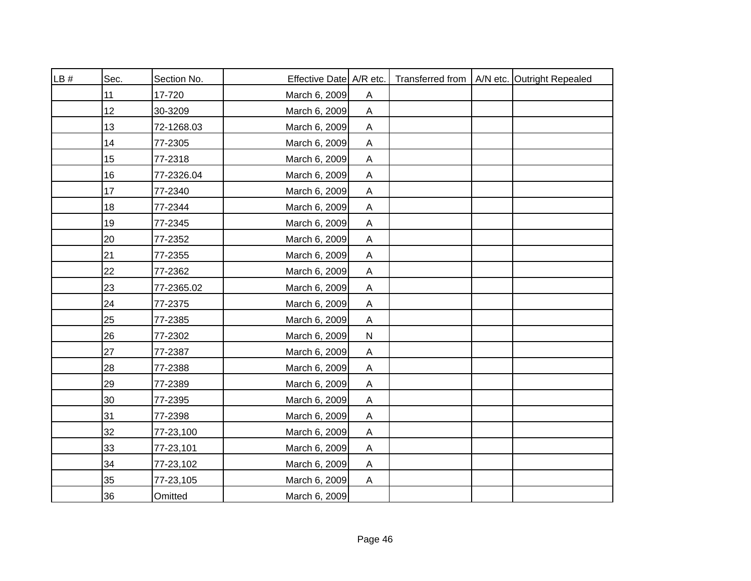| LB # | Sec. | Section No. | Effective Date | A/R etc. | Transferred from | A/N etc. | Outright Repealed |
|---|---|---|---|---|---|---|---|
| | 11 | 17-720 | March 6, 2009 | A | | | |
| | 12 | 30-3209 | March 6, 2009 | A | | | |
| | 13 | 72-1268.03 | March 6, 2009 | A | | | |
| | 14 | 77-2305 | March 6, 2009 | A | | | |
| | 15 | 77-2318 | March 6, 2009 | A | | | |
| | 16 | 77-2326.04 | March 6, 2009 | A | | | |
| | 17 | 77-2340 | March 6, 2009 | A | | | |
| | 18 | 77-2344 | March 6, 2009 | A | | | |
| | 19 | 77-2345 | March 6, 2009 | A | | | |
| | 20 | 77-2352 | March 6, 2009 | A | | | |
| | 21 | 77-2355 | March 6, 2009 | A | | | |
| | 22 | 77-2362 | March 6, 2009 | A | | | |
| | 23 | 77-2365.02 | March 6, 2009 | A | | | |
| | 24 | 77-2375 | March 6, 2009 | A | | | |
| | 25 | 77-2385 | March 6, 2009 | A | | | |
| | 26 | 77-2302 | March 6, 2009 | N | | | |
| | 27 | 77-2387 | March 6, 2009 | A | | | |
| | 28 | 77-2388 | March 6, 2009 | A | | | |
| | 29 | 77-2389 | March 6, 2009 | A | | | |
| | 30 | 77-2395 | March 6, 2009 | A | | | |
| | 31 | 77-2398 | March 6, 2009 | A | | | |
| | 32 | 77-23,100 | March 6, 2009 | A | | | |
| | 33 | 77-23,101 | March 6, 2009 | A | | | |
| | 34 | 77-23,102 | March 6, 2009 | A | | | |
| | 35 | 77-23,105 | March 6, 2009 | A | | | |
| | 36 | Omitted | March 6, 2009 | | | | |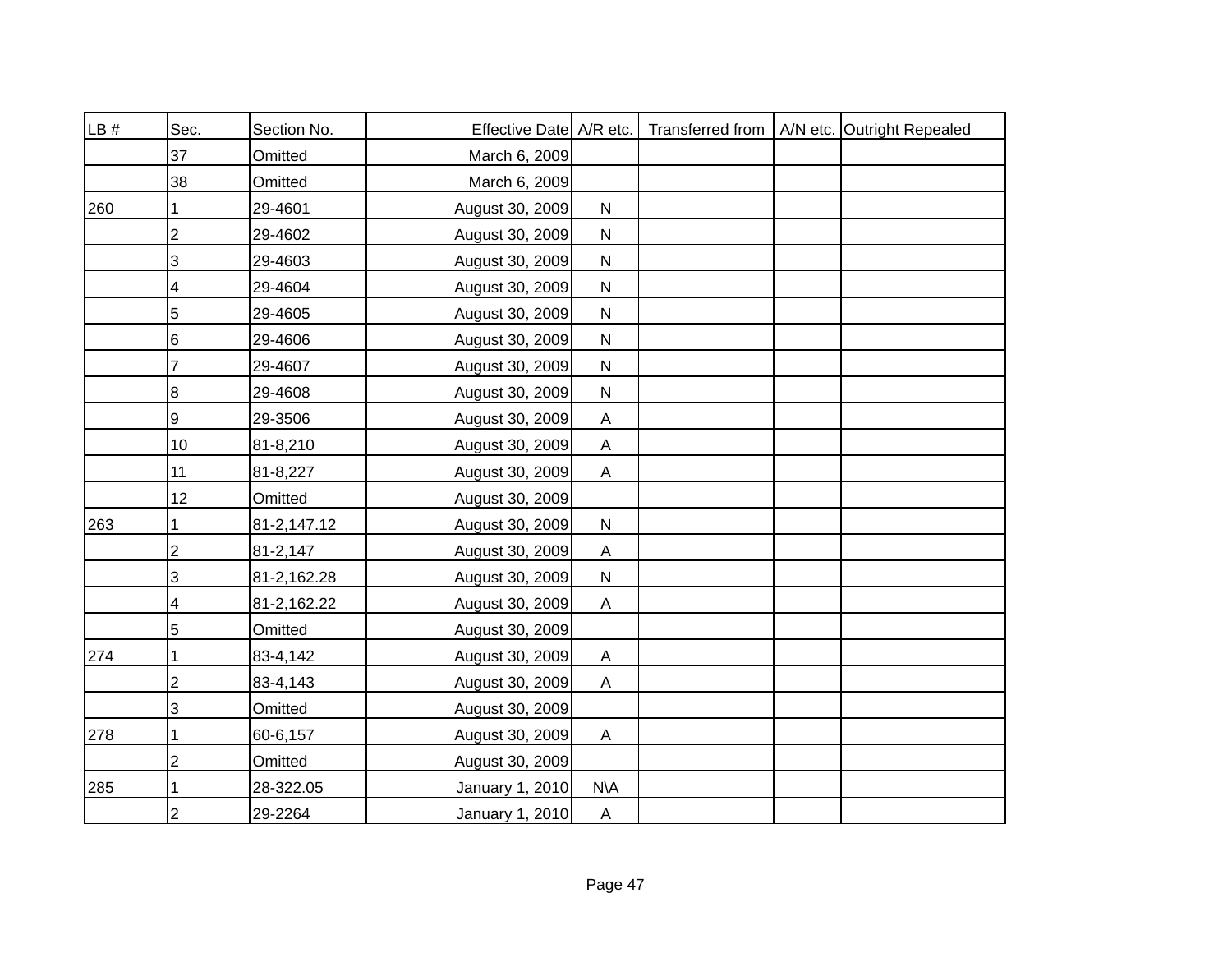| LB # | Sec. | Section No. | Effective Date | A/R etc. | Transferred from | A/N etc. | Outright Repealed |
|---|---|---|---|---|---|---|---|
| | 37 | Omitted | March 6, 2009 | | | | |
| | 38 | Omitted | March 6, 2009 | | | | |
| 260 | 1 | 29-4601 | August 30, 2009 | N | | | |
| | 2 | 29-4602 | August 30, 2009 | N | | | |
| | 3 | 29-4603 | August 30, 2009 | N | | | |
| | 4 | 29-4604 | August 30, 2009 | N | | | |
| | 5 | 29-4605 | August 30, 2009 | N | | | |
| | 6 | 29-4606 | August 30, 2009 | N | | | |
| | 7 | 29-4607 | August 30, 2009 | N | | | |
| | 8 | 29-4608 | August 30, 2009 | N | | | |
| | 9 | 29-3506 | August 30, 2009 | A | | | |
| | 10 | 81-8,210 | August 30, 2009 | A | | | |
| | 11 | 81-8,227 | August 30, 2009 | A | | | |
| | 12 | Omitted | August 30, 2009 | | | | |
| 263 | 1 | 81-2,147.12 | August 30, 2009 | N | | | |
| | 2 | 81-2,147 | August 30, 2009 | A | | | |
| | 3 | 81-2,162.28 | August 30, 2009 | N | | | |
| | 4 | 81-2,162.22 | August 30, 2009 | A | | | |
| | 5 | Omitted | August 30, 2009 | | | | |
| 274 | 1 | 83-4,142 | August 30, 2009 | A | | | |
| | 2 | 83-4,143 | August 30, 2009 | A | | | |
| | 3 | Omitted | August 30, 2009 | | | | |
| 278 | 1 | 60-6,157 | August 30, 2009 | A | | | |
| | 2 | Omitted | August 30, 2009 | | | | |
| 285 | 1 | 28-322.05 | January 1, 2010 | N\A | | | |
| | 2 | 29-2264 | January 1, 2010 | A | | | |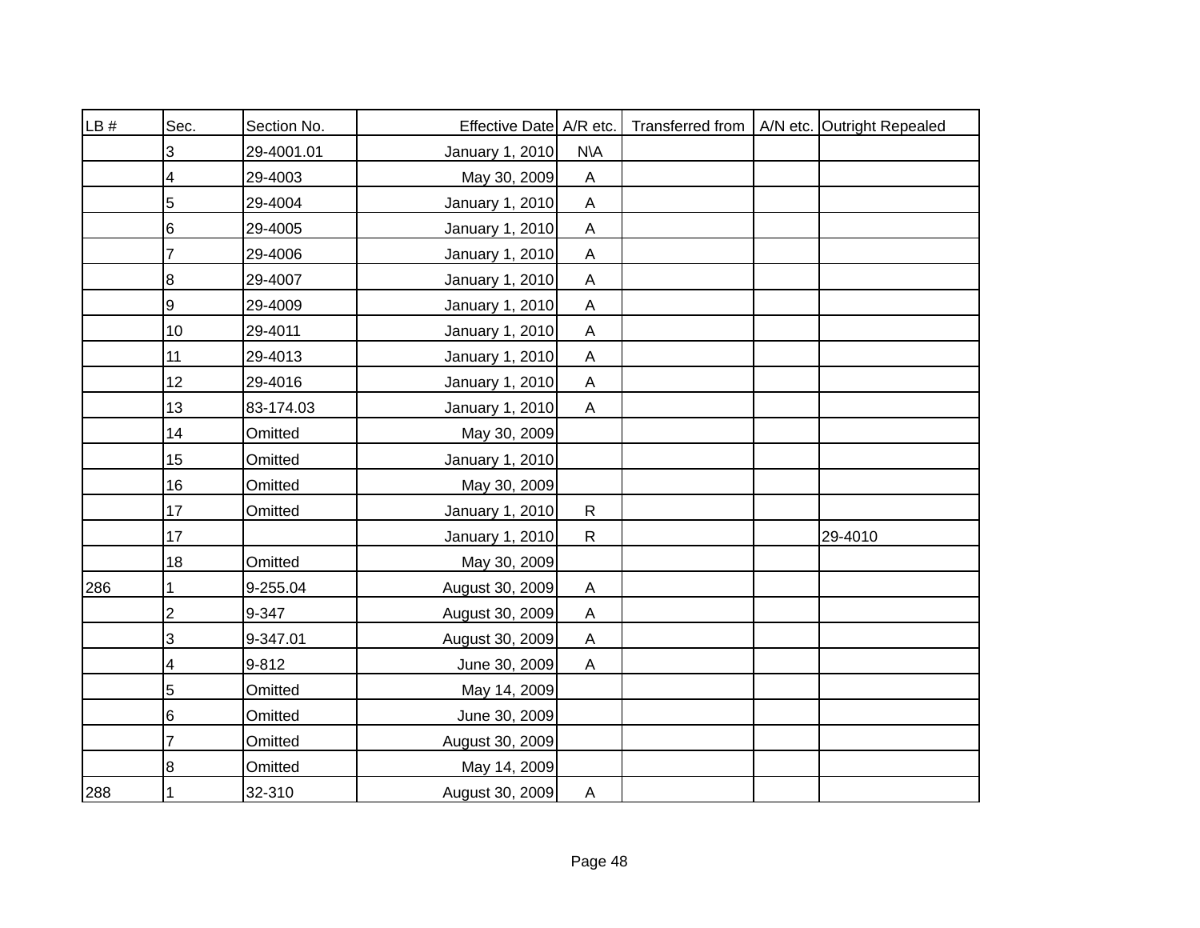| LB # | Sec. | Section No. | Effective Date | A/R etc. | Transferred from | A/N etc. | Outright Repealed |
|---|---|---|---|---|---|---|---|
| | 3 | 29-4001.01 | January 1, 2010 | N\A | | | |
| | 4 | 29-4003 | May 30, 2009 | A | | | |
| | 5 | 29-4004 | January 1, 2010 | A | | | |
| | 6 | 29-4005 | January 1, 2010 | A | | | |
| | 7 | 29-4006 | January 1, 2010 | A | | | |
| | 8 | 29-4007 | January 1, 2010 | A | | | |
| | 9 | 29-4009 | January 1, 2010 | A | | | |
| | 10 | 29-4011 | January 1, 2010 | A | | | |
| | 11 | 29-4013 | January 1, 2010 | A | | | |
| | 12 | 29-4016 | January 1, 2010 | A | | | |
| | 13 | 83-174.03 | January 1, 2010 | A | | | |
| | 14 | Omitted | May 30, 2009 | | | | |
| | 15 | Omitted | January 1, 2010 | | | | |
| | 16 | Omitted | May 30, 2009 | | | | |
| | 17 | Omitted | January 1, 2010 | R | | | |
| | 17 | | January 1, 2010 | R | | | 29-4010 |
| | 18 | Omitted | May 30, 2009 | | | | |
| 286 | 1 | 9-255.04 | August 30, 2009 | A | | | |
| | 2 | 9-347 | August 30, 2009 | A | | | |
| | 3 | 9-347.01 | August 30, 2009 | A | | | |
| | 4 | 9-812 | June 30, 2009 | A | | | |
| | 5 | Omitted | May 14, 2009 | | | | |
| | 6 | Omitted | June 30, 2009 | | | | |
| | 7 | Omitted | August 30, 2009 | | | | |
| | 8 | Omitted | May 14, 2009 | | | | |
| 288 | 1 | 32-310 | August 30, 2009 | A | | | |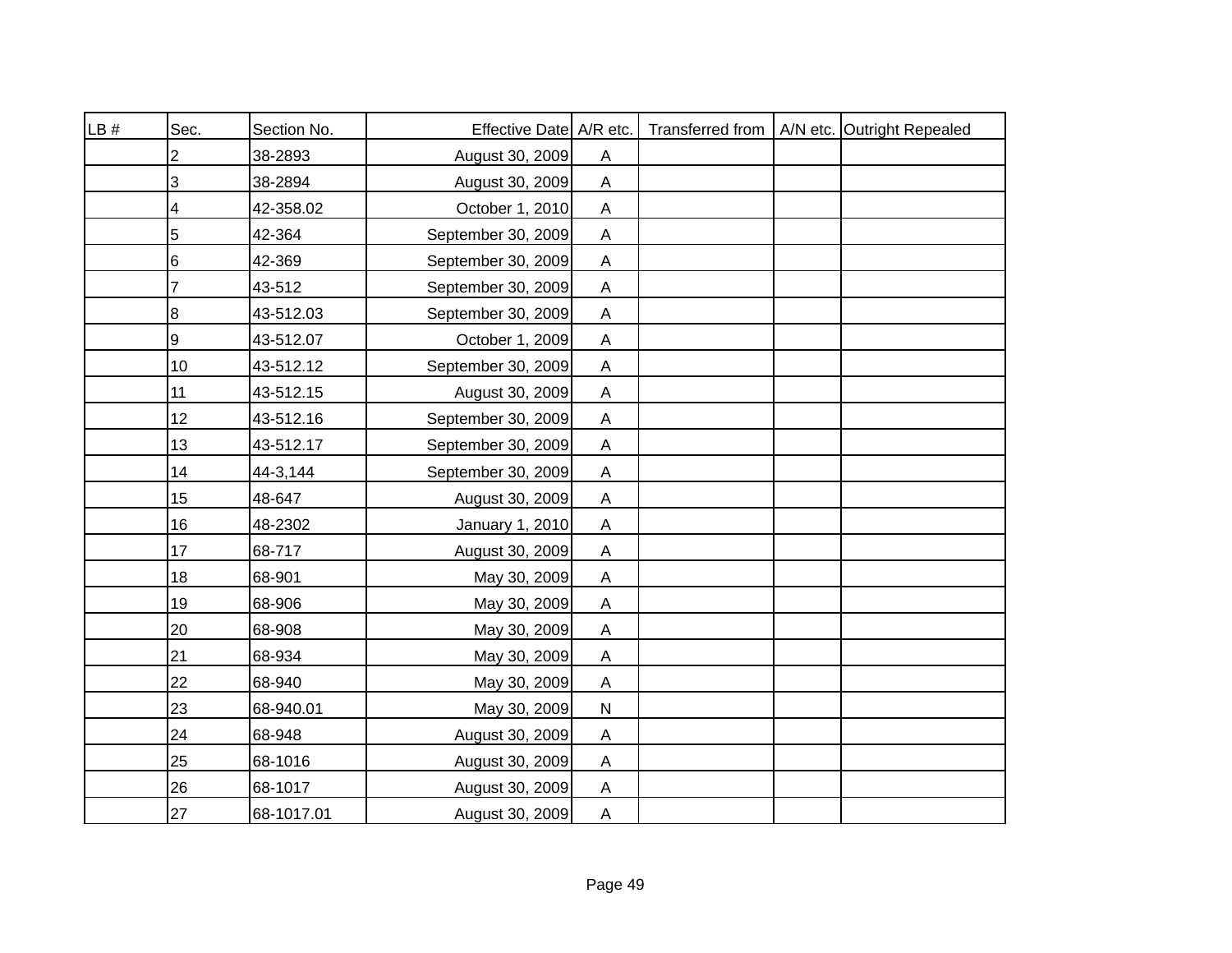| LB # | Sec. | Section No. | Effective Date | A/R etc. | Transferred from | A/N etc. | Outright Repealed |
|---|---|---|---|---|---|---|---|
| | 2 | 38-2893 | August 30, 2009 | A | | | |
| | 3 | 38-2894 | August 30, 2009 | A | | | |
| | 4 | 42-358.02 | October 1, 2010 | A | | | |
| | 5 | 42-364 | September 30, 2009 | A | | | |
| | 6 | 42-369 | September 30, 2009 | A | | | |
| | 7 | 43-512 | September 30, 2009 | A | | | |
| | 8 | 43-512.03 | September 30, 2009 | A | | | |
| | 9 | 43-512.07 | October 1, 2009 | A | | | |
| | 10 | 43-512.12 | September 30, 2009 | A | | | |
| | 11 | 43-512.15 | August 30, 2009 | A | | | |
| | 12 | 43-512.16 | September 30, 2009 | A | | | |
| | 13 | 43-512.17 | September 30, 2009 | A | | | |
| | 14 | 44-3,144 | September 30, 2009 | A | | | |
| | 15 | 48-647 | August 30, 2009 | A | | | |
| | 16 | 48-2302 | January 1, 2010 | A | | | |
| | 17 | 68-717 | August 30, 2009 | A | | | |
| | 18 | 68-901 | May 30, 2009 | A | | | |
| | 19 | 68-906 | May 30, 2009 | A | | | |
| | 20 | 68-908 | May 30, 2009 | A | | | |
| | 21 | 68-934 | May 30, 2009 | A | | | |
| | 22 | 68-940 | May 30, 2009 | A | | | |
| | 23 | 68-940.01 | May 30, 2009 | N | | | |
| | 24 | 68-948 | August 30, 2009 | A | | | |
| | 25 | 68-1016 | August 30, 2009 | A | | | |
| | 26 | 68-1017 | August 30, 2009 | A | | | |
| | 27 | 68-1017.01 | August 30, 2009 | A | | | |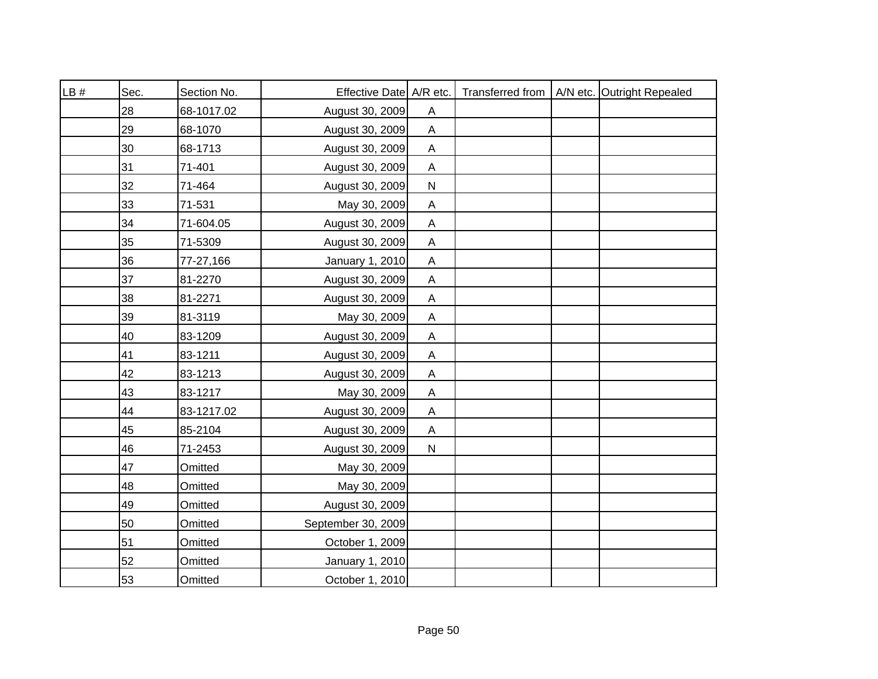| LB # | Sec. | Section No. | Effective Date | A/R etc. | Transferred from | A/N etc. | Outright Repealed |
|---|---|---|---|---|---|---|---|
| | 28 | 68-1017.02 | August 30, 2009 | A | | | |
| | 29 | 68-1070 | August 30, 2009 | A | | | |
| | 30 | 68-1713 | August 30, 2009 | A | | | |
| | 31 | 71-401 | August 30, 2009 | A | | | |
| | 32 | 71-464 | August 30, 2009 | N | | | |
| | 33 | 71-531 | May 30, 2009 | A | | | |
| | 34 | 71-604.05 | August 30, 2009 | A | | | |
| | 35 | 71-5309 | August 30, 2009 | A | | | |
| | 36 | 77-27,166 | January 1, 2010 | A | | | |
| | 37 | 81-2270 | August 30, 2009 | A | | | |
| | 38 | 81-2271 | August 30, 2009 | A | | | |
| | 39 | 81-3119 | May 30, 2009 | A | | | |
| | 40 | 83-1209 | August 30, 2009 | A | | | |
| | 41 | 83-1211 | August 30, 2009 | A | | | |
| | 42 | 83-1213 | August 30, 2009 | A | | | |
| | 43 | 83-1217 | May 30, 2009 | A | | | |
| | 44 | 83-1217.02 | August 30, 2009 | A | | | |
| | 45 | 85-2104 | August 30, 2009 | A | | | |
| | 46 | 71-2453 | August 30, 2009 | N | | | |
| | 47 | Omitted | May 30, 2009 | | | | |
| | 48 | Omitted | May 30, 2009 | | | | |
| | 49 | Omitted | August 30, 2009 | | | | |
| | 50 | Omitted | September 30, 2009 | | | | |
| | 51 | Omitted | October 1, 2009 | | | | |
| | 52 | Omitted | January 1, 2010 | | | | |
| | 53 | Omitted | October 1, 2010 | | | | |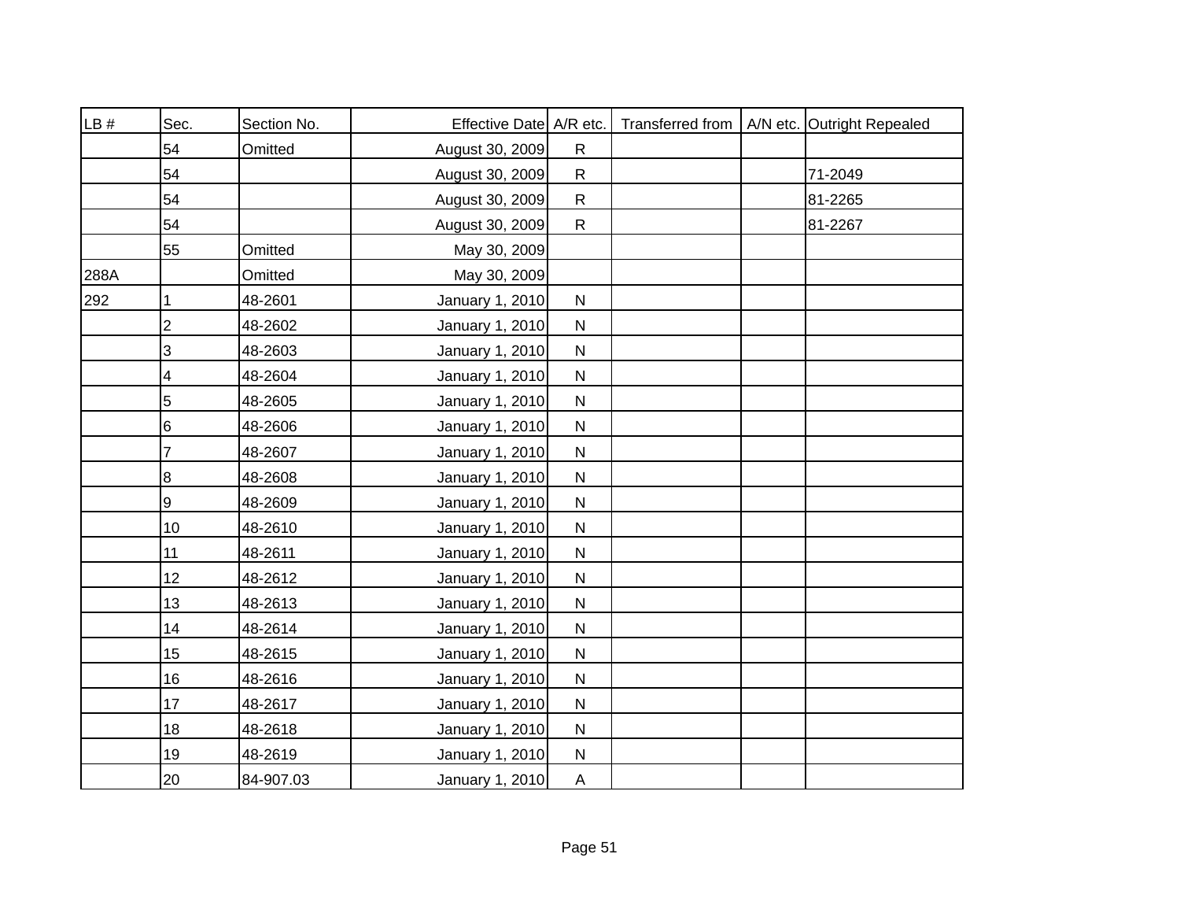| LB # | Sec. | Section No. | Effective Date | A/R etc. | Transferred from | A/N etc. | Outright Repealed |
|---|---|---|---|---|---|---|---|
| | 54 | Omitted | August 30, 2009 | R | | | |
| | 54 | | August 30, 2009 | R | | | 71-2049 |
| | 54 | | August 30, 2009 | R | | | 81-2265 |
| | 54 | | August 30, 2009 | R | | | 81-2267 |
| | 55 | Omitted | May 30, 2009 | | | | |
| 288A | | Omitted | May 30, 2009 | | | | |
| 292 | 1 | 48-2601 | January 1, 2010 | N | | | |
| | 2 | 48-2602 | January 1, 2010 | N | | | |
| | 3 | 48-2603 | January 1, 2010 | N | | | |
| | 4 | 48-2604 | January 1, 2010 | N | | | |
| | 5 | 48-2605 | January 1, 2010 | N | | | |
| | 6 | 48-2606 | January 1, 2010 | N | | | |
| | 7 | 48-2607 | January 1, 2010 | N | | | |
| | 8 | 48-2608 | January 1, 2010 | N | | | |
| | 9 | 48-2609 | January 1, 2010 | N | | | |
| | 10 | 48-2610 | January 1, 2010 | N | | | |
| | 11 | 48-2611 | January 1, 2010 | N | | | |
| | 12 | 48-2612 | January 1, 2010 | N | | | |
| | 13 | 48-2613 | January 1, 2010 | N | | | |
| | 14 | 48-2614 | January 1, 2010 | N | | | |
| | 15 | 48-2615 | January 1, 2010 | N | | | |
| | 16 | 48-2616 | January 1, 2010 | N | | | |
| | 17 | 48-2617 | January 1, 2010 | N | | | |
| | 18 | 48-2618 | January 1, 2010 | N | | | |
| | 19 | 48-2619 | January 1, 2010 | N | | | |
| | 20 | 84-907.03 | January 1, 2010 | A | | | |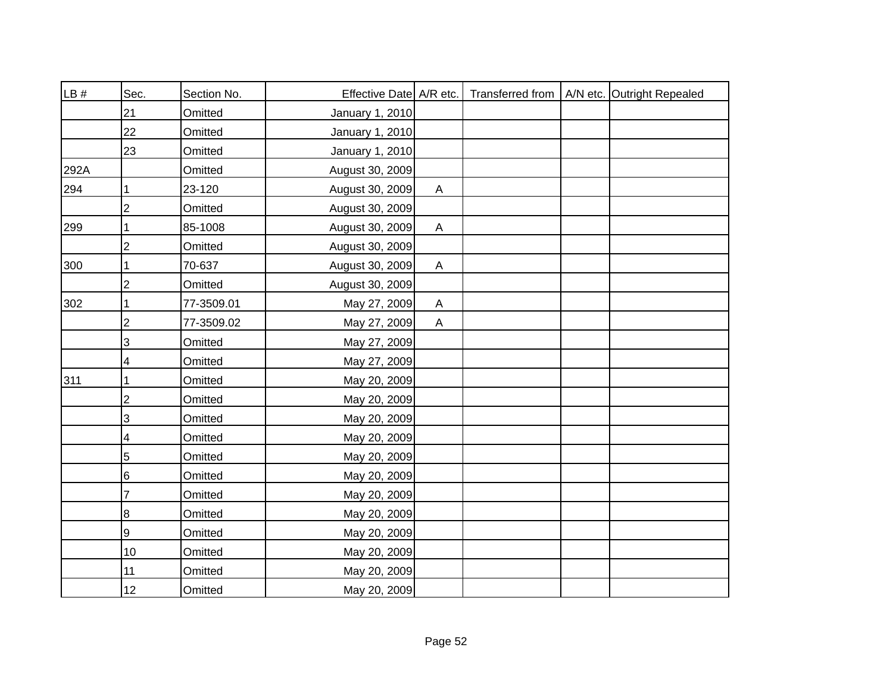| LB # | Sec. | Section No. | Effective Date | A/R etc. | Transferred from | A/N etc. | Outright Repealed |
|---|---|---|---|---|---|---|---|
| | 21 | Omitted | January 1, 2010 | | | | |
| | 22 | Omitted | January 1, 2010 | | | | |
| | 23 | Omitted | January 1, 2010 | | | | |
| 292A | | Omitted | August 30, 2009 | | | | |
| 294 | 1 | 23-120 | August 30, 2009 | A | | | |
| | 2 | Omitted | August 30, 2009 | | | | |
| 299 | 1 | 85-1008 | August 30, 2009 | A | | | |
| | 2 | Omitted | August 30, 2009 | | | | |
| 300 | 1 | 70-637 | August 30, 2009 | A | | | |
| | 2 | Omitted | August 30, 2009 | | | | |
| 302 | 1 | 77-3509.01 | May 27, 2009 | A | | | |
| | 2 | 77-3509.02 | May 27, 2009 | A | | | |
| | 3 | Omitted | May 27, 2009 | | | | |
| | 4 | Omitted | May 27, 2009 | | | | |
| 311 | 1 | Omitted | May 20, 2009 | | | | |
| | 2 | Omitted | May 20, 2009 | | | | |
| | 3 | Omitted | May 20, 2009 | | | | |
| | 4 | Omitted | May 20, 2009 | | | | |
| | 5 | Omitted | May 20, 2009 | | | | |
| | 6 | Omitted | May 20, 2009 | | | | |
| | 7 | Omitted | May 20, 2009 | | | | |
| | 8 | Omitted | May 20, 2009 | | | | |
| | 9 | Omitted | May 20, 2009 | | | | |
| | 10 | Omitted | May 20, 2009 | | | | |
| | 11 | Omitted | May 20, 2009 | | | | |
| | 12 | Omitted | May 20, 2009 | | | | |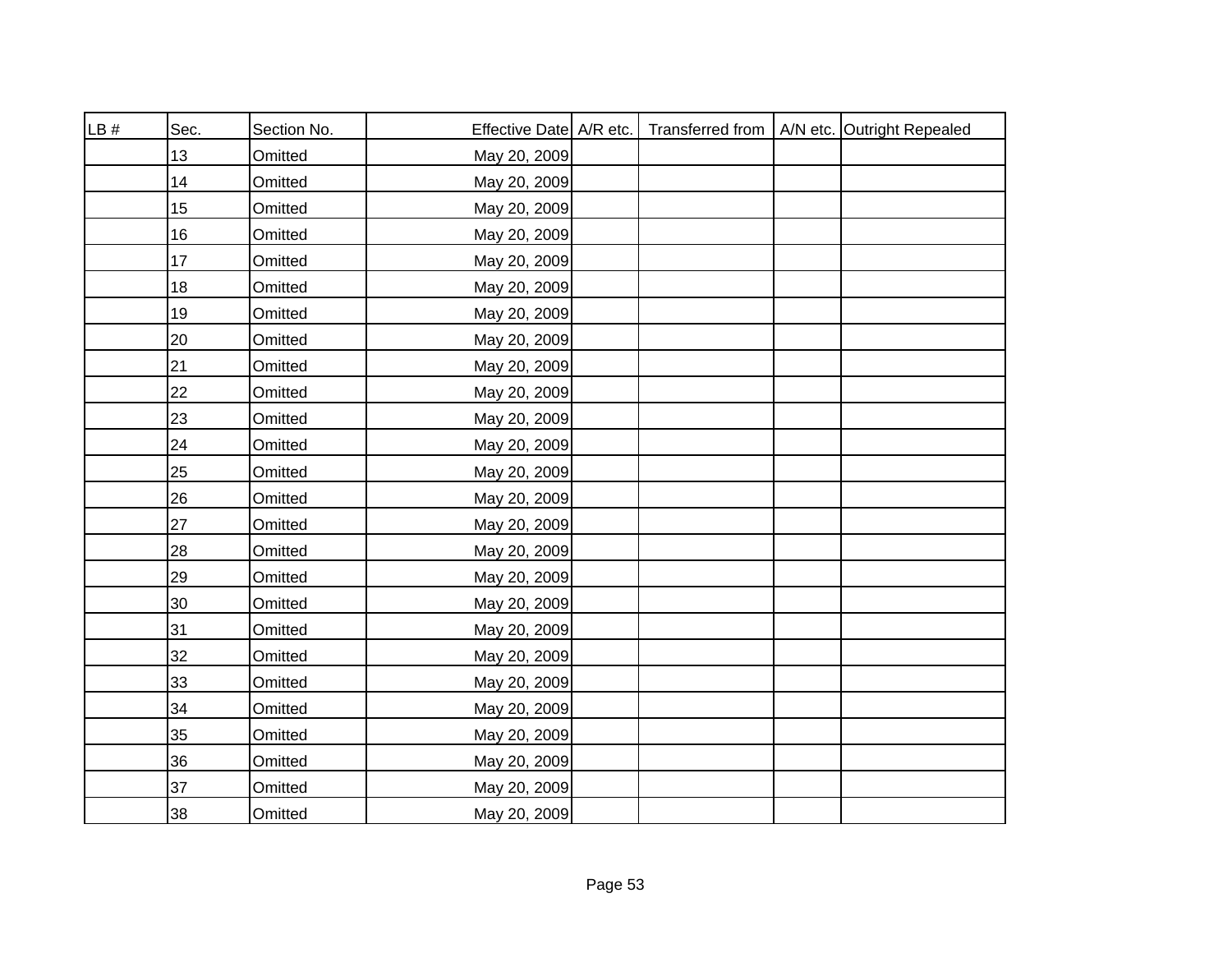| LB # | Sec. | Section No. | Effective Date | A/R etc. | Transferred from | A/N etc. | Outright Repealed |
|---|---|---|---|---|---|---|---|
| | 13 | Omitted | May 20, 2009 | | | | |
| | 14 | Omitted | May 20, 2009 | | | | |
| | 15 | Omitted | May 20, 2009 | | | | |
| | 16 | Omitted | May 20, 2009 | | | | |
| | 17 | Omitted | May 20, 2009 | | | | |
| | 18 | Omitted | May 20, 2009 | | | | |
| | 19 | Omitted | May 20, 2009 | | | | |
| | 20 | Omitted | May 20, 2009 | | | | |
| | 21 | Omitted | May 20, 2009 | | | | |
| | 22 | Omitted | May 20, 2009 | | | | |
| | 23 | Omitted | May 20, 2009 | | | | |
| | 24 | Omitted | May 20, 2009 | | | | |
| | 25 | Omitted | May 20, 2009 | | | | |
| | 26 | Omitted | May 20, 2009 | | | | |
| | 27 | Omitted | May 20, 2009 | | | | |
| | 28 | Omitted | May 20, 2009 | | | | |
| | 29 | Omitted | May 20, 2009 | | | | |
| | 30 | Omitted | May 20, 2009 | | | | |
| | 31 | Omitted | May 20, 2009 | | | | |
| | 32 | Omitted | May 20, 2009 | | | | |
| | 33 | Omitted | May 20, 2009 | | | | |
| | 34 | Omitted | May 20, 2009 | | | | |
| | 35 | Omitted | May 20, 2009 | | | | |
| | 36 | Omitted | May 20, 2009 | | | | |
| | 37 | Omitted | May 20, 2009 | | | | |
| | 38 | Omitted | May 20, 2009 | | | | |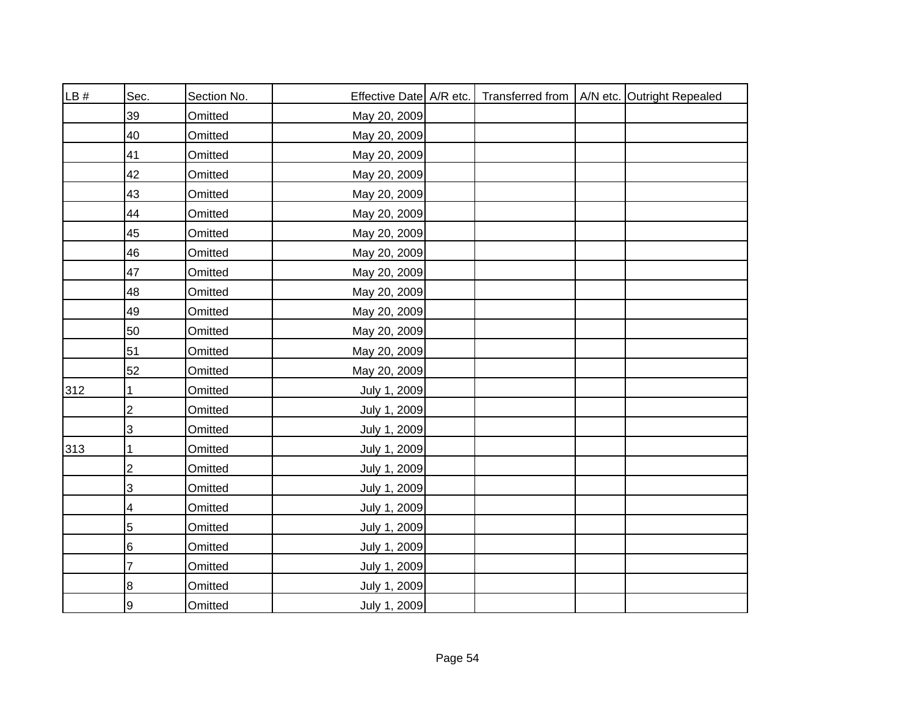| LB # | Sec. | Section No. | Effective Date | A/R etc. | Transferred from | A/N etc. | Outright Repealed |
|---|---|---|---|---|---|---|---|
| | 39 | Omitted | May 20, 2009 | | | | |
| | 40 | Omitted | May 20, 2009 | | | | |
| | 41 | Omitted | May 20, 2009 | | | | |
| | 42 | Omitted | May 20, 2009 | | | | |
| | 43 | Omitted | May 20, 2009 | | | | |
| | 44 | Omitted | May 20, 2009 | | | | |
| | 45 | Omitted | May 20, 2009 | | | | |
| | 46 | Omitted | May 20, 2009 | | | | |
| | 47 | Omitted | May 20, 2009 | | | | |
| | 48 | Omitted | May 20, 2009 | | | | |
| | 49 | Omitted | May 20, 2009 | | | | |
| | 50 | Omitted | May 20, 2009 | | | | |
| | 51 | Omitted | May 20, 2009 | | | | |
| | 52 | Omitted | May 20, 2009 | | | | |
| 312 | 1 | Omitted | July 1, 2009 | | | | |
| | 2 | Omitted | July 1, 2009 | | | | |
| | 3 | Omitted | July 1, 2009 | | | | |
| 313 | 1 | Omitted | July 1, 2009 | | | | |
| | 2 | Omitted | July 1, 2009 | | | | |
| | 3 | Omitted | July 1, 2009 | | | | |
| | 4 | Omitted | July 1, 2009 | | | | |
| | 5 | Omitted | July 1, 2009 | | | | |
| | 6 | Omitted | July 1, 2009 | | | | |
| | 7 | Omitted | July 1, 2009 | | | | |
| | 8 | Omitted | July 1, 2009 | | | | |
| | 9 | Omitted | July 1, 2009 | | | | |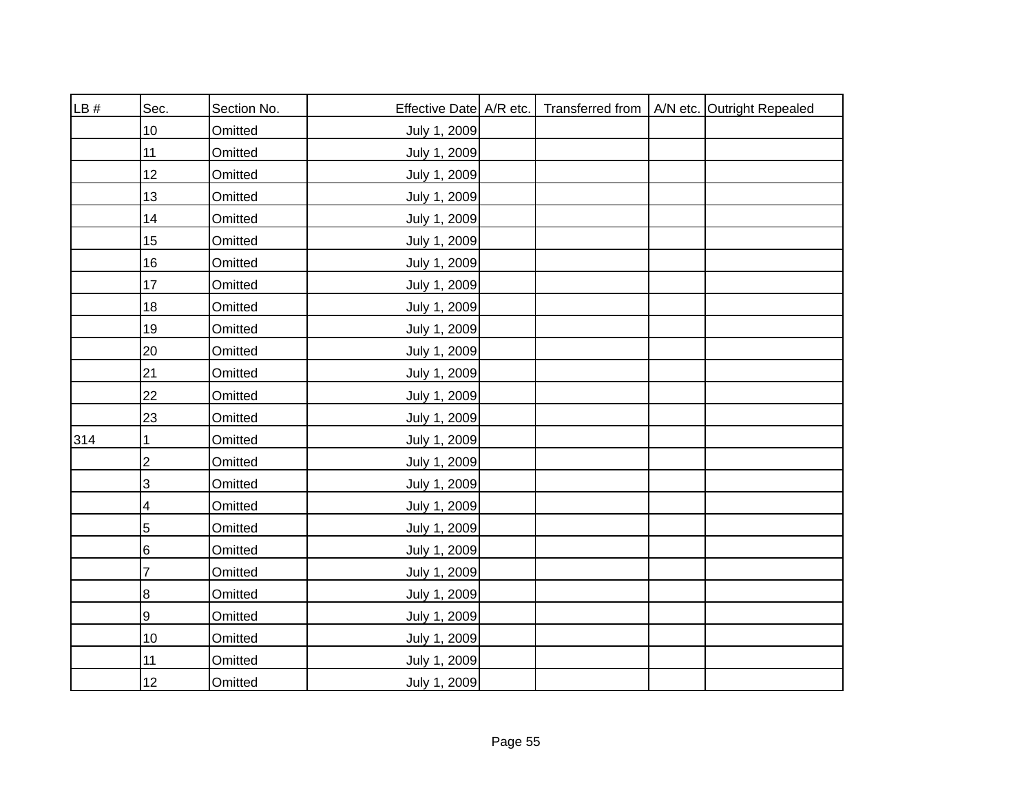| LB # | Sec. | Section No. | Effective Date | A/R etc. | Transferred from | A/N etc. | Outright Repealed |
|---|---|---|---|---|---|---|---|
| | 10 | Omitted | July 1, 2009 | | | | |
| | 11 | Omitted | July 1, 2009 | | | | |
| | 12 | Omitted | July 1, 2009 | | | | |
| | 13 | Omitted | July 1, 2009 | | | | |
| | 14 | Omitted | July 1, 2009 | | | | |
| | 15 | Omitted | July 1, 2009 | | | | |
| | 16 | Omitted | July 1, 2009 | | | | |
| | 17 | Omitted | July 1, 2009 | | | | |
| | 18 | Omitted | July 1, 2009 | | | | |
| | 19 | Omitted | July 1, 2009 | | | | |
| | 20 | Omitted | July 1, 2009 | | | | |
| | 21 | Omitted | July 1, 2009 | | | | |
| | 22 | Omitted | July 1, 2009 | | | | |
| | 23 | Omitted | July 1, 2009 | | | | |
| 314 | 1 | Omitted | July 1, 2009 | | | | |
| | 2 | Omitted | July 1, 2009 | | | | |
| | 3 | Omitted | July 1, 2009 | | | | |
| | 4 | Omitted | July 1, 2009 | | | | |
| | 5 | Omitted | July 1, 2009 | | | | |
| | 6 | Omitted | July 1, 2009 | | | | |
| | 7 | Omitted | July 1, 2009 | | | | |
| | 8 | Omitted | July 1, 2009 | | | | |
| | 9 | Omitted | July 1, 2009 | | | | |
| | 10 | Omitted | July 1, 2009 | | | | |
| | 11 | Omitted | July 1, 2009 | | | | |
| | 12 | Omitted | July 1, 2009 | | | | |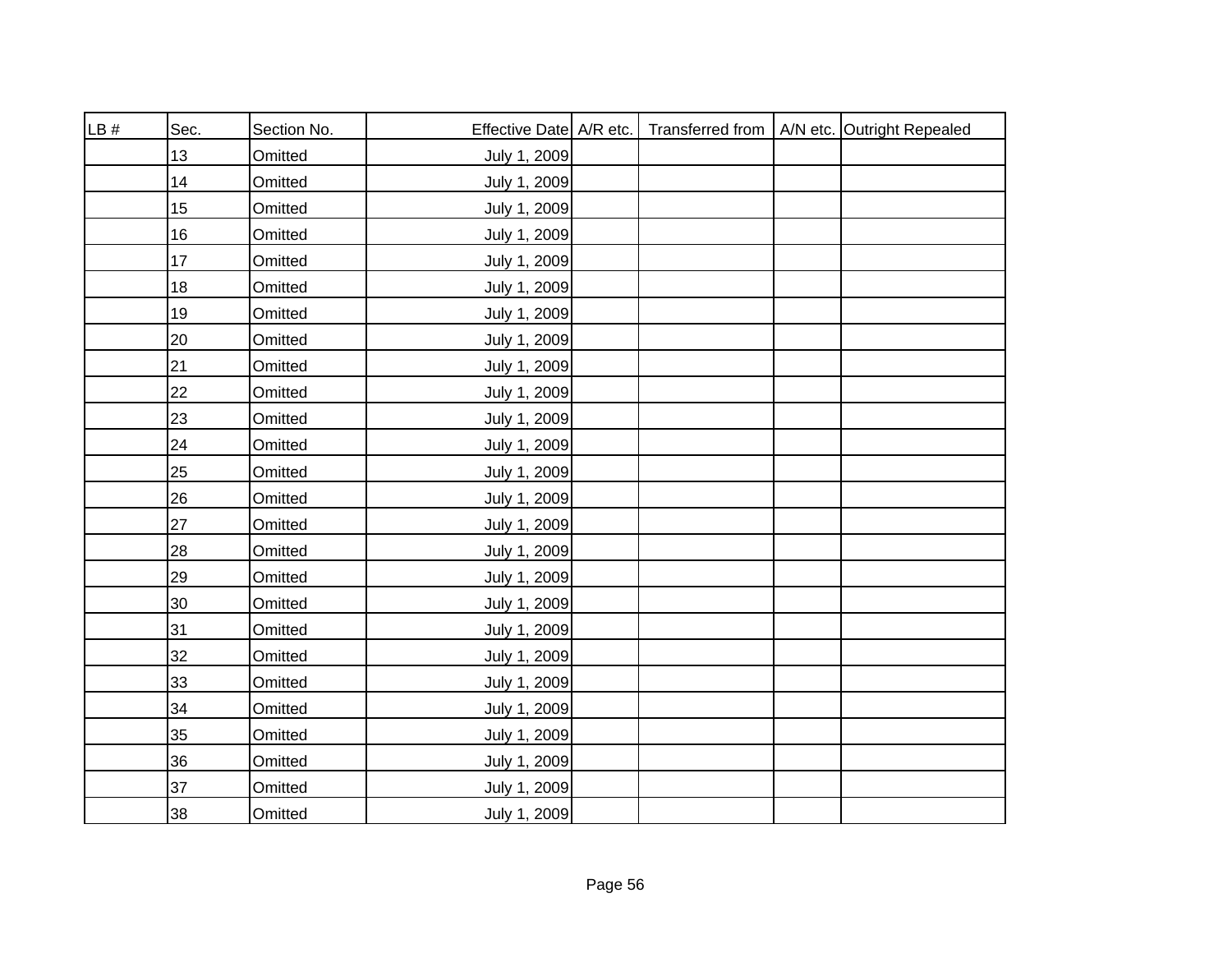| LB # | Sec. | Section No. | Effective Date | A/R etc. | Transferred from | A/N etc. | Outright Repealed |
|---|---|---|---|---|---|---|---|
| | 13 | Omitted | July 1, 2009 | | | | |
| | 14 | Omitted | July 1, 2009 | | | | |
| | 15 | Omitted | July 1, 2009 | | | | |
| | 16 | Omitted | July 1, 2009 | | | | |
| | 17 | Omitted | July 1, 2009 | | | | |
| | 18 | Omitted | July 1, 2009 | | | | |
| | 19 | Omitted | July 1, 2009 | | | | |
| | 20 | Omitted | July 1, 2009 | | | | |
| | 21 | Omitted | July 1, 2009 | | | | |
| | 22 | Omitted | July 1, 2009 | | | | |
| | 23 | Omitted | July 1, 2009 | | | | |
| | 24 | Omitted | July 1, 2009 | | | | |
| | 25 | Omitted | July 1, 2009 | | | | |
| | 26 | Omitted | July 1, 2009 | | | | |
| | 27 | Omitted | July 1, 2009 | | | | |
| | 28 | Omitted | July 1, 2009 | | | | |
| | 29 | Omitted | July 1, 2009 | | | | |
| | 30 | Omitted | July 1, 2009 | | | | |
| | 31 | Omitted | July 1, 2009 | | | | |
| | 32 | Omitted | July 1, 2009 | | | | |
| | 33 | Omitted | July 1, 2009 | | | | |
| | 34 | Omitted | July 1, 2009 | | | | |
| | 35 | Omitted | July 1, 2009 | | | | |
| | 36 | Omitted | July 1, 2009 | | | | |
| | 37 | Omitted | July 1, 2009 | | | | |
| | 38 | Omitted | July 1, 2009 | | | | |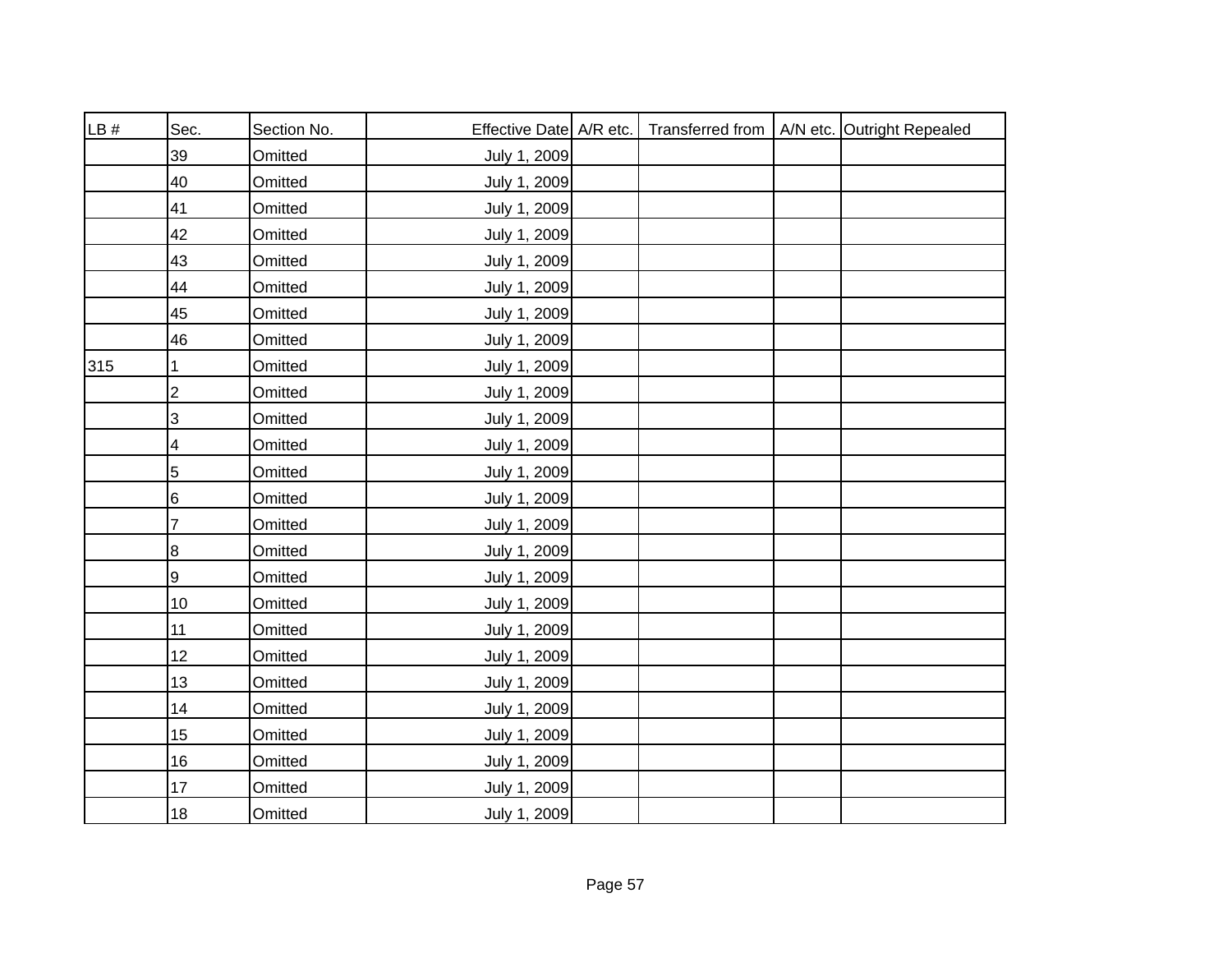| LB # | Sec. | Section No. | Effective Date | A/R etc. | Transferred from | A/N etc. | Outright Repealed |
|---|---|---|---|---|---|---|---|
| | 39 | Omitted | July 1, 2009 | | | | |
| | 40 | Omitted | July 1, 2009 | | | | |
| | 41 | Omitted | July 1, 2009 | | | | |
| | 42 | Omitted | July 1, 2009 | | | | |
| | 43 | Omitted | July 1, 2009 | | | | |
| | 44 | Omitted | July 1, 2009 | | | | |
| | 45 | Omitted | July 1, 2009 | | | | |
| | 46 | Omitted | July 1, 2009 | | | | |
| 315 | 1 | Omitted | July 1, 2009 | | | | |
| | 2 | Omitted | July 1, 2009 | | | | |
| | 3 | Omitted | July 1, 2009 | | | | |
| | 4 | Omitted | July 1, 2009 | | | | |
| | 5 | Omitted | July 1, 2009 | | | | |
| | 6 | Omitted | July 1, 2009 | | | | |
| | 7 | Omitted | July 1, 2009 | | | | |
| | 8 | Omitted | July 1, 2009 | | | | |
| | 9 | Omitted | July 1, 2009 | | | | |
| | 10 | Omitted | July 1, 2009 | | | | |
| | 11 | Omitted | July 1, 2009 | | | | |
| | 12 | Omitted | July 1, 2009 | | | | |
| | 13 | Omitted | July 1, 2009 | | | | |
| | 14 | Omitted | July 1, 2009 | | | | |
| | 15 | Omitted | July 1, 2009 | | | | |
| | 16 | Omitted | July 1, 2009 | | | | |
| | 17 | Omitted | July 1, 2009 | | | | |
| | 18 | Omitted | July 1, 2009 | | | | |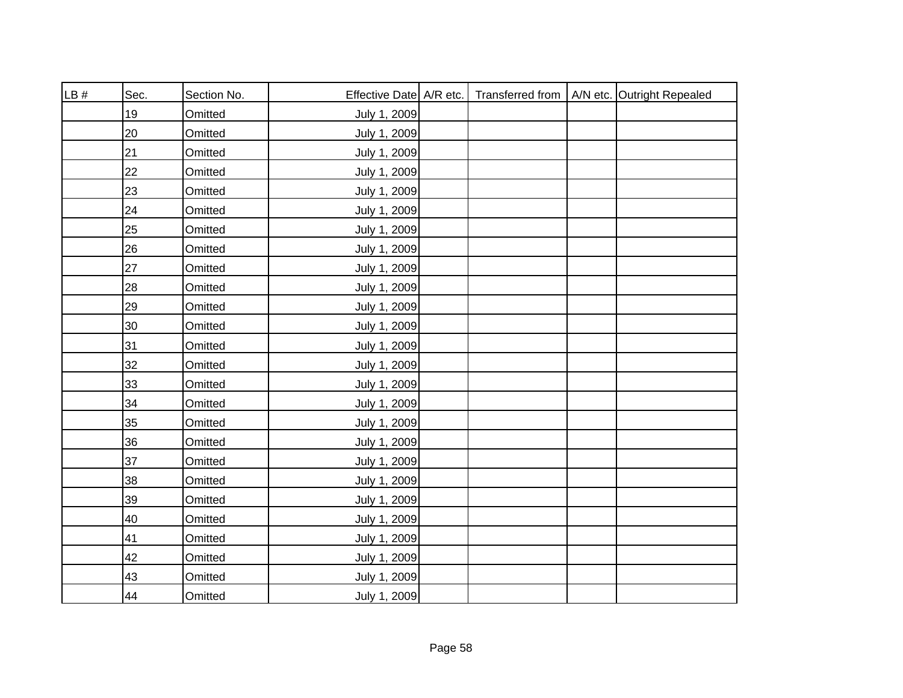| LB # | Sec. | Section No. | Effective Date | A/R etc. | Transferred from | A/N etc. | Outright Repealed |
|---|---|---|---|---|---|---|---|
| | 19 | Omitted | July 1, 2009 | | | | |
| | 20 | Omitted | July 1, 2009 | | | | |
| | 21 | Omitted | July 1, 2009 | | | | |
| | 22 | Omitted | July 1, 2009 | | | | |
| | 23 | Omitted | July 1, 2009 | | | | |
| | 24 | Omitted | July 1, 2009 | | | | |
| | 25 | Omitted | July 1, 2009 | | | | |
| | 26 | Omitted | July 1, 2009 | | | | |
| | 27 | Omitted | July 1, 2009 | | | | |
| | 28 | Omitted | July 1, 2009 | | | | |
| | 29 | Omitted | July 1, 2009 | | | | |
| | 30 | Omitted | July 1, 2009 | | | | |
| | 31 | Omitted | July 1, 2009 | | | | |
| | 32 | Omitted | July 1, 2009 | | | | |
| | 33 | Omitted | July 1, 2009 | | | | |
| | 34 | Omitted | July 1, 2009 | | | | |
| | 35 | Omitted | July 1, 2009 | | | | |
| | 36 | Omitted | July 1, 2009 | | | | |
| | 37 | Omitted | July 1, 2009 | | | | |
| | 38 | Omitted | July 1, 2009 | | | | |
| | 39 | Omitted | July 1, 2009 | | | | |
| | 40 | Omitted | July 1, 2009 | | | | |
| | 41 | Omitted | July 1, 2009 | | | | |
| | 42 | Omitted | July 1, 2009 | | | | |
| | 43 | Omitted | July 1, 2009 | | | | |
| | 44 | Omitted | July 1, 2009 | | | | |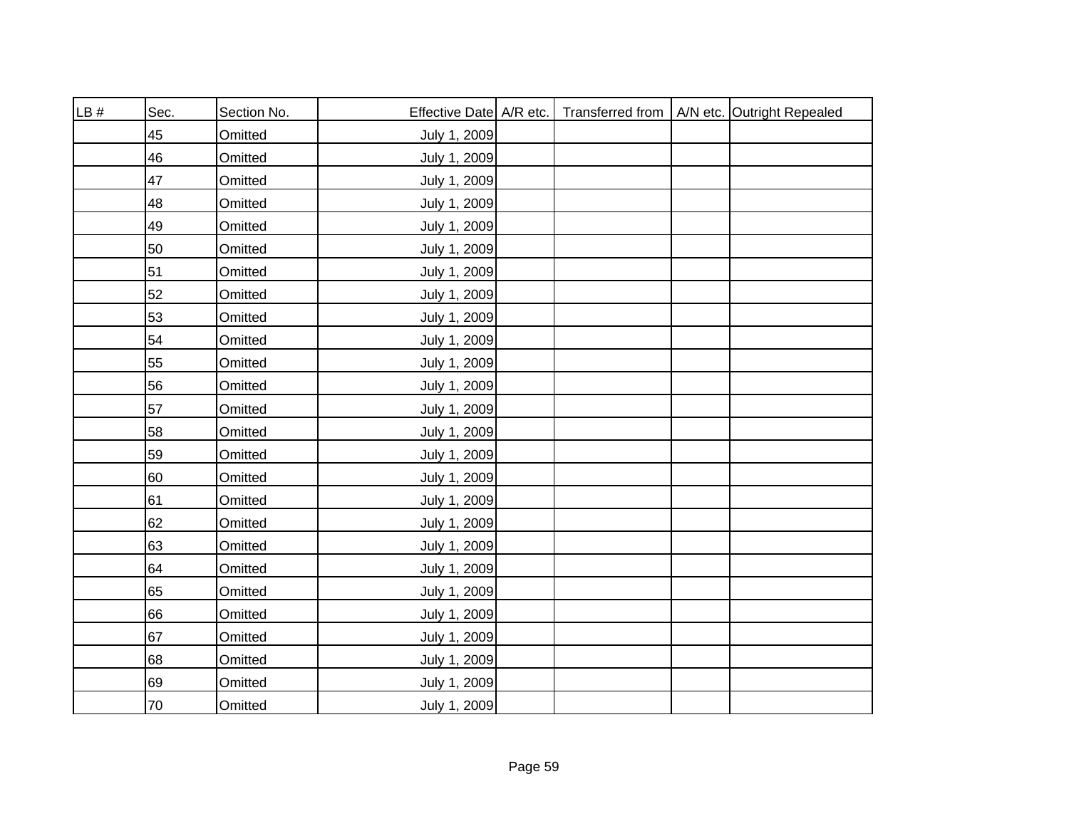| LB # | Sec. | Section No. | Effective Date | A/R etc. | Transferred from | A/N etc. | Outright Repealed |
|---|---|---|---|---|---|---|---|
| | 45 | Omitted | July 1, 2009 | | | | |
| | 46 | Omitted | July 1, 2009 | | | | |
| | 47 | Omitted | July 1, 2009 | | | | |
| | 48 | Omitted | July 1, 2009 | | | | |
| | 49 | Omitted | July 1, 2009 | | | | |
| | 50 | Omitted | July 1, 2009 | | | | |
| | 51 | Omitted | July 1, 2009 | | | | |
| | 52 | Omitted | July 1, 2009 | | | | |
| | 53 | Omitted | July 1, 2009 | | | | |
| | 54 | Omitted | July 1, 2009 | | | | |
| | 55 | Omitted | July 1, 2009 | | | | |
| | 56 | Omitted | July 1, 2009 | | | | |
| | 57 | Omitted | July 1, 2009 | | | | |
| | 58 | Omitted | July 1, 2009 | | | | |
| | 59 | Omitted | July 1, 2009 | | | | |
| | 60 | Omitted | July 1, 2009 | | | | |
| | 61 | Omitted | July 1, 2009 | | | | |
| | 62 | Omitted | July 1, 2009 | | | | |
| | 63 | Omitted | July 1, 2009 | | | | |
| | 64 | Omitted | July 1, 2009 | | | | |
| | 65 | Omitted | July 1, 2009 | | | | |
| | 66 | Omitted | July 1, 2009 | | | | |
| | 67 | Omitted | July 1, 2009 | | | | |
| | 68 | Omitted | July 1, 2009 | | | | |
| | 69 | Omitted | July 1, 2009 | | | | |
| | 70 | Omitted | July 1, 2009 | | | | |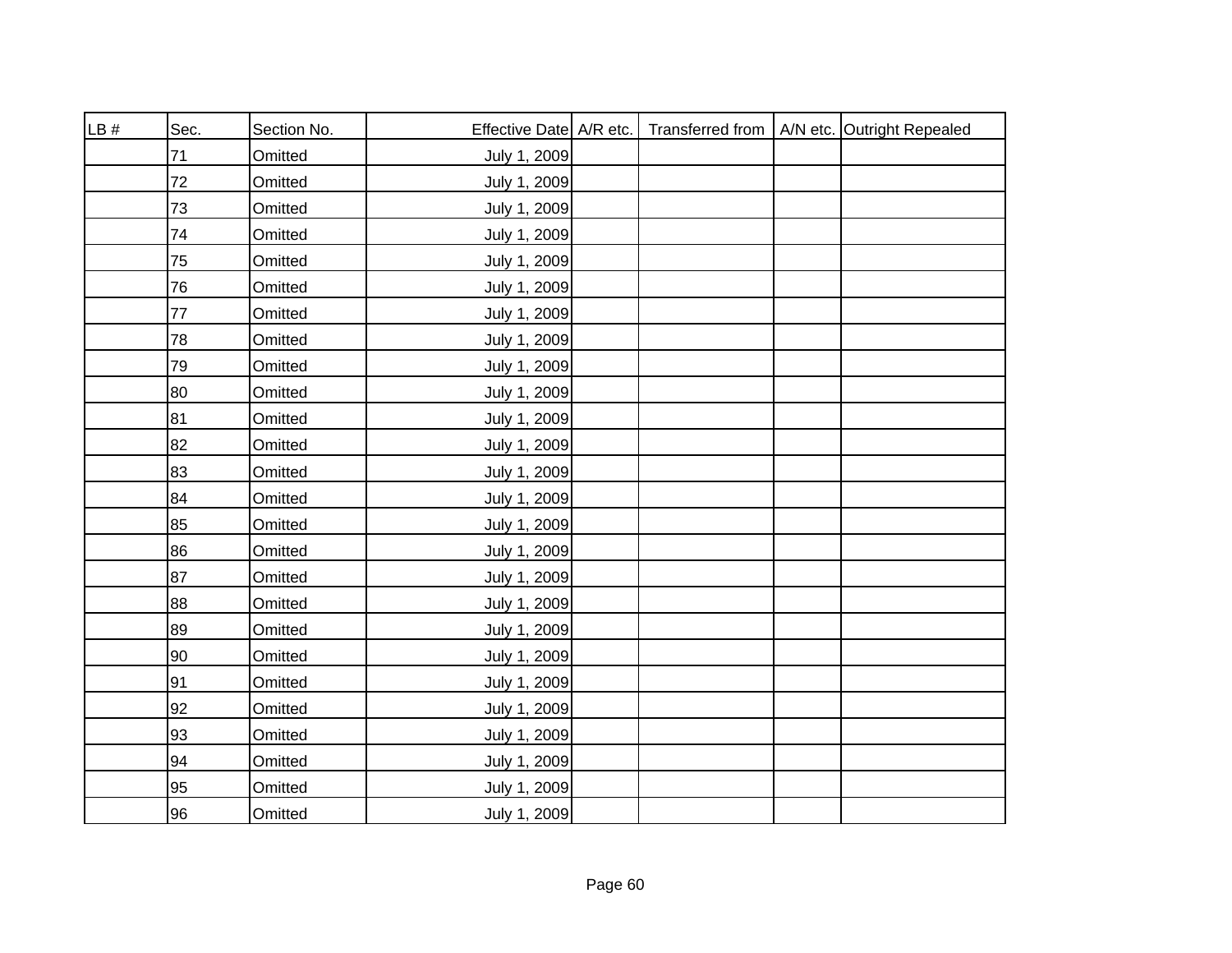| LB # | Sec. | Section No. | Effective Date | A/R etc. | Transferred from | A/N etc. | Outright Repealed |
|---|---|---|---|---|---|---|---|
| | 71 | Omitted | July 1, 2009 | | | | |
| | 72 | Omitted | July 1, 2009 | | | | |
| | 73 | Omitted | July 1, 2009 | | | | |
| | 74 | Omitted | July 1, 2009 | | | | |
| | 75 | Omitted | July 1, 2009 | | | | |
| | 76 | Omitted | July 1, 2009 | | | | |
| | 77 | Omitted | July 1, 2009 | | | | |
| | 78 | Omitted | July 1, 2009 | | | | |
| | 79 | Omitted | July 1, 2009 | | | | |
| | 80 | Omitted | July 1, 2009 | | | | |
| | 81 | Omitted | July 1, 2009 | | | | |
| | 82 | Omitted | July 1, 2009 | | | | |
| | 83 | Omitted | July 1, 2009 | | | | |
| | 84 | Omitted | July 1, 2009 | | | | |
| | 85 | Omitted | July 1, 2009 | | | | |
| | 86 | Omitted | July 1, 2009 | | | | |
| | 87 | Omitted | July 1, 2009 | | | | |
| | 88 | Omitted | July 1, 2009 | | | | |
| | 89 | Omitted | July 1, 2009 | | | | |
| | 90 | Omitted | July 1, 2009 | | | | |
| | 91 | Omitted | July 1, 2009 | | | | |
| | 92 | Omitted | July 1, 2009 | | | | |
| | 93 | Omitted | July 1, 2009 | | | | |
| | 94 | Omitted | July 1, 2009 | | | | |
| | 95 | Omitted | July 1, 2009 | | | | |
| | 96 | Omitted | July 1, 2009 | | | | |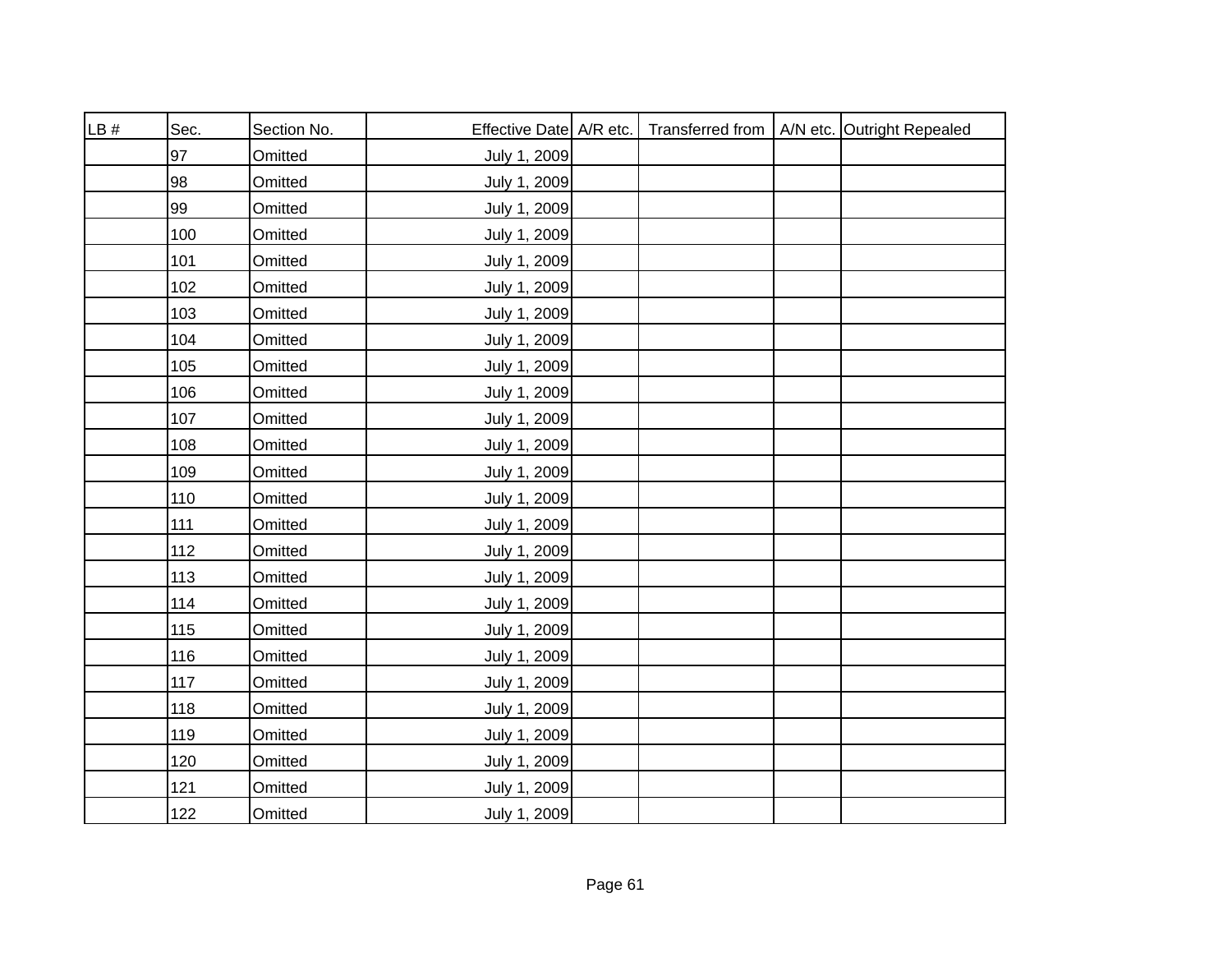| LB # | Sec. | Section No. | Effective Date | A/R etc. | Transferred from | A/N etc. | Outright Repealed |
|---|---|---|---|---|---|---|---|
| | 97 | Omitted | July 1, 2009 | | | | |
| | 98 | Omitted | July 1, 2009 | | | | |
| | 99 | Omitted | July 1, 2009 | | | | |
| | 100 | Omitted | July 1, 2009 | | | | |
| | 101 | Omitted | July 1, 2009 | | | | |
| | 102 | Omitted | July 1, 2009 | | | | |
| | 103 | Omitted | July 1, 2009 | | | | |
| | 104 | Omitted | July 1, 2009 | | | | |
| | 105 | Omitted | July 1, 2009 | | | | |
| | 106 | Omitted | July 1, 2009 | | | | |
| | 107 | Omitted | July 1, 2009 | | | | |
| | 108 | Omitted | July 1, 2009 | | | | |
| | 109 | Omitted | July 1, 2009 | | | | |
| | 110 | Omitted | July 1, 2009 | | | | |
| | 111 | Omitted | July 1, 2009 | | | | |
| | 112 | Omitted | July 1, 2009 | | | | |
| | 113 | Omitted | July 1, 2009 | | | | |
| | 114 | Omitted | July 1, 2009 | | | | |
| | 115 | Omitted | July 1, 2009 | | | | |
| | 116 | Omitted | July 1, 2009 | | | | |
| | 117 | Omitted | July 1, 2009 | | | | |
| | 118 | Omitted | July 1, 2009 | | | | |
| | 119 | Omitted | July 1, 2009 | | | | |
| | 120 | Omitted | July 1, 2009 | | | | |
| | 121 | Omitted | July 1, 2009 | | | | |
| | 122 | Omitted | July 1, 2009 | | | | |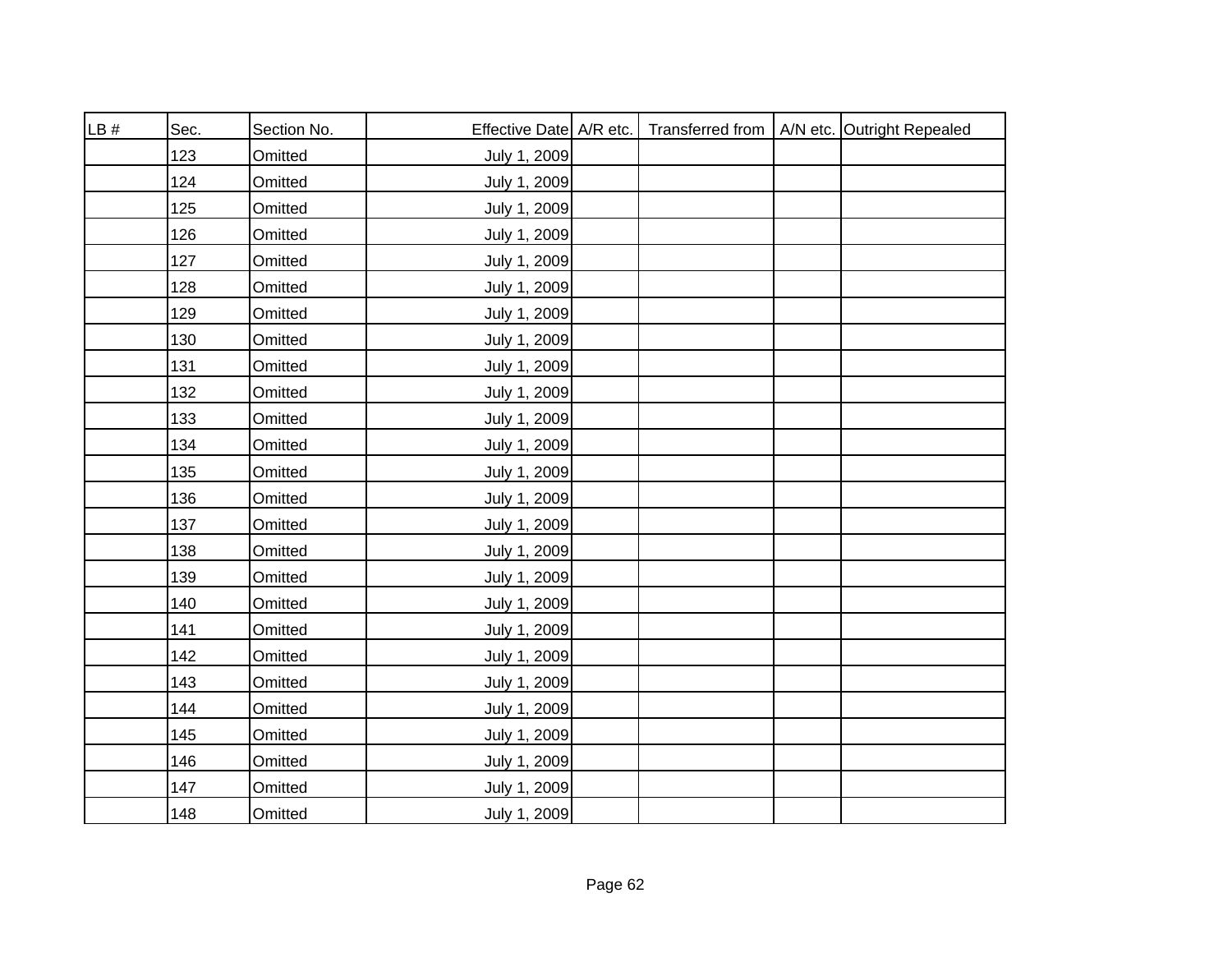| LB # | Sec. | Section No. | Effective Date | A/R etc. | Transferred from | A/N etc. | Outright Repealed |
|---|---|---|---|---|---|---|---|
| | 123 | Omitted | July 1, 2009 | | | | |
| | 124 | Omitted | July 1, 2009 | | | | |
| | 125 | Omitted | July 1, 2009 | | | | |
| | 126 | Omitted | July 1, 2009 | | | | |
| | 127 | Omitted | July 1, 2009 | | | | |
| | 128 | Omitted | July 1, 2009 | | | | |
| | 129 | Omitted | July 1, 2009 | | | | |
| | 130 | Omitted | July 1, 2009 | | | | |
| | 131 | Omitted | July 1, 2009 | | | | |
| | 132 | Omitted | July 1, 2009 | | | | |
| | 133 | Omitted | July 1, 2009 | | | | |
| | 134 | Omitted | July 1, 2009 | | | | |
| | 135 | Omitted | July 1, 2009 | | | | |
| | 136 | Omitted | July 1, 2009 | | | | |
| | 137 | Omitted | July 1, 2009 | | | | |
| | 138 | Omitted | July 1, 2009 | | | | |
| | 139 | Omitted | July 1, 2009 | | | | |
| | 140 | Omitted | July 1, 2009 | | | | |
| | 141 | Omitted | July 1, 2009 | | | | |
| | 142 | Omitted | July 1, 2009 | | | | |
| | 143 | Omitted | July 1, 2009 | | | | |
| | 144 | Omitted | July 1, 2009 | | | | |
| | 145 | Omitted | July 1, 2009 | | | | |
| | 146 | Omitted | July 1, 2009 | | | | |
| | 147 | Omitted | July 1, 2009 | | | | |
| | 148 | Omitted | July 1, 2009 | | | | |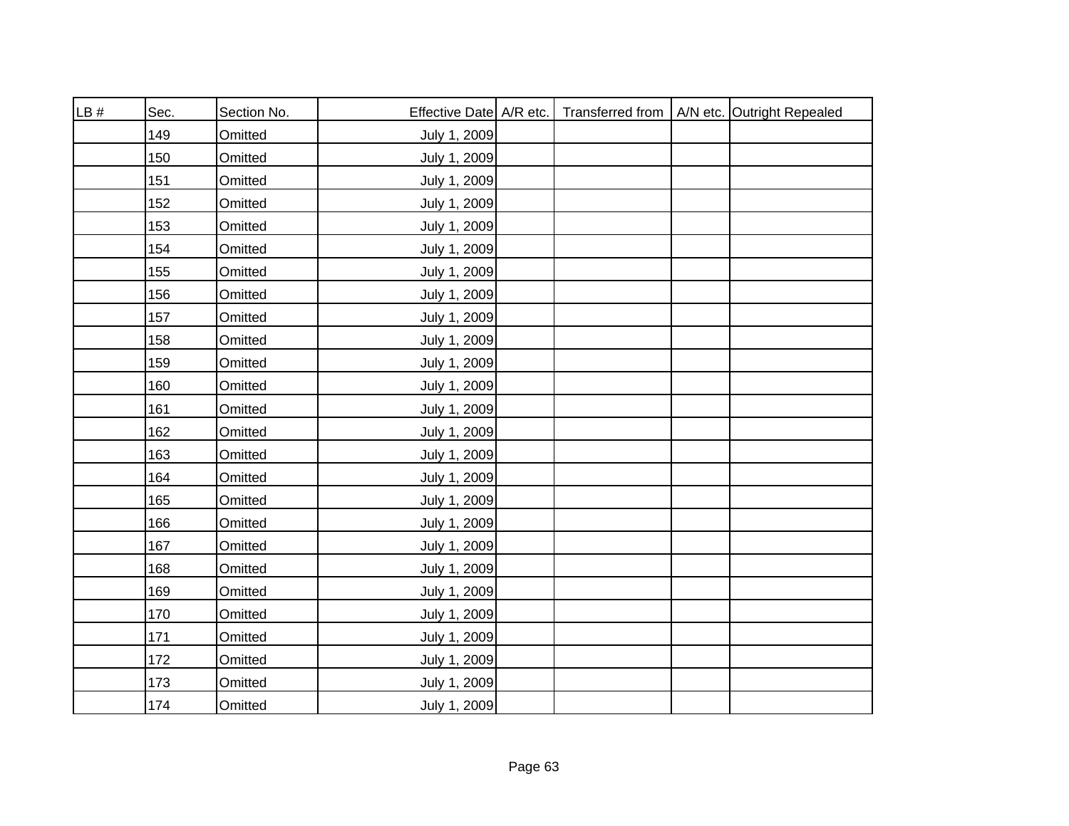| LB # | Sec. | Section No. | Effective Date | A/R etc. | Transferred from | A/N etc. | Outright Repealed |
|---|---|---|---|---|---|---|---|
| | 149 | Omitted | July 1, 2009 | | | | |
| | 150 | Omitted | July 1, 2009 | | | | |
| | 151 | Omitted | July 1, 2009 | | | | |
| | 152 | Omitted | July 1, 2009 | | | | |
| | 153 | Omitted | July 1, 2009 | | | | |
| | 154 | Omitted | July 1, 2009 | | | | |
| | 155 | Omitted | July 1, 2009 | | | | |
| | 156 | Omitted | July 1, 2009 | | | | |
| | 157 | Omitted | July 1, 2009 | | | | |
| | 158 | Omitted | July 1, 2009 | | | | |
| | 159 | Omitted | July 1, 2009 | | | | |
| | 160 | Omitted | July 1, 2009 | | | | |
| | 161 | Omitted | July 1, 2009 | | | | |
| | 162 | Omitted | July 1, 2009 | | | | |
| | 163 | Omitted | July 1, 2009 | | | | |
| | 164 | Omitted | July 1, 2009 | | | | |
| | 165 | Omitted | July 1, 2009 | | | | |
| | 166 | Omitted | July 1, 2009 | | | | |
| | 167 | Omitted | July 1, 2009 | | | | |
| | 168 | Omitted | July 1, 2009 | | | | |
| | 169 | Omitted | July 1, 2009 | | | | |
| | 170 | Omitted | July 1, 2009 | | | | |
| | 171 | Omitted | July 1, 2009 | | | | |
| | 172 | Omitted | July 1, 2009 | | | | |
| | 173 | Omitted | July 1, 2009 | | | | |
| | 174 | Omitted | July 1, 2009 | | | | |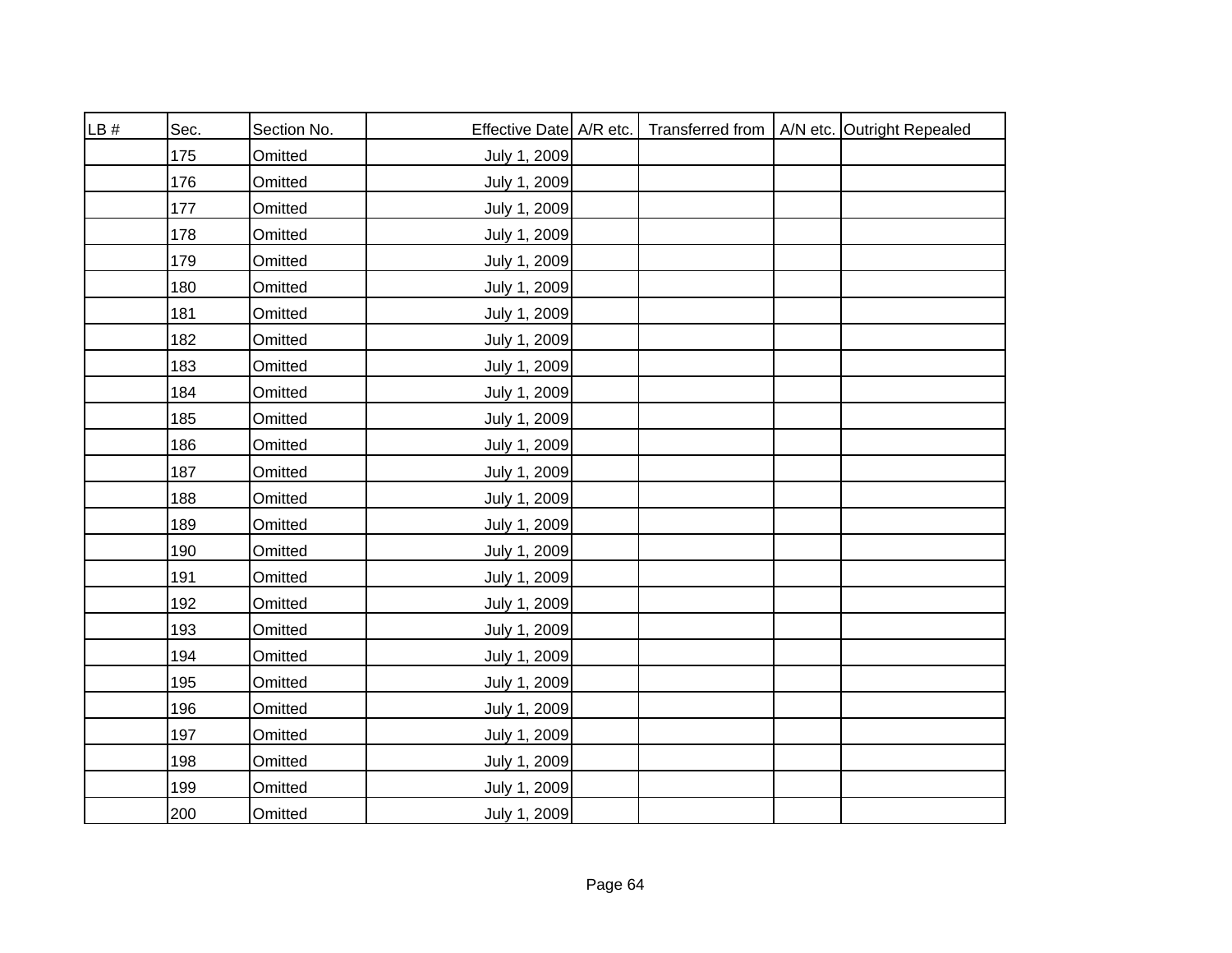| LB # | Sec. | Section No. | Effective Date | A/R etc. | Transferred from | A/N etc. | Outright Repealed |
|---|---|---|---|---|---|---|---|
| | 175 | Omitted | July 1, 2009 | | | | |
| | 176 | Omitted | July 1, 2009 | | | | |
| | 177 | Omitted | July 1, 2009 | | | | |
| | 178 | Omitted | July 1, 2009 | | | | |
| | 179 | Omitted | July 1, 2009 | | | | |
| | 180 | Omitted | July 1, 2009 | | | | |
| | 181 | Omitted | July 1, 2009 | | | | |
| | 182 | Omitted | July 1, 2009 | | | | |
| | 183 | Omitted | July 1, 2009 | | | | |
| | 184 | Omitted | July 1, 2009 | | | | |
| | 185 | Omitted | July 1, 2009 | | | | |
| | 186 | Omitted | July 1, 2009 | | | | |
| | 187 | Omitted | July 1, 2009 | | | | |
| | 188 | Omitted | July 1, 2009 | | | | |
| | 189 | Omitted | July 1, 2009 | | | | |
| | 190 | Omitted | July 1, 2009 | | | | |
| | 191 | Omitted | July 1, 2009 | | | | |
| | 192 | Omitted | July 1, 2009 | | | | |
| | 193 | Omitted | July 1, 2009 | | | | |
| | 194 | Omitted | July 1, 2009 | | | | |
| | 195 | Omitted | July 1, 2009 | | | | |
| | 196 | Omitted | July 1, 2009 | | | | |
| | 197 | Omitted | July 1, 2009 | | | | |
| | 198 | Omitted | July 1, 2009 | | | | |
| | 199 | Omitted | July 1, 2009 | | | | |
| | 200 | Omitted | July 1, 2009 | | | | |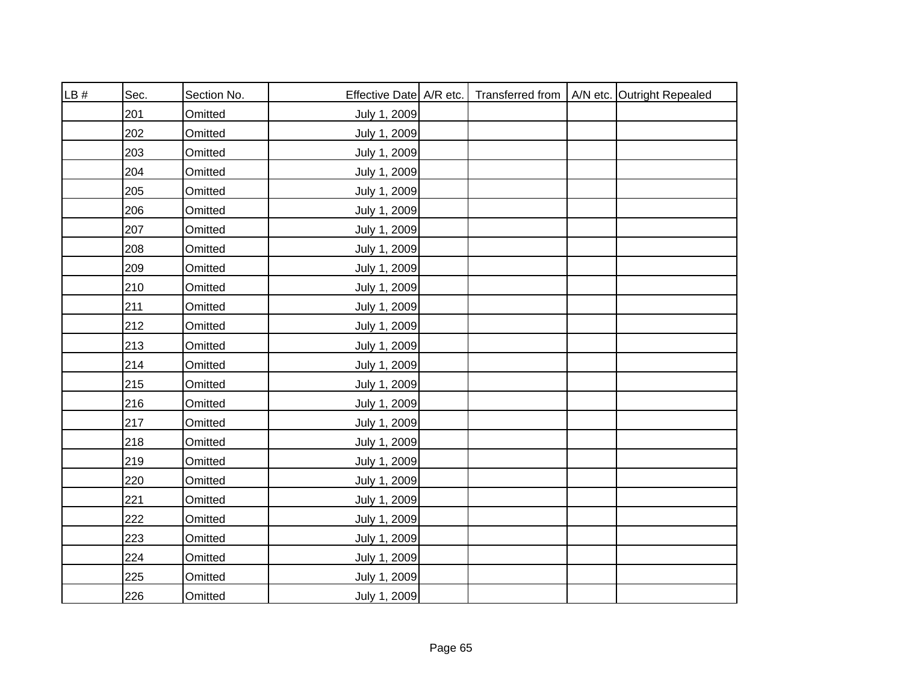| LB # | Sec. | Section No. | Effective Date | A/R etc. | Transferred from | A/N etc. | Outright Repealed |
|---|---|---|---|---|---|---|---|
| | 201 | Omitted | July 1, 2009 | | | | |
| | 202 | Omitted | July 1, 2009 | | | | |
| | 203 | Omitted | July 1, 2009 | | | | |
| | 204 | Omitted | July 1, 2009 | | | | |
| | 205 | Omitted | July 1, 2009 | | | | |
| | 206 | Omitted | July 1, 2009 | | | | |
| | 207 | Omitted | July 1, 2009 | | | | |
| | 208 | Omitted | July 1, 2009 | | | | |
| | 209 | Omitted | July 1, 2009 | | | | |
| | 210 | Omitted | July 1, 2009 | | | | |
| | 211 | Omitted | July 1, 2009 | | | | |
| | 212 | Omitted | July 1, 2009 | | | | |
| | 213 | Omitted | July 1, 2009 | | | | |
| | 214 | Omitted | July 1, 2009 | | | | |
| | 215 | Omitted | July 1, 2009 | | | | |
| | 216 | Omitted | July 1, 2009 | | | | |
| | 217 | Omitted | July 1, 2009 | | | | |
| | 218 | Omitted | July 1, 2009 | | | | |
| | 219 | Omitted | July 1, 2009 | | | | |
| | 220 | Omitted | July 1, 2009 | | | | |
| | 221 | Omitted | July 1, 2009 | | | | |
| | 222 | Omitted | July 1, 2009 | | | | |
| | 223 | Omitted | July 1, 2009 | | | | |
| | 224 | Omitted | July 1, 2009 | | | | |
| | 225 | Omitted | July 1, 2009 | | | | |
| | 226 | Omitted | July 1, 2009 | | | | |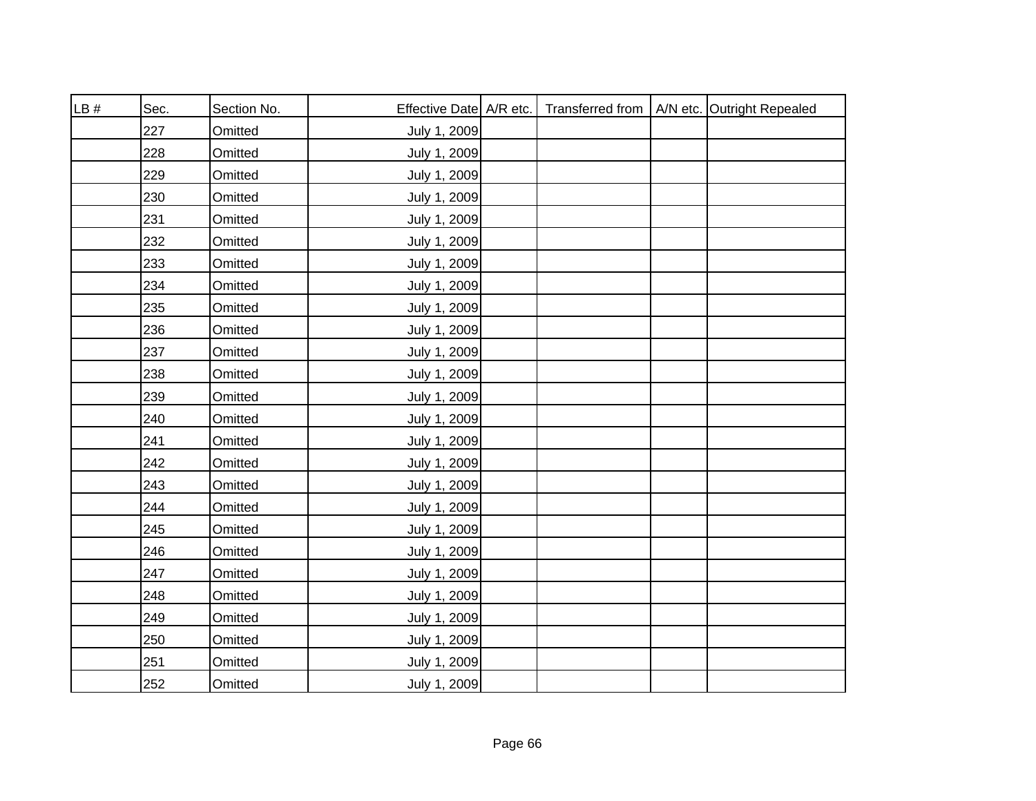| LB # | Sec. | Section No. | Effective Date | A/R etc. | Transferred from | A/N etc. | Outright Repealed |
|---|---|---|---|---|---|---|---|
| | 227 | Omitted | July 1, 2009 | | | | |
| | 228 | Omitted | July 1, 2009 | | | | |
| | 229 | Omitted | July 1, 2009 | | | | |
| | 230 | Omitted | July 1, 2009 | | | | |
| | 231 | Omitted | July 1, 2009 | | | | |
| | 232 | Omitted | July 1, 2009 | | | | |
| | 233 | Omitted | July 1, 2009 | | | | |
| | 234 | Omitted | July 1, 2009 | | | | |
| | 235 | Omitted | July 1, 2009 | | | | |
| | 236 | Omitted | July 1, 2009 | | | | |
| | 237 | Omitted | July 1, 2009 | | | | |
| | 238 | Omitted | July 1, 2009 | | | | |
| | 239 | Omitted | July 1, 2009 | | | | |
| | 240 | Omitted | July 1, 2009 | | | | |
| | 241 | Omitted | July 1, 2009 | | | | |
| | 242 | Omitted | July 1, 2009 | | | | |
| | 243 | Omitted | July 1, 2009 | | | | |
| | 244 | Omitted | July 1, 2009 | | | | |
| | 245 | Omitted | July 1, 2009 | | | | |
| | 246 | Omitted | July 1, 2009 | | | | |
| | 247 | Omitted | July 1, 2009 | | | | |
| | 248 | Omitted | July 1, 2009 | | | | |
| | 249 | Omitted | July 1, 2009 | | | | |
| | 250 | Omitted | July 1, 2009 | | | | |
| | 251 | Omitted | July 1, 2009 | | | | |
| | 252 | Omitted | July 1, 2009 | | | | |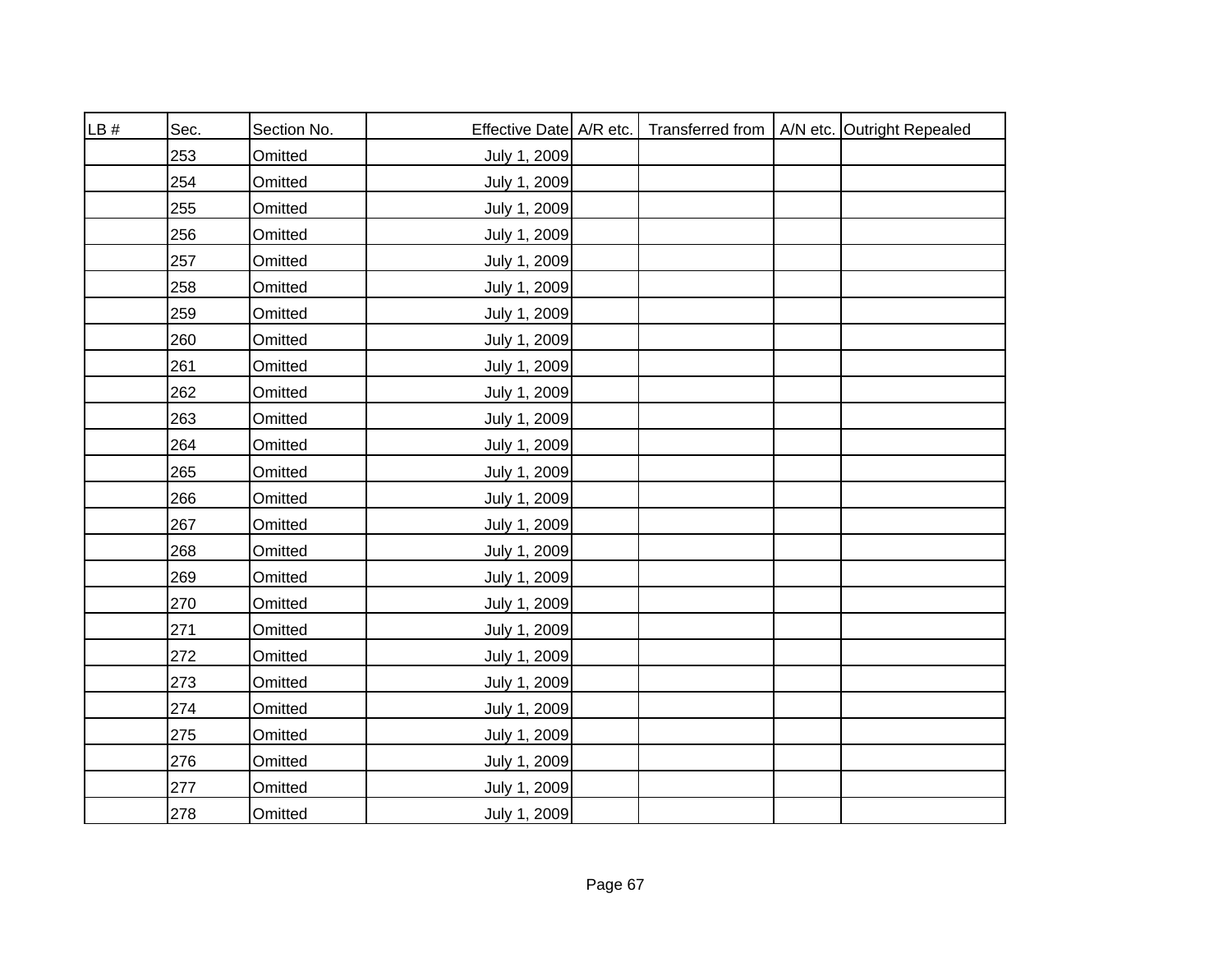| LB # | Sec. | Section No. | Effective Date | A/R etc. | Transferred from | A/N etc. | Outright Repealed |
|---|---|---|---|---|---|---|---|
| | 253 | Omitted | July 1, 2009 | | | | |
| | 254 | Omitted | July 1, 2009 | | | | |
| | 255 | Omitted | July 1, 2009 | | | | |
| | 256 | Omitted | July 1, 2009 | | | | |
| | 257 | Omitted | July 1, 2009 | | | | |
| | 258 | Omitted | July 1, 2009 | | | | |
| | 259 | Omitted | July 1, 2009 | | | | |
| | 260 | Omitted | July 1, 2009 | | | | |
| | 261 | Omitted | July 1, 2009 | | | | |
| | 262 | Omitted | July 1, 2009 | | | | |
| | 263 | Omitted | July 1, 2009 | | | | |
| | 264 | Omitted | July 1, 2009 | | | | |
| | 265 | Omitted | July 1, 2009 | | | | |
| | 266 | Omitted | July 1, 2009 | | | | |
| | 267 | Omitted | July 1, 2009 | | | | |
| | 268 | Omitted | July 1, 2009 | | | | |
| | 269 | Omitted | July 1, 2009 | | | | |
| | 270 | Omitted | July 1, 2009 | | | | |
| | 271 | Omitted | July 1, 2009 | | | | |
| | 272 | Omitted | July 1, 2009 | | | | |
| | 273 | Omitted | July 1, 2009 | | | | |
| | 274 | Omitted | July 1, 2009 | | | | |
| | 275 | Omitted | July 1, 2009 | | | | |
| | 276 | Omitted | July 1, 2009 | | | | |
| | 277 | Omitted | July 1, 2009 | | | | |
| | 278 | Omitted | July 1, 2009 | | | | |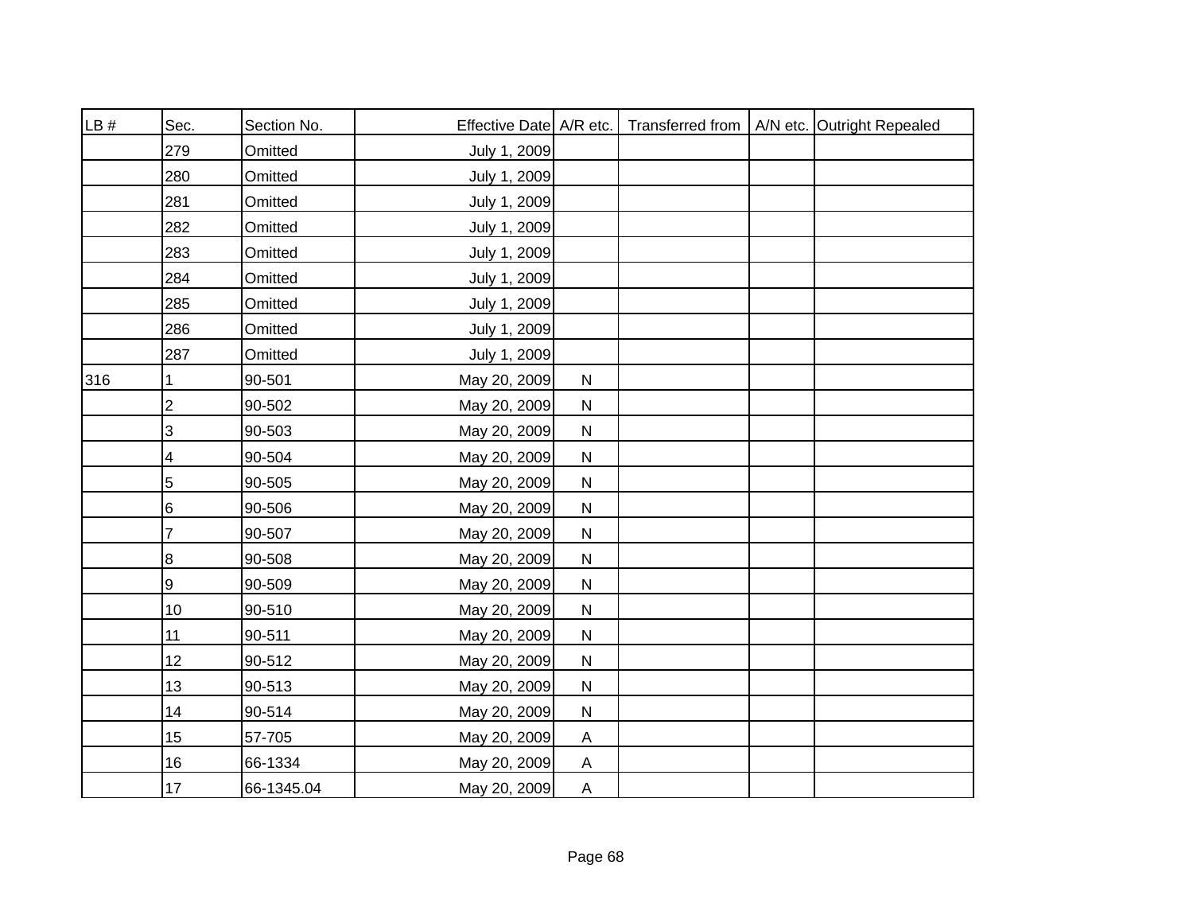| LB # | Sec. | Section No. | Effective Date | A/R etc. | Transferred from | A/N etc. | Outright Repealed |
|---|---|---|---|---|---|---|---|
| | 279 | Omitted | July 1, 2009 | | | | |
| | 280 | Omitted | July 1, 2009 | | | | |
| | 281 | Omitted | July 1, 2009 | | | | |
| | 282 | Omitted | July 1, 2009 | | | | |
| | 283 | Omitted | July 1, 2009 | | | | |
| | 284 | Omitted | July 1, 2009 | | | | |
| | 285 | Omitted | July 1, 2009 | | | | |
| | 286 | Omitted | July 1, 2009 | | | | |
| | 287 | Omitted | July 1, 2009 | | | | |
| 316 | 1 | 90-501 | May 20, 2009 | N | | | |
| | 2 | 90-502 | May 20, 2009 | N | | | |
| | 3 | 90-503 | May 20, 2009 | N | | | |
| | 4 | 90-504 | May 20, 2009 | N | | | |
| | 5 | 90-505 | May 20, 2009 | N | | | |
| | 6 | 90-506 | May 20, 2009 | N | | | |
| | 7 | 90-507 | May 20, 2009 | N | | | |
| | 8 | 90-508 | May 20, 2009 | N | | | |
| | 9 | 90-509 | May 20, 2009 | N | | | |
| | 10 | 90-510 | May 20, 2009 | N | | | |
| | 11 | 90-511 | May 20, 2009 | N | | | |
| | 12 | 90-512 | May 20, 2009 | N | | | |
| | 13 | 90-513 | May 20, 2009 | N | | | |
| | 14 | 90-514 | May 20, 2009 | N | | | |
| | 15 | 57-705 | May 20, 2009 | A | | | |
| | 16 | 66-1334 | May 20, 2009 | A | | | |
| | 17 | 66-1345.04 | May 20, 2009 | A | | | |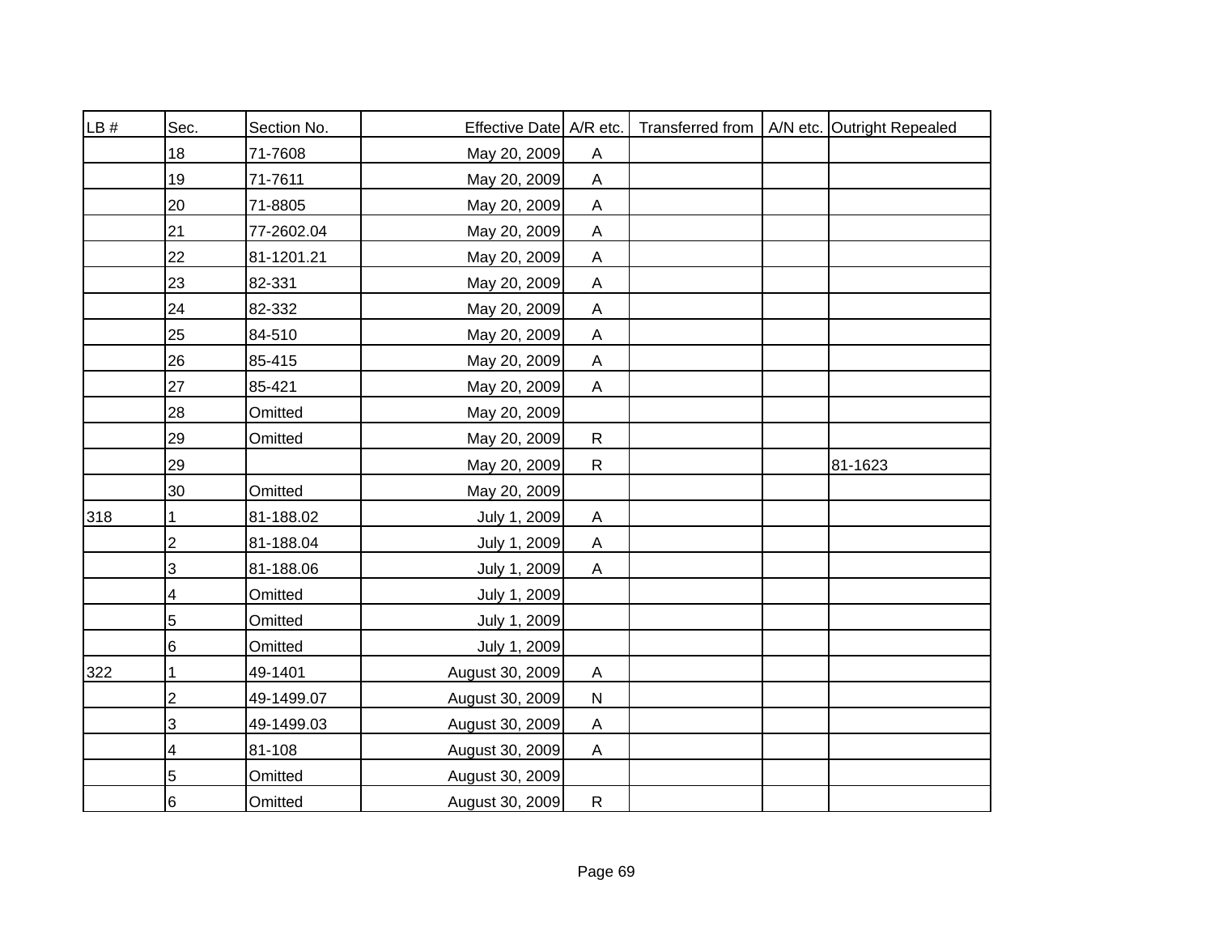| LB # | Sec. | Section No. | Effective Date | A/R etc. | Transferred from | A/N etc. | Outright Repealed |
|---|---|---|---|---|---|---|---|
| | 18 | 71-7608 | May 20, 2009 | A | | | |
| | 19 | 71-7611 | May 20, 2009 | A | | | |
| | 20 | 71-8805 | May 20, 2009 | A | | | |
| | 21 | 77-2602.04 | May 20, 2009 | A | | | |
| | 22 | 81-1201.21 | May 20, 2009 | A | | | |
| | 23 | 82-331 | May 20, 2009 | A | | | |
| | 24 | 82-332 | May 20, 2009 | A | | | |
| | 25 | 84-510 | May 20, 2009 | A | | | |
| | 26 | 85-415 | May 20, 2009 | A | | | |
| | 27 | 85-421 | May 20, 2009 | A | | | |
| | 28 | Omitted | May 20, 2009 | | | | |
| | 29 | Omitted | May 20, 2009 | R | | | |
| | 29 | | May 20, 2009 | R | | | 81-1623 |
| | 30 | Omitted | May 20, 2009 | | | | |
| 318 | 1 | 81-188.02 | July 1, 2009 | A | | | |
| | 2 | 81-188.04 | July 1, 2009 | A | | | |
| | 3 | 81-188.06 | July 1, 2009 | A | | | |
| | 4 | Omitted | July 1, 2009 | | | | |
| | 5 | Omitted | July 1, 2009 | | | | |
| | 6 | Omitted | July 1, 2009 | | | | |
| 322 | 1 | 49-1401 | August 30, 2009 | A | | | |
| | 2 | 49-1499.07 | August 30, 2009 | N | | | |
| | 3 | 49-1499.03 | August 30, 2009 | A | | | |
| | 4 | 81-108 | August 30, 2009 | A | | | |
| | 5 | Omitted | August 30, 2009 | | | | |
| | 6 | Omitted | August 30, 2009 | R | | | |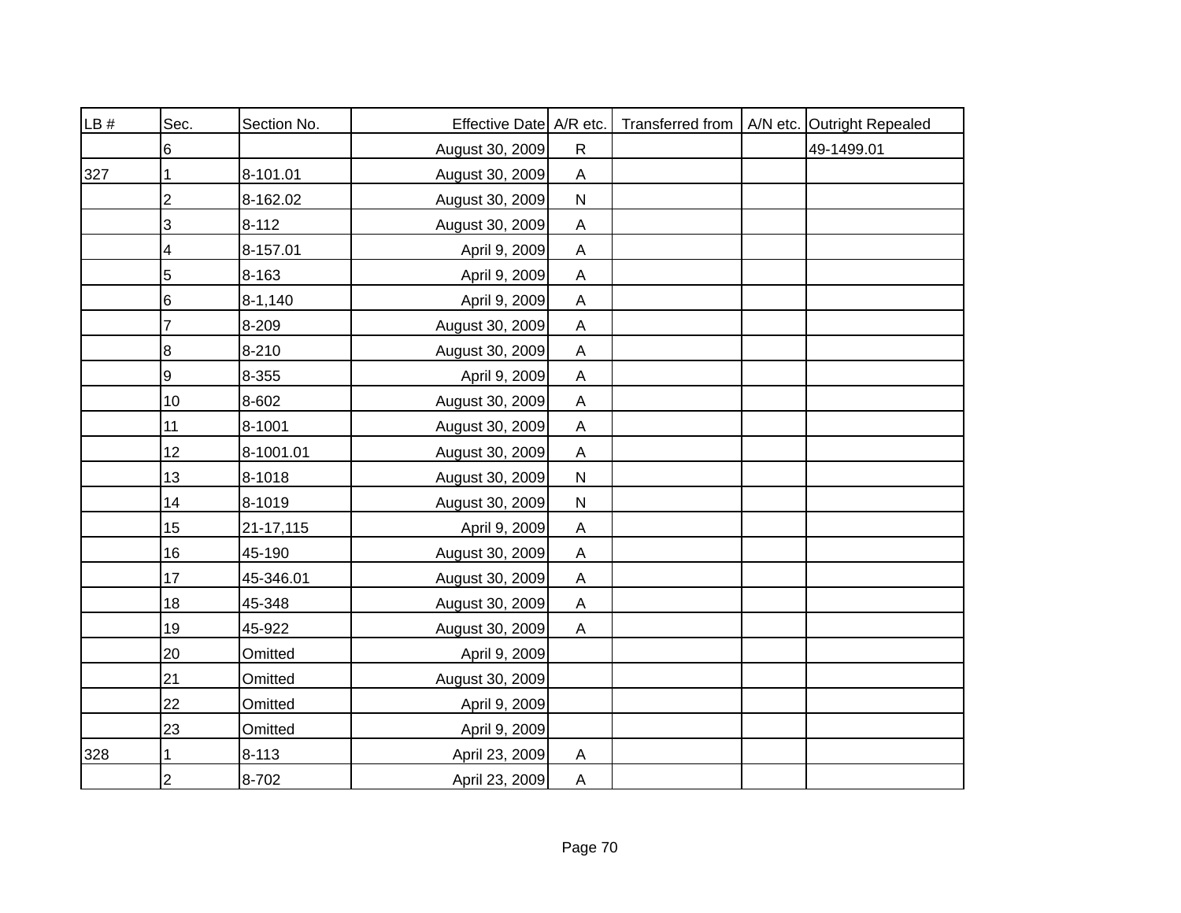| LB # | Sec. | Section No. | Effective Date | A/R etc. | Transferred from | A/N etc. | Outright Repealed |
|---|---|---|---|---|---|---|---|
| | 6 | | August 30, 2009 | R | | | 49-1499.01 |
| 327 | 1 | 8-101.01 | August 30, 2009 | A | | | |
| | 2 | 8-162.02 | August 30, 2009 | N | | | |
| | 3 | 8-112 | August 30, 2009 | A | | | |
| | 4 | 8-157.01 | April 9, 2009 | A | | | |
| | 5 | 8-163 | April 9, 2009 | A | | | |
| | 6 | 8-1,140 | April 9, 2009 | A | | | |
| | 7 | 8-209 | August 30, 2009 | A | | | |
| | 8 | 8-210 | August 30, 2009 | A | | | |
| | 9 | 8-355 | April 9, 2009 | A | | | |
| | 10 | 8-602 | August 30, 2009 | A | | | |
| | 11 | 8-1001 | August 30, 2009 | A | | | |
| | 12 | 8-1001.01 | August 30, 2009 | A | | | |
| | 13 | 8-1018 | August 30, 2009 | N | | | |
| | 14 | 8-1019 | August 30, 2009 | N | | | |
| | 15 | 21-17,115 | April 9, 2009 | A | | | |
| | 16 | 45-190 | August 30, 2009 | A | | | |
| | 17 | 45-346.01 | August 30, 2009 | A | | | |
| | 18 | 45-348 | August 30, 2009 | A | | | |
| | 19 | 45-922 | August 30, 2009 | A | | | |
| | 20 | Omitted | April 9, 2009 | | | | |
| | 21 | Omitted | August 30, 2009 | | | | |
| | 22 | Omitted | April 9, 2009 | | | | |
| | 23 | Omitted | April 9, 2009 | | | | |
| 328 | 1 | 8-113 | April 23, 2009 | A | | | |
| | 2 | 8-702 | April 23, 2009 | A | | | |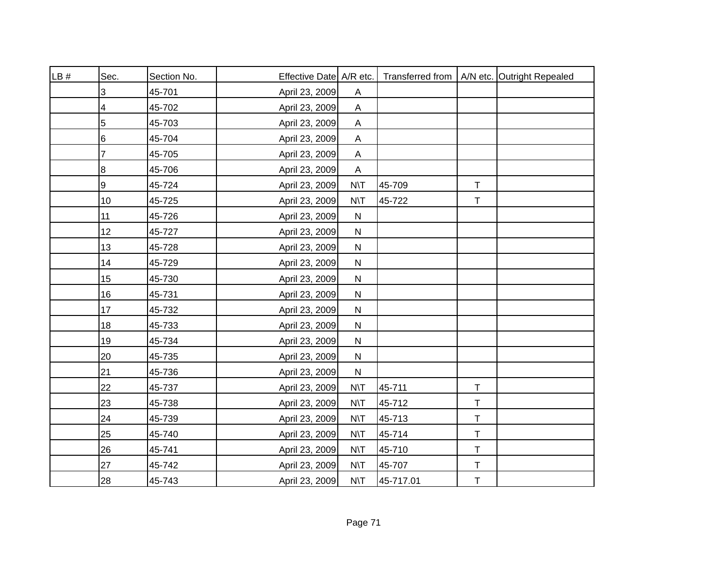| LB # | Sec. | Section No. | Effective Date | A/R etc. | Transferred from | A/N etc. | Outright Repealed |
|---|---|---|---|---|---|---|---|
| | 3 | 45-701 | April 23, 2009 | A | | | |
| | 4 | 45-702 | April 23, 2009 | A | | | |
| | 5 | 45-703 | April 23, 2009 | A | | | |
| | 6 | 45-704 | April 23, 2009 | A | | | |
| | 7 | 45-705 | April 23, 2009 | A | | | |
| | 8 | 45-706 | April 23, 2009 | A | | | |
| | 9 | 45-724 | April 23, 2009 | N\T | 45-709 | T | |
| | 10 | 45-725 | April 23, 2009 | N\T | 45-722 | T | |
| | 11 | 45-726 | April 23, 2009 | N | | | |
| | 12 | 45-727 | April 23, 2009 | N | | | |
| | 13 | 45-728 | April 23, 2009 | N | | | |
| | 14 | 45-729 | April 23, 2009 | N | | | |
| | 15 | 45-730 | April 23, 2009 | N | | | |
| | 16 | 45-731 | April 23, 2009 | N | | | |
| | 17 | 45-732 | April 23, 2009 | N | | | |
| | 18 | 45-733 | April 23, 2009 | N | | | |
| | 19 | 45-734 | April 23, 2009 | N | | | |
| | 20 | 45-735 | April 23, 2009 | N | | | |
| | 21 | 45-736 | April 23, 2009 | N | | | |
| | 22 | 45-737 | April 23, 2009 | N\T | 45-711 | T | |
| | 23 | 45-738 | April 23, 2009 | N\T | 45-712 | T | |
| | 24 | 45-739 | April 23, 2009 | N\T | 45-713 | T | |
| | 25 | 45-740 | April 23, 2009 | N\T | 45-714 | T | |
| | 26 | 45-741 | April 23, 2009 | N\T | 45-710 | T | |
| | 27 | 45-742 | April 23, 2009 | N\T | 45-707 | T | |
| | 28 | 45-743 | April 23, 2009 | N\T | 45-717.01 | T | |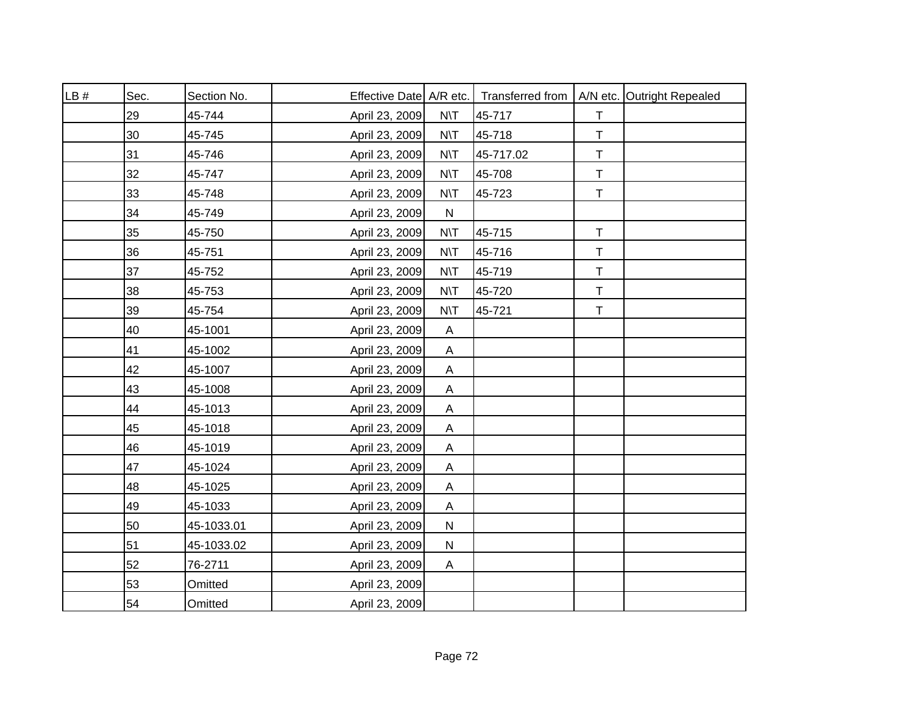| LB # | Sec. | Section No. | Effective Date | A/R etc. | Transferred from | A/N etc. | Outright Repealed |
|---|---|---|---|---|---|---|---|
| | 29 | 45-744 | April 23, 2009 | N\T | 45-717 | T | |
| | 30 | 45-745 | April 23, 2009 | N\T | 45-718 | T | |
| | 31 | 45-746 | April 23, 2009 | N\T | 45-717.02 | T | |
| | 32 | 45-747 | April 23, 2009 | N\T | 45-708 | T | |
| | 33 | 45-748 | April 23, 2009 | N\T | 45-723 | T | |
| | 34 | 45-749 | April 23, 2009 | N | | | |
| | 35 | 45-750 | April 23, 2009 | N\T | 45-715 | T | |
| | 36 | 45-751 | April 23, 2009 | N\T | 45-716 | T | |
| | 37 | 45-752 | April 23, 2009 | N\T | 45-719 | T | |
| | 38 | 45-753 | April 23, 2009 | N\T | 45-720 | T | |
| | 39 | 45-754 | April 23, 2009 | N\T | 45-721 | T | |
| | 40 | 45-1001 | April 23, 2009 | A | | | |
| | 41 | 45-1002 | April 23, 2009 | A | | | |
| | 42 | 45-1007 | April 23, 2009 | A | | | |
| | 43 | 45-1008 | April 23, 2009 | A | | | |
| | 44 | 45-1013 | April 23, 2009 | A | | | |
| | 45 | 45-1018 | April 23, 2009 | A | | | |
| | 46 | 45-1019 | April 23, 2009 | A | | | |
| | 47 | 45-1024 | April 23, 2009 | A | | | |
| | 48 | 45-1025 | April 23, 2009 | A | | | |
| | 49 | 45-1033 | April 23, 2009 | A | | | |
| | 50 | 45-1033.01 | April 23, 2009 | N | | | |
| | 51 | 45-1033.02 | April 23, 2009 | N | | | |
| | 52 | 76-2711 | April 23, 2009 | A | | | |
| | 53 | Omitted | April 23, 2009 | | | | |
| | 54 | Omitted | April 23, 2009 | | | | |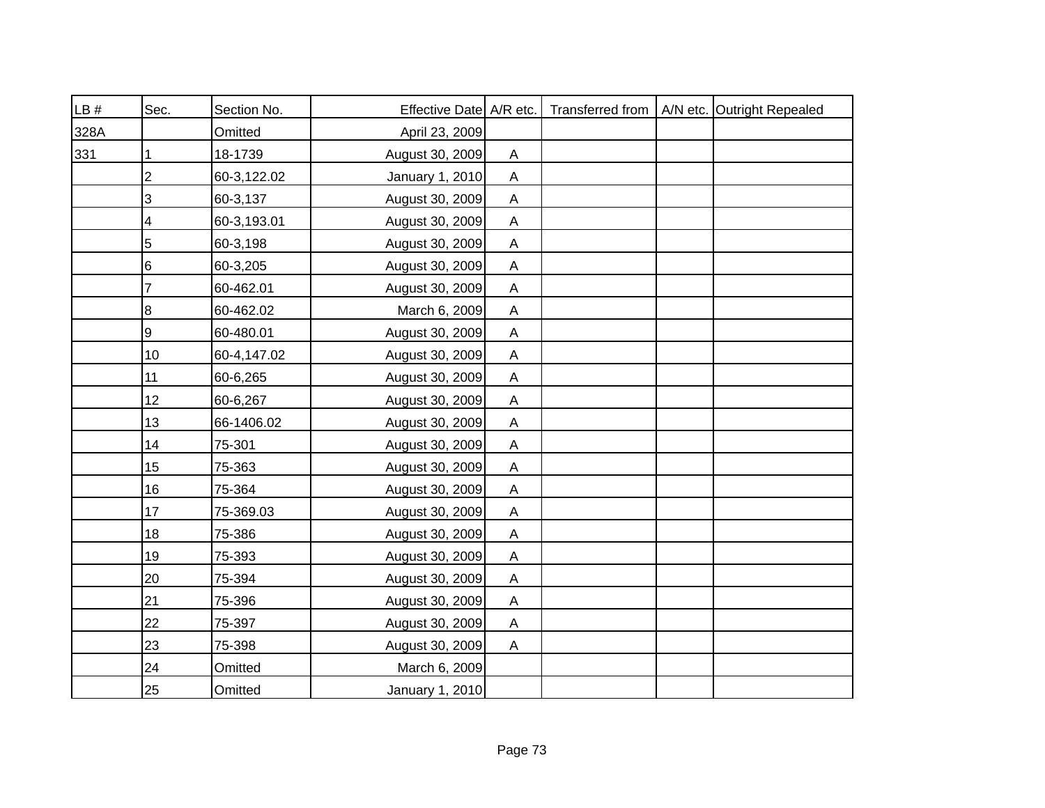| LB # | Sec. | Section No. | Effective Date | A/R etc. | Transferred from | A/N etc. | Outright Repealed |
|---|---|---|---|---|---|---|---|
| 328A | | Omitted | April 23, 2009 | | | | |
| 331 | 1 | 18-1739 | August 30, 2009 | A | | | |
| | 2 | 60-3,122.02 | January 1, 2010 | A | | | |
| | 3 | 60-3,137 | August 30, 2009 | A | | | |
| | 4 | 60-3,193.01 | August 30, 2009 | A | | | |
| | 5 | 60-3,198 | August 30, 2009 | A | | | |
| | 6 | 60-3,205 | August 30, 2009 | A | | | |
| | 7 | 60-462.01 | August 30, 2009 | A | | | |
| | 8 | 60-462.02 | March 6, 2009 | A | | | |
| | 9 | 60-480.01 | August 30, 2009 | A | | | |
| | 10 | 60-4,147.02 | August 30, 2009 | A | | | |
| | 11 | 60-6,265 | August 30, 2009 | A | | | |
| | 12 | 60-6,267 | August 30, 2009 | A | | | |
| | 13 | 66-1406.02 | August 30, 2009 | A | | | |
| | 14 | 75-301 | August 30, 2009 | A | | | |
| | 15 | 75-363 | August 30, 2009 | A | | | |
| | 16 | 75-364 | August 30, 2009 | A | | | |
| | 17 | 75-369.03 | August 30, 2009 | A | | | |
| | 18 | 75-386 | August 30, 2009 | A | | | |
| | 19 | 75-393 | August 30, 2009 | A | | | |
| | 20 | 75-394 | August 30, 2009 | A | | | |
| | 21 | 75-396 | August 30, 2009 | A | | | |
| | 22 | 75-397 | August 30, 2009 | A | | | |
| | 23 | 75-398 | August 30, 2009 | A | | | |
| | 24 | Omitted | March 6, 2009 | | | | |
| | 25 | Omitted | January 1, 2010 | | | | |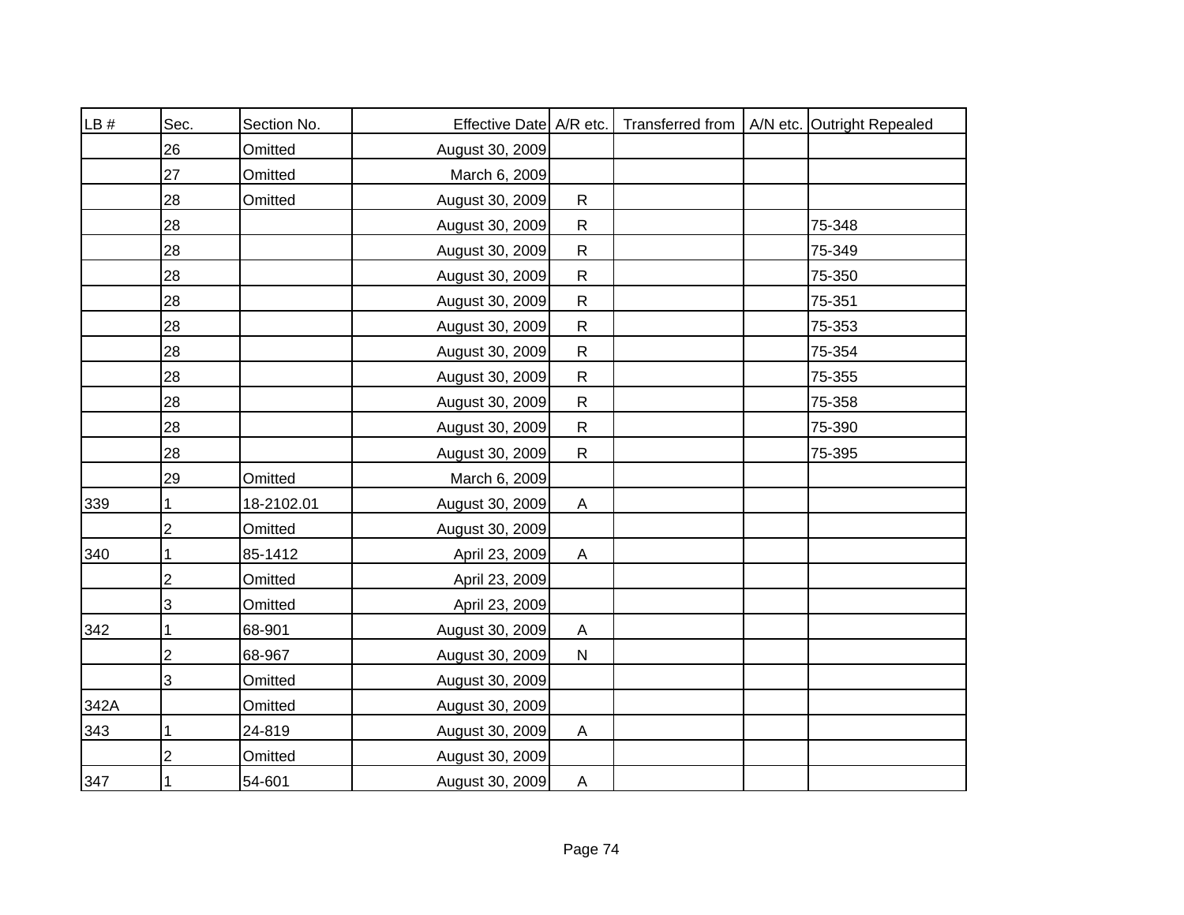| LB # | Sec. | Section No. | Effective Date | A/R etc. | Transferred from | A/N etc. | Outright Repealed |
|---|---|---|---|---|---|---|---|
| | 26 | Omitted | August 30, 2009 | | | | |
| | 27 | Omitted | March 6, 2009 | | | | |
| | 28 | Omitted | August 30, 2009 | R | | | |
| | 28 | | August 30, 2009 | R | | | 75-348 |
| | 28 | | August 30, 2009 | R | | | 75-349 |
| | 28 | | August 30, 2009 | R | | | 75-350 |
| | 28 | | August 30, 2009 | R | | | 75-351 |
| | 28 | | August 30, 2009 | R | | | 75-353 |
| | 28 | | August 30, 2009 | R | | | 75-354 |
| | 28 | | August 30, 2009 | R | | | 75-355 |
| | 28 | | August 30, 2009 | R | | | 75-358 |
| | 28 | | August 30, 2009 | R | | | 75-390 |
| | 28 | | August 30, 2009 | R | | | 75-395 |
| | 29 | Omitted | March 6, 2009 | | | | |
| 339 | 1 | 18-2102.01 | August 30, 2009 | A | | | |
| | 2 | Omitted | August 30, 2009 | | | | |
| 340 | 1 | 85-1412 | April 23, 2009 | A | | | |
| | 2 | Omitted | April 23, 2009 | | | | |
| | 3 | Omitted | April 23, 2009 | | | | |
| 342 | 1 | 68-901 | August 30, 2009 | A | | | |
| | 2 | 68-967 | August 30, 2009 | N | | | |
| | 3 | Omitted | August 30, 2009 | | | | |
| 342A | | Omitted | August 30, 2009 | | | | |
| 343 | 1 | 24-819 | August 30, 2009 | A | | | |
| | 2 | Omitted | August 30, 2009 | | | | |
| 347 | 1 | 54-601 | August 30, 2009 | A | | | |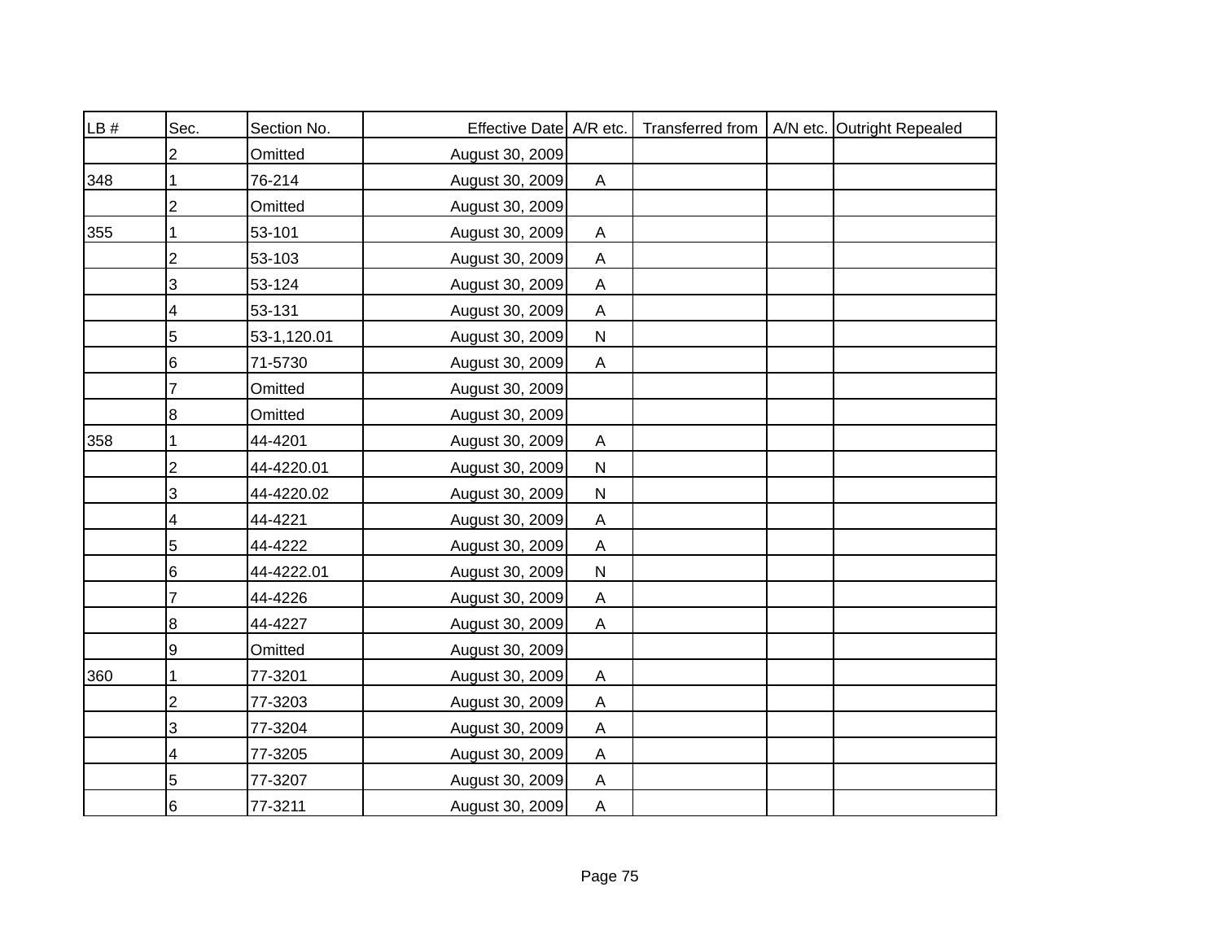| LB # | Sec. | Section No. | Effective Date | A/R etc. | Transferred from | A/N etc. | Outright Repealed |
|---|---|---|---|---|---|---|---|
| | 2 | Omitted | August 30, 2009 | | | | |
| 348 | 1 | 76-214 | August 30, 2009 | A | | | |
| | 2 | Omitted | August 30, 2009 | | | | |
| 355 | 1 | 53-101 | August 30, 2009 | A | | | |
| | 2 | 53-103 | August 30, 2009 | A | | | |
| | 3 | 53-124 | August 30, 2009 | A | | | |
| | 4 | 53-131 | August 30, 2009 | A | | | |
| | 5 | 53-1,120.01 | August 30, 2009 | N | | | |
| | 6 | 71-5730 | August 30, 2009 | A | | | |
| | 7 | Omitted | August 30, 2009 | | | | |
| | 8 | Omitted | August 30, 2009 | | | | |
| 358 | 1 | 44-4201 | August 30, 2009 | A | | | |
| | 2 | 44-4220.01 | August 30, 2009 | N | | | |
| | 3 | 44-4220.02 | August 30, 2009 | N | | | |
| | 4 | 44-4221 | August 30, 2009 | A | | | |
| | 5 | 44-4222 | August 30, 2009 | A | | | |
| | 6 | 44-4222.01 | August 30, 2009 | N | | | |
| | 7 | 44-4226 | August 30, 2009 | A | | | |
| | 8 | 44-4227 | August 30, 2009 | A | | | |
| | 9 | Omitted | August 30, 2009 | | | | |
| 360 | 1 | 77-3201 | August 30, 2009 | A | | | |
| | 2 | 77-3203 | August 30, 2009 | A | | | |
| | 3 | 77-3204 | August 30, 2009 | A | | | |
| | 4 | 77-3205 | August 30, 2009 | A | | | |
| | 5 | 77-3207 | August 30, 2009 | A | | | |
| | 6 | 77-3211 | August 30, 2009 | A | | | |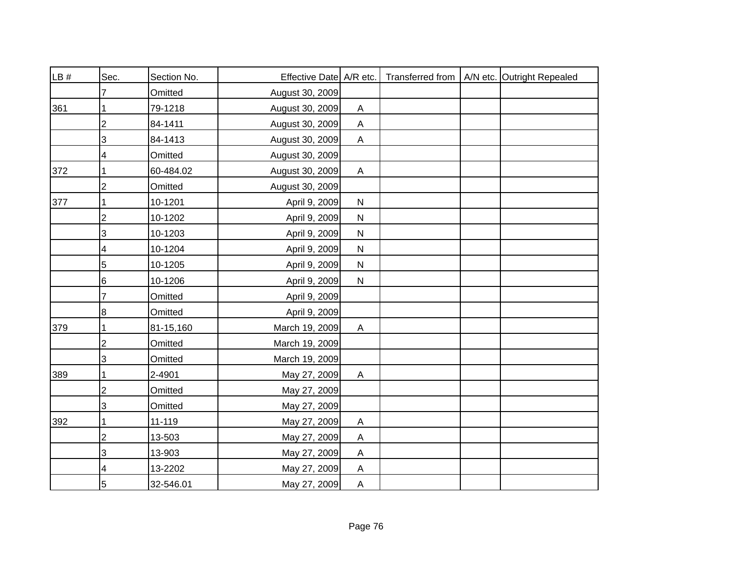| LB # | Sec. | Section No. | Effective Date | A/R etc. | Transferred from | A/N etc. | Outright Repealed |
|---|---|---|---|---|---|---|---|
| | 7 | Omitted | August 30, 2009 | | | | |
| 361 | 1 | 79-1218 | August 30, 2009 | A | | | |
| | 2 | 84-1411 | August 30, 2009 | A | | | |
| | 3 | 84-1413 | August 30, 2009 | A | | | |
| | 4 | Omitted | August 30, 2009 | | | | |
| 372 | 1 | 60-484.02 | August 30, 2009 | A | | | |
| | 2 | Omitted | August 30, 2009 | | | | |
| 377 | 1 | 10-1201 | April 9, 2009 | N | | | |
| | 2 | 10-1202 | April 9, 2009 | N | | | |
| | 3 | 10-1203 | April 9, 2009 | N | | | |
| | 4 | 10-1204 | April 9, 2009 | N | | | |
| | 5 | 10-1205 | April 9, 2009 | N | | | |
| | 6 | 10-1206 | April 9, 2009 | N | | | |
| | 7 | Omitted | April 9, 2009 | | | | |
| | 8 | Omitted | April 9, 2009 | | | | |
| 379 | 1 | 81-15,160 | March 19, 2009 | A | | | |
| | 2 | Omitted | March 19, 2009 | | | | |
| | 3 | Omitted | March 19, 2009 | | | | |
| 389 | 1 | 2-4901 | May 27, 2009 | A | | | |
| | 2 | Omitted | May 27, 2009 | | | | |
| | 3 | Omitted | May 27, 2009 | | | | |
| 392 | 1 | 11-119 | May 27, 2009 | A | | | |
| | 2 | 13-503 | May 27, 2009 | A | | | |
| | 3 | 13-903 | May 27, 2009 | A | | | |
| | 4 | 13-2202 | May 27, 2009 | A | | | |
| | 5 | 32-546.01 | May 27, 2009 | A | | | |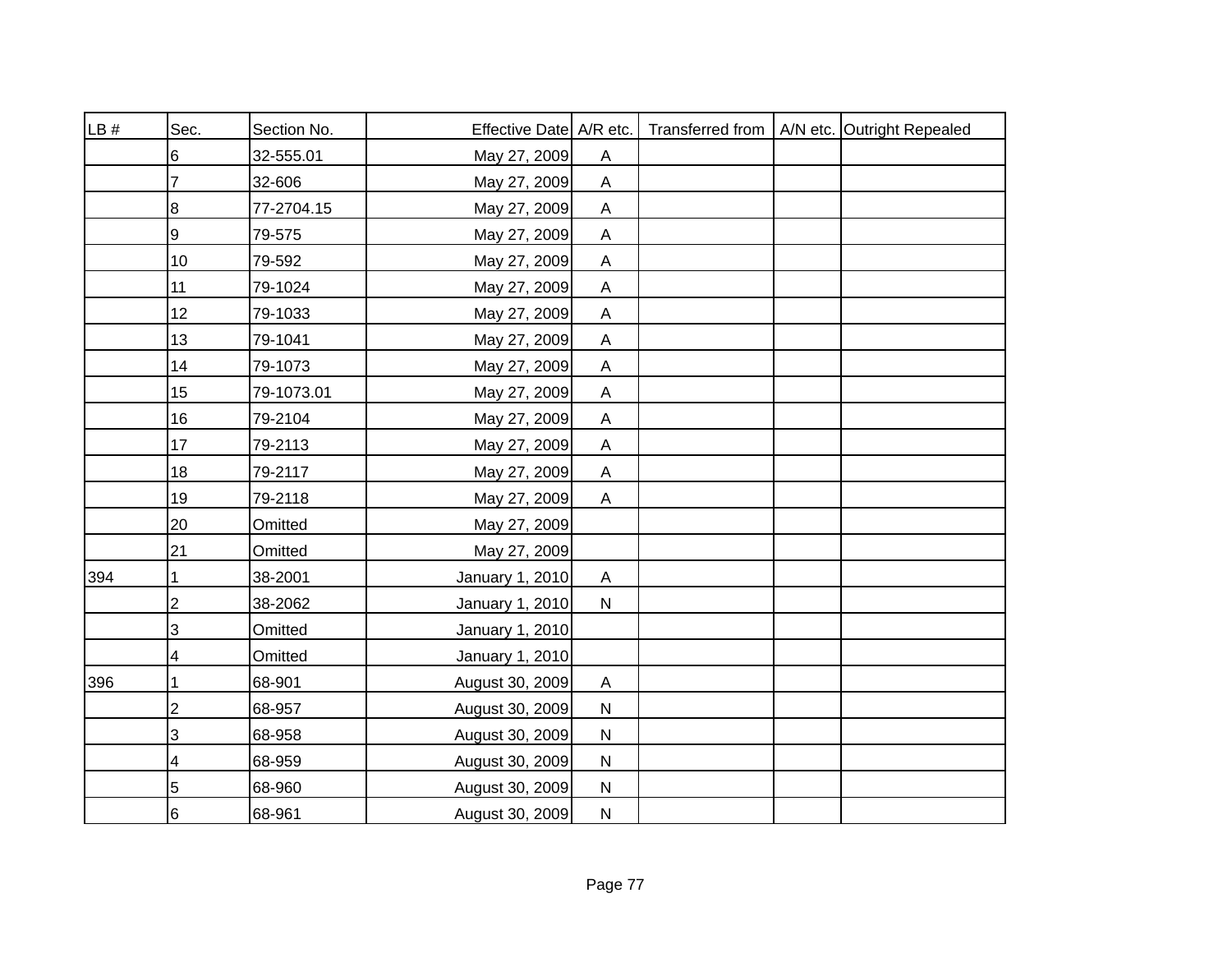| LB # | Sec. | Section No. | Effective Date | A/R etc. | Transferred from | A/N etc. | Outright Repealed |
|---|---|---|---|---|---|---|---|
| | 6 | 32-555.01 | May 27, 2009 | A | | | |
| | 7 | 32-606 | May 27, 2009 | A | | | |
| | 8 | 77-2704.15 | May 27, 2009 | A | | | |
| | 9 | 79-575 | May 27, 2009 | A | | | |
| | 10 | 79-592 | May 27, 2009 | A | | | |
| | 11 | 79-1024 | May 27, 2009 | A | | | |
| | 12 | 79-1033 | May 27, 2009 | A | | | |
| | 13 | 79-1041 | May 27, 2009 | A | | | |
| | 14 | 79-1073 | May 27, 2009 | A | | | |
| | 15 | 79-1073.01 | May 27, 2009 | A | | | |
| | 16 | 79-2104 | May 27, 2009 | A | | | |
| | 17 | 79-2113 | May 27, 2009 | A | | | |
| | 18 | 79-2117 | May 27, 2009 | A | | | |
| | 19 | 79-2118 | May 27, 2009 | A | | | |
| | 20 | Omitted | May 27, 2009 | | | | |
| | 21 | Omitted | May 27, 2009 | | | | |
| 394 | 1 | 38-2001 | January 1, 2010 | A | | | |
| | 2 | 38-2062 | January 1, 2010 | N | | | |
| | 3 | Omitted | January 1, 2010 | | | | |
| | 4 | Omitted | January 1, 2010 | | | | |
| 396 | 1 | 68-901 | August 30, 2009 | A | | | |
| | 2 | 68-957 | August 30, 2009 | N | | | |
| | 3 | 68-958 | August 30, 2009 | N | | | |
| | 4 | 68-959 | August 30, 2009 | N | | | |
| | 5 | 68-960 | August 30, 2009 | N | | | |
| | 6 | 68-961 | August 30, 2009 | N | | | |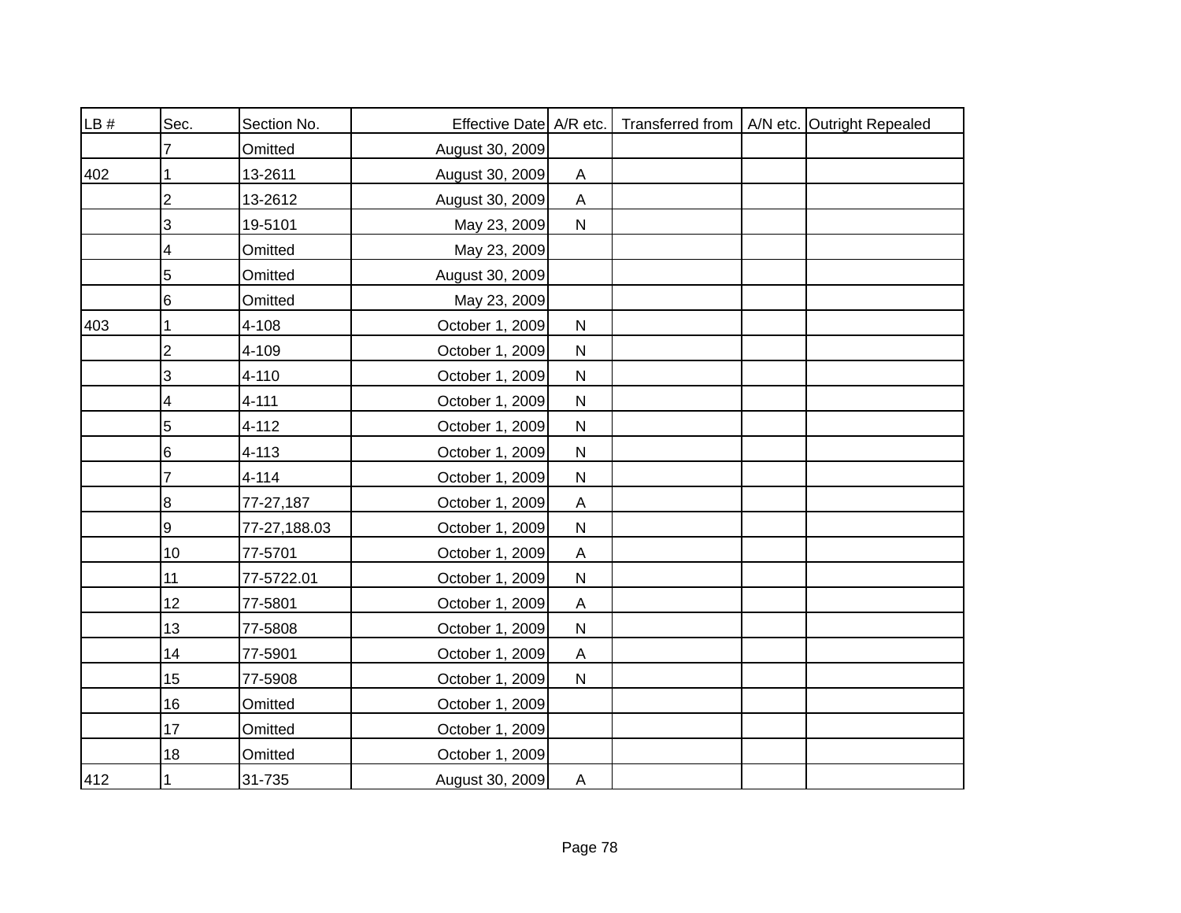| LB # | Sec. | Section No. | Effective Date | A/R etc. | Transferred from | A/N etc. | Outright Repealed |
|---|---|---|---|---|---|---|---|
| | 7 | Omitted | August 30, 2009 | | | | |
| 402 | 1 | 13-2611 | August 30, 2009 | A | | | |
| | 2 | 13-2612 | August 30, 2009 | A | | | |
| | 3 | 19-5101 | May 23, 2009 | N | | | |
| | 4 | Omitted | May 23, 2009 | | | | |
| | 5 | Omitted | August 30, 2009 | | | | |
| | 6 | Omitted | May 23, 2009 | | | | |
| 403 | 1 | 4-108 | October 1, 2009 | N | | | |
| | 2 | 4-109 | October 1, 2009 | N | | | |
| | 3 | 4-110 | October 1, 2009 | N | | | |
| | 4 | 4-111 | October 1, 2009 | N | | | |
| | 5 | 4-112 | October 1, 2009 | N | | | |
| | 6 | 4-113 | October 1, 2009 | N | | | |
| | 7 | 4-114 | October 1, 2009 | N | | | |
| | 8 | 77-27,187 | October 1, 2009 | A | | | |
| | 9 | 77-27,188.03 | October 1, 2009 | N | | | |
| | 10 | 77-5701 | October 1, 2009 | A | | | |
| | 11 | 77-5722.01 | October 1, 2009 | N | | | |
| | 12 | 77-5801 | October 1, 2009 | A | | | |
| | 13 | 77-5808 | October 1, 2009 | N | | | |
| | 14 | 77-5901 | October 1, 2009 | A | | | |
| | 15 | 77-5908 | October 1, 2009 | N | | | |
| | 16 | Omitted | October 1, 2009 | | | | |
| | 17 | Omitted | October 1, 2009 | | | | |
| | 18 | Omitted | October 1, 2009 | | | | |
| 412 | 1 | 31-735 | August 30, 2009 | A | | | |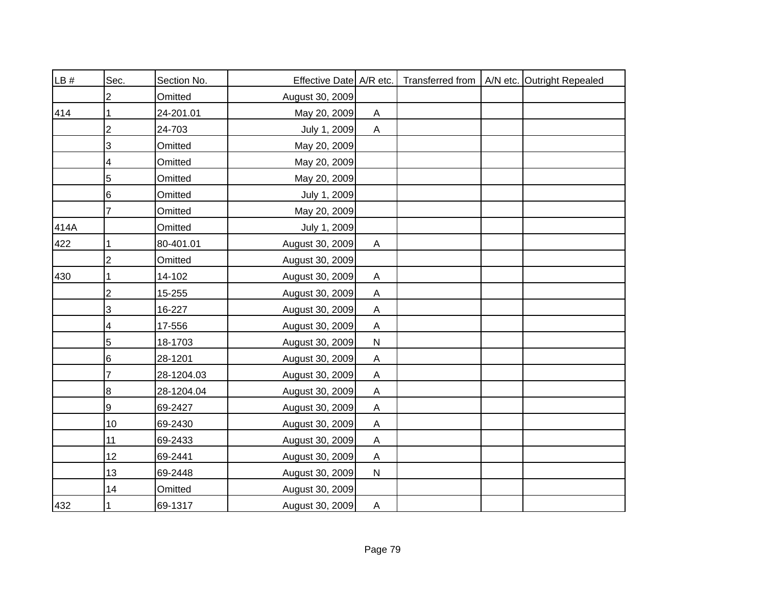| LB # | Sec. | Section No. | Effective Date | A/R etc. | Transferred from | A/N etc. | Outright Repealed |
|---|---|---|---|---|---|---|---|
| | 2 | Omitted | August 30, 2009 | | | | |
| 414 | 1 | 24-201.01 | May 20, 2009 | A | | | |
| | 2 | 24-703 | July 1, 2009 | A | | | |
| | 3 | Omitted | May 20, 2009 | | | | |
| | 4 | Omitted | May 20, 2009 | | | | |
| | 5 | Omitted | May 20, 2009 | | | | |
| | 6 | Omitted | July 1, 2009 | | | | |
| | 7 | Omitted | May 20, 2009 | | | | |
| 414A | | Omitted | July 1, 2009 | | | | |
| 422 | 1 | 80-401.01 | August 30, 2009 | A | | | |
| | 2 | Omitted | August 30, 2009 | | | | |
| 430 | 1 | 14-102 | August 30, 2009 | A | | | |
| | 2 | 15-255 | August 30, 2009 | A | | | |
| | 3 | 16-227 | August 30, 2009 | A | | | |
| | 4 | 17-556 | August 30, 2009 | A | | | |
| | 5 | 18-1703 | August 30, 2009 | N | | | |
| | 6 | 28-1201 | August 30, 2009 | A | | | |
| | 7 | 28-1204.03 | August 30, 2009 | A | | | |
| | 8 | 28-1204.04 | August 30, 2009 | A | | | |
| | 9 | 69-2427 | August 30, 2009 | A | | | |
| | 10 | 69-2430 | August 30, 2009 | A | | | |
| | 11 | 69-2433 | August 30, 2009 | A | | | |
| | 12 | 69-2441 | August 30, 2009 | A | | | |
| | 13 | 69-2448 | August 30, 2009 | N | | | |
| | 14 | Omitted | August 30, 2009 | | | | |
| 432 | 1 | 69-1317 | August 30, 2009 | A | | | |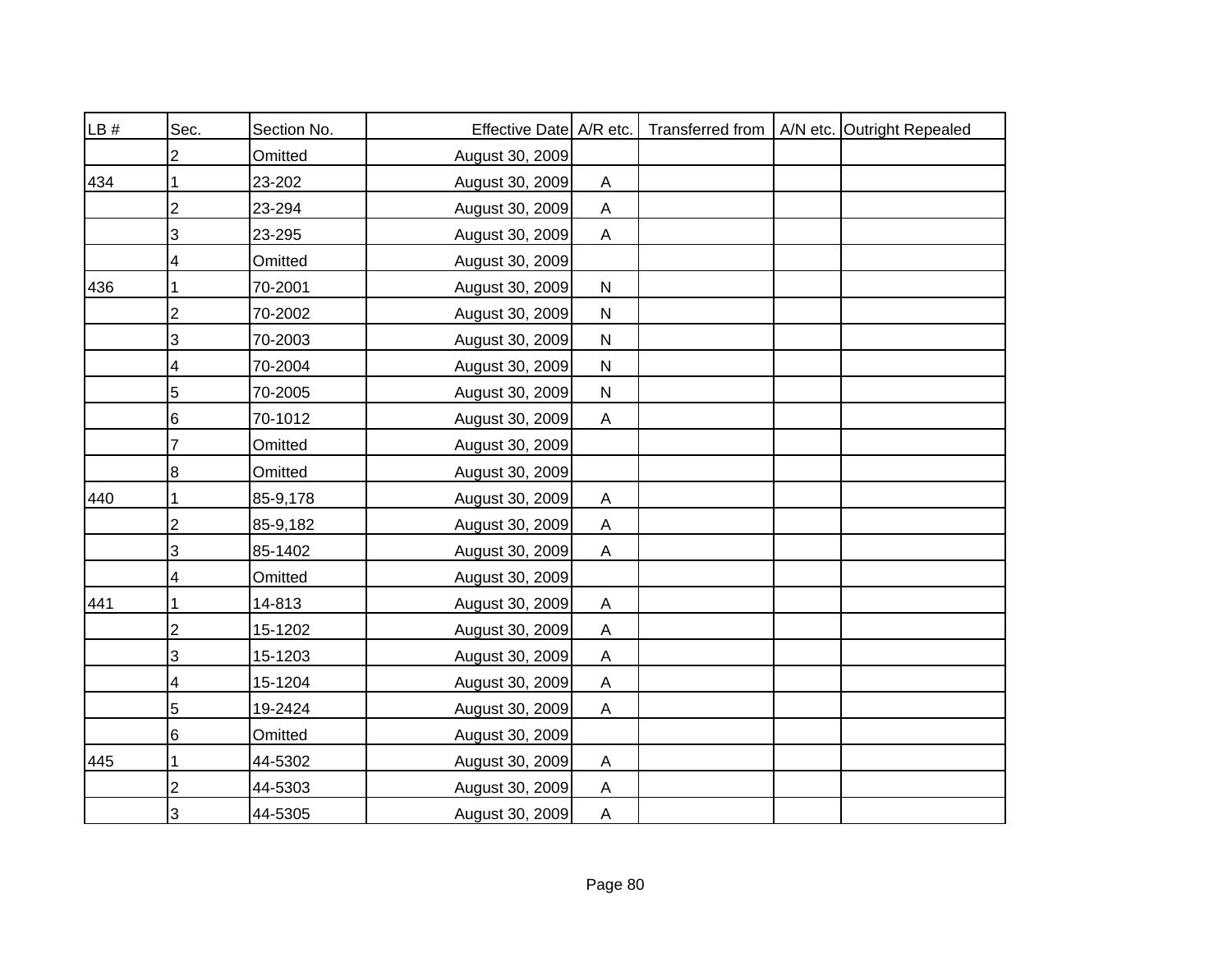| LB # | Sec. | Section No. | Effective Date | A/R etc. | Transferred from | A/N etc. | Outright Repealed |
|---|---|---|---|---|---|---|---|
| | 2 | Omitted | August 30, 2009 | | | | |
| 434 | 1 | 23-202 | August 30, 2009 | A | | | |
| | 2 | 23-294 | August 30, 2009 | A | | | |
| | 3 | 23-295 | August 30, 2009 | A | | | |
| | 4 | Omitted | August 30, 2009 | | | | |
| 436 | 1 | 70-2001 | August 30, 2009 | N | | | |
| | 2 | 70-2002 | August 30, 2009 | N | | | |
| | 3 | 70-2003 | August 30, 2009 | N | | | |
| | 4 | 70-2004 | August 30, 2009 | N | | | |
| | 5 | 70-2005 | August 30, 2009 | N | | | |
| | 6 | 70-1012 | August 30, 2009 | A | | | |
| | 7 | Omitted | August 30, 2009 | | | | |
| | 8 | Omitted | August 30, 2009 | | | | |
| 440 | 1 | 85-9,178 | August 30, 2009 | A | | | |
| | 2 | 85-9,182 | August 30, 2009 | A | | | |
| | 3 | 85-1402 | August 30, 2009 | A | | | |
| | 4 | Omitted | August 30, 2009 | | | | |
| 441 | 1 | 14-813 | August 30, 2009 | A | | | |
| | 2 | 15-1202 | August 30, 2009 | A | | | |
| | 3 | 15-1203 | August 30, 2009 | A | | | |
| | 4 | 15-1204 | August 30, 2009 | A | | | |
| | 5 | 19-2424 | August 30, 2009 | A | | | |
| | 6 | Omitted | August 30, 2009 | | | | |
| 445 | 1 | 44-5302 | August 30, 2009 | A | | | |
| | 2 | 44-5303 | August 30, 2009 | A | | | |
| | 3 | 44-5305 | August 30, 2009 | A | | | |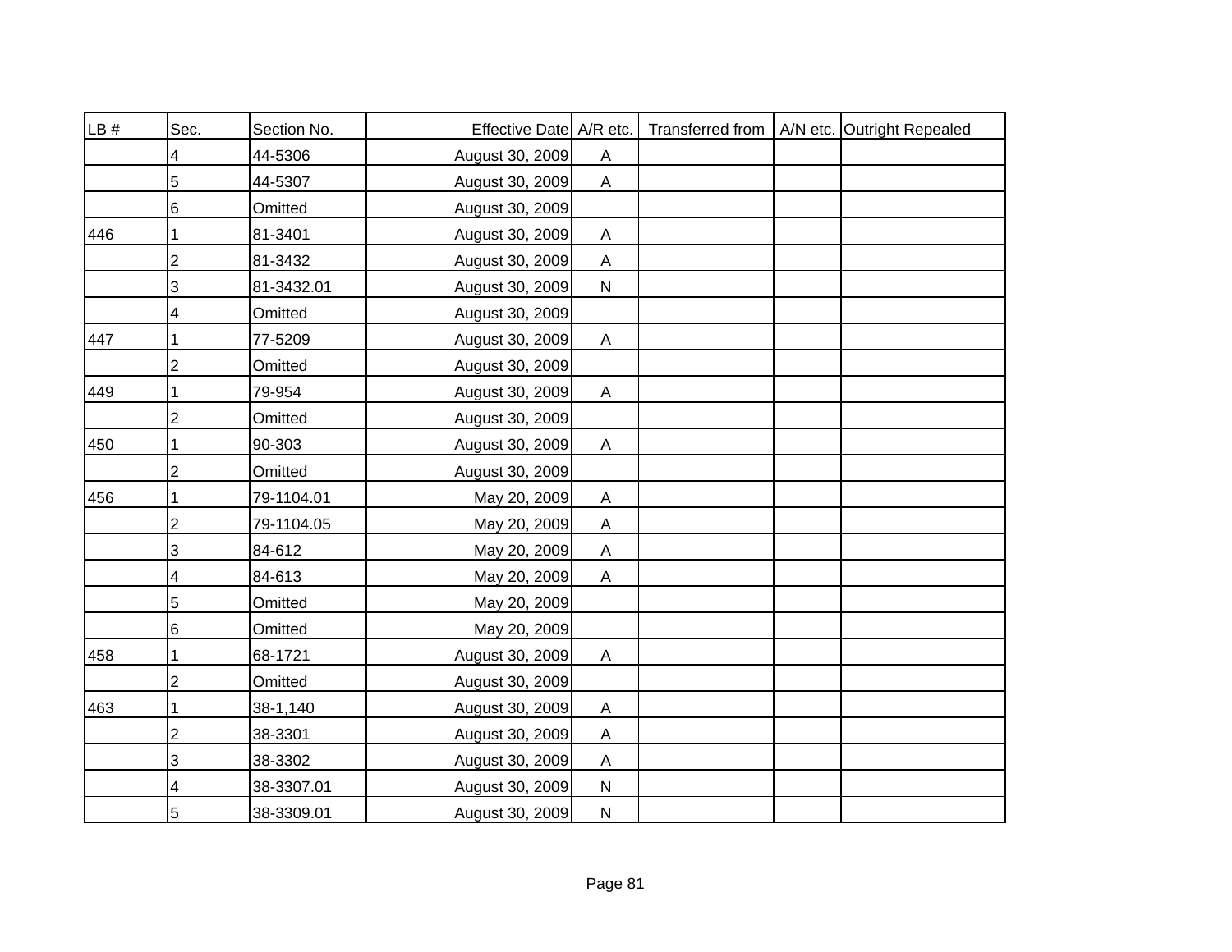| LB # | Sec. | Section No. | Effective Date | A/R etc. | Transferred from | A/N etc. | Outright Repealed |
|---|---|---|---|---|---|---|---|
| | 4 | 44-5306 | August 30, 2009 | A | | | |
| | 5 | 44-5307 | August 30, 2009 | A | | | |
| | 6 | Omitted | August 30, 2009 | | | | |
| 446 | 1 | 81-3401 | August 30, 2009 | A | | | |
| | 2 | 81-3432 | August 30, 2009 | A | | | |
| | 3 | 81-3432.01 | August 30, 2009 | N | | | |
| | 4 | Omitted | August 30, 2009 | | | | |
| 447 | 1 | 77-5209 | August 30, 2009 | A | | | |
| | 2 | Omitted | August 30, 2009 | | | | |
| 449 | 1 | 79-954 | August 30, 2009 | A | | | |
| | 2 | Omitted | August 30, 2009 | | | | |
| 450 | 1 | 90-303 | August 30, 2009 | A | | | |
| | 2 | Omitted | August 30, 2009 | | | | |
| 456 | 1 | 79-1104.01 | May 20, 2009 | A | | | |
| | 2 | 79-1104.05 | May 20, 2009 | A | | | |
| | 3 | 84-612 | May 20, 2009 | A | | | |
| | 4 | 84-613 | May 20, 2009 | A | | | |
| | 5 | Omitted | May 20, 2009 | | | | |
| | 6 | Omitted | May 20, 2009 | | | | |
| 458 | 1 | 68-1721 | August 30, 2009 | A | | | |
| | 2 | Omitted | August 30, 2009 | | | | |
| 463 | 1 | 38-1,140 | August 30, 2009 | A | | | |
| | 2 | 38-3301 | August 30, 2009 | A | | | |
| | 3 | 38-3302 | August 30, 2009 | A | | | |
| | 4 | 38-3307.01 | August 30, 2009 | N | | | |
| | 5 | 38-3309.01 | August 30, 2009 | N | | | |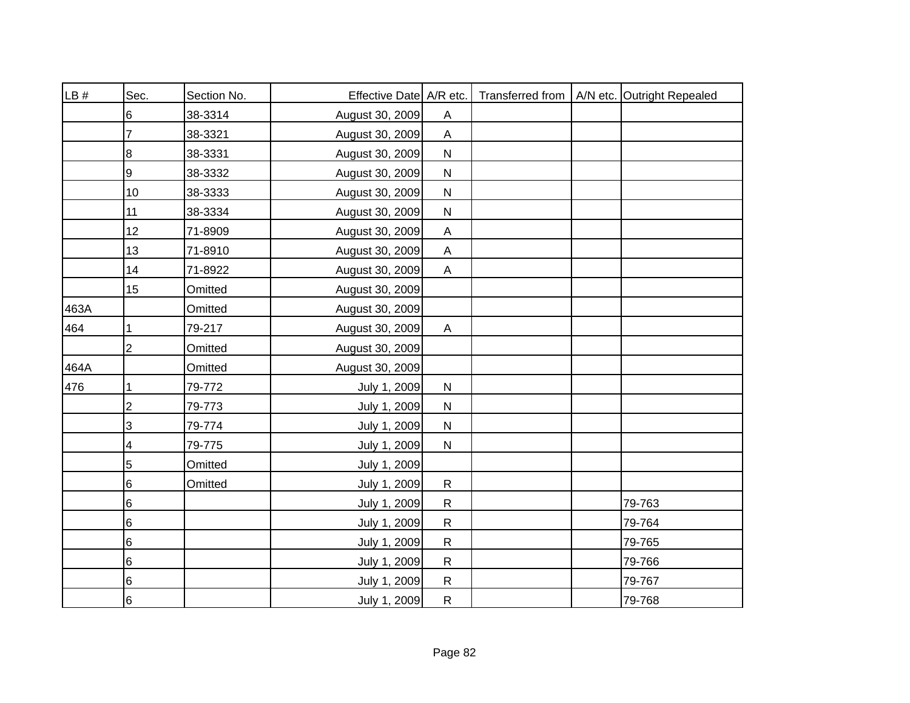| LB # | Sec. | Section No. | Effective Date | A/R etc. | Transferred from | A/N etc. | Outright Repealed |
|---|---|---|---|---|---|---|---|
| | 6 | 38-3314 | August 30, 2009 | A | | | |
| | 7 | 38-3321 | August 30, 2009 | A | | | |
| | 8 | 38-3331 | August 30, 2009 | N | | | |
| | 9 | 38-3332 | August 30, 2009 | N | | | |
| | 10 | 38-3333 | August 30, 2009 | N | | | |
| | 11 | 38-3334 | August 30, 2009 | N | | | |
| | 12 | 71-8909 | August 30, 2009 | A | | | |
| | 13 | 71-8910 | August 30, 2009 | A | | | |
| | 14 | 71-8922 | August 30, 2009 | A | | | |
| | 15 | Omitted | August 30, 2009 | | | | |
| 463A | | Omitted | August 30, 2009 | | | | |
| 464 | 1 | 79-217 | August 30, 2009 | A | | | |
| | 2 | Omitted | August 30, 2009 | | | | |
| 464A | | Omitted | August 30, 2009 | | | | |
| 476 | 1 | 79-772 | July 1, 2009 | N | | | |
| | 2 | 79-773 | July 1, 2009 | N | | | |
| | 3 | 79-774 | July 1, 2009 | N | | | |
| | 4 | 79-775 | July 1, 2009 | N | | | |
| | 5 | Omitted | July 1, 2009 | | | | |
| | 6 | Omitted | July 1, 2009 | R | | | |
| | 6 | | July 1, 2009 | R | | | 79-763 |
| | 6 | | July 1, 2009 | R | | | 79-764 |
| | 6 | | July 1, 2009 | R | | | 79-765 |
| | 6 | | July 1, 2009 | R | | | 79-766 |
| | 6 | | July 1, 2009 | R | | | 79-767 |
| | 6 | | July 1, 2009 | R | | | 79-768 |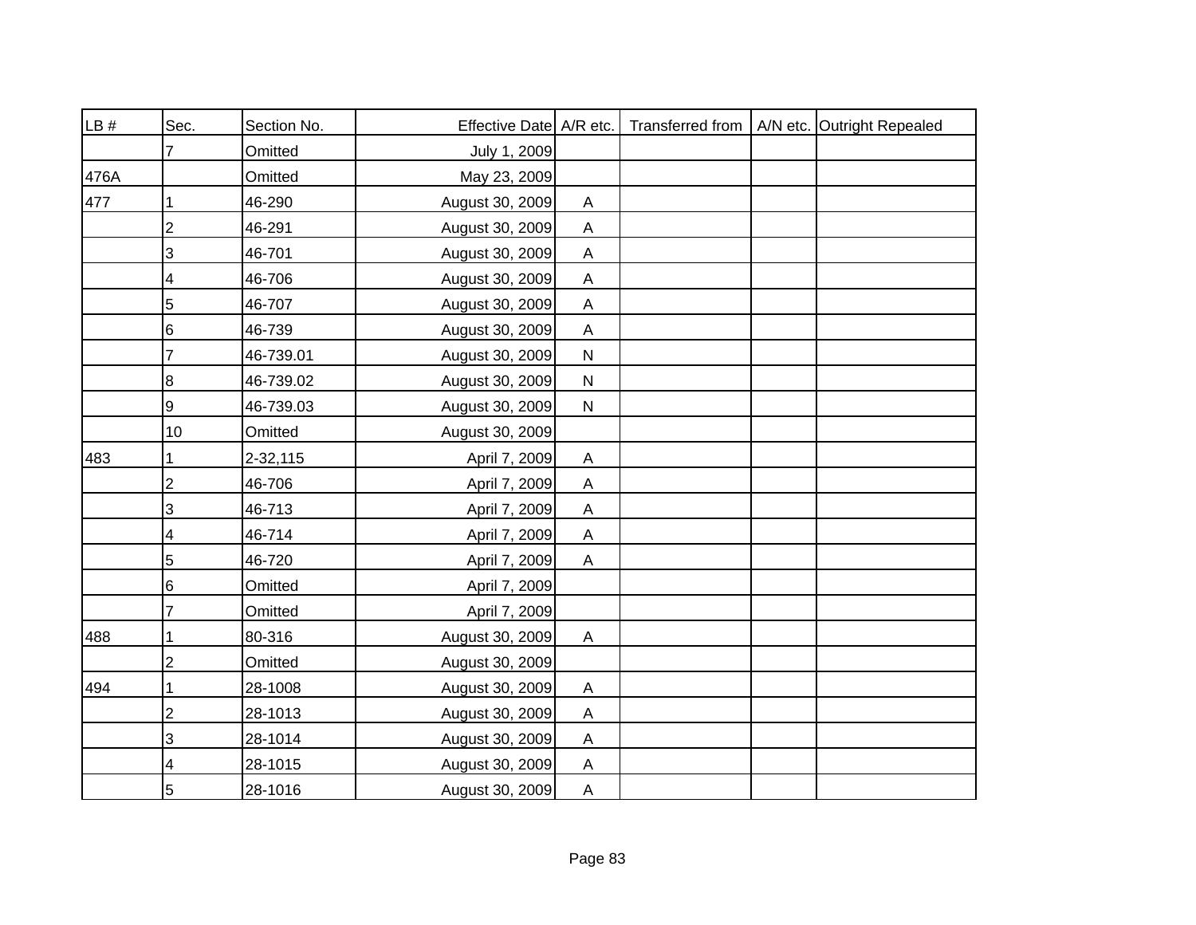| LB # | Sec. | Section No. | Effective Date | A/R etc. | Transferred from | A/N etc. | Outright Repealed |
| --- | --- | --- | --- | --- | --- | --- | --- |
| | 7 | Omitted | July 1, 2009 | | | | |
| 476A | | Omitted | May 23, 2009 | | | | |
| 477 | 1 | 46-290 | August 30, 2009 | A | | | |
| | 2 | 46-291 | August 30, 2009 | A | | | |
| | 3 | 46-701 | August 30, 2009 | A | | | |
| | 4 | 46-706 | August 30, 2009 | A | | | |
| | 5 | 46-707 | August 30, 2009 | A | | | |
| | 6 | 46-739 | August 30, 2009 | A | | | |
| | 7 | 46-739.01 | August 30, 2009 | N | | | |
| | 8 | 46-739.02 | August 30, 2009 | N | | | |
| | 9 | 46-739.03 | August 30, 2009 | N | | | |
| | 10 | Omitted | August 30, 2009 | | | | |
| 483 | 1 | 2-32,115 | April 7, 2009 | A | | | |
| | 2 | 46-706 | April 7, 2009 | A | | | |
| | 3 | 46-713 | April 7, 2009 | A | | | |
| | 4 | 46-714 | April 7, 2009 | A | | | |
| | 5 | 46-720 | April 7, 2009 | A | | | |
| | 6 | Omitted | April 7, 2009 | | | | |
| | 7 | Omitted | April 7, 2009 | | | | |
| 488 | 1 | 80-316 | August 30, 2009 | A | | | |
| | 2 | Omitted | August 30, 2009 | | | | |
| 494 | 1 | 28-1008 | August 30, 2009 | A | | | |
| | 2 | 28-1013 | August 30, 2009 | A | | | |
| | 3 | 28-1014 | August 30, 2009 | A | | | |
| | 4 | 28-1015 | August 30, 2009 | A | | | |
| | 5 | 28-1016 | August 30, 2009 | A | | | |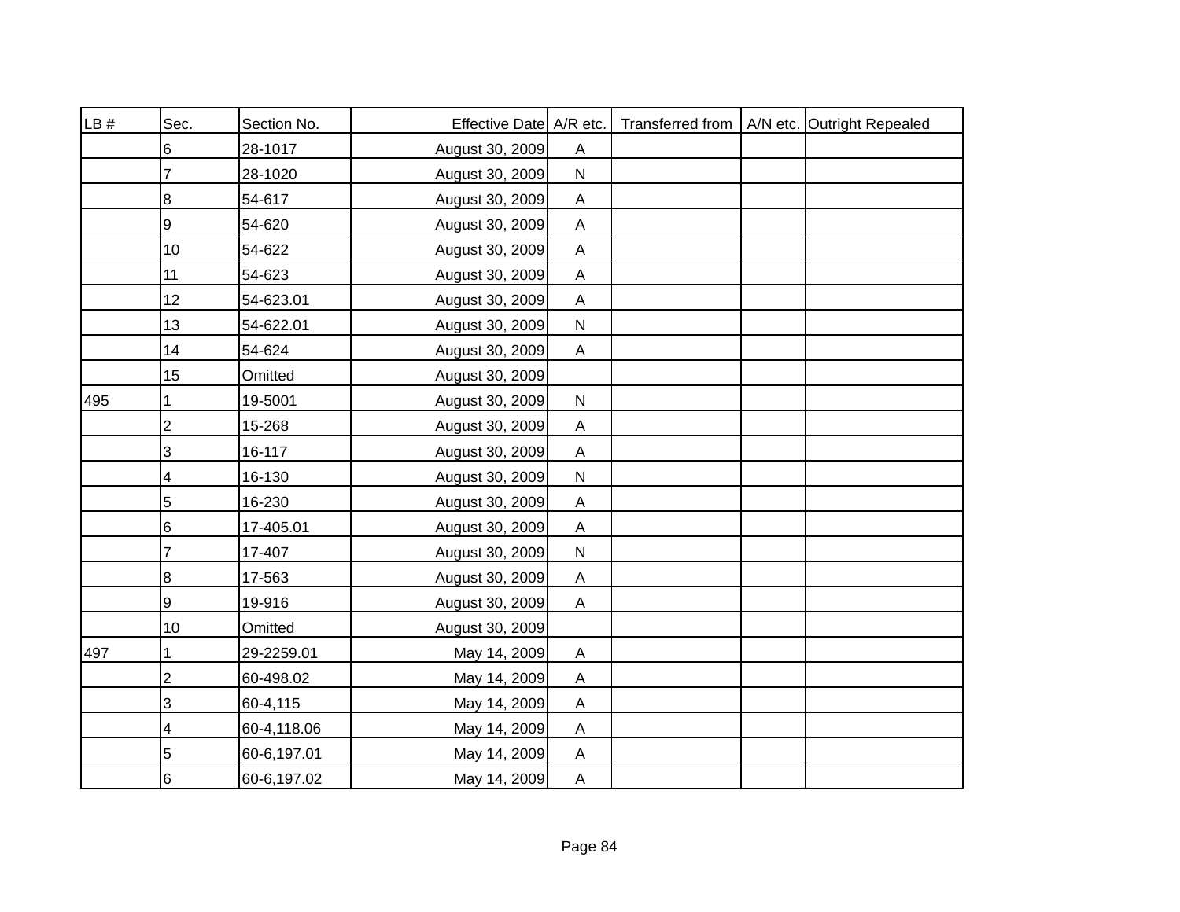| LB # | Sec. | Section No. | Effective Date | A/R etc. | Transferred from | A/N etc. | Outright Repealed |
|---|---|---|---|---|---|---|---|
| | 6 | 28-1017 | August 30, 2009 | A | | | |
| | 7 | 28-1020 | August 30, 2009 | N | | | |
| | 8 | 54-617 | August 30, 2009 | A | | | |
| | 9 | 54-620 | August 30, 2009 | A | | | |
| | 10 | 54-622 | August 30, 2009 | A | | | |
| | 11 | 54-623 | August 30, 2009 | A | | | |
| | 12 | 54-623.01 | August 30, 2009 | A | | | |
| | 13 | 54-622.01 | August 30, 2009 | N | | | |
| | 14 | 54-624 | August 30, 2009 | A | | | |
| | 15 | Omitted | August 30, 2009 | | | | |
| 495 | 1 | 19-5001 | August 30, 2009 | N | | | |
| | 2 | 15-268 | August 30, 2009 | A | | | |
| | 3 | 16-117 | August 30, 2009 | A | | | |
| | 4 | 16-130 | August 30, 2009 | N | | | |
| | 5 | 16-230 | August 30, 2009 | A | | | |
| | 6 | 17-405.01 | August 30, 2009 | A | | | |
| | 7 | 17-407 | August 30, 2009 | N | | | |
| | 8 | 17-563 | August 30, 2009 | A | | | |
| | 9 | 19-916 | August 30, 2009 | A | | | |
| | 10 | Omitted | August 30, 2009 | | | | |
| 497 | 1 | 29-2259.01 | May 14, 2009 | A | | | |
| | 2 | 60-498.02 | May 14, 2009 | A | | | |
| | 3 | 60-4,115 | May 14, 2009 | A | | | |
| | 4 | 60-4,118.06 | May 14, 2009 | A | | | |
| | 5 | 60-6,197.01 | May 14, 2009 | A | | | |
| | 6 | 60-6,197.02 | May 14, 2009 | A | | | |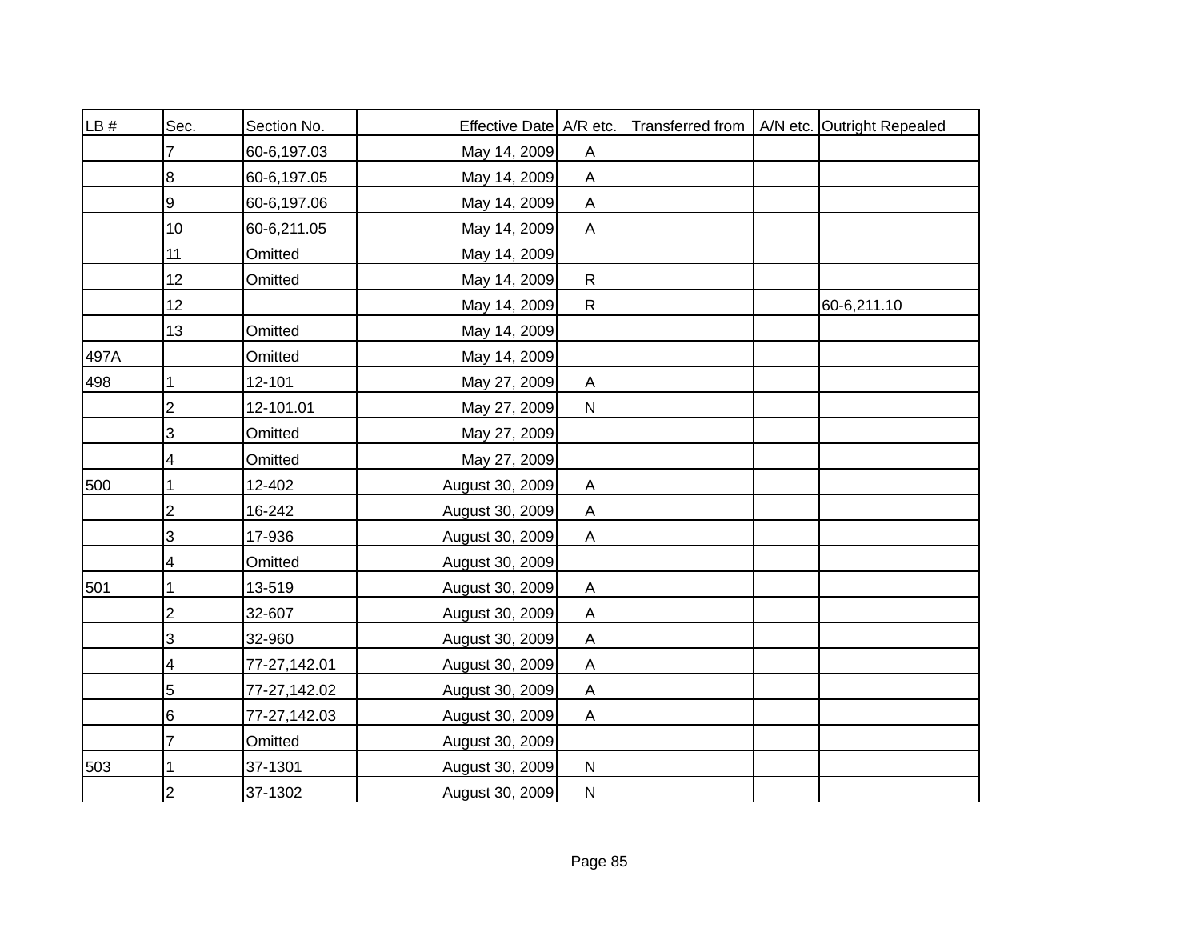| LB # | Sec. | Section No. | Effective Date | A/R etc. | Transferred from | A/N etc. | Outright Repealed |
|---|---|---|---|---|---|---|---|
| | 7 | 60-6,197.03 | May 14, 2009 | A | | | |
| | 8 | 60-6,197.05 | May 14, 2009 | A | | | |
| | 9 | 60-6,197.06 | May 14, 2009 | A | | | |
| | 10 | 60-6,211.05 | May 14, 2009 | A | | | |
| | 11 | Omitted | May 14, 2009 | | | | |
| | 12 | Omitted | May 14, 2009 | R | | | |
| | 12 | | May 14, 2009 | R | | | 60-6,211.10 |
| | 13 | Omitted | May 14, 2009 | | | | |
| 497A | | Omitted | May 14, 2009 | | | | |
| 498 | 1 | 12-101 | May 27, 2009 | A | | | |
| | 2 | 12-101.01 | May 27, 2009 | N | | | |
| | 3 | Omitted | May 27, 2009 | | | | |
| | 4 | Omitted | May 27, 2009 | | | | |
| 500 | 1 | 12-402 | August 30, 2009 | A | | | |
| | 2 | 16-242 | August 30, 2009 | A | | | |
| | 3 | 17-936 | August 30, 2009 | A | | | |
| | 4 | Omitted | August 30, 2009 | | | | |
| 501 | 1 | 13-519 | August 30, 2009 | A | | | |
| | 2 | 32-607 | August 30, 2009 | A | | | |
| | 3 | 32-960 | August 30, 2009 | A | | | |
| | 4 | 77-27,142.01 | August 30, 2009 | A | | | |
| | 5 | 77-27,142.02 | August 30, 2009 | A | | | |
| | 6 | 77-27,142.03 | August 30, 2009 | A | | | |
| | 7 | Omitted | August 30, 2009 | | | | |
| 503 | 1 | 37-1301 | August 30, 2009 | N | | | |
| | 2 | 37-1302 | August 30, 2009 | N | | | |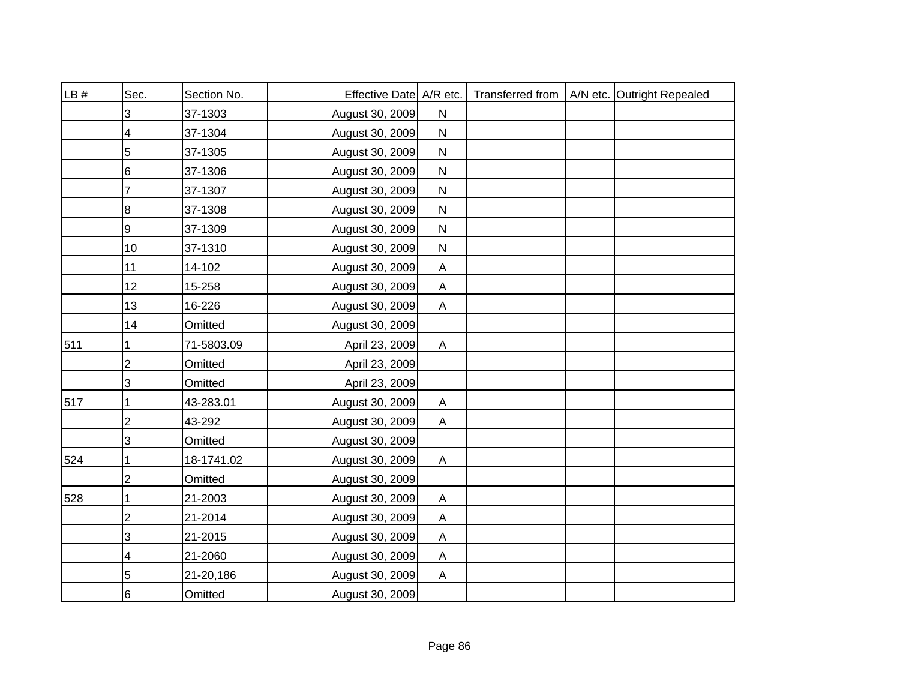| LB # | Sec. | Section No. | Effective Date | A/R etc. | Transferred from | A/N etc. | Outright Repealed |
|---|---|---|---|---|---|---|---|
| | 3 | 37-1303 | August 30, 2009 | N | | | |
| | 4 | 37-1304 | August 30, 2009 | N | | | |
| | 5 | 37-1305 | August 30, 2009 | N | | | |
| | 6 | 37-1306 | August 30, 2009 | N | | | |
| | 7 | 37-1307 | August 30, 2009 | N | | | |
| | 8 | 37-1308 | August 30, 2009 | N | | | |
| | 9 | 37-1309 | August 30, 2009 | N | | | |
| | 10 | 37-1310 | August 30, 2009 | N | | | |
| | 11 | 14-102 | August 30, 2009 | A | | | |
| | 12 | 15-258 | August 30, 2009 | A | | | |
| | 13 | 16-226 | August 30, 2009 | A | | | |
| | 14 | Omitted | August 30, 2009 | | | | |
| 511 | 1 | 71-5803.09 | April 23, 2009 | A | | | |
| | 2 | Omitted | April 23, 2009 | | | | |
| | 3 | Omitted | April 23, 2009 | | | | |
| 517 | 1 | 43-283.01 | August 30, 2009 | A | | | |
| | 2 | 43-292 | August 30, 2009 | A | | | |
| | 3 | Omitted | August 30, 2009 | | | | |
| 524 | 1 | 18-1741.02 | August 30, 2009 | A | | | |
| | 2 | Omitted | August 30, 2009 | | | | |
| 528 | 1 | 21-2003 | August 30, 2009 | A | | | |
| | 2 | 21-2014 | August 30, 2009 | A | | | |
| | 3 | 21-2015 | August 30, 2009 | A | | | |
| | 4 | 21-2060 | August 30, 2009 | A | | | |
| | 5 | 21-20,186 | August 30, 2009 | A | | | |
| | 6 | Omitted | August 30, 2009 | | | | |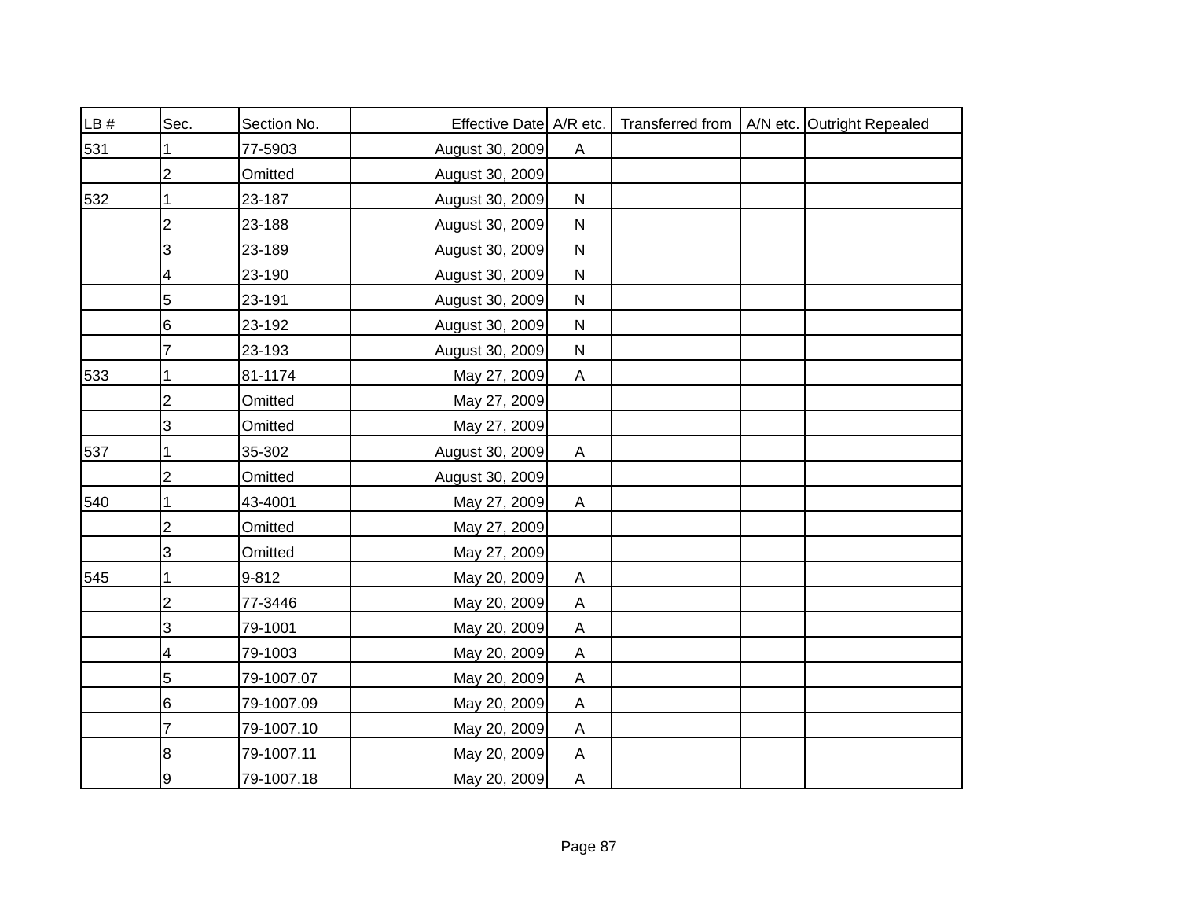| LB # | Sec. | Section No. | Effective Date | A/R etc. | Transferred from | A/N etc. | Outright Repealed |
|---|---|---|---|---|---|---|---|
| 531 | 1 | 77-5903 | August 30, 2009 | A | | | |
| | 2 | Omitted | August 30, 2009 | | | | |
| 532 | 1 | 23-187 | August 30, 2009 | N | | | |
| | 2 | 23-188 | August 30, 2009 | N | | | |
| | 3 | 23-189 | August 30, 2009 | N | | | |
| | 4 | 23-190 | August 30, 2009 | N | | | |
| | 5 | 23-191 | August 30, 2009 | N | | | |
| | 6 | 23-192 | August 30, 2009 | N | | | |
| | 7 | 23-193 | August 30, 2009 | N | | | |
| 533 | 1 | 81-1174 | May 27, 2009 | A | | | |
| | 2 | Omitted | May 27, 2009 | | | | |
| | 3 | Omitted | May 27, 2009 | | | | |
| 537 | 1 | 35-302 | August 30, 2009 | A | | | |
| | 2 | Omitted | August 30, 2009 | | | | |
| 540 | 1 | 43-4001 | May 27, 2009 | A | | | |
| | 2 | Omitted | May 27, 2009 | | | | |
| | 3 | Omitted | May 27, 2009 | | | | |
| 545 | 1 | 9-812 | May 20, 2009 | A | | | |
| | 2 | 77-3446 | May 20, 2009 | A | | | |
| | 3 | 79-1001 | May 20, 2009 | A | | | |
| | 4 | 79-1003 | May 20, 2009 | A | | | |
| | 5 | 79-1007.07 | May 20, 2009 | A | | | |
| | 6 | 79-1007.09 | May 20, 2009 | A | | | |
| | 7 | 79-1007.10 | May 20, 2009 | A | | | |
| | 8 | 79-1007.11 | May 20, 2009 | A | | | |
| | 9 | 79-1007.18 | May 20, 2009 | A | | | |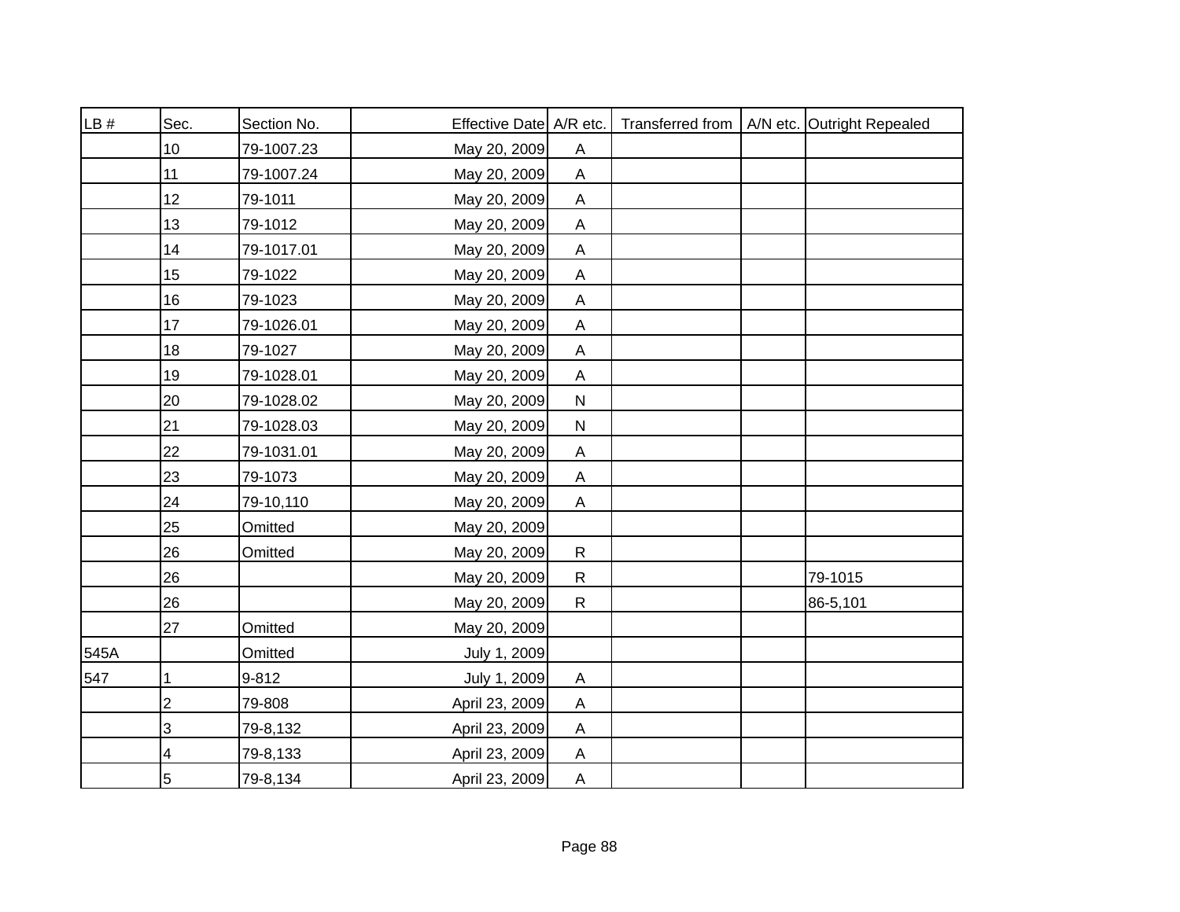| LB # | Sec. | Section No. | Effective Date | A/R etc. | Transferred from | A/N etc. | Outright Repealed |
|---|---|---|---|---|---|---|---|
| | 10 | 79-1007.23 | May 20, 2009 | A | | | |
| | 11 | 79-1007.24 | May 20, 2009 | A | | | |
| | 12 | 79-1011 | May 20, 2009 | A | | | |
| | 13 | 79-1012 | May 20, 2009 | A | | | |
| | 14 | 79-1017.01 | May 20, 2009 | A | | | |
| | 15 | 79-1022 | May 20, 2009 | A | | | |
| | 16 | 79-1023 | May 20, 2009 | A | | | |
| | 17 | 79-1026.01 | May 20, 2009 | A | | | |
| | 18 | 79-1027 | May 20, 2009 | A | | | |
| | 19 | 79-1028.01 | May 20, 2009 | A | | | |
| | 20 | 79-1028.02 | May 20, 2009 | N | | | |
| | 21 | 79-1028.03 | May 20, 2009 | N | | | |
| | 22 | 79-1031.01 | May 20, 2009 | A | | | |
| | 23 | 79-1073 | May 20, 2009 | A | | | |
| | 24 | 79-10,110 | May 20, 2009 | A | | | |
| | 25 | Omitted | May 20, 2009 | | | | |
| | 26 | Omitted | May 20, 2009 | R | | | |
| | 26 | | May 20, 2009 | R | | | 79-1015 |
| | 26 | | May 20, 2009 | R | | | 86-5,101 |
| | 27 | Omitted | May 20, 2009 | | | | |
| 545A | | Omitted | July 1, 2009 | | | | |
| 547 | 1 | 9-812 | July 1, 2009 | A | | | |
| | 2 | 79-808 | April 23, 2009 | A | | | |
| | 3 | 79-8,132 | April 23, 2009 | A | | | |
| | 4 | 79-8,133 | April 23, 2009 | A | | | |
| | 5 | 79-8,134 | April 23, 2009 | A | | | |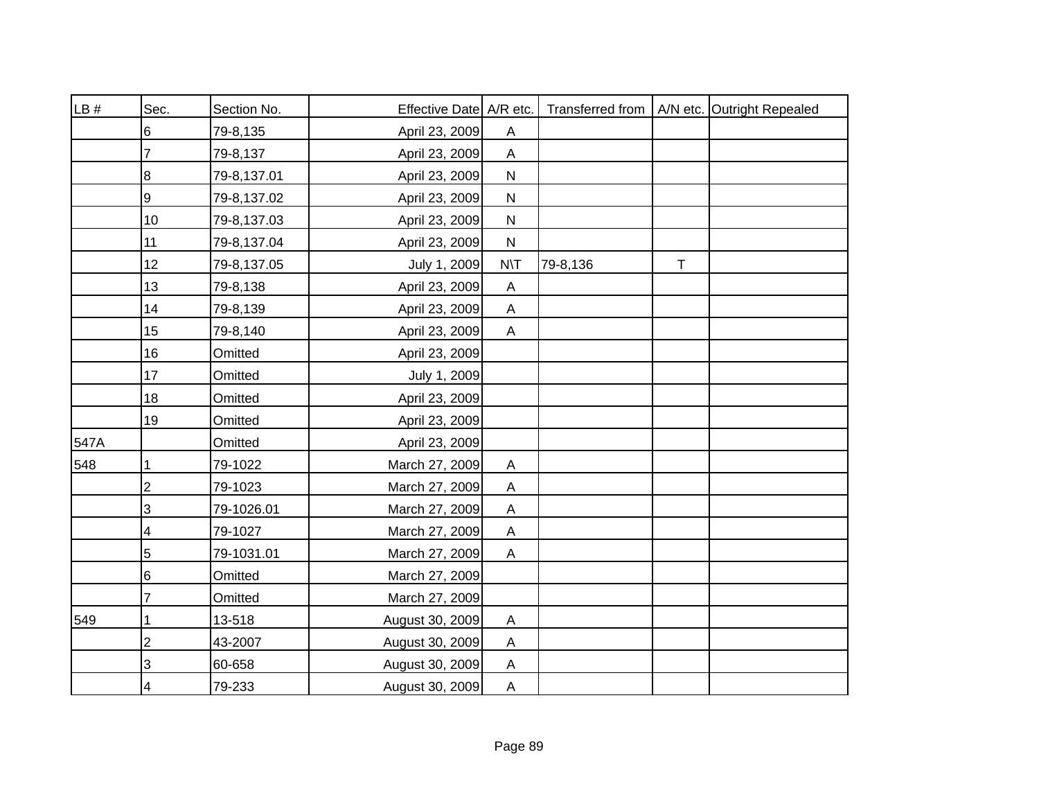| LB # | Sec. | Section No. | Effective Date | A/R etc. | Transferred from | A/N etc. | Outright Repealed |
|---|---|---|---|---|---|---|---|
| | 6 | 79-8,135 | April 23, 2009 | A | | | |
| | 7 | 79-8,137 | April 23, 2009 | A | | | |
| | 8 | 79-8,137.01 | April 23, 2009 | N | | | |
| | 9 | 79-8,137.02 | April 23, 2009 | N | | | |
| | 10 | 79-8,137.03 | April 23, 2009 | N | | | |
| | 11 | 79-8,137.04 | April 23, 2009 | N | | | |
| | 12 | 79-8,137.05 | July 1, 2009 | N\T | 79-8,136 | T | |
| | 13 | 79-8,138 | April 23, 2009 | A | | | |
| | 14 | 79-8,139 | April 23, 2009 | A | | | |
| | 15 | 79-8,140 | April 23, 2009 | A | | | |
| | 16 | Omitted | April 23, 2009 | | | | |
| | 17 | Omitted | July 1, 2009 | | | | |
| | 18 | Omitted | April 23, 2009 | | | | |
| | 19 | Omitted | April 23, 2009 | | | | |
| 547A | | Omitted | April 23, 2009 | | | | |
| 548 | 1 | 79-1022 | March 27, 2009 | A | | | |
| | 2 | 79-1023 | March 27, 2009 | A | | | |
| | 3 | 79-1026.01 | March 27, 2009 | A | | | |
| | 4 | 79-1027 | March 27, 2009 | A | | | |
| | 5 | 79-1031.01 | March 27, 2009 | A | | | |
| | 6 | Omitted | March 27, 2009 | | | | |
| | 7 | Omitted | March 27, 2009 | | | | |
| 549 | 1 | 13-518 | August 30, 2009 | A | | | |
| | 2 | 43-2007 | August 30, 2009 | A | | | |
| | 3 | 60-658 | August 30, 2009 | A | | | |
| | 4 | 79-233 | August 30, 2009 | A | | | |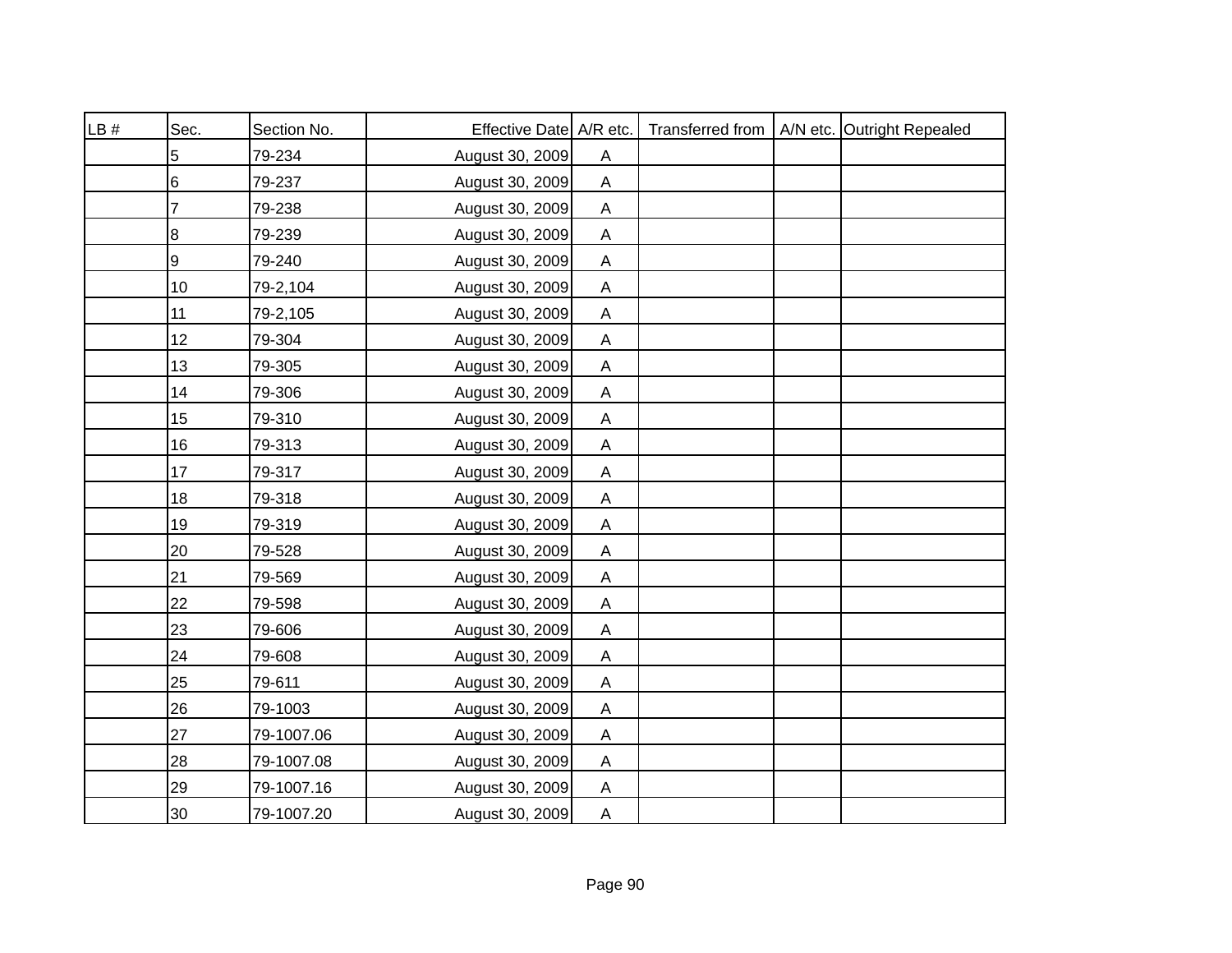| LB # | Sec. | Section No. | Effective Date | A/R etc. | Transferred from | A/N etc. | Outright Repealed |
|---|---|---|---|---|---|---|---|
| | 5 | 79-234 | August 30, 2009 | A | | | |
| | 6 | 79-237 | August 30, 2009 | A | | | |
| | 7 | 79-238 | August 30, 2009 | A | | | |
| | 8 | 79-239 | August 30, 2009 | A | | | |
| | 9 | 79-240 | August 30, 2009 | A | | | |
| | 10 | 79-2,104 | August 30, 2009 | A | | | |
| | 11 | 79-2,105 | August 30, 2009 | A | | | |
| | 12 | 79-304 | August 30, 2009 | A | | | |
| | 13 | 79-305 | August 30, 2009 | A | | | |
| | 14 | 79-306 | August 30, 2009 | A | | | |
| | 15 | 79-310 | August 30, 2009 | A | | | |
| | 16 | 79-313 | August 30, 2009 | A | | | |
| | 17 | 79-317 | August 30, 2009 | A | | | |
| | 18 | 79-318 | August 30, 2009 | A | | | |
| | 19 | 79-319 | August 30, 2009 | A | | | |
| | 20 | 79-528 | August 30, 2009 | A | | | |
| | 21 | 79-569 | August 30, 2009 | A | | | |
| | 22 | 79-598 | August 30, 2009 | A | | | |
| | 23 | 79-606 | August 30, 2009 | A | | | |
| | 24 | 79-608 | August 30, 2009 | A | | | |
| | 25 | 79-611 | August 30, 2009 | A | | | |
| | 26 | 79-1003 | August 30, 2009 | A | | | |
| | 27 | 79-1007.06 | August 30, 2009 | A | | | |
| | 28 | 79-1007.08 | August 30, 2009 | A | | | |
| | 29 | 79-1007.16 | August 30, 2009 | A | | | |
| | 30 | 79-1007.20 | August 30, 2009 | A | | | |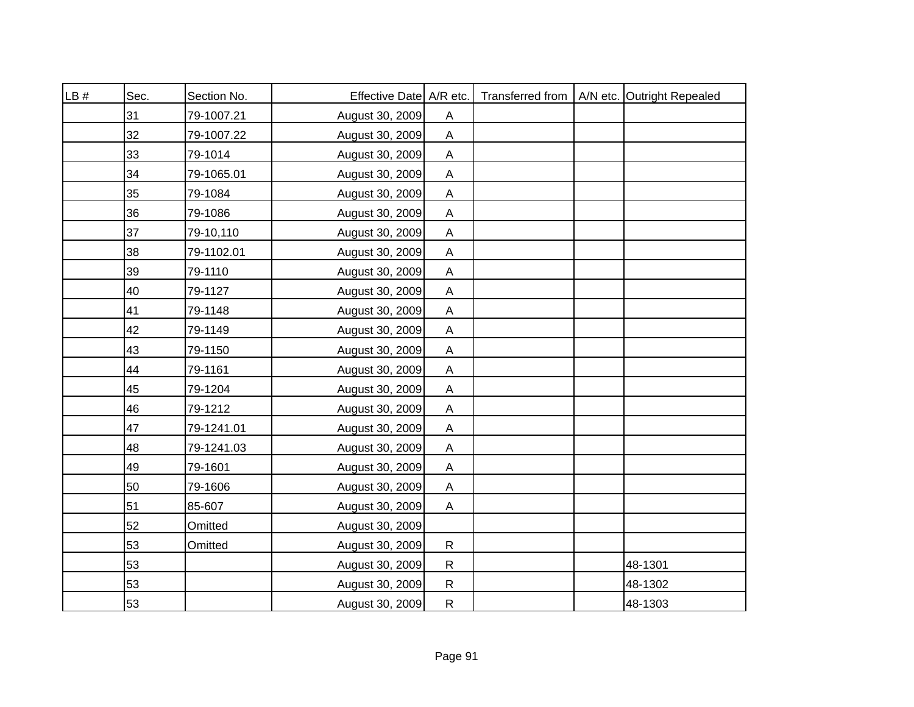| LB # | Sec. | Section No. | Effective Date | A/R etc. | Transferred from | A/N etc. | Outright Repealed |
|---|---|---|---|---|---|---|---|
| | 31 | 79-1007.21 | August 30, 2009 | A | | | |
| | 32 | 79-1007.22 | August 30, 2009 | A | | | |
| | 33 | 79-1014 | August 30, 2009 | A | | | |
| | 34 | 79-1065.01 | August 30, 2009 | A | | | |
| | 35 | 79-1084 | August 30, 2009 | A | | | |
| | 36 | 79-1086 | August 30, 2009 | A | | | |
| | 37 | 79-10,110 | August 30, 2009 | A | | | |
| | 38 | 79-1102.01 | August 30, 2009 | A | | | |
| | 39 | 79-1110 | August 30, 2009 | A | | | |
| | 40 | 79-1127 | August 30, 2009 | A | | | |
| | 41 | 79-1148 | August 30, 2009 | A | | | |
| | 42 | 79-1149 | August 30, 2009 | A | | | |
| | 43 | 79-1150 | August 30, 2009 | A | | | |
| | 44 | 79-1161 | August 30, 2009 | A | | | |
| | 45 | 79-1204 | August 30, 2009 | A | | | |
| | 46 | 79-1212 | August 30, 2009 | A | | | |
| | 47 | 79-1241.01 | August 30, 2009 | A | | | |
| | 48 | 79-1241.03 | August 30, 2009 | A | | | |
| | 49 | 79-1601 | August 30, 2009 | A | | | |
| | 50 | 79-1606 | August 30, 2009 | A | | | |
| | 51 | 85-607 | August 30, 2009 | A | | | |
| | 52 | Omitted | August 30, 2009 | | | | |
| | 53 | Omitted | August 30, 2009 | R | | | |
| | 53 | | August 30, 2009 | R | | | 48-1301 |
| | 53 | | August 30, 2009 | R | | | 48-1302 |
| | 53 | | August 30, 2009 | R | | | 48-1303 |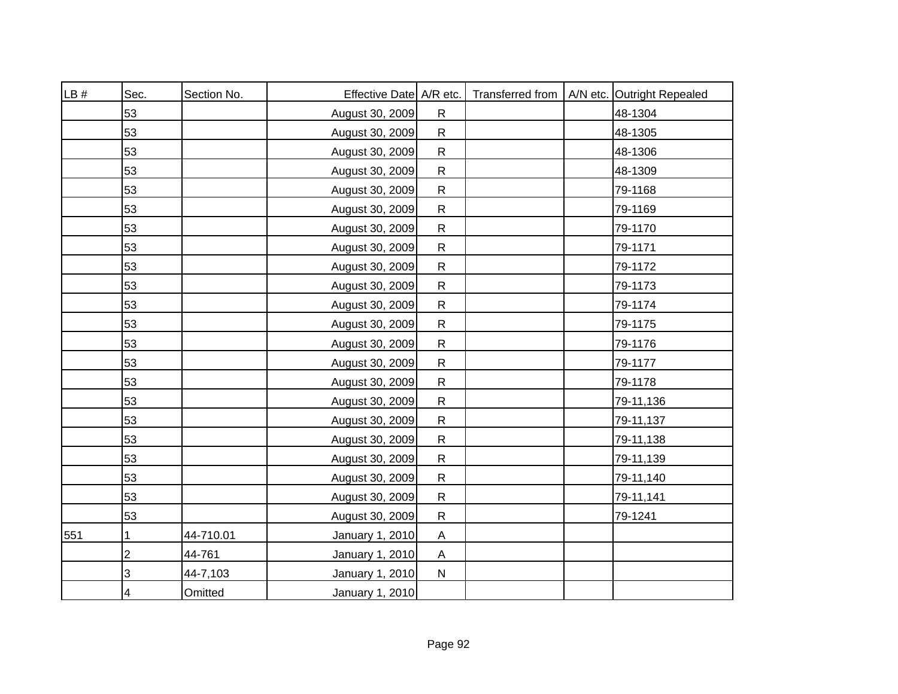| LB # | Sec. | Section No. | Effective Date | A/R etc. | Transferred from | A/N etc. | Outright Repealed |
|---|---|---|---|---|---|---|---|
| | 53 | | August 30, 2009 | R | | | 48-1304 |
| | 53 | | August 30, 2009 | R | | | 48-1305 |
| | 53 | | August 30, 2009 | R | | | 48-1306 |
| | 53 | | August 30, 2009 | R | | | 48-1309 |
| | 53 | | August 30, 2009 | R | | | 79-1168 |
| | 53 | | August 30, 2009 | R | | | 79-1169 |
| | 53 | | August 30, 2009 | R | | | 79-1170 |
| | 53 | | August 30, 2009 | R | | | 79-1171 |
| | 53 | | August 30, 2009 | R | | | 79-1172 |
| | 53 | | August 30, 2009 | R | | | 79-1173 |
| | 53 | | August 30, 2009 | R | | | 79-1174 |
| | 53 | | August 30, 2009 | R | | | 79-1175 |
| | 53 | | August 30, 2009 | R | | | 79-1176 |
| | 53 | | August 30, 2009 | R | | | 79-1177 |
| | 53 | | August 30, 2009 | R | | | 79-1178 |
| | 53 | | August 30, 2009 | R | | | 79-11,136 |
| | 53 | | August 30, 2009 | R | | | 79-11,137 |
| | 53 | | August 30, 2009 | R | | | 79-11,138 |
| | 53 | | August 30, 2009 | R | | | 79-11,139 |
| | 53 | | August 30, 2009 | R | | | 79-11,140 |
| | 53 | | August 30, 2009 | R | | | 79-11,141 |
| | 53 | | August 30, 2009 | R | | | 79-1241 |
| 551 | 1 | 44-710.01 | January 1, 2010 | A | | | |
| | 2 | 44-761 | January 1, 2010 | A | | | |
| | 3 | 44-7,103 | January 1, 2010 | N | | | |
| | 4 | Omitted | January 1, 2010 | | | | |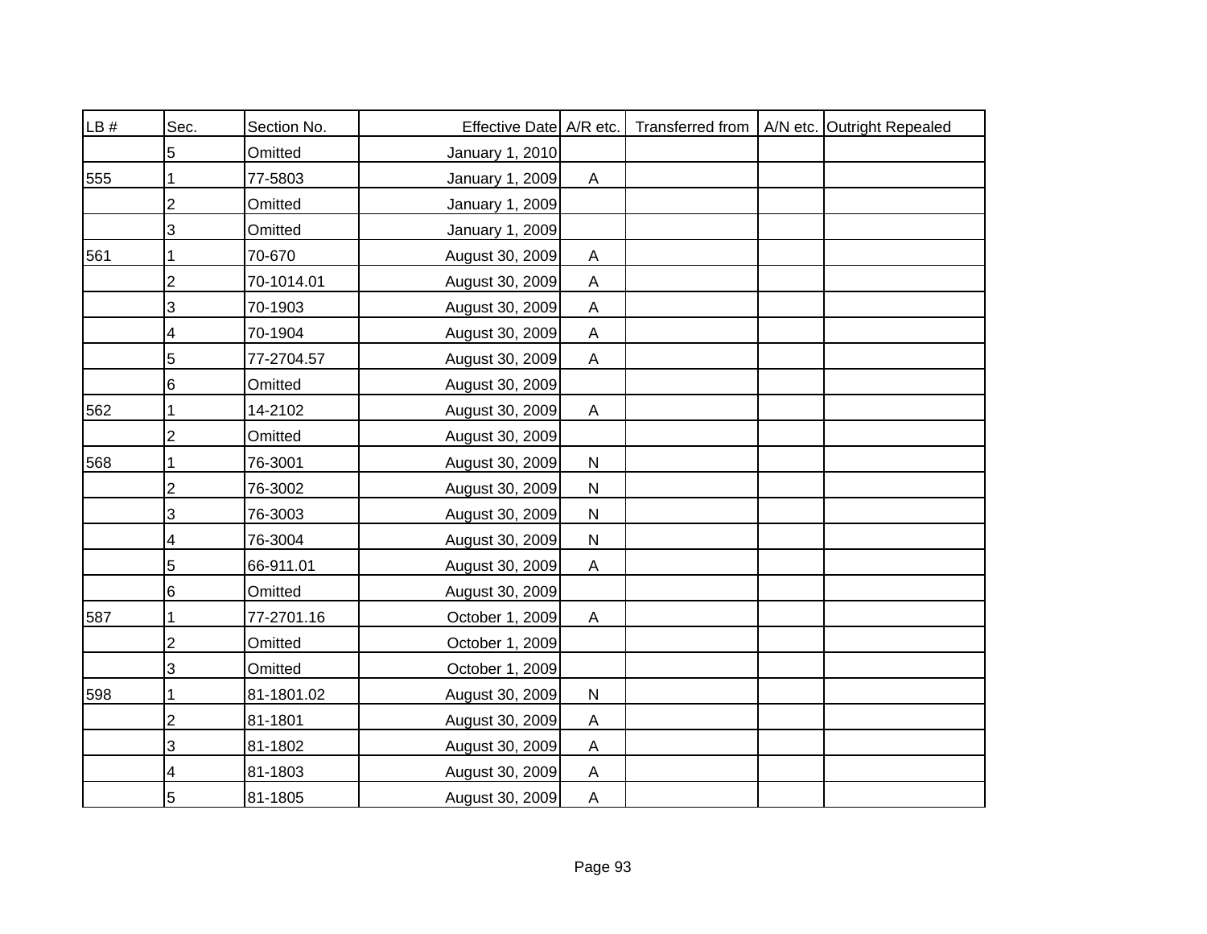| LB # | Sec. | Section No. | Effective Date | A/R etc. | Transferred from | A/N etc. | Outright Repealed |
|---|---|---|---|---|---|---|---|
| | 5 | Omitted | January 1, 2010 | | | | |
| 555 | 1 | 77-5803 | January 1, 2009 | A | | | |
| | 2 | Omitted | January 1, 2009 | | | | |
| | 3 | Omitted | January 1, 2009 | | | | |
| 561 | 1 | 70-670 | August 30, 2009 | A | | | |
| | 2 | 70-1014.01 | August 30, 2009 | A | | | |
| | 3 | 70-1903 | August 30, 2009 | A | | | |
| | 4 | 70-1904 | August 30, 2009 | A | | | |
| | 5 | 77-2704.57 | August 30, 2009 | A | | | |
| | 6 | Omitted | August 30, 2009 | | | | |
| 562 | 1 | 14-2102 | August 30, 2009 | A | | | |
| | 2 | Omitted | August 30, 2009 | | | | |
| 568 | 1 | 76-3001 | August 30, 2009 | N | | | |
| | 2 | 76-3002 | August 30, 2009 | N | | | |
| | 3 | 76-3003 | August 30, 2009 | N | | | |
| | 4 | 76-3004 | August 30, 2009 | N | | | |
| | 5 | 66-911.01 | August 30, 2009 | A | | | |
| | 6 | Omitted | August 30, 2009 | | | | |
| 587 | 1 | 77-2701.16 | October 1, 2009 | A | | | |
| | 2 | Omitted | October 1, 2009 | | | | |
| | 3 | Omitted | October 1, 2009 | | | | |
| 598 | 1 | 81-1801.02 | August 30, 2009 | N | | | |
| | 2 | 81-1801 | August 30, 2009 | A | | | |
| | 3 | 81-1802 | August 30, 2009 | A | | | |
| | 4 | 81-1803 | August 30, 2009 | A | | | |
| | 5 | 81-1805 | August 30, 2009 | A | | | |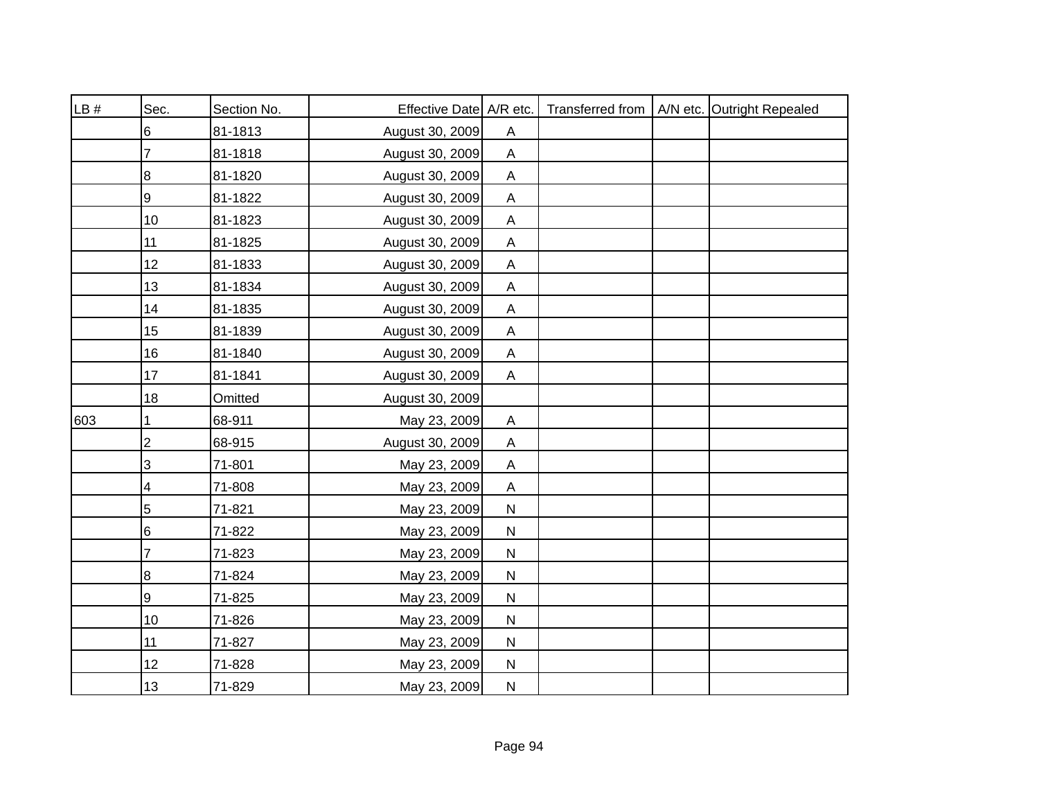| LB # | Sec. | Section No. | Effective Date | A/R etc. | Transferred from | A/N etc. | Outright Repealed |
|---|---|---|---|---|---|---|---|
| | 6 | 81-1813 | August 30, 2009 | A | | | |
| | 7 | 81-1818 | August 30, 2009 | A | | | |
| | 8 | 81-1820 | August 30, 2009 | A | | | |
| | 9 | 81-1822 | August 30, 2009 | A | | | |
| | 10 | 81-1823 | August 30, 2009 | A | | | |
| | 11 | 81-1825 | August 30, 2009 | A | | | |
| | 12 | 81-1833 | August 30, 2009 | A | | | |
| | 13 | 81-1834 | August 30, 2009 | A | | | |
| | 14 | 81-1835 | August 30, 2009 | A | | | |
| | 15 | 81-1839 | August 30, 2009 | A | | | |
| | 16 | 81-1840 | August 30, 2009 | A | | | |
| | 17 | 81-1841 | August 30, 2009 | A | | | |
| | 18 | Omitted | August 30, 2009 | | | | |
| 603 | 1 | 68-911 | May 23, 2009 | A | | | |
| | 2 | 68-915 | August 30, 2009 | A | | | |
| | 3 | 71-801 | May 23, 2009 | A | | | |
| | 4 | 71-808 | May 23, 2009 | A | | | |
| | 5 | 71-821 | May 23, 2009 | N | | | |
| | 6 | 71-822 | May 23, 2009 | N | | | |
| | 7 | 71-823 | May 23, 2009 | N | | | |
| | 8 | 71-824 | May 23, 2009 | N | | | |
| | 9 | 71-825 | May 23, 2009 | N | | | |
| | 10 | 71-826 | May 23, 2009 | N | | | |
| | 11 | 71-827 | May 23, 2009 | N | | | |
| | 12 | 71-828 | May 23, 2009 | N | | | |
| | 13 | 71-829 | May 23, 2009 | N | | | |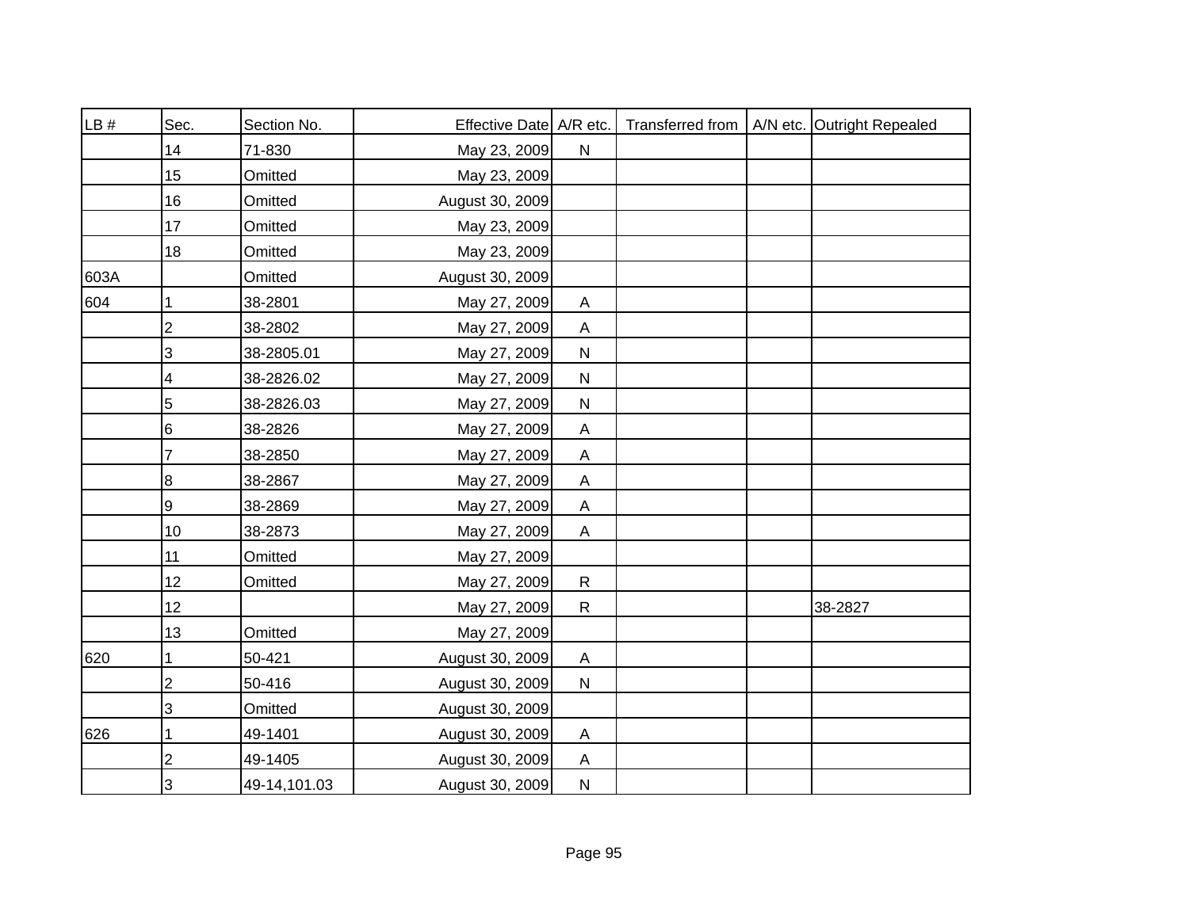| LB # | Sec. | Section No. | Effective Date | A/R etc. | Transferred from | A/N etc. | Outright Repealed |
|---|---|---|---|---|---|---|---|
| | 14 | 71-830 | May 23, 2009 | N | | | |
| | 15 | Omitted | May 23, 2009 | | | | |
| | 16 | Omitted | August 30, 2009 | | | | |
| | 17 | Omitted | May 23, 2009 | | | | |
| | 18 | Omitted | May 23, 2009 | | | | |
| 603A | | Omitted | August 30, 2009 | | | | |
| 604 | 1 | 38-2801 | May 27, 2009 | A | | | |
| | 2 | 38-2802 | May 27, 2009 | A | | | |
| | 3 | 38-2805.01 | May 27, 2009 | N | | | |
| | 4 | 38-2826.02 | May 27, 2009 | N | | | |
| | 5 | 38-2826.03 | May 27, 2009 | N | | | |
| | 6 | 38-2826 | May 27, 2009 | A | | | |
| | 7 | 38-2850 | May 27, 2009 | A | | | |
| | 8 | 38-2867 | May 27, 2009 | A | | | |
| | 9 | 38-2869 | May 27, 2009 | A | | | |
| | 10 | 38-2873 | May 27, 2009 | A | | | |
| | 11 | Omitted | May 27, 2009 | | | | |
| | 12 | Omitted | May 27, 2009 | R | | | |
| | 12 | | May 27, 2009 | R | | | 38-2827 |
| | 13 | Omitted | May 27, 2009 | | | | |
| 620 | 1 | 50-421 | August 30, 2009 | A | | | |
| | 2 | 50-416 | August 30, 2009 | N | | | |
| | 3 | Omitted | August 30, 2009 | | | | |
| 626 | 1 | 49-1401 | August 30, 2009 | A | | | |
| | 2 | 49-1405 | August 30, 2009 | A | | | |
| | 3 | 49-14,101.03 | August 30, 2009 | N | | | |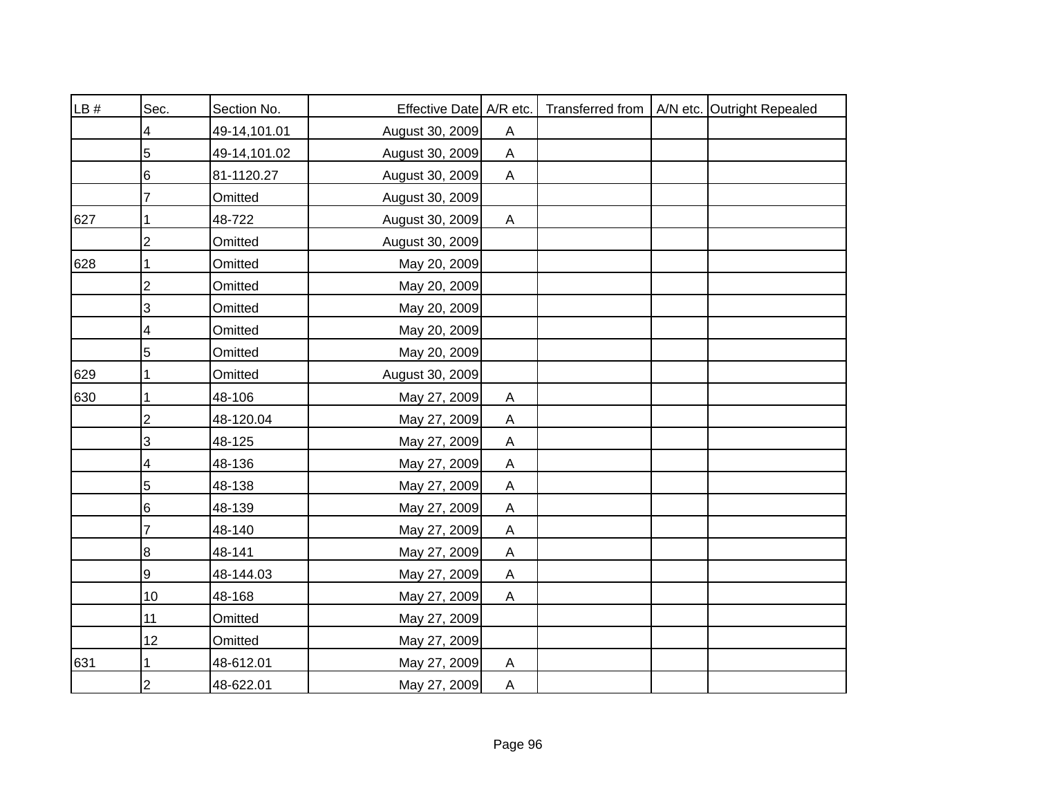| LB # | Sec. | Section No. | Effective Date | A/R etc. | Transferred from | A/N etc. | Outright Repealed |
|---|---|---|---|---|---|---|---|
| | 4 | 49-14,101.01 | August 30, 2009 | A | | | |
| | 5 | 49-14,101.02 | August 30, 2009 | A | | | |
| | 6 | 81-1120.27 | August 30, 2009 | A | | | |
| | 7 | Omitted | August 30, 2009 | | | | |
| 627 | 1 | 48-722 | August 30, 2009 | A | | | |
| | 2 | Omitted | August 30, 2009 | | | | |
| 628 | 1 | Omitted | May 20, 2009 | | | | |
| | 2 | Omitted | May 20, 2009 | | | | |
| | 3 | Omitted | May 20, 2009 | | | | |
| | 4 | Omitted | May 20, 2009 | | | | |
| | 5 | Omitted | May 20, 2009 | | | | |
| 629 | 1 | Omitted | August 30, 2009 | | | | |
| 630 | 1 | 48-106 | May 27, 2009 | A | | | |
| | 2 | 48-120.04 | May 27, 2009 | A | | | |
| | 3 | 48-125 | May 27, 2009 | A | | | |
| | 4 | 48-136 | May 27, 2009 | A | | | |
| | 5 | 48-138 | May 27, 2009 | A | | | |
| | 6 | 48-139 | May 27, 2009 | A | | | |
| | 7 | 48-140 | May 27, 2009 | A | | | |
| | 8 | 48-141 | May 27, 2009 | A | | | |
| | 9 | 48-144.03 | May 27, 2009 | A | | | |
| | 10 | 48-168 | May 27, 2009 | A | | | |
| | 11 | Omitted | May 27, 2009 | | | | |
| | 12 | Omitted | May 27, 2009 | | | | |
| 631 | 1 | 48-612.01 | May 27, 2009 | A | | | |
| | 2 | 48-622.01 | May 27, 2009 | A | | | |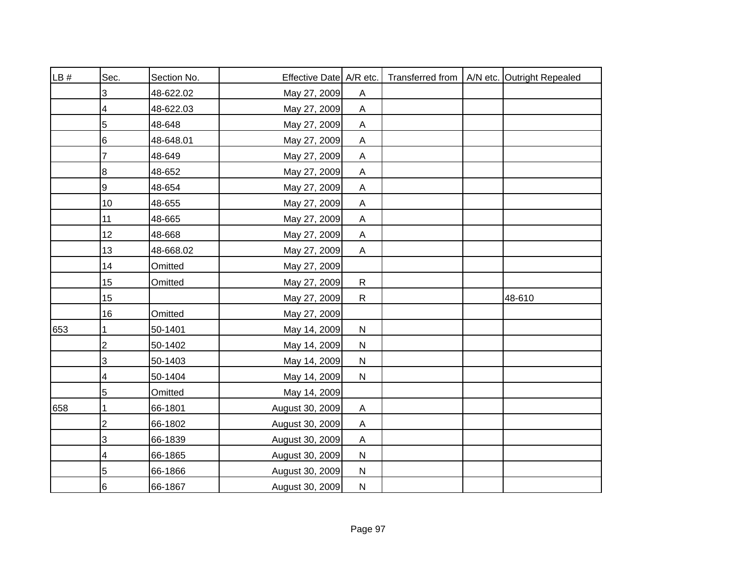| LB # | Sec. | Section No. | Effective Date | A/R etc. | Transferred from | A/N etc. | Outright Repealed |
|---|---|---|---|---|---|---|---|
| | 3 | 48-622.02 | May 27, 2009 | A | | | |
| | 4 | 48-622.03 | May 27, 2009 | A | | | |
| | 5 | 48-648 | May 27, 2009 | A | | | |
| | 6 | 48-648.01 | May 27, 2009 | A | | | |
| | 7 | 48-649 | May 27, 2009 | A | | | |
| | 8 | 48-652 | May 27, 2009 | A | | | |
| | 9 | 48-654 | May 27, 2009 | A | | | |
| | 10 | 48-655 | May 27, 2009 | A | | | |
| | 11 | 48-665 | May 27, 2009 | A | | | |
| | 12 | 48-668 | May 27, 2009 | A | | | |
| | 13 | 48-668.02 | May 27, 2009 | A | | | |
| | 14 | Omitted | May 27, 2009 | | | | |
| | 15 | Omitted | May 27, 2009 | R | | | |
| | 15 | | May 27, 2009 | R | | | 48-610 |
| | 16 | Omitted | May 27, 2009 | | | | |
| 653 | 1 | 50-1401 | May 14, 2009 | N | | | |
| | 2 | 50-1402 | May 14, 2009 | N | | | |
| | 3 | 50-1403 | May 14, 2009 | N | | | |
| | 4 | 50-1404 | May 14, 2009 | N | | | |
| | 5 | Omitted | May 14, 2009 | | | | |
| 658 | 1 | 66-1801 | August 30, 2009 | A | | | |
| | 2 | 66-1802 | August 30, 2009 | A | | | |
| | 3 | 66-1839 | August 30, 2009 | A | | | |
| | 4 | 66-1865 | August 30, 2009 | N | | | |
| | 5 | 66-1866 | August 30, 2009 | N | | | |
| | 6 | 66-1867 | August 30, 2009 | N | | | |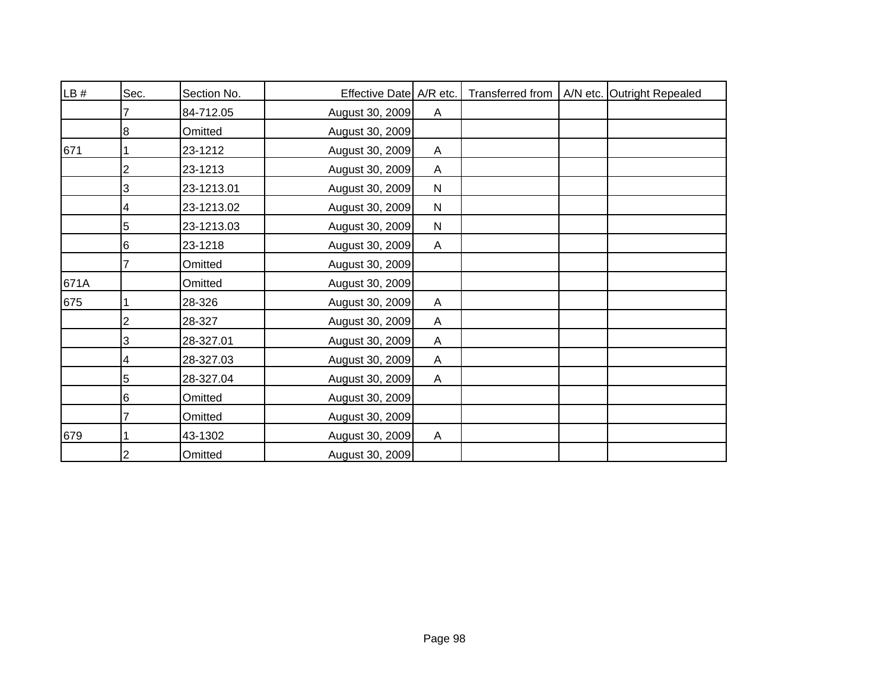| LB # | Sec. | Section No. | Effective Date | A/R etc. | Transferred from | A/N etc. | Outright Repealed |
|---|---|---|---|---|---|---|---|
| | 7 | 84-712.05 | August 30, 2009 | A | | | |
| | 8 | Omitted | August 30, 2009 | | | | |
| 671 | 1 | 23-1212 | August 30, 2009 | A | | | |
| | 2 | 23-1213 | August 30, 2009 | A | | | |
| | 3 | 23-1213.01 | August 30, 2009 | N | | | |
| | 4 | 23-1213.02 | August 30, 2009 | N | | | |
| | 5 | 23-1213.03 | August 30, 2009 | N | | | |
| | 6 | 23-1218 | August 30, 2009 | A | | | |
| | 7 | Omitted | August 30, 2009 | | | | |
| 671A | | Omitted | August 30, 2009 | | | | |
| 675 | 1 | 28-326 | August 30, 2009 | A | | | |
| | 2 | 28-327 | August 30, 2009 | A | | | |
| | 3 | 28-327.01 | August 30, 2009 | A | | | |
| | 4 | 28-327.03 | August 30, 2009 | A | | | |
| | 5 | 28-327.04 | August 30, 2009 | A | | | |
| | 6 | Omitted | August 30, 2009 | | | | |
| | 7 | Omitted | August 30, 2009 | | | | |
| 679 | 1 | 43-1302 | August 30, 2009 | A | | | |
| | 2 | Omitted | August 30, 2009 | | | | |